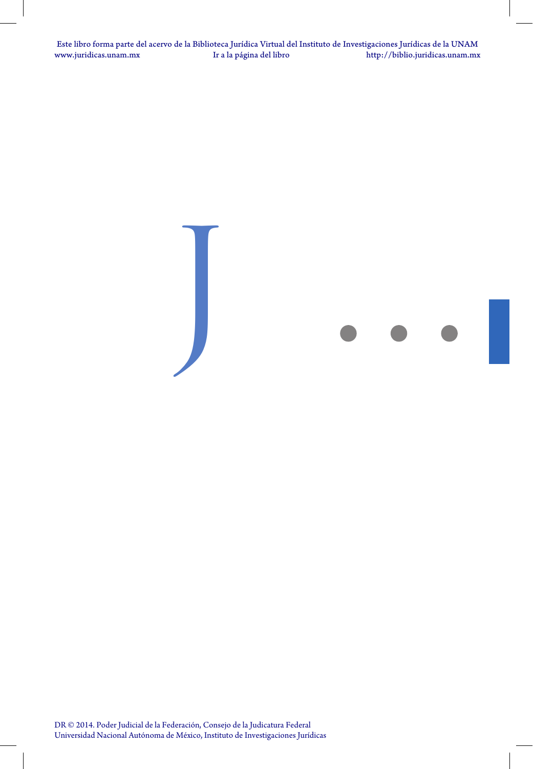# J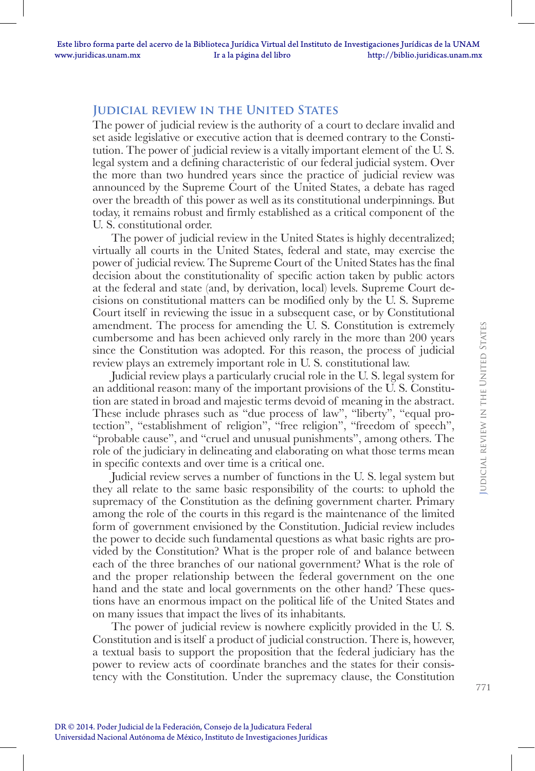## Judicial review in the United States

The power of judicial review is the authority of a court to declare invalid and set aside legislative or executive action that is deemed contrary to the Constitution. The power of judicial review is a vitally important element of the U. S. legal system and a defining characteristic of our federal judicial system. Over the more than two hundred years since the practice of judicial review was announced by the Supreme Court of the United States, a debate has raged over the breadth of this power as well as its constitutional underpinnings. But today, it remains robust and firmly established as a critical component of the U. S. constitutional order.

The power of judicial review in the United States is highly decentralized; virtually all courts in the United States, federal and state, may exercise the power of judicial review. The Supreme Court of the United States has the final decision about the constitutionality of specific action taken by public actors at the federal and state (and, by derivation, local) levels. Supreme Court decisions on constitutional matters can be modified only by the U. S. Supreme Court itself in reviewing the issue in a subsequent case, or by Constitutional amendment. The process for amending the U. S. Constitution is extremely cumbersome and has been achieved only rarely in the more than 200 years since the Constitution was adopted. For this reason, the process of judicial review plays an extremely important role in U. S. constitutional law.

Judicial review plays a particularly crucial role in the U. S. legal system for an additional reason: many of the important provisions of the U. S. Constitution are stated in broad and majestic terms devoid of meaning in the abstract. These include phrases such as "due process of law", "liberty", "equal protection", "establishment of religion", "free religion", "freedom of speech", "probable cause", and "cruel and unusual punishments", among others. The role of the judiciary in delineating and elaborating on what those terms mean in specific contexts and over time is a critical one.

Judicial review serves a number of functions in the U. S. legal system but they all relate to the same basic responsibility of the courts: to uphold the supremacy of the Constitution as the defining government charter. Primary among the role of the courts in this regard is the maintenance of the limited form of government envisioned by the Constitution. Judicial review includes the power to decide such fundamental questions as what basic rights are provided by the Constitution? What is the proper role of and balance between each of the three branches of our national government? What is the role of and the proper relationship between the federal government on the one hand and the state and local governments on the other hand? These questions have an enormous impact on the political life of the United States and on many issues that impact the lives of its inhabitants.

The power of judicial review is nowhere explicitly provided in the U. S. Constitution and is itself a product of judicial construction. There is, however, a textual basis to support the proposition that the federal judiciary has the power to review acts of coordinate branches and the states for their consistency with the Constitution. Under the supremacy clause, the Constitution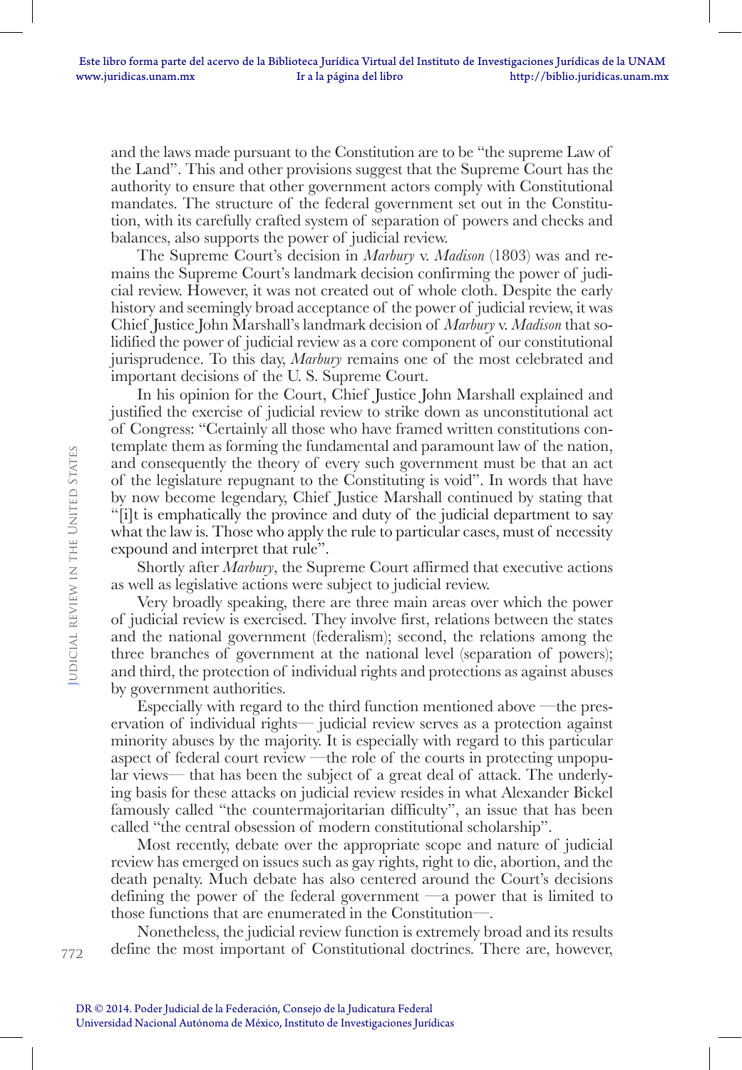and the laws made pursuant to the Constitution are to be "the supreme Law of the Land". This and other provisions suggest that the Supreme Court has the authority to ensure that other government actors comply with Constitutional mandates. The structure of the federal government set out in the Constitution, with its carefully crafted system of separation of powers and checks and balances, also supports the power of judicial review.

The Supreme Court's decision in *Marbury* v. *Madison* (1803) was and remains the Supreme Court's landmark decision confirming the power of judicial review. However, it was not created out of whole cloth. Despite the early history and seemingly broad acceptance of the power of judicial review, it was Chief Justice John Marshall's landmark decision of *Marbury* v. *Madison* that solidified the power of judicial review as a core component of our constitutional jurisprudence. To this day, *Marbury* remains one of the most celebrated and important decisions of the U. S. Supreme Court.

In his opinion for the Court, Chief Justice John Marshall explained and justified the exercise of judicial review to strike down as unconstitutional act of Congress: "Certainly all those who have framed written constitutions contemplate them as forming the fundamental and paramount law of the nation, and consequently the theory of every such government must be that an act of the legislature repugnant to the Constituting is void". In words that have by now become legendary, Chief Justice Marshall continued by stating that "[i]t is emphatically the province and duty of the judicial department to say what the law is. Those who apply the rule to particular cases, must of necessity expound and interpret that rule".

Shortly after *Marbury*, the Supreme Court affirmed that executive actions as well as legislative actions were subject to judicial review.

Very broadly speaking, there are three main areas over which the power of judicial review is exercised. They involve first, relations between the states and the national government (federalism); second, the relations among the three branches of government at the national level (separation of powers); and third, the protection of individual rights and protections as against abuses by government authorities.

Especially with regard to the third function mentioned above —the preservation of individual rights— judicial review serves as a protection against minority abuses by the majority. It is especially with regard to this particular aspect of federal court review —the role of the courts in protecting unpopular views— that has been the subject of a great deal of attack. The underlying basis for these attacks on judicial review resides in what Alexander Bickel famously called "the countermajoritarian difficulty", an issue that has been called "the central obsession of modern constitutional scholarship".

Most recently, debate over the appropriate scope and nature of judicial review has emerged on issues such as gay rights, right to die, abortion, and the death penalty. Much debate has also centered around the Court's decisions defining the power of the federal government —a power that is limited to those functions that are enumerated in the Constitution—.

Nonetheless, the judicial review function is extremely broad and its results define the most important of Constitutional doctrines. There are, however,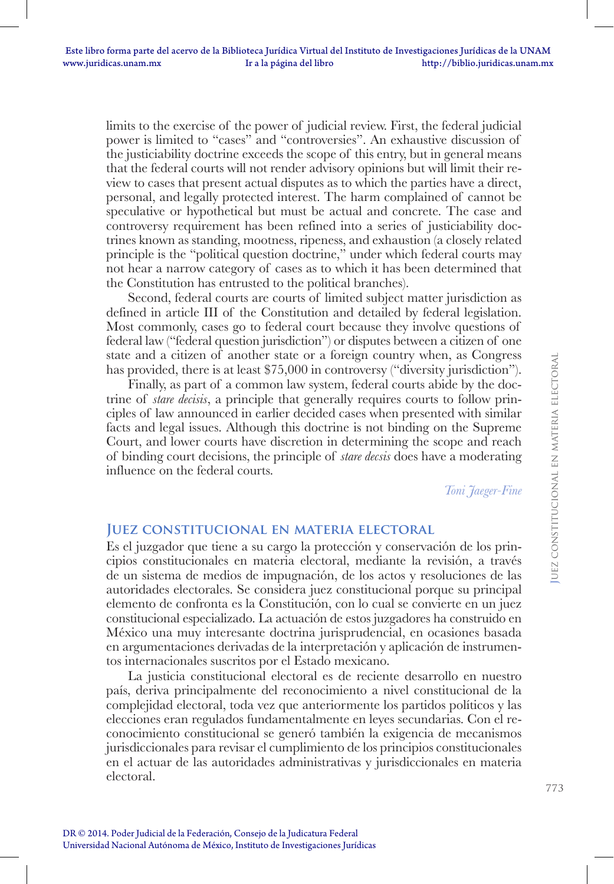limits to the exercise of the power of judicial review. First, the federal judicial power is limited to "cases" and "controversies". An exhaustive discussion of the justiciability doctrine exceeds the scope of this entry, but in general means that the federal courts will not render advisory opinions but will limit their review to cases that present actual disputes as to which the parties have a direct, personal, and legally protected interest. The harm complained of cannot be speculative or hypothetical but must be actual and concrete. The case and controversy requirement has been refined into a series of justiciability doctrines known as standing, mootness, ripeness, and exhaustion (a closely related principle is the "political question doctrine," under which federal courts may not hear a narrow category of cases as to which it has been determined that the Constitution has entrusted to the political branches).

Second, federal courts are courts of limited subject matter jurisdiction as defined in article III of the Constitution and detailed by federal legislation. Most commonly, cases go to federal court because they involve questions of federal law ("federal question jurisdiction") or disputes between a citizen of one state and a citizen of another state or a foreign country when, as Congress has provided, there is at least $75,000 in controversy ("diversity jurisdiction").

Finally, as part of a common law system, federal courts abide by the doctrine of *stare decisis*, a principle that generally requires courts to follow principles of law announced in earlier decided cases when presented with similar facts and legal issues. Although this doctrine is not binding on the Supreme Court, and lower courts have discretion in determining the scope and reach of binding court decisions, the principle of *stare decsis* does have a moderating influence on the federal courts.

*Toni Jaeger-Fine*

## Juez constitucional en materia electoral

Es el juzgador que tiene a su cargo la protección y conservación de los principios constitucionales en materia electoral, mediante la revisión, a través de un sistema de medios de impugnación, de los actos y resoluciones de las autoridades electorales. Se considera juez constitucional porque su principal elemento de confronta es la Constitución, con lo cual se convierte en un juez constitucional especializado. La actuación de estos juzgadores ha construido en México una muy interesante doctrina jurisprudencial, en ocasiones basada en argumentaciones derivadas de la interpretación y aplicación de instrumentos internacionales suscritos por el Estado mexicano.

La justicia constitucional electoral es de reciente desarrollo en nuestro país, deriva principalmente del reconocimiento a nivel constitucional de la complejidad electoral, toda vez que anteriormente los partidos políticos y las elecciones eran regulados fundamentalmente en leyes secundarias. Con el reconocimiento constitucional se generó también la exigencia de mecanismos jurisdiccionales para revisar el cumplimiento de los principios constitucionales en el actuar de las autoridades administrativas y jurisdiccionales en materia electoral.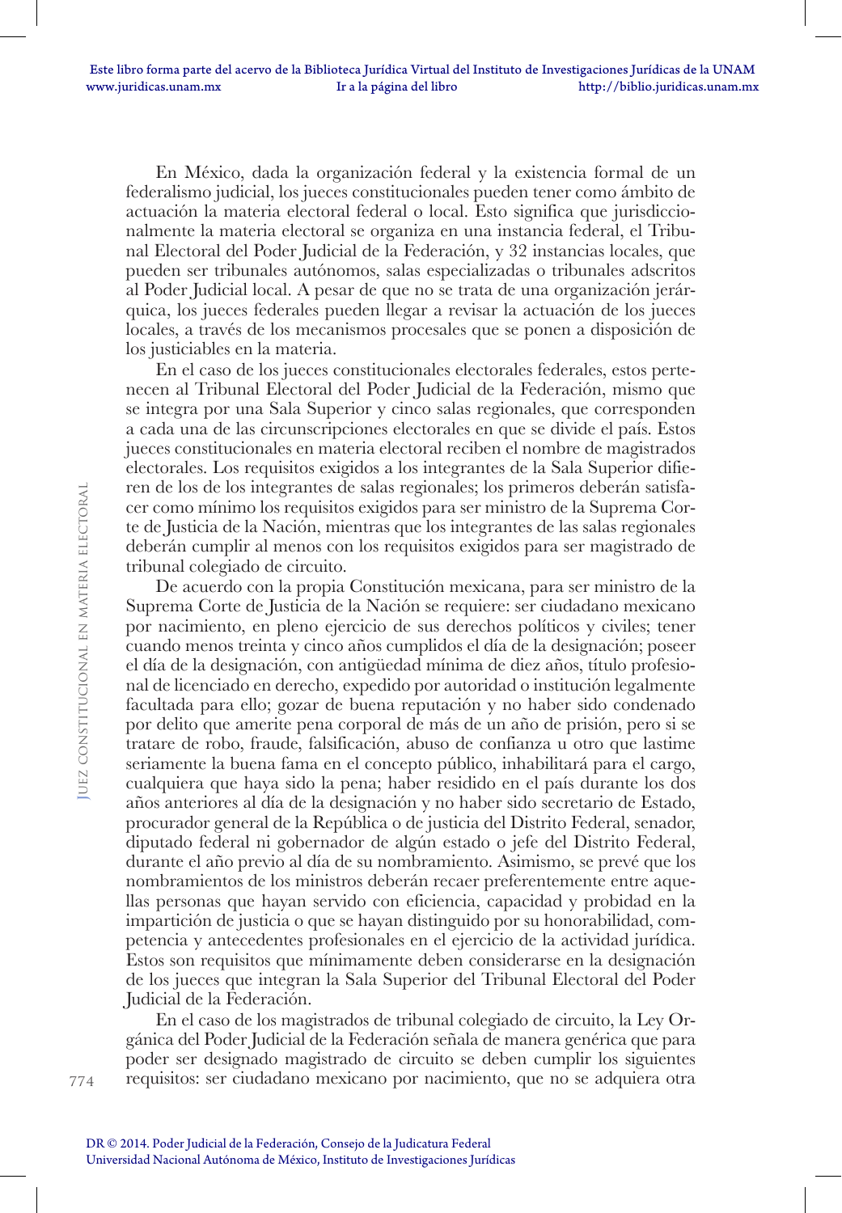En México, dada la organización federal y la existencia formal de un federalismo judicial, los jueces constitucionales pueden tener como ámbito de actuación la materia electoral federal o local. Esto significa que jurisdiccionalmente la materia electoral se organiza en una instancia federal, el Tribunal Electoral del Poder Judicial de la Federación, y 32 instancias locales, que pueden ser tribunales autónomos, salas especializadas o tribunales adscritos al Poder Judicial local. A pesar de que no se trata de una organización jerárquica, los jueces federales pueden llegar a revisar la actuación de los jueces locales, a través de los mecanismos procesales que se ponen a disposición de los justiciables en la materia.

En el caso de los jueces constitucionales electorales federales, estos pertenecen al Tribunal Electoral del Poder Judicial de la Federación, mismo que se integra por una Sala Superior y cinco salas regionales, que corresponden a cada una de las circunscripciones electorales en que se divide el país. Estos jueces constitucionales en materia electoral reciben el nombre de magistrados electorales. Los requisitos exigidos a los integrantes de la Sala Superior difieren de los de los integrantes de salas regionales; los primeros deberán satisfacer como mínimo los requisitos exigidos para ser ministro de la Suprema Corte de Justicia de la Nación, mientras que los integrantes de las salas regionales deberán cumplir al menos con los requisitos exigidos para ser magistrado de tribunal colegiado de circuito.

De acuerdo con la propia Constitución mexicana, para ser ministro de la Suprema Corte de Justicia de la Nación se requiere: ser ciudadano mexicano por nacimiento, en pleno ejercicio de sus derechos políticos y civiles; tener cuando menos treinta y cinco años cumplidos el día de la designación; poseer el día de la designación, con antigüedad mínima de diez años, título profesional de licenciado en derecho, expedido por autoridad o institución legalmente facultada para ello; gozar de buena reputación y no haber sido condenado por delito que amerite pena corporal de más de un año de prisión, pero si se tratare de robo, fraude, falsificación, abuso de confianza u otro que lastime seriamente la buena fama en el concepto público, inhabilitará para el cargo, cualquiera que haya sido la pena; haber residido en el país durante los dos años anteriores al día de la designación y no haber sido secretario de Estado, procurador general de la República o de justicia del Distrito Federal, senador, diputado federal ni gobernador de algún estado o jefe del Distrito Federal, durante el año previo al día de su nombramiento. Asimismo, se prevé que los nombramientos de los ministros deberán recaer preferentemente entre aquellas personas que hayan servido con eficiencia, capacidad y probidad en la impartición de justicia o que se hayan distinguido por su honorabilidad, competencia y antecedentes profesionales en el ejercicio de la actividad jurídica. Estos son requisitos que mínimamente deben considerarse en la designación de los jueces que integran la Sala Superior del Tribunal Electoral del Poder Judicial de la Federación.

En el caso de los magistrados de tribunal colegiado de circuito, la Ley Orgánica del Poder Judicial de la Federación señala de manera genérica que para poder ser designado magistrado de circuito se deben cumplir los siguientes requisitos: ser ciudadano mexicano por nacimiento, que no se adquiera otra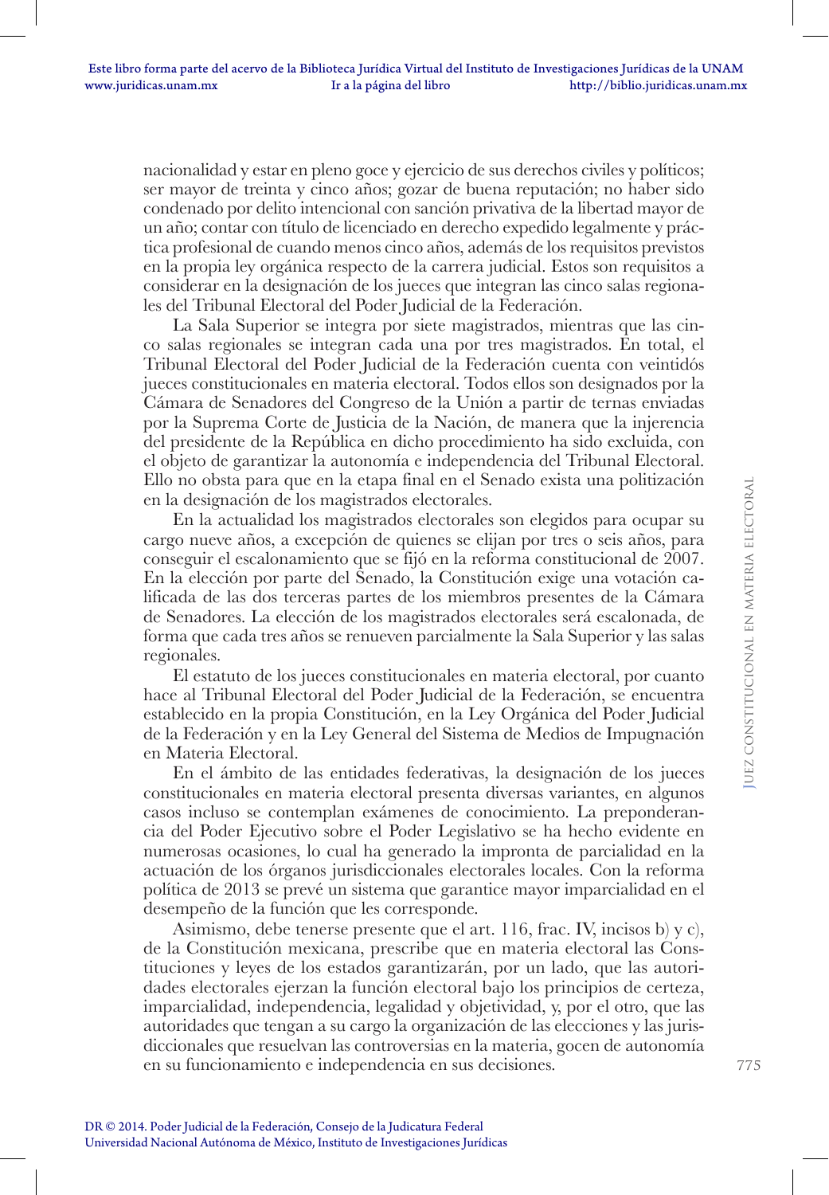nacionalidad y estar en pleno goce y ejercicio de sus derechos civiles y políticos; ser mayor de treinta y cinco años; gozar de buena reputación; no haber sido condenado por delito intencional con sanción privativa de la libertad mayor de un año; contar con título de licenciado en derecho expedido legalmente y práctica profesional de cuando menos cinco años, además de los requisitos previstos en la propia ley orgánica respecto de la carrera judicial. Estos son requisitos a considerar en la designación de los jueces que integran las cinco salas regionales del Tribunal Electoral del Poder Judicial de la Federación.

La Sala Superior se integra por siete magistrados, mientras que las cinco salas regionales se integran cada una por tres magistrados. En total, el Tribunal Electoral del Poder Judicial de la Federación cuenta con veintidós jueces constitucionales en materia electoral. Todos ellos son designados por la Cámara de Senadores del Congreso de la Unión a partir de ternas enviadas por la Suprema Corte de Justicia de la Nación, de manera que la injerencia del presidente de la República en dicho procedimiento ha sido excluida, con el objeto de garantizar la autonomía e independencia del Tribunal Electoral. Ello no obsta para que en la etapa final en el Senado exista una politización en la designación de los magistrados electorales.

En la actualidad los magistrados electorales son elegidos para ocupar su cargo nueve años, a excepción de quienes se elijan por tres o seis años, para conseguir el escalonamiento que se fijó en la reforma constitucional de 2007. En la elección por parte del Senado, la Constitución exige una votación calificada de las dos terceras partes de los miembros presentes de la Cámara de Senadores. La elección de los magistrados electorales será escalonada, de forma que cada tres años se renueven parcialmente la Sala Superior y las salas regionales.

El estatuto de los jueces constitucionales en materia electoral, por cuanto hace al Tribunal Electoral del Poder Judicial de la Federación, se encuentra establecido en la propia Constitución, en la Ley Orgánica del Poder Judicial de la Federación y en la Ley General del Sistema de Medios de Impugnación en Materia Electoral.

En el ámbito de las entidades federativas, la designación de los jueces constitucionales en materia electoral presenta diversas variantes, en algunos casos incluso se contemplan exámenes de conocimiento. La preponderancia del Poder Ejecutivo sobre el Poder Legislativo se ha hecho evidente en numerosas ocasiones, lo cual ha generado la impronta de parcialidad en la actuación de los órganos jurisdiccionales electorales locales. Con la reforma política de 2013 se prevé un sistema que garantice mayor imparcialidad en el desempeño de la función que les corresponde.

Asimismo, debe tenerse presente que el art. 116, frac. IV, incisos b) y c), de la Constitución mexicana, prescribe que en materia electoral las Constituciones y leyes de los estados garantizarán, por un lado, que las autoridades electorales ejerzan la función electoral bajo los principios de certeza, imparcialidad, independencia, legalidad y objetividad, y, por el otro, que las autoridades que tengan a su cargo la organización de las elecciones y las jurisdiccionales que resuelvan las controversias en la materia, gocen de autonomía en su funcionamiento e independencia en sus decisiones.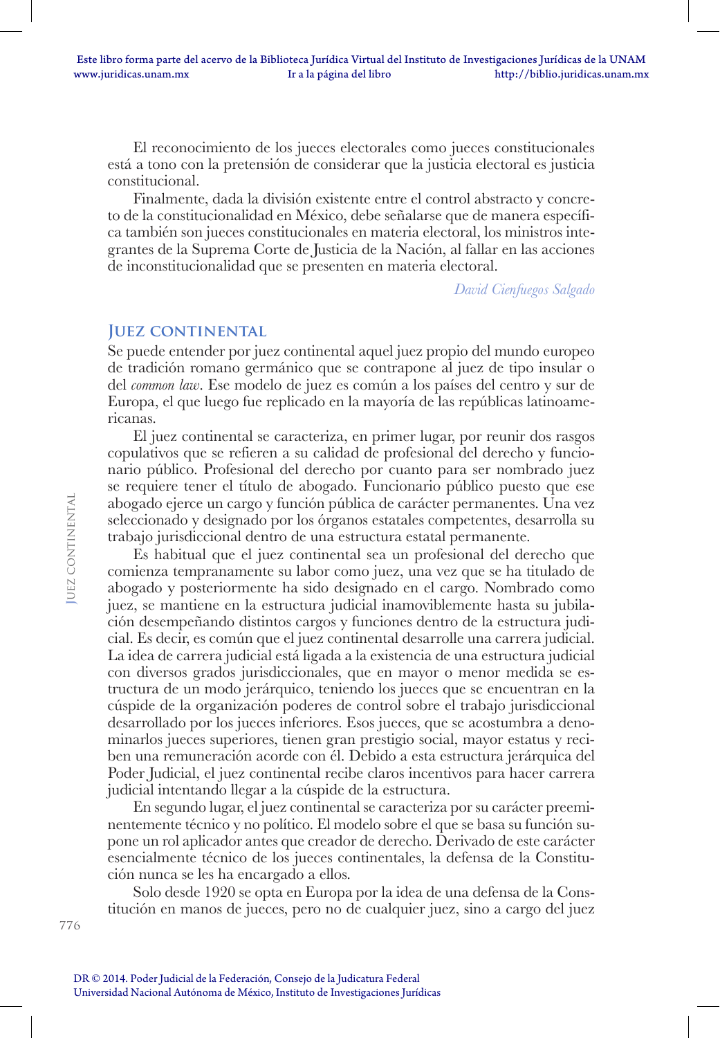El reconocimiento de los jueces electorales como jueces constitucionales está a tono con la pretensión de considerar que la justicia electoral es justicia constitucional.

Finalmente, dada la división existente entre el control abstracto y concreto de la constitucionalidad en México, debe señalarse que de manera específica también son jueces constitucionales en materia electoral, los ministros integrantes de la Suprema Corte de Justicia de la Nación, al fallar en las acciones de inconstitucionalidad que se presenten en materia electoral.

*David Cienfuegos Salgado*

## Juez continental

Se puede entender por juez continental aquel juez propio del mundo europeo de tradición romano germánico que se contrapone al juez de tipo insular o del *common law*. Ese modelo de juez es común a los países del centro y sur de Europa, el que luego fue replicado en la mayoría de las repúblicas latinoamericanas.

El juez continental se caracteriza, en primer lugar, por reunir dos rasgos copulativos que se refieren a su calidad de profesional del derecho y funcionario público. Profesional del derecho por cuanto para ser nombrado juez se requiere tener el título de abogado. Funcionario público puesto que ese abogado ejerce un cargo y función pública de carácter permanentes. Una vez seleccionado y designado por los órganos estatales competentes, desarrolla su trabajo jurisdiccional dentro de una estructura estatal permanente.

Es habitual que el juez continental sea un profesional del derecho que comienza tempranamente su labor como juez, una vez que se ha titulado de abogado y posteriormente ha sido designado en el cargo. Nombrado como juez, se mantiene en la estructura judicial inamoviblemente hasta su jubilación desempeñando distintos cargos y funciones dentro de la estructura judicial. Es decir, es común que el juez continental desarrolle una carrera judicial. La idea de carrera judicial está ligada a la existencia de una estructura judicial con diversos grados jurisdiccionales, que en mayor o menor medida se estructura de un modo jerárquico, teniendo los jueces que se encuentran en la cúspide de la organización poderes de control sobre el trabajo jurisdiccional desarrollado por los jueces inferiores. Esos jueces, que se acostumbra a denominarlos jueces superiores, tienen gran prestigio social, mayor estatus y reciben una remuneración acorde con él. Debido a esta estructura jerárquica del Poder Judicial, el juez continental recibe claros incentivos para hacer carrera judicial intentando llegar a la cúspide de la estructura.

En segundo lugar, el juez continental se caracteriza por su carácter preeminentemente técnico y no político. El modelo sobre el que se basa su función supone un rol aplicador antes que creador de derecho. Derivado de este carácter esencialmente técnico de los jueces continentales, la defensa de la Constitución nunca se les ha encargado a ellos.

Solo desde 1920 se opta en Europa por la idea de una defensa de la Constitución en manos de jueces, pero no de cualquier juez, sino a cargo del juez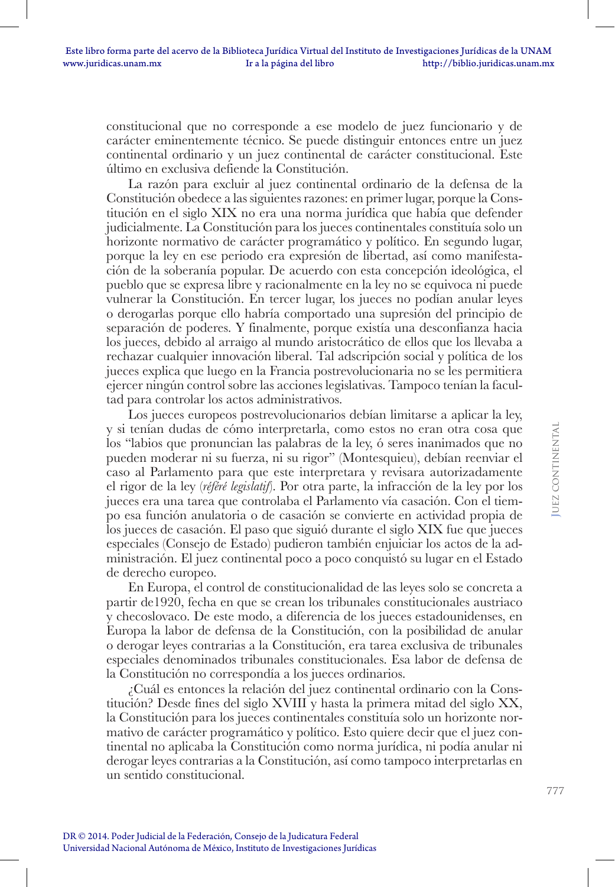constitucional que no corresponde a ese modelo de juez funcionario y de carácter eminentemente técnico. Se puede distinguir entonces entre un juez continental ordinario y un juez continental de carácter constitucional. Este último en exclusiva defiende la Constitución.

La razón para excluir al juez continental ordinario de la defensa de la Constitución obedece a las siguientes razones: en primer lugar, porque la Constitución en el siglo XIX no era una norma jurídica que había que defender judicialmente. La Constitución para los jueces continentales constituía solo un horizonte normativo de carácter programático y político. En segundo lugar, porque la ley en ese periodo era expresión de libertad, así como manifestación de la soberanía popular. De acuerdo con esta concepción ideológica, el pueblo que se expresa libre y racionalmente en la ley no se equivoca ni puede vulnerar la Constitución. En tercer lugar, los jueces no podían anular leyes o derogarlas porque ello habría comportado una supresión del principio de separación de poderes. Y finalmente, porque existía una desconfianza hacia los jueces, debido al arraigo al mundo aristocrático de ellos que los llevaba a rechazar cualquier innovación liberal. Tal adscripción social y política de los jueces explica que luego en la Francia postrevolucionaria no se les permitiera ejercer ningún control sobre las acciones legislativas. Tampoco tenían la facultad para controlar los actos administrativos.

Los jueces europeos postrevolucionarios debían limitarse a aplicar la ley, y si tenían dudas de cómo interpretarla, como estos no eran otra cosa que los "labios que pronuncian las palabras de la ley, ó seres inanimados que no pueden moderar ni su fuerza, ni su rigor" (Montesquieu), debían reenviar el caso al Parlamento para que este interpretara y revisara autorizadamente el rigor de la ley (*référé legislatif*). Por otra parte, la infracción de la ley por los jueces era una tarea que controlaba el Parlamento vía casación. Con el tiempo esa función anulatoria o de casación se convierte en actividad propia de los jueces de casación. El paso que siguió durante el siglo XIX fue que jueces especiales (Consejo de Estado) pudieron también enjuiciar los actos de la administración. El juez continental poco a poco conquistó su lugar en el Estado de derecho europeo.

En Europa, el control de constitucionalidad de las leyes solo se concreta a partir de1920, fecha en que se crean los tribunales constitucionales austriaco y checoslovaco. De este modo, a diferencia de los jueces estadounidenses, en Europa la labor de defensa de la Constitución, con la posibilidad de anular o derogar leyes contrarias a la Constitución, era tarea exclusiva de tribunales especiales denominados tribunales constitucionales. Esa labor de defensa de la Constitución no correspondía a los jueces ordinarios.

¿Cuál es entonces la relación del juez continental ordinario con la Constitución? Desde fines del siglo XVIII y hasta la primera mitad del siglo XX, la Constitución para los jueces continentales constituía solo un horizonte normativo de carácter programático y político. Esto quiere decir que el juez continental no aplicaba la Constitución como norma jurídica, ni podía anular ni derogar leyes contrarias a la Constitución, así como tampoco interpretarlas en un sentido constitucional.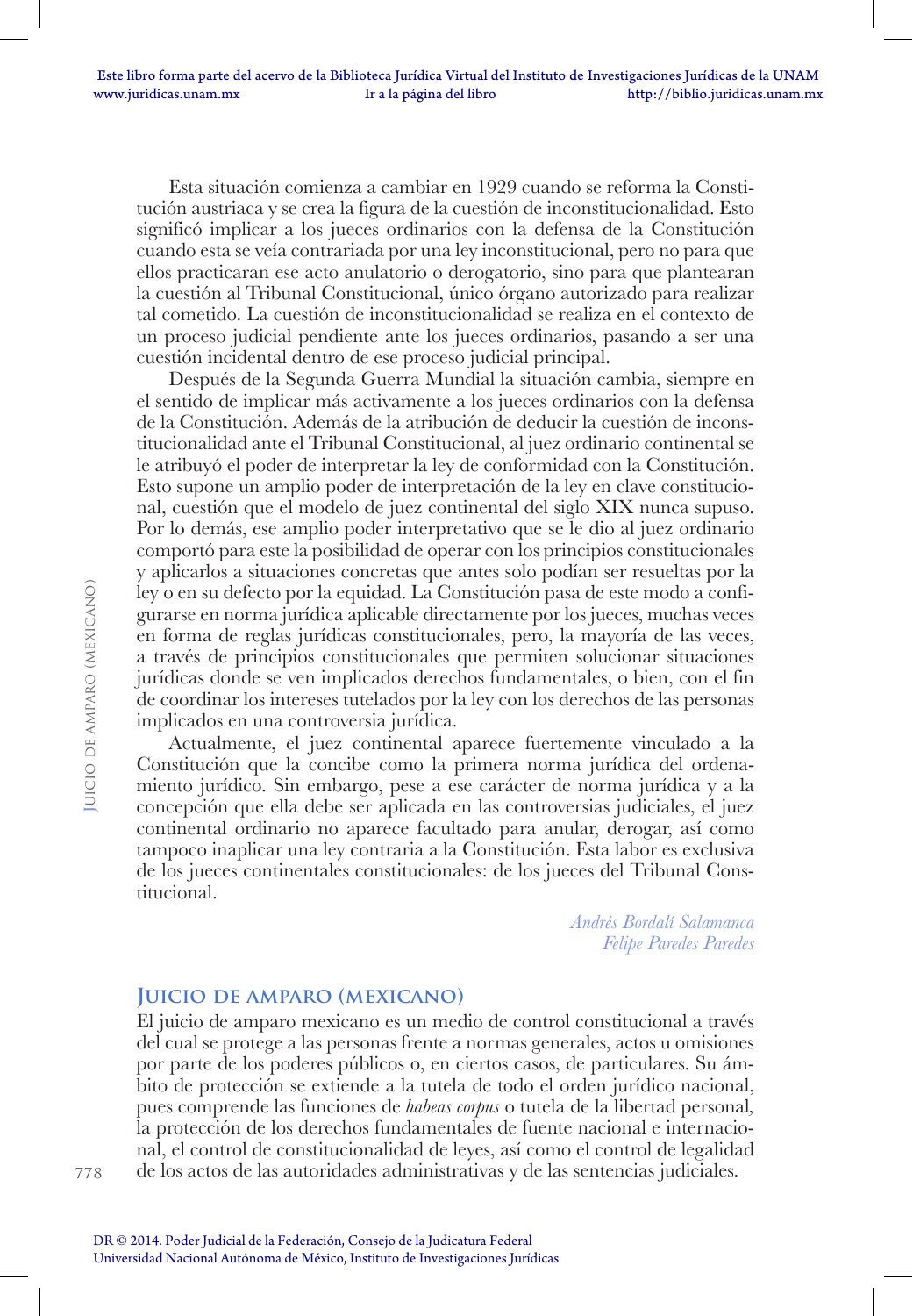Esta situación comienza a cambiar en 1929 cuando se reforma la Constitución austriaca y se crea la figura de la cuestión de inconstitucionalidad. Esto significó implicar a los jueces ordinarios con la defensa de la Constitución cuando esta se veía contrariada por una ley inconstitucional, pero no para que ellos practicaran ese acto anulatorio o derogatorio, sino para que plantearan la cuestión al Tribunal Constitucional, único órgano autorizado para realizar tal cometido. La cuestión de inconstitucionalidad se realiza en el contexto de un proceso judicial pendiente ante los jueces ordinarios, pasando a ser una cuestión incidental dentro de ese proceso judicial principal.

Después de la Segunda Guerra Mundial la situación cambia, siempre en el sentido de implicar más activamente a los jueces ordinarios con la defensa de la Constitución. Además de la atribución de deducir la cuestión de inconstitucionalidad ante el Tribunal Constitucional, al juez ordinario continental se le atribuyó el poder de interpretar la ley de conformidad con la Constitución. Esto supone un amplio poder de interpretación de la ley en clave constitucional, cuestión que el modelo de juez continental del siglo XIX nunca supuso. Por lo demás, ese amplio poder interpretativo que se le dio al juez ordinario comportó para este la posibilidad de operar con los principios constitucionales y aplicarlos a situaciones concretas que antes solo podían ser resueltas por la ley o en su defecto por la equidad. La Constitución pasa de este modo a configurarse en norma jurídica aplicable directamente por los jueces, muchas veces en forma de reglas jurídicas constitucionales, pero, la mayoría de las veces, a través de principios constitucionales que permiten solucionar situaciones jurídicas donde se ven implicados derechos fundamentales, o bien, con el fin de coordinar los intereses tutelados por la ley con los derechos de las personas implicados en una controversia jurídica.

Actualmente, el juez continental aparece fuertemente vinculado a la Constitución que la concibe como la primera norma jurídica del ordenamiento jurídico. Sin embargo, pese a ese carácter de norma jurídica y a la concepción que ella debe ser aplicada en las controversias judiciales, el juez continental ordinario no aparece facultado para anular, derogar, así como tampoco inaplicar una ley contraria a la Constitución. Esta labor es exclusiva de los jueces continentales constitucionales: de los jueces del Tribunal Constitucional.

*Andrés Bordalí Salamanca*
*Felipe Paredes Paredes*

## Juicio de amparo (mexicano)

El juicio de amparo mexicano es un medio de control constitucional a través del cual se protege a las personas frente a normas generales, actos u omisiones por parte de los poderes públicos o, en ciertos casos, de particulares. Su ámbito de protección se extiende a la tutela de todo el orden jurídico nacional, pues comprende las funciones de *habeas corpus* o tutela de la libertad personal, la protección de los derechos fundamentales de fuente nacional e internacional, el control de constitucionalidad de leyes, así como el control de legalidad de los actos de las autoridades administrativas y de las sentencias judiciales.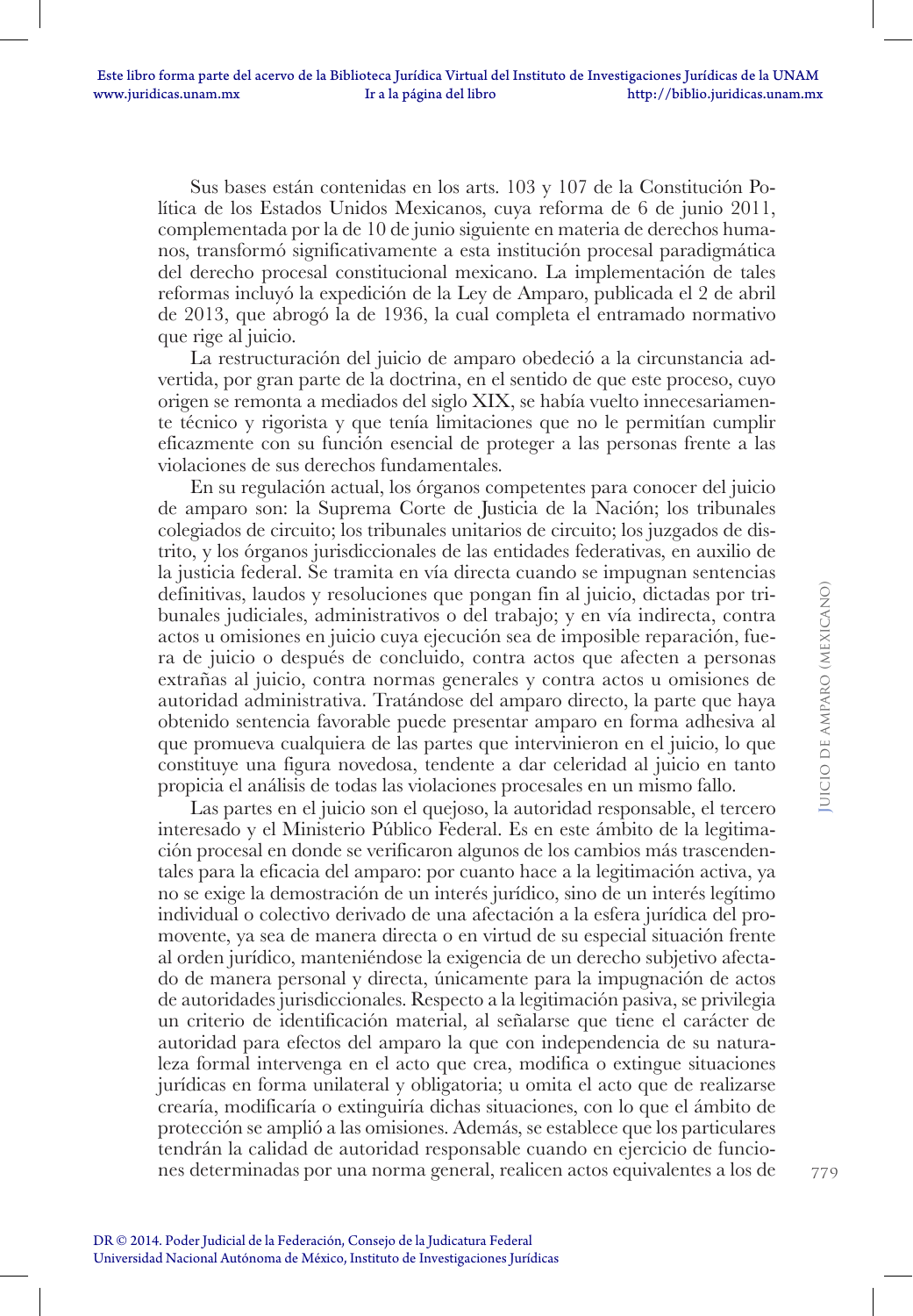Sus bases están contenidas en los arts. 103 y 107 de la Constitución Política de los Estados Unidos Mexicanos, cuya reforma de 6 de junio 2011, complementada por la de 10 de junio siguiente en materia de derechos humanos, transformó significativamente a esta institución procesal paradigmática del derecho procesal constitucional mexicano. La implementación de tales reformas incluyó la expedición de la Ley de Amparo, publicada el 2 de abril de 2013, que abrogó la de 1936, la cual completa el entramado normativo que rige al juicio.

La restructuración del juicio de amparo obedeció a la circunstancia advertida, por gran parte de la doctrina, en el sentido de que este proceso, cuyo origen se remonta a mediados del siglo XIX, se había vuelto innecesariamente técnico y rigorista y que tenía limitaciones que no le permitían cumplir eficazmente con su función esencial de proteger a las personas frente a las violaciones de sus derechos fundamentales.

En su regulación actual, los órganos competentes para conocer del juicio de amparo son: la Suprema Corte de Justicia de la Nación; los tribunales colegiados de circuito; los tribunales unitarios de circuito; los juzgados de distrito, y los órganos jurisdiccionales de las entidades federativas, en auxilio de la justicia federal. Se tramita en vía directa cuando se impugnan sentencias definitivas, laudos y resoluciones que pongan fin al juicio, dictadas por tribunales judiciales, administrativos o del trabajo; y en vía indirecta, contra actos u omisiones en juicio cuya ejecución sea de imposible reparación, fuera de juicio o después de concluido, contra actos que afecten a personas extrañas al juicio, contra normas generales y contra actos u omisiones de autoridad administrativa. Tratándose del amparo directo, la parte que haya obtenido sentencia favorable puede presentar amparo en forma adhesiva al que promueva cualquiera de las partes que intervinieron en el juicio, lo que constituye una figura novedosa, tendente a dar celeridad al juicio en tanto propicia el análisis de todas las violaciones procesales en un mismo fallo.

Las partes en el juicio son el quejoso, la autoridad responsable, el tercero interesado y el Ministerio Público Federal. Es en este ámbito de la legitimación procesal en donde se verificaron algunos de los cambios más trascendentales para la eficacia del amparo: por cuanto hace a la legitimación activa, ya no se exige la demostración de un interés jurídico, sino de un interés legítimo individual o colectivo derivado de una afectación a la esfera jurídica del promovente, ya sea de manera directa o en virtud de su especial situación frente al orden jurídico, manteniéndose la exigencia de un derecho subjetivo afectado de manera personal y directa, únicamente para la impugnación de actos de autoridades jurisdiccionales. Respecto a la legitimación pasiva, se privilegia un criterio de identificación material, al señalarse que tiene el carácter de autoridad para efectos del amparo la que con independencia de su naturaleza formal intervenga en el acto que crea, modifica o extingue situaciones jurídicas en forma unilateral y obligatoria; u omita el acto que de realizarse crearía, modificaría o extinguiría dichas situaciones, con lo que el ámbito de protección se amplió a las omisiones. Además, se establece que los particulares tendrán la calidad de autoridad responsable cuando en ejercicio de funciones determinadas por una norma general, realicen actos equivalentes a los de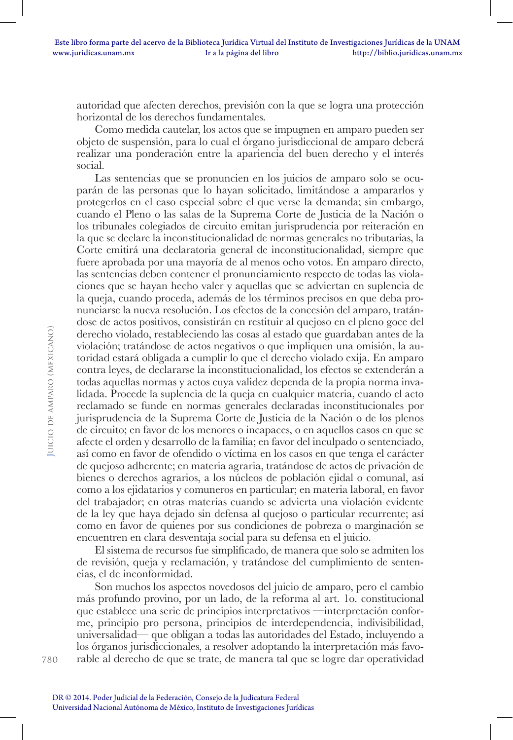autoridad que afecten derechos, previsión con la que se logra una protección horizontal de los derechos fundamentales.

Como medida cautelar, los actos que se impugnen en amparo pueden ser objeto de suspensión, para lo cual el órgano jurisdiccional de amparo deberá realizar una ponderación entre la apariencia del buen derecho y el interés social.

Las sentencias que se pronuncien en los juicios de amparo solo se ocuparán de las personas que lo hayan solicitado, limitándose a ampararlos y protegerlos en el caso especial sobre el que verse la demanda; sin embargo, cuando el Pleno o las salas de la Suprema Corte de Justicia de la Nación o los tribunales colegiados de circuito emitan jurisprudencia por reiteración en la que se declare la inconstitucionalidad de normas generales no tributarias, la Corte emitirá una declaratoria general de inconstitucionalidad, siempre que fuere aprobada por una mayoría de al menos ocho votos. En amparo directo, las sentencias deben contener el pronunciamiento respecto de todas las violaciones que se hayan hecho valer y aquellas que se adviertan en suplencia de la queja, cuando proceda, además de los términos precisos en que deba pronunciarse la nueva resolución. Los efectos de la concesión del amparo, tratándose de actos positivos, consistirán en restituir al quejoso en el pleno goce del derecho violado, restableciendo las cosas al estado que guardaban antes de la violación; tratándose de actos negativos o que impliquen una omisión, la autoridad estará obligada a cumplir lo que el derecho violado exija. En amparo contra leyes, de declararse la inconstitucionalidad, los efectos se extenderán a todas aquellas normas y actos cuya validez dependa de la propia norma invalidada. Procede la suplencia de la queja en cualquier materia, cuando el acto reclamado se funde en normas generales declaradas inconstitucionales por jurisprudencia de la Suprema Corte de Justicia de la Nación o de los plenos de circuito; en favor de los menores o incapaces, o en aquellos casos en que se afecte el orden y desarrollo de la familia; en favor del inculpado o sentenciado, así como en favor de ofendido o víctima en los casos en que tenga el carácter de quejoso adherente; en materia agraria, tratándose de actos de privación de bienes o derechos agrarios, a los núcleos de población ejidal o comunal, así como a los ejidatarios y comuneros en particular; en materia laboral, en favor del trabajador; en otras materias cuando se advierta una violación evidente de la ley que haya dejado sin defensa al quejoso o particular recurrente; así como en favor de quienes por sus condiciones de pobreza o marginación se encuentren en clara desventaja social para su defensa en el juicio.

El sistema de recursos fue simplificado, de manera que solo se admiten los de revisión, queja y reclamación, y tratándose del cumplimiento de sentencias, el de inconformidad.

Son muchos los aspectos novedosos del juicio de amparo, pero el cambio más profundo provino, por un lado, de la reforma al art. 1o. constitucional que establece una serie de principios interpretativos —interpretación conforme, principio pro persona, principios de interdependencia, indivisibilidad, universalidad— que obligan a todas las autoridades del Estado, incluyendo a los órganos jurisdiccionales, a resolver adoptando la interpretación más favorable al derecho de que se trate, de manera tal que se logre dar operatividad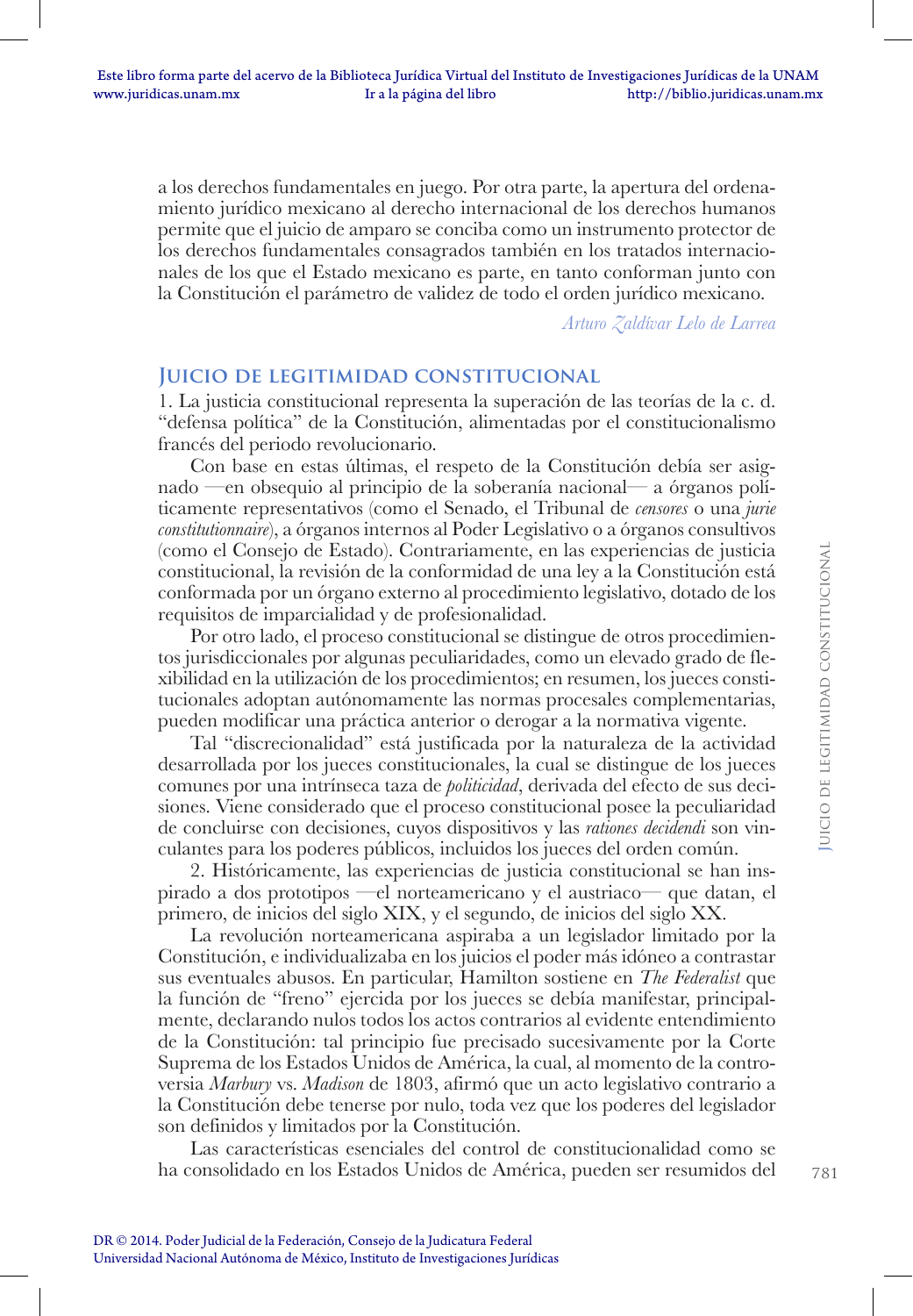a los derechos fundamentales en juego. Por otra parte, la apertura del ordenamiento jurídico mexicano al derecho internacional de los derechos humanos permite que el juicio de amparo se conciba como un instrumento protector de los derechos fundamentales consagrados también en los tratados internacionales de los que el Estado mexicano es parte, en tanto conforman junto con la Constitución el parámetro de validez de todo el orden jurídico mexicano.

*Arturo Zaldívar Lelo de Larrea*

## Juicio de legitimidad constitucional

1. La justicia constitucional representa la superación de las teorías de la c. d. "defensa política" de la Constitución, alimentadas por el constitucionalismo francés del periodo revolucionario.

Con base en estas últimas, el respeto de la Constitución debía ser asignado —en obsequio al principio de la soberanía nacional— a órganos políticamente representativos (como el Senado, el Tribunal de *censores* o una *jurie constitutionnaire*), a órganos internos al Poder Legislativo o a órganos consultivos (como el Consejo de Estado). Contrariamente, en las experiencias de justicia constitucional, la revisión de la conformidad de una ley a la Constitución está conformada por un órgano externo al procedimiento legislativo, dotado de los requisitos de imparcialidad y de profesionalidad.

Por otro lado, el proceso constitucional se distingue de otros procedimientos jurisdiccionales por algunas peculiaridades, como un elevado grado de flexibilidad en la utilización de los procedimientos; en resumen, los jueces constitucionales adoptan autónomamente las normas procesales complementarias, pueden modificar una práctica anterior o derogar a la normativa vigente.

Tal "discrecionalidad" está justificada por la naturaleza de la actividad desarrollada por los jueces constitucionales, la cual se distingue de los jueces comunes por una intrínseca taza de *politicidad*, derivada del efecto de sus decisiones. Viene considerado que el proceso constitucional posee la peculiaridad de concluirse con decisiones, cuyos dispositivos y las *rationes decidendi* son vinculantes para los poderes públicos, incluidos los jueces del orden común.

2. Históricamente, las experiencias de justicia constitucional se han inspirado a dos prototipos —el norteamericano y el austriaco— que datan, el primero, de inicios del siglo XIX, y el segundo, de inicios del siglo XX.

La revolución norteamericana aspiraba a un legislador limitado por la Constitución, e individualizaba en los juicios el poder más idóneo a contrastar sus eventuales abusos. En particular, Hamilton sostiene en *The Federalist* que la función de "freno" ejercida por los jueces se debía manifestar, principalmente, declarando nulos todos los actos contrarios al evidente entendimiento de la Constitución: tal principio fue precisado sucesivamente por la Corte Suprema de los Estados Unidos de América, la cual, al momento de la controversia *Marbury* vs. *Madison* de 1803, afirmó que un acto legislativo contrario a la Constitución debe tenerse por nulo, toda vez que los poderes del legislador son definidos y limitados por la Constitución.

Las características esenciales del control de constitucionalidad como se ha consolidado en los Estados Unidos de América, pueden ser resumidos del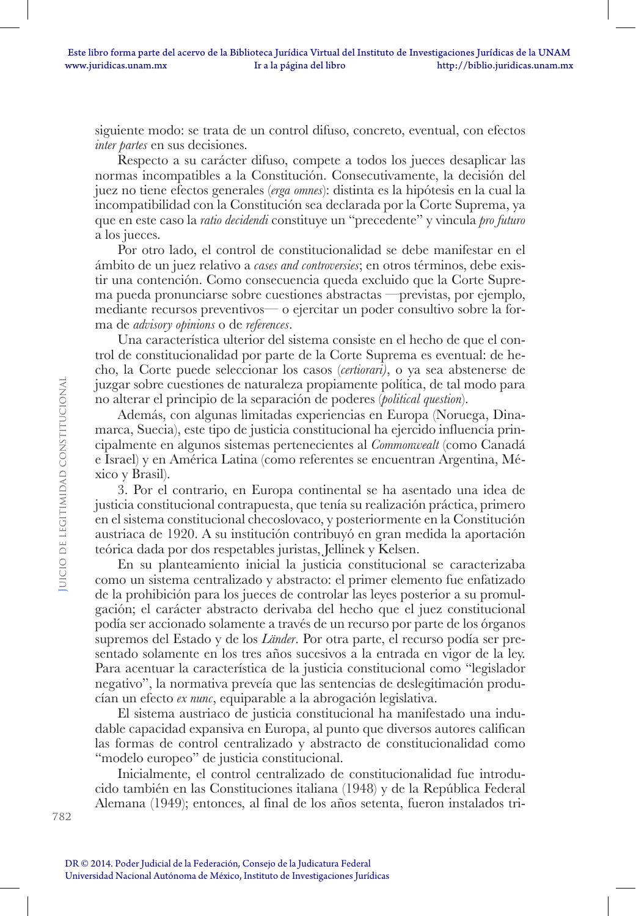siguiente modo: se trata de un control difuso, concreto, eventual, con efectos *inter partes* en sus decisiones.

Respecto a su carácter difuso, compete a todos los jueces desaplicar las normas incompatibles a la Constitución. Consecutivamente, la decisión del juez no tiene efectos generales (*erga omnes*): distinta es la hipótesis en la cual la incompatibilidad con la Constitución sea declarada por la Corte Suprema, ya que en este caso la *ratio decidendi* constituye un "precedente" y vincula *pro futuro* a los jueces.

Por otro lado, el control de constitucionalidad se debe manifestar en el ámbito de un juez relativo a *cases and controversies*; en otros términos, debe existir una contención. Como consecuencia queda excluido que la Corte Suprema pueda pronunciarse sobre cuestiones abstractas —previstas, por ejemplo, mediante recursos preventivos— o ejercitar un poder consultivo sobre la forma de *advisory opinions* o de *references*.

Una característica ulterior del sistema consiste en el hecho de que el control de constitucionalidad por parte de la Corte Suprema es eventual: de hecho, la Corte puede seleccionar los casos (*certiorari)*, o ya sea abstenerse de juzgar sobre cuestiones de naturaleza propiamente política, de tal modo para no alterar el principio de la separación de poderes (*political question*).

Además, con algunas limitadas experiencias en Europa (Noruega, Dinamarca, Suecia), este tipo de justicia constitucional ha ejercido influencia principalmente en algunos sistemas pertenecientes al *Commonwealt* (como Canadá e Israel) y en América Latina (como referentes se encuentran Argentina, México y Brasil).

3. Por el contrario, en Europa continental se ha asentado una idea de justicia constitucional contrapuesta, que tenía su realización práctica, primero en el sistema constitucional checoslovaco, y posteriormente en la Constitución austriaca de 1920. A su institución contribuyó en gran medida la aportación teórica dada por dos respetables juristas, Jellinek y Kelsen.

En su planteamiento inicial la justicia constitucional se caracterizaba como un sistema centralizado y abstracto: el primer elemento fue enfatizado de la prohibición para los jueces de controlar las leyes posterior a su promulgación; el carácter abstracto derivaba del hecho que el juez constitucional podía ser accionado solamente a través de un recurso por parte de los órganos supremos del Estado y de los *Länder*. Por otra parte, el recurso podía ser presentado solamente en los tres años sucesivos a la entrada en vigor de la ley. Para acentuar la característica de la justicia constitucional como "legislador negativo", la normativa preveía que las sentencias de deslegitimación producían un efecto *ex nunc*, equiparable a la abrogación legislativa.

El sistema austriaco de justicia constitucional ha manifestado una indudable capacidad expansiva en Europa, al punto que diversos autores califican las formas de control centralizado y abstracto de constitucionalidad como "modelo europeo" de justicia constitucional.

Inicialmente, el control centralizado de constitucionalidad fue introducido también en las Constituciones italiana (1948) y de la República Federal Alemana (1949); entonces, al final de los años setenta, fueron instalados tri-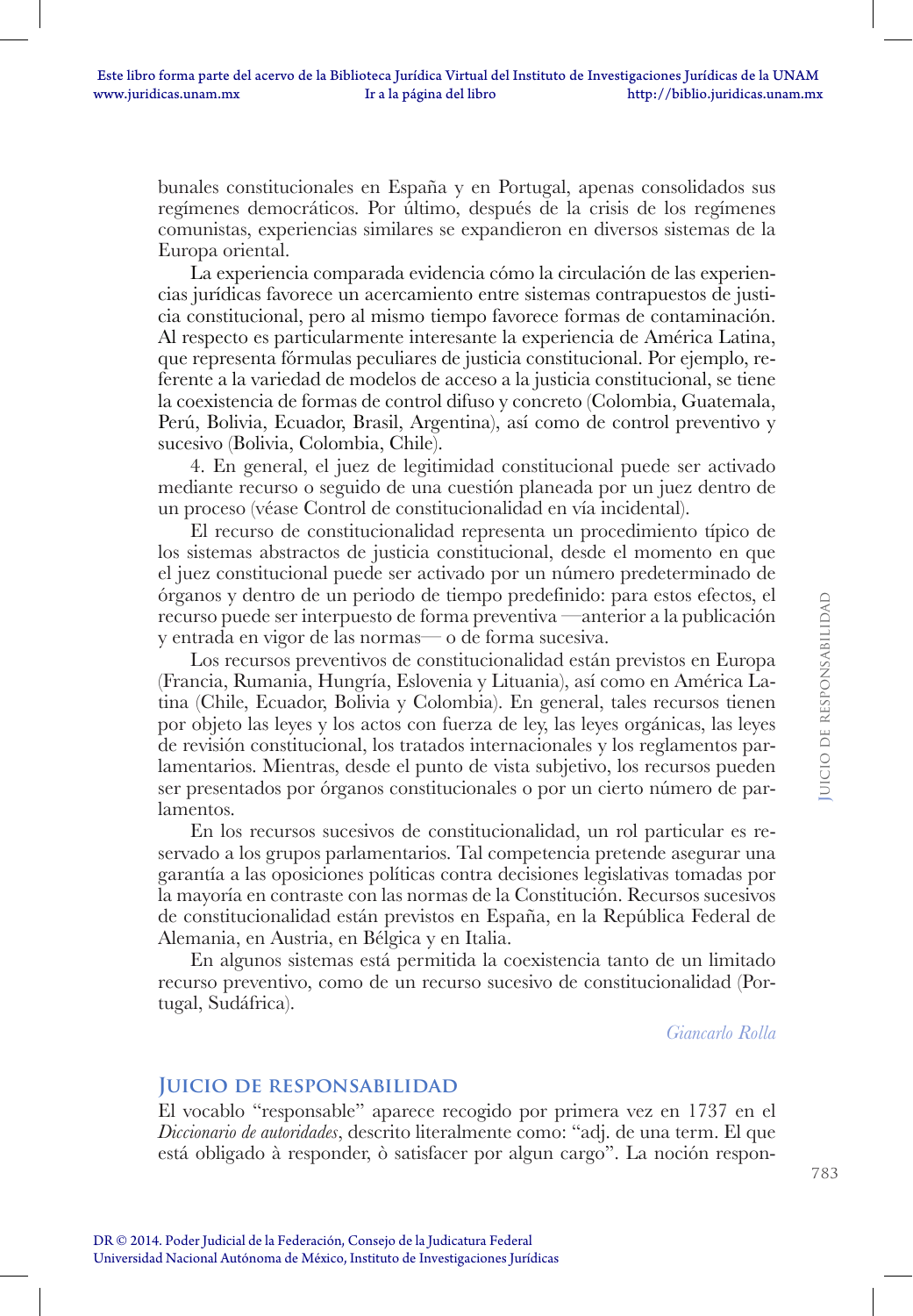bunales constitucionales en España y en Portugal, apenas consolidados sus regímenes democráticos. Por último, después de la crisis de los regímenes comunistas, experiencias similares se expandieron en diversos sistemas de la Europa oriental.

La experiencia comparada evidencia cómo la circulación de las experiencias jurídicas favorece un acercamiento entre sistemas contrapuestos de justicia constitucional, pero al mismo tiempo favorece formas de contaminación. Al respecto es particularmente interesante la experiencia de América Latina, que representa fórmulas peculiares de justicia constitucional. Por ejemplo, referente a la variedad de modelos de acceso a la justicia constitucional, se tiene la coexistencia de formas de control difuso y concreto (Colombia, Guatemala, Perú, Bolivia, Ecuador, Brasil, Argentina), así como de control preventivo y sucesivo (Bolivia, Colombia, Chile).

4. En general, el juez de legitimidad constitucional puede ser activado mediante recurso o seguido de una cuestión planeada por un juez dentro de un proceso (véase Control de constitucionalidad en vía incidental).

El recurso de constitucionalidad representa un procedimiento típico de los sistemas abstractos de justicia constitucional, desde el momento en que el juez constitucional puede ser activado por un número predeterminado de órganos y dentro de un periodo de tiempo predefinido: para estos efectos, el recurso puede ser interpuesto de forma preventiva —anterior a la publicación y entrada en vigor de las normas— o de forma sucesiva.

Los recursos preventivos de constitucionalidad están previstos en Europa (Francia, Rumania, Hungría, Eslovenia y Lituania), así como en América Latina (Chile, Ecuador, Bolivia y Colombia). En general, tales recursos tienen por objeto las leyes y los actos con fuerza de ley, las leyes orgánicas, las leyes de revisión constitucional, los tratados internacionales y los reglamentos parlamentarios. Mientras, desde el punto de vista subjetivo, los recursos pueden ser presentados por órganos constitucionales o por un cierto número de parlamentos.

En los recursos sucesivos de constitucionalidad, un rol particular es reservado a los grupos parlamentarios. Tal competencia pretende asegurar una garantía a las oposiciones políticas contra decisiones legislativas tomadas por la mayoría en contraste con las normas de la Constitución. Recursos sucesivos de constitucionalidad están previstos en España, en la República Federal de Alemania, en Austria, en Bélgica y en Italia.

En algunos sistemas está permitida la coexistencia tanto de un limitado recurso preventivo, como de un recurso sucesivo de constitucionalidad (Portugal, Sudáfrica).

*Giancarlo Rolla*

## Juicio de responsabilidad

El vocablo "responsable" aparece recogido por primera vez en 1737 en el *Diccionario de autoridades*, descrito literalmente como: "adj. de una term. El que está obligado à responder, ò satisfacer por algun cargo". La noción respon-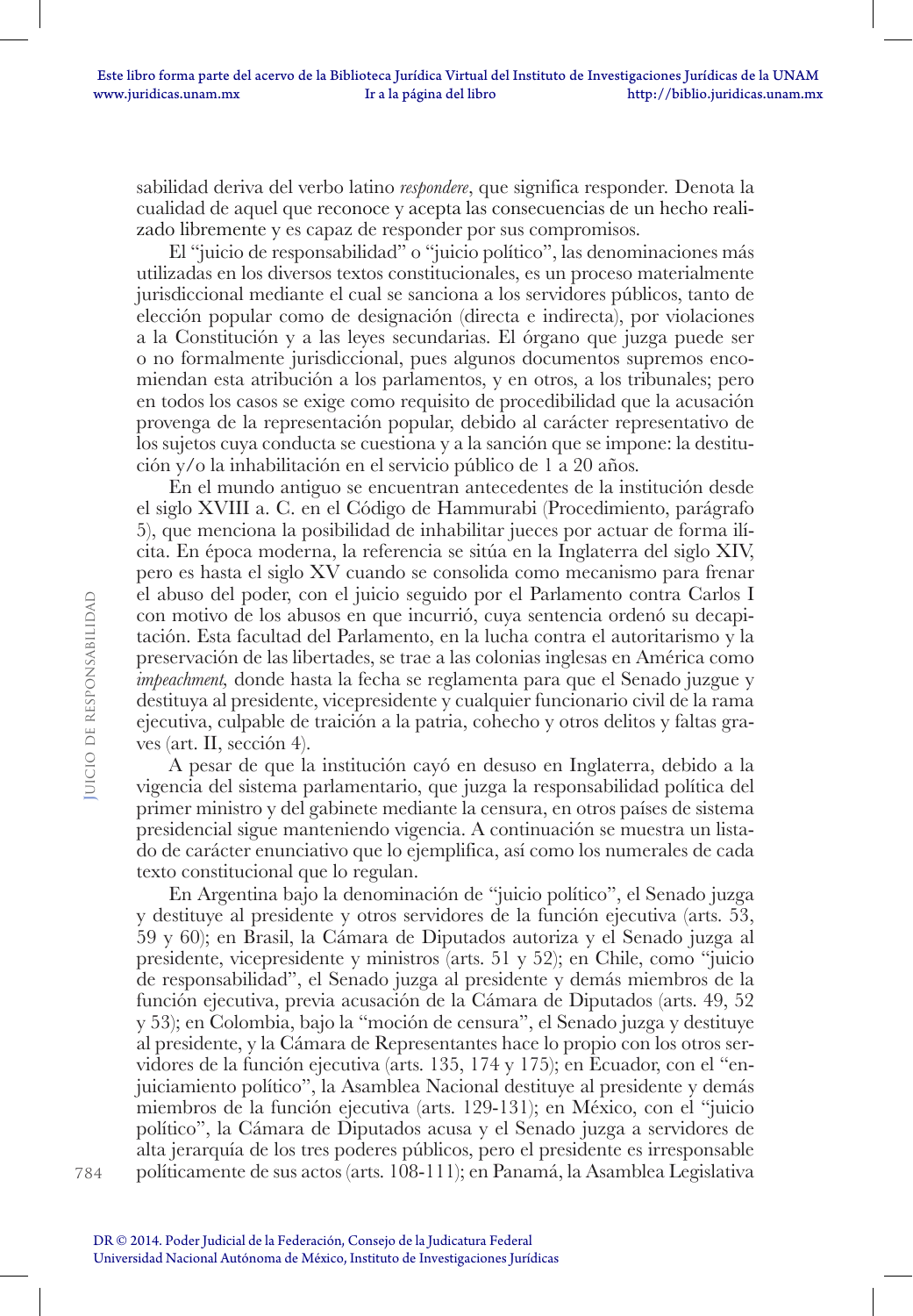sabilidad deriva del verbo latino *respondere*, que significa responder. Denota la cualidad de aquel que reconoce y acepta las consecuencias de un hecho realizado libremente y es capaz de responder por sus compromisos.

El "juicio de responsabilidad" o "juicio político", las denominaciones más utilizadas en los diversos textos constitucionales, es un proceso materialmente jurisdiccional mediante el cual se sanciona a los servidores públicos, tanto de elección popular como de designación (directa e indirecta), por violaciones a la Constitución y a las leyes secundarias. El órgano que juzga puede ser o no formalmente jurisdiccional, pues algunos documentos supremos encomiendan esta atribución a los parlamentos, y en otros, a los tribunales; pero en todos los casos se exige como requisito de procedibilidad que la acusación provenga de la representación popular, debido al carácter representativo de los sujetos cuya conducta se cuestiona y a la sanción que se impone: la destitución y/o la inhabilitación en el servicio público de 1 a 20 años.

En el mundo antiguo se encuentran antecedentes de la institución desde el siglo XVIII a. C. en el Código de Hammurabi (Procedimiento, parágrafo 5), que menciona la posibilidad de inhabilitar jueces por actuar de forma ilícita. En época moderna, la referencia se sitúa en la Inglaterra del siglo XIV, pero es hasta el siglo XV cuando se consolida como mecanismo para frenar el abuso del poder, con el juicio seguido por el Parlamento contra Carlos I con motivo de los abusos en que incurrió, cuya sentencia ordenó su decapitación. Esta facultad del Parlamento, en la lucha contra el autoritarismo y la preservación de las libertades, se trae a las colonias inglesas en América como *impeachment*, donde hasta la fecha se reglamenta para que el Senado juzgue y destituya al presidente, vicepresidente y cualquier funcionario civil de la rama ejecutiva, culpable de traición a la patria, cohecho y otros delitos y faltas graves (art. II, sección 4).

A pesar de que la institución cayó en desuso en Inglaterra, debido a la vigencia del sistema parlamentario, que juzga la responsabilidad política del primer ministro y del gabinete mediante la censura, en otros países de sistema presidencial sigue manteniendo vigencia. A continuación se muestra un listado de carácter enunciativo que lo ejemplifica, así como los numerales de cada texto constitucional que lo regulan.

En Argentina bajo la denominación de "juicio político", el Senado juzga y destituye al presidente y otros servidores de la función ejecutiva (arts. 53, 59 y 60); en Brasil, la Cámara de Diputados autoriza y el Senado juzga al presidente, vicepresidente y ministros (arts. 51 y 52); en Chile, como "juicio de responsabilidad", el Senado juzga al presidente y demás miembros de la función ejecutiva, previa acusación de la Cámara de Diputados (arts. 49, 52 y 53); en Colombia, bajo la "moción de censura", el Senado juzga y destituye al presidente, y la Cámara de Representantes hace lo propio con los otros servidores de la función ejecutiva (arts. 135, 174 y 175); en Ecuador, con el "enjuiciamiento político", la Asamblea Nacional destituye al presidente y demás miembros de la función ejecutiva (arts. 129-131); en México, con el "juicio político", la Cámara de Diputados acusa y el Senado juzga a servidores de alta jerarquía de los tres poderes públicos, pero el presidente es irresponsable políticamente de sus actos (arts. 108-111); en Panamá, la Asamblea Legislativa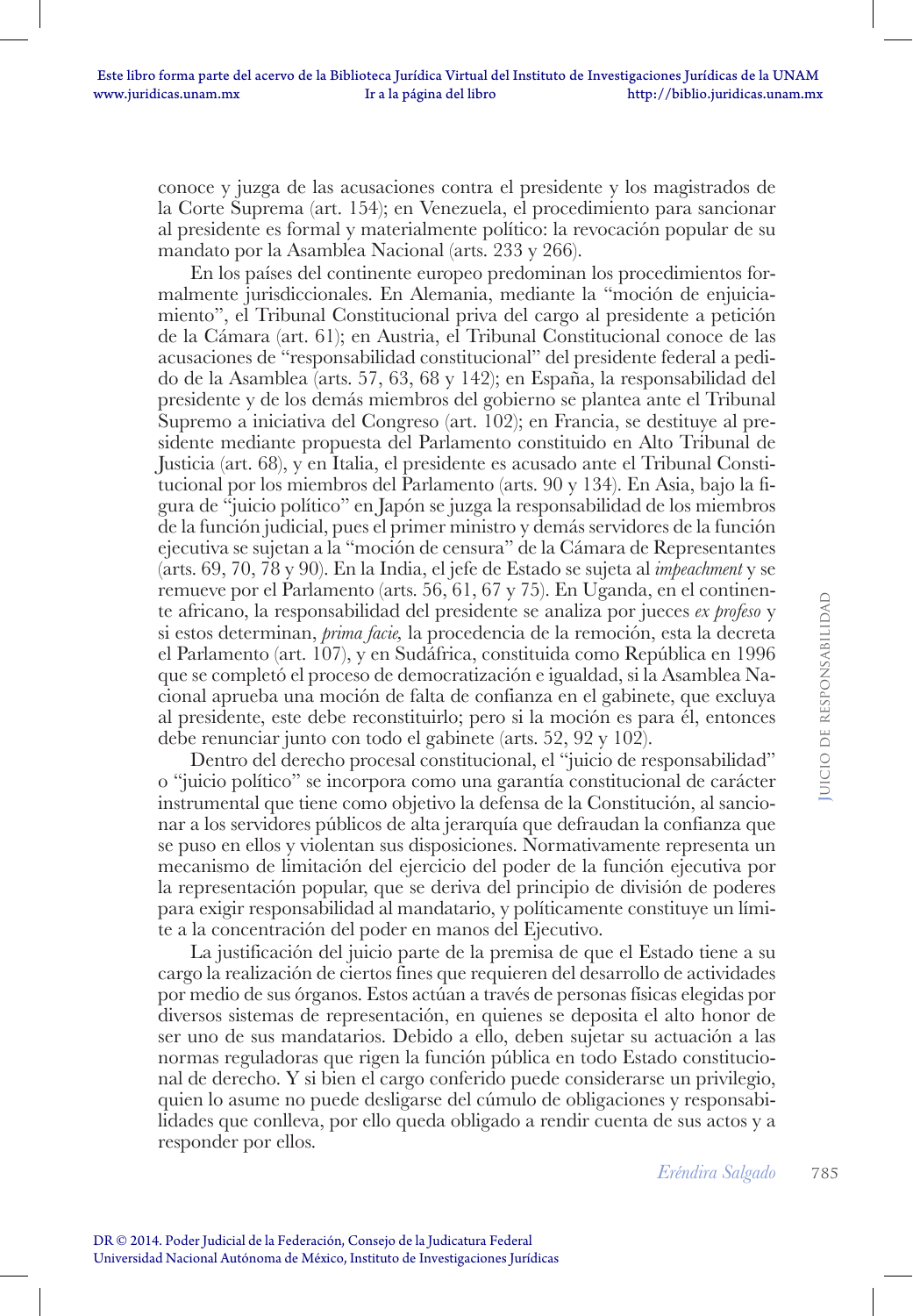conoce y juzga de las acusaciones contra el presidente y los magistrados de la Corte Suprema (art. 154); en Venezuela, el procedimiento para sancionar al presidente es formal y materialmente político: la revocación popular de su mandato por la Asamblea Nacional (arts. 233 y 266).

En los países del continente europeo predominan los procedimientos formalmente jurisdiccionales. En Alemania, mediante la "moción de enjuiciamiento", el Tribunal Constitucional priva del cargo al presidente a petición de la Cámara (art. 61); en Austria, el Tribunal Constitucional conoce de las acusaciones de "responsabilidad constitucional" del presidente federal a pedido de la Asamblea (arts. 57, 63, 68 y 142); en España, la responsabilidad del presidente y de los demás miembros del gobierno se plantea ante el Tribunal Supremo a iniciativa del Congreso (art. 102); en Francia, se destituye al presidente mediante propuesta del Parlamento constituido en Alto Tribunal de Justicia (art. 68), y en Italia, el presidente es acusado ante el Tribunal Constitucional por los miembros del Parlamento (arts. 90 y 134). En Asia, bajo la figura de "juicio político" en Japón se juzga la responsabilidad de los miembros de la función judicial, pues el primer ministro y demás servidores de la función ejecutiva se sujetan a la "moción de censura" de la Cámara de Representantes (arts. 69, 70, 78 y 90). En la India, el jefe de Estado se sujeta al *impeachment* y se remueve por el Parlamento (arts. 56, 61, 67 y 75). En Uganda, en el continente africano, la responsabilidad del presidente se analiza por jueces *ex profeso* y si estos determinan, *prima facie,* la procedencia de la remoción, esta la decreta el Parlamento (art. 107), y en Sudáfrica, constituida como República en 1996 que se completó el proceso de democratización e igualdad, si la Asamblea Nacional aprueba una moción de falta de confianza en el gabinete, que excluya al presidente, este debe reconstituirlo; pero si la moción es para él, entonces debe renunciar junto con todo el gabinete (arts. 52, 92 y 102).

Dentro del derecho procesal constitucional, el "juicio de responsabilidad" o "juicio político" se incorpora como una garantía constitucional de carácter instrumental que tiene como objetivo la defensa de la Constitución, al sancionar a los servidores públicos de alta jerarquía que defraudan la confianza que se puso en ellos y violentan sus disposiciones. Normativamente representa un mecanismo de limitación del ejercicio del poder de la función ejecutiva por la representación popular, que se deriva del principio de división de poderes para exigir responsabilidad al mandatario, y políticamente constituye un límite a la concentración del poder en manos del Ejecutivo.

La justificación del juicio parte de la premisa de que el Estado tiene a su cargo la realización de ciertos fines que requieren del desarrollo de actividades por medio de sus órganos. Estos actúan a través de personas físicas elegidas por diversos sistemas de representación, en quienes se deposita el alto honor de ser uno de sus mandatarios. Debido a ello, deben sujetar su actuación a las normas reguladoras que rigen la función pública en todo Estado constitucional de derecho. Y si bien el cargo conferido puede considerarse un privilegio, quien lo asume no puede desligarse del cúmulo de obligaciones y responsabilidades que conlleva, por ello queda obligado a rendir cuenta de sus actos y a responder por ellos.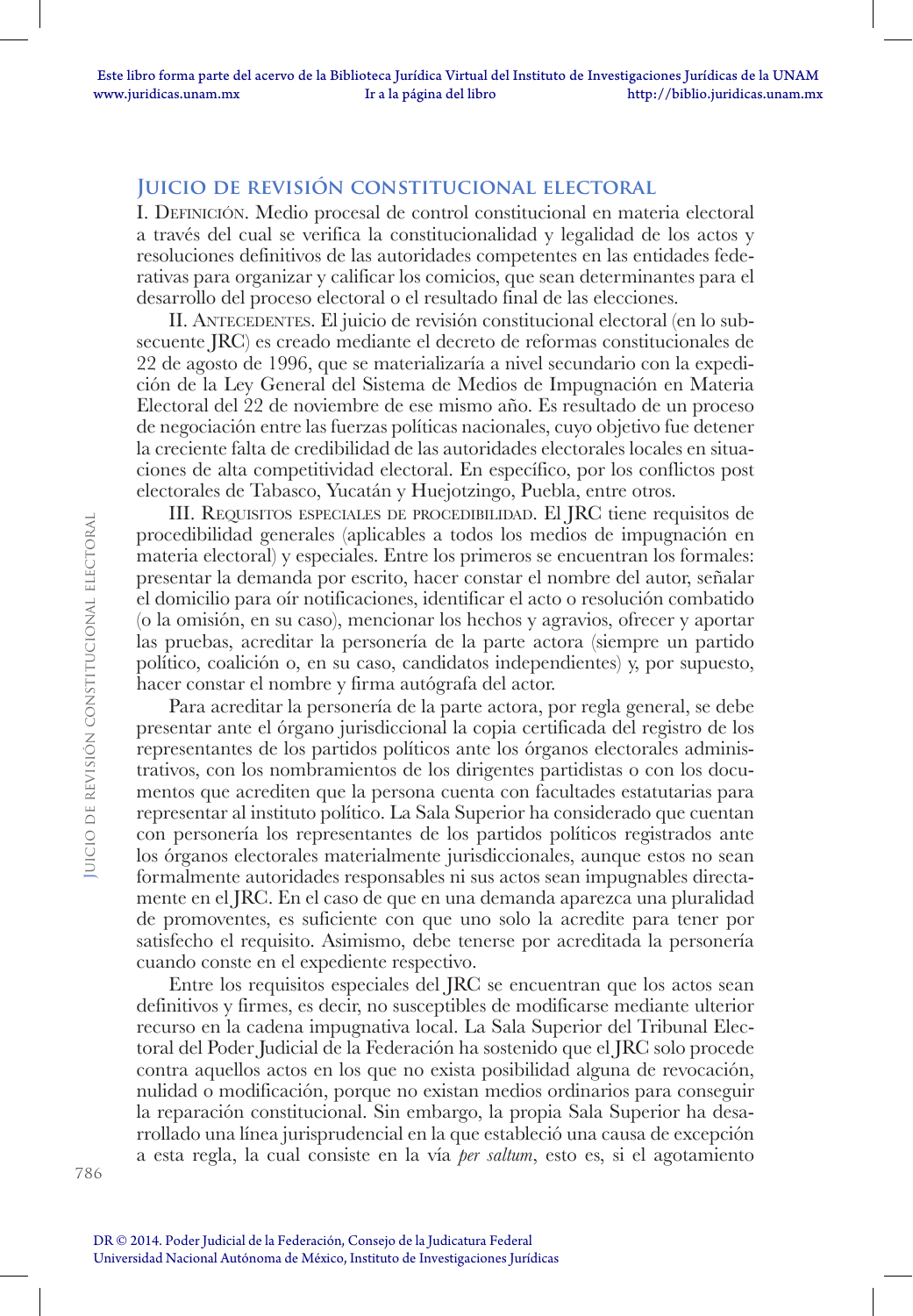## Juicio de revisión constitucional electoral

I. Definición. Medio procesal de control constitucional en materia electoral a través del cual se verifica la constitucionalidad y legalidad de los actos y resoluciones definitivos de las autoridades competentes en las entidades federativas para organizar y calificar los comicios, que sean determinantes para el desarrollo del proceso electoral o el resultado final de las elecciones.

II. Antecedentes. El juicio de revisión constitucional electoral (en lo subsecuente JRC) es creado mediante el decreto de reformas constitucionales de 22 de agosto de 1996, que se materializaría a nivel secundario con la expedición de la Ley General del Sistema de Medios de Impugnación en Materia Electoral del 22 de noviembre de ese mismo año. Es resultado de un proceso de negociación entre las fuerzas políticas nacionales, cuyo objetivo fue detener la creciente falta de credibilidad de las autoridades electorales locales en situaciones de alta competitividad electoral. En específico, por los conflictos post electorales de Tabasco, Yucatán y Huejotzingo, Puebla, entre otros.

III. Requisitos especiales de procedibilidad. El JRC tiene requisitos de procedibilidad generales (aplicables a todos los medios de impugnación en materia electoral) y especiales. Entre los primeros se encuentran los formales: presentar la demanda por escrito, hacer constar el nombre del autor, señalar el domicilio para oír notificaciones, identificar el acto o resolución combatido (o la omisión, en su caso), mencionar los hechos y agravios, ofrecer y aportar las pruebas, acreditar la personería de la parte actora (siempre un partido político, coalición o, en su caso, candidatos independientes) y, por supuesto, hacer constar el nombre y firma autógrafa del actor.

Para acreditar la personería de la parte actora, por regla general, se debe presentar ante el órgano jurisdiccional la copia certificada del registro de los representantes de los partidos políticos ante los órganos electorales administrativos, con los nombramientos de los dirigentes partidistas o con los documentos que acrediten que la persona cuenta con facultades estatutarias para representar al instituto político. La Sala Superior ha considerado que cuentan con personería los representantes de los partidos políticos registrados ante los órganos electorales materialmente jurisdiccionales, aunque estos no sean formalmente autoridades responsables ni sus actos sean impugnables directamente en el JRC. En el caso de que en una demanda aparezca una pluralidad de promoventes, es suficiente con que uno solo la acredite para tener por satisfecho el requisito. Asimismo, debe tenerse por acreditada la personería cuando conste en el expediente respectivo.

Entre los requisitos especiales del JRC se encuentran que los actos sean definitivos y firmes, es decir, no susceptibles de modificarse mediante ulterior recurso en la cadena impugnativa local. La Sala Superior del Tribunal Electoral del Poder Judicial de la Federación ha sostenido que el JRC solo procede contra aquellos actos en los que no exista posibilidad alguna de revocación, nulidad o modificación, porque no existan medios ordinarios para conseguir la reparación constitucional. Sin embargo, la propia Sala Superior ha desarrollado una línea jurisprudencial en la que estableció una causa de excepción a esta regla, la cual consiste en la vía *per saltum*, esto es, si el agotamiento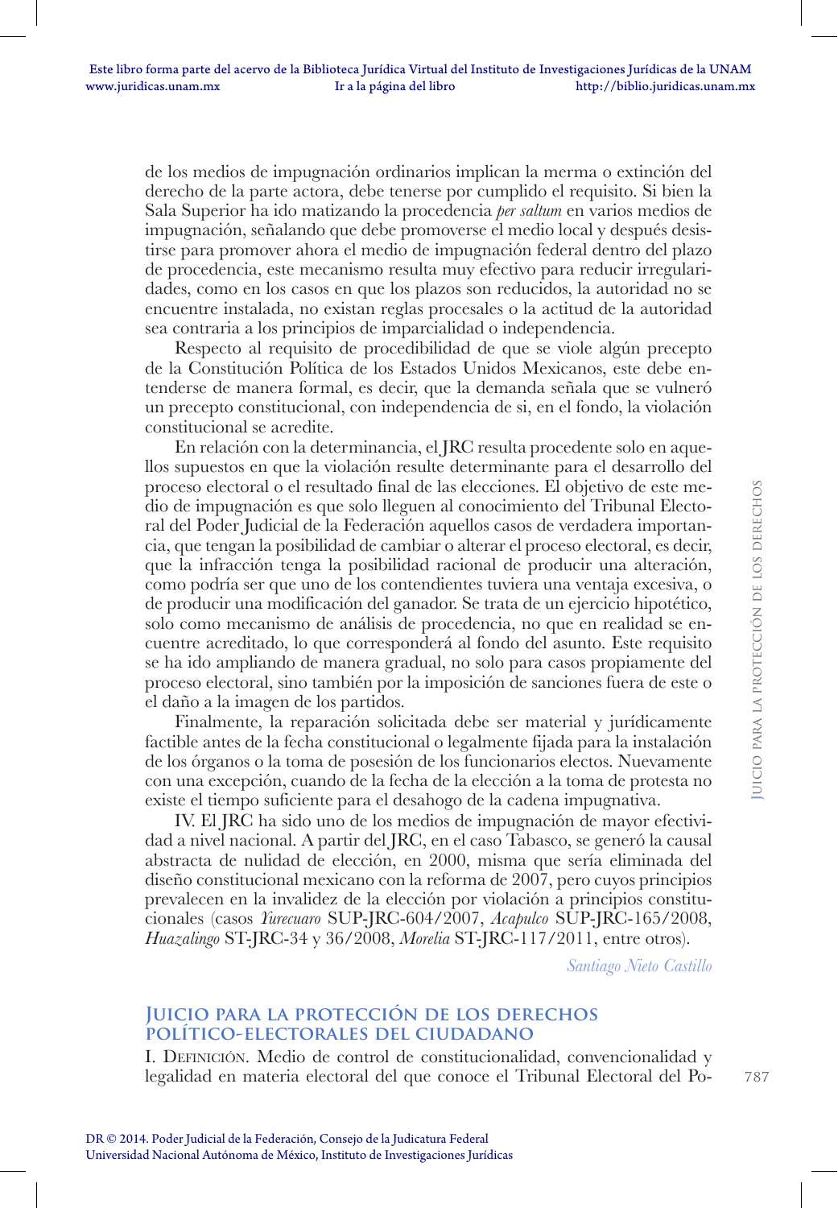de los medios de impugnación ordinarios implican la merma o extinción del derecho de la parte actora, debe tenerse por cumplido el requisito. Si bien la Sala Superior ha ido matizando la procedencia *per saltum* en varios medios de impugnación, señalando que debe promoverse el medio local y después desistirse para promover ahora el medio de impugnación federal dentro del plazo de procedencia, este mecanismo resulta muy efectivo para reducir irregularidades, como en los casos en que los plazos son reducidos, la autoridad no se encuentre instalada, no existan reglas procesales o la actitud de la autoridad sea contraria a los principios de imparcialidad o independencia.

Respecto al requisito de procedibilidad de que se viole algún precepto de la Constitución Política de los Estados Unidos Mexicanos, este debe entenderse de manera formal, es decir, que la demanda señala que se vulneró un precepto constitucional, con independencia de si, en el fondo, la violación constitucional se acredite.

En relación con la determinancia, el JRC resulta procedente solo en aquellos supuestos en que la violación resulte determinante para el desarrollo del proceso electoral o el resultado final de las elecciones. El objetivo de este medio de impugnación es que solo lleguen al conocimiento del Tribunal Electoral del Poder Judicial de la Federación aquellos casos de verdadera importancia, que tengan la posibilidad de cambiar o alterar el proceso electoral, es decir, que la infracción tenga la posibilidad racional de producir una alteración, como podría ser que uno de los contendientes tuviera una ventaja excesiva, o de producir una modificación del ganador. Se trata de un ejercicio hipotético, solo como mecanismo de análisis de procedencia, no que en realidad se encuentre acreditado, lo que corresponderá al fondo del asunto. Este requisito se ha ido ampliando de manera gradual, no solo para casos propiamente del proceso electoral, sino también por la imposición de sanciones fuera de este o el daño a la imagen de los partidos.

Finalmente, la reparación solicitada debe ser material y jurídicamente factible antes de la fecha constitucional o legalmente fijada para la instalación de los órganos o la toma de posesión de los funcionarios electos. Nuevamente con una excepción, cuando de la fecha de la elección a la toma de protesta no existe el tiempo suficiente para el desahogo de la cadena impugnativa.

IV. El JRC ha sido uno de los medios de impugnación de mayor efectividad a nivel nacional. A partir del JRC, en el caso Tabasco, se generó la causal abstracta de nulidad de elección, en 2000, misma que sería eliminada del diseño constitucional mexicano con la reforma de 2007, pero cuyos principios prevalecen en la invalidez de la elección por violación a principios constitucionales (casos *Yurecuaro* SUP-JRC-604/2007, *Acapulco* SUP-JRC-165/2008, *Huazalingo* ST-JRC-34 y 36/2008, *Morelia* ST-JRC-117/2011, entre otros).

*Santiago Nieto Castillo*

## Juicio para la protección de los derechos político-electorales del ciudadano

I. Definición. Medio de control de constitucionalidad, convencionalidad y legalidad en materia electoral del que conoce el Tribunal Electoral del Po-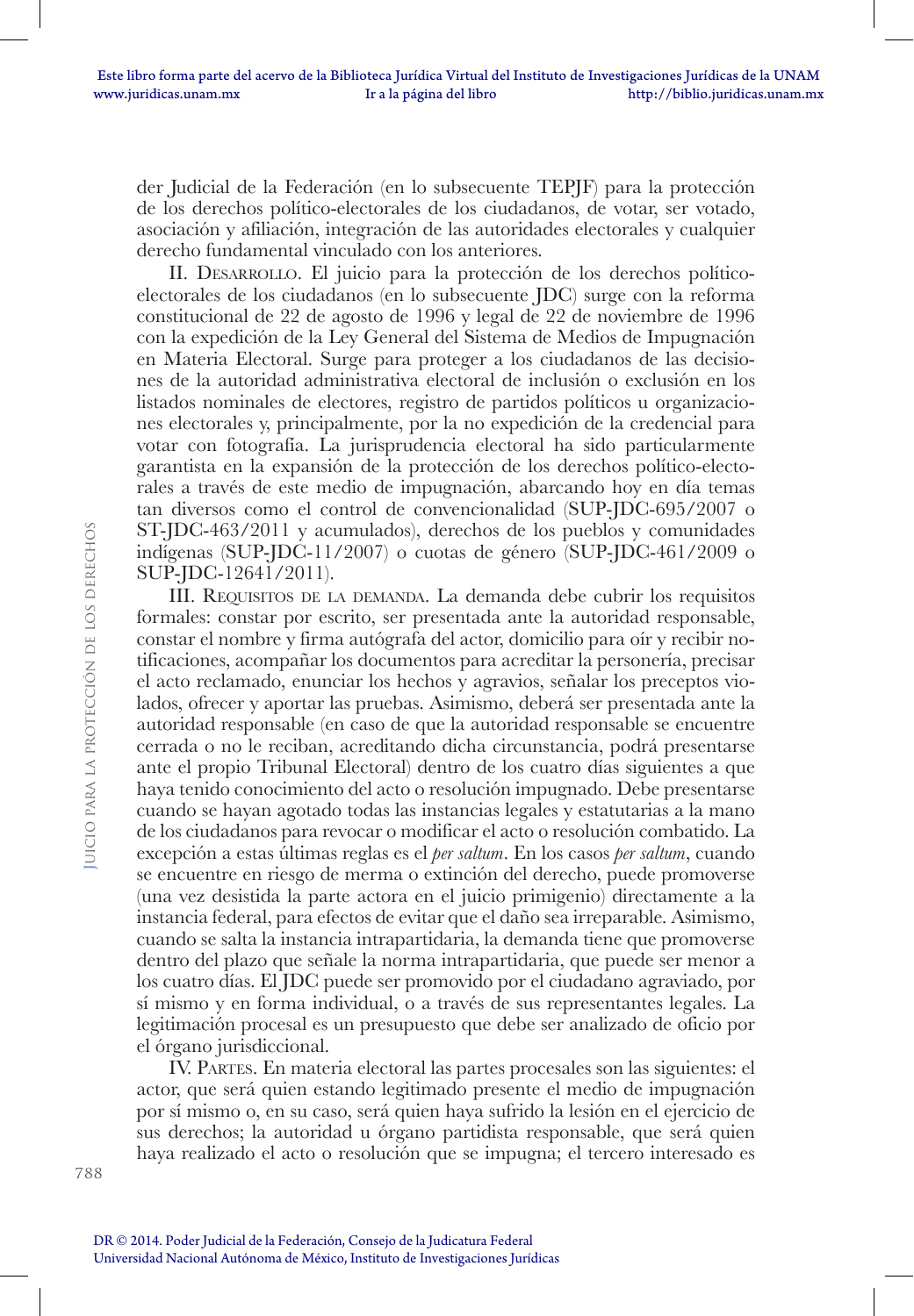der Judicial de la Federación (en lo subsecuente TEPJF) para la protección de los derechos político-electorales de los ciudadanos, de votar, ser votado, asociación y afiliación, integración de las autoridades electorales y cualquier derecho fundamental vinculado con los anteriores.

II. Desarrollo. El juicio para la protección de los derechos político-electorales de los ciudadanos (en lo subsecuente JDC) surge con la reforma constitucional de 22 de agosto de 1996 y legal de 22 de noviembre de 1996 con la expedición de la Ley General del Sistema de Medios de Impugnación en Materia Electoral. Surge para proteger a los ciudadanos de las decisiones de la autoridad administrativa electoral de inclusión o exclusión en los listados nominales de electores, registro de partidos políticos u organizaciones electorales y, principalmente, por la no expedición de la credencial para votar con fotografía. La jurisprudencia electoral ha sido particularmente garantista en la expansión de la protección de los derechos político-electorales a través de este medio de impugnación, abarcando hoy en día temas tan diversos como el control de convencionalidad (SUP-JDC-695/2007 o ST-JDC-463/2011 y acumulados), derechos de los pueblos y comunidades indígenas (SUP-JDC-11/2007) o cuotas de género (SUP-JDC-461/2009 o SUP-JDC-12641/2011).

III. Requisitos de la demanda. La demanda debe cubrir los requisitos formales: constar por escrito, ser presentada ante la autoridad responsable, constar el nombre y firma autógrafa del actor, domicilio para oír y recibir notificaciones, acompañar los documentos para acreditar la personería, precisar el acto reclamado, enunciar los hechos y agravios, señalar los preceptos violados, ofrecer y aportar las pruebas. Asimismo, deberá ser presentada ante la autoridad responsable (en caso de que la autoridad responsable se encuentre cerrada o no le reciban, acreditando dicha circunstancia, podrá presentarse ante el propio Tribunal Electoral) dentro de los cuatro días siguientes a que haya tenido conocimiento del acto o resolución impugnado. Debe presentarse cuando se hayan agotado todas las instancias legales y estatutarias a la mano de los ciudadanos para revocar o modificar el acto o resolución combatido. La excepción a estas últimas reglas es el *per saltum*. En los casos *per saltum*, cuando se encuentre en riesgo de merma o extinción del derecho, puede promoverse (una vez desistida la parte actora en el juicio primigenio) directamente a la instancia federal, para efectos de evitar que el daño sea irreparable. Asimismo, cuando se salta la instancia intrapartidaria, la demanda tiene que promoverse dentro del plazo que señale la norma intrapartidaria, que puede ser menor a los cuatro días. El JDC puede ser promovido por el ciudadano agraviado, por sí mismo y en forma individual, o a través de sus representantes legales. La legitimación procesal es un presupuesto que debe ser analizado de oficio por el órgano jurisdiccional.

IV. Partes. En materia electoral las partes procesales son las siguientes: el actor, que será quien estando legitimado presente el medio de impugnación por sí mismo o, en su caso, será quien haya sufrido la lesión en el ejercicio de sus derechos; la autoridad u órgano partidista responsable, que será quien haya realizado el acto o resolución que se impugna; el tercero interesado es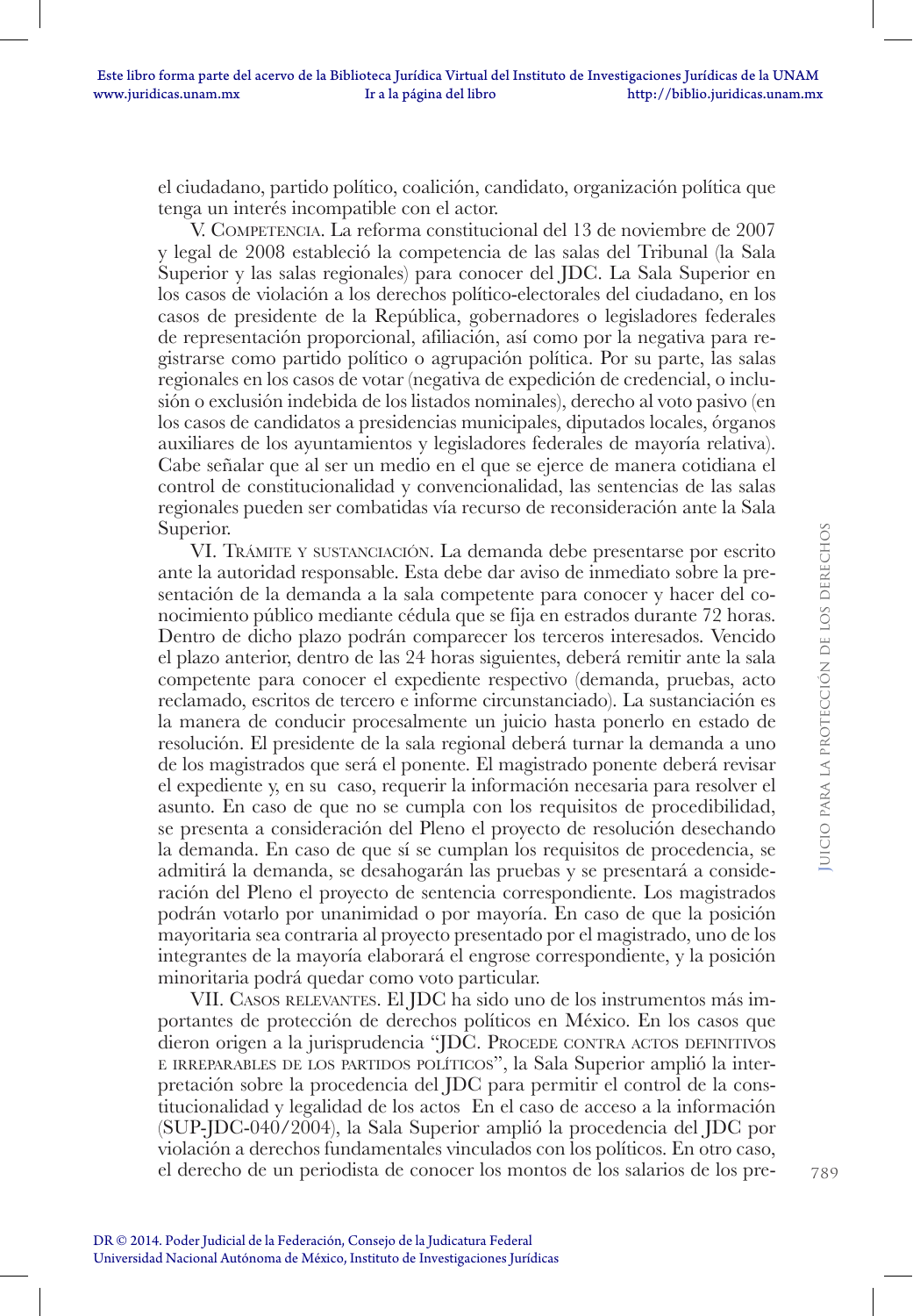el ciudadano, partido político, coalición, candidato, organización política que tenga un interés incompatible con el actor.

V. Competencia. La reforma constitucional del 13 de noviembre de 2007 y legal de 2008 estableció la competencia de las salas del Tribunal (la Sala Superior y las salas regionales) para conocer del JDC. La Sala Superior en los casos de violación a los derechos político-electorales del ciudadano, en los casos de presidente de la República, gobernadores o legisladores federales de representación proporcional, afiliación, así como por la negativa para registrarse como partido político o agrupación política. Por su parte, las salas regionales en los casos de votar (negativa de expedición de credencial, o inclusión o exclusión indebida de los listados nominales), derecho al voto pasivo (en los casos de candidatos a presidencias municipales, diputados locales, órganos auxiliares de los ayuntamientos y legisladores federales de mayoría relativa). Cabe señalar que al ser un medio en el que se ejerce de manera cotidiana el control de constitucionalidad y convencionalidad, las sentencias de las salas regionales pueden ser combatidas vía recurso de reconsideración ante la Sala Superior.

VI. Trámite y sustanciación. La demanda debe presentarse por escrito ante la autoridad responsable. Esta debe dar aviso de inmediato sobre la presentación de la demanda a la sala competente para conocer y hacer del conocimiento público mediante cédula que se fija en estrados durante 72 horas. Dentro de dicho plazo podrán comparecer los terceros interesados. Vencido el plazo anterior, dentro de las 24 horas siguientes, deberá remitir ante la sala competente para conocer el expediente respectivo (demanda, pruebas, acto reclamado, escritos de tercero e informe circunstanciado). La sustanciación es la manera de conducir procesalmente un juicio hasta ponerlo en estado de resolución. El presidente de la sala regional deberá turnar la demanda a uno de los magistrados que será el ponente. El magistrado ponente deberá revisar el expediente y, en su caso, requerir la información necesaria para resolver el asunto. En caso de que no se cumpla con los requisitos de procedibilidad, se presenta a consideración del Pleno el proyecto de resolución desechando la demanda. En caso de que sí se cumplan los requisitos de procedencia, se admitirá la demanda, se desahogarán las pruebas y se presentará a consideración del Pleno el proyecto de sentencia correspondiente. Los magistrados podrán votarlo por unanimidad o por mayoría. En caso de que la posición mayoritaria sea contraria al proyecto presentado por el magistrado, uno de los integrantes de la mayoría elaborará el engrose correspondiente, y la posición minoritaria podrá quedar como voto particular.

VII. Casos relevantes. El JDC ha sido uno de los instrumentos más importantes de protección de derechos políticos en México. En los casos que dieron origen a la jurisprudencia "JDC. Procede contra actos definitivos e irreparables de los partidos políticos", la Sala Superior amplió la interpretación sobre la procedencia del JDC para permitir el control de la constitucionalidad y legalidad de los actos En el caso de acceso a la información (SUP-JDC-040/2004), la Sala Superior amplió la procedencia del JDC por violación a derechos fundamentales vinculados con los políticos. En otro caso, el derecho de un periodista de conocer los montos de los salarios de los pre-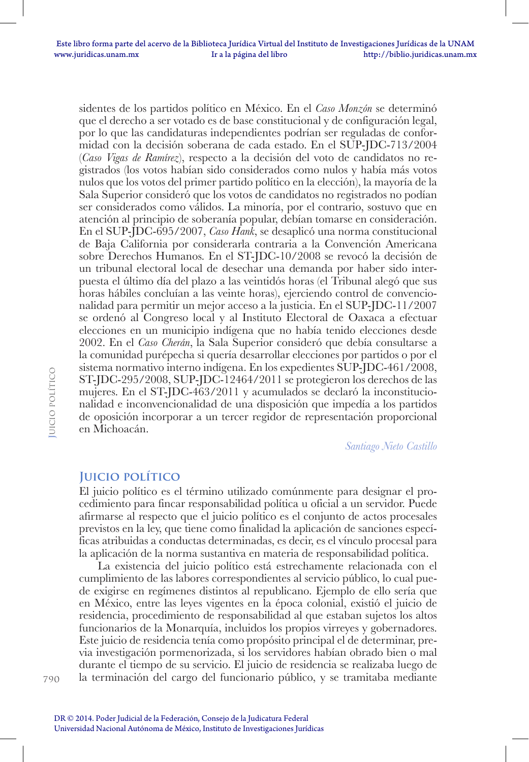sidentes de los partidos político en México. En el *Caso Monzón* se determinó que el derecho a ser votado es de base constitucional y de configuración legal, por lo que las candidaturas independientes podrían ser reguladas de conformidad con la decisión soberana de cada estado. En el SUP-JDC-713/2004 (*Caso Vigas de Ramírez*), respecto a la decisión del voto de candidatos no registrados (los votos habían sido considerados como nulos y había más votos nulos que los votos del primer partido político en la elección), la mayoría de la Sala Superior consideró que los votos de candidatos no registrados no podían ser considerados como válidos. La minoría, por el contrario, sostuvo que en atención al principio de soberanía popular, debían tomarse en consideración. En el SUP-JDC-695/2007, *Caso Hank*, se desaplicó una norma constitucional de Baja California por considerarla contraria a la Convención Americana sobre Derechos Humanos. En el ST-JDC-10/2008 se revocó la decisión de un tribunal electoral local de desechar una demanda por haber sido interpuesta el último día del plazo a las veintidós horas (el Tribunal alegó que sus horas hábiles concluían a las veinte horas), ejerciendo control de convencionalidad para permitir un mejor acceso a la justicia. En el SUP-JDC-11/2007 se ordenó al Congreso local y al Instituto Electoral de Oaxaca a efectuar elecciones en un municipio indígena que no había tenido elecciones desde 2002. En el *Caso Cherán*, la Sala Superior consideró que debía consultarse a la comunidad purépecha si quería desarrollar elecciones por partidos o por el sistema normativo interno indígena. En los expedientes SUP-JDC-461/2008, ST-JDC-295/2008, SUP-JDC-12464/2011 se protegieron los derechos de las mujeres. En el ST-JDC-463/2011 y acumulados se declaró la inconstitucionalidad e inconvencionalidad de una disposición que impedía a los partidos de oposición incorporar a un tercer regidor de representación proporcional en Michoacán.

*Santiago Nieto Castillo*

## Juicio político

El juicio político es el término utilizado comúnmente para designar el procedimiento para fincar responsabilidad política u oficial a un servidor. Puede afirmarse al respecto que el juicio político es el conjunto de actos procesales previstos en la ley, que tiene como finalidad la aplicación de sanciones específicas atribuidas a conductas determinadas, es decir, es el vínculo procesal para la aplicación de la norma sustantiva en materia de responsabilidad política.

La existencia del juicio político está estrechamente relacionada con el cumplimiento de las labores correspondientes al servicio público, lo cual puede exigirse en regímenes distintos al republicano. Ejemplo de ello sería que en México, entre las leyes vigentes en la época colonial, existió el juicio de residencia, procedimiento de responsabilidad al que estaban sujetos los altos funcionarios de la Monarquía, incluidos los propios virreyes y gobernadores. Este juicio de residencia tenía como propósito principal el de determinar, previa investigación pormenorizada, si los servidores habían obrado bien o mal durante el tiempo de su servicio. El juicio de residencia se realizaba luego de la terminación del cargo del funcionario público, y se tramitaba mediante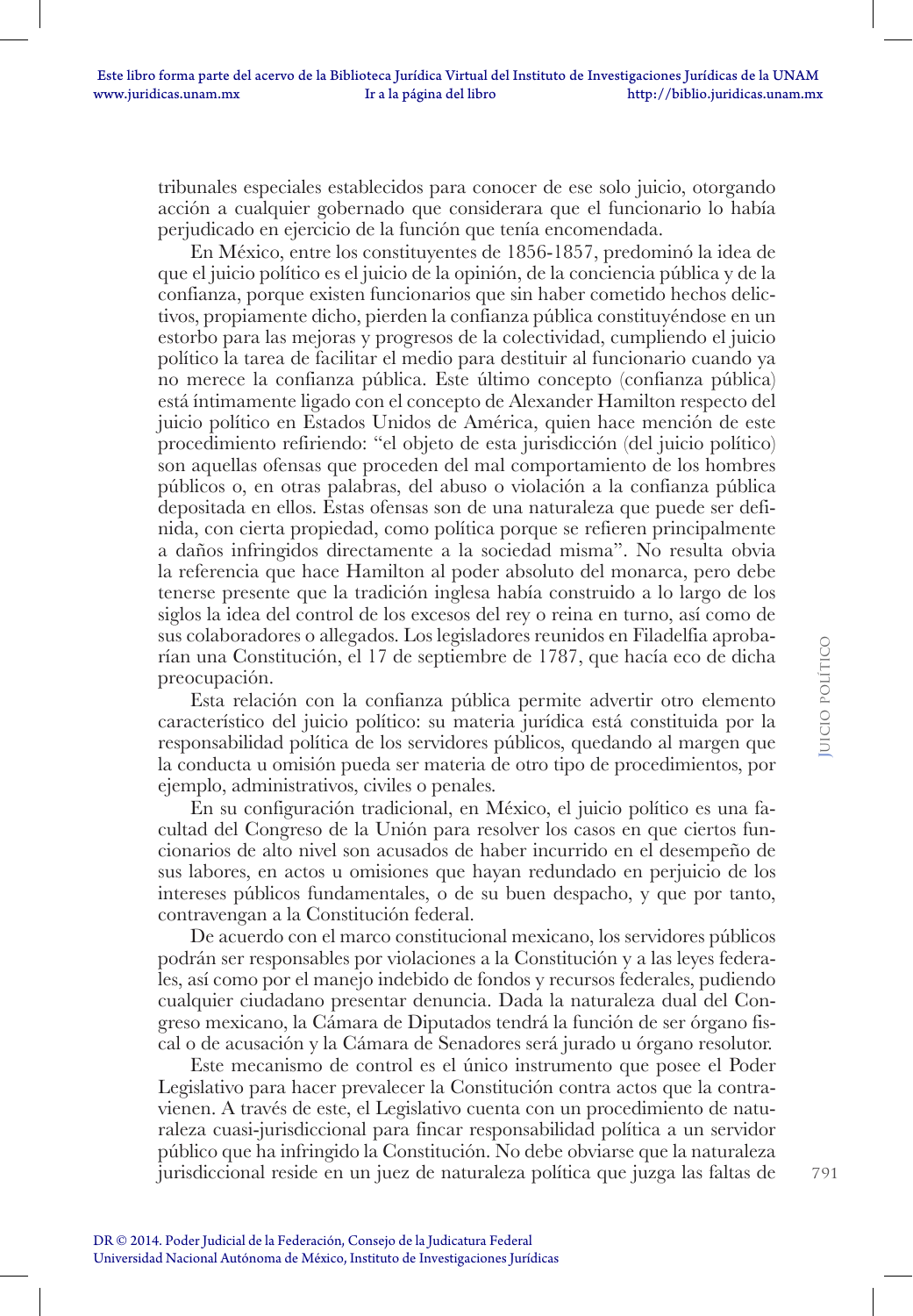tribunales especiales establecidos para conocer de ese solo juicio, otorgando acción a cualquier gobernado que considerara que el funcionario lo había perjudicado en ejercicio de la función que tenía encomendada.

En México, entre los constituyentes de 1856-1857, predominó la idea de que el juicio político es el juicio de la opinión, de la conciencia pública y de la confianza, porque existen funcionarios que sin haber cometido hechos delictivos, propiamente dicho, pierden la confianza pública constituyéndose en un estorbo para las mejoras y progresos de la colectividad, cumpliendo el juicio político la tarea de facilitar el medio para destituir al funcionario cuando ya no merece la confianza pública. Este último concepto (confianza pública) está íntimamente ligado con el concepto de Alexander Hamilton respecto del juicio político en Estados Unidos de América, quien hace mención de este procedimiento refiriendo: "el objeto de esta jurisdicción (del juicio político) son aquellas ofensas que proceden del mal comportamiento de los hombres públicos o, en otras palabras, del abuso o violación a la confianza pública depositada en ellos. Estas ofensas son de una naturaleza que puede ser definida, con cierta propiedad, como política porque se refieren principalmente a daños infringidos directamente a la sociedad misma". No resulta obvia la referencia que hace Hamilton al poder absoluto del monarca, pero debe tenerse presente que la tradición inglesa había construido a lo largo de los siglos la idea del control de los excesos del rey o reina en turno, así como de sus colaboradores o allegados. Los legisladores reunidos en Filadelfia aprobarían una Constitución, el 17 de septiembre de 1787, que hacía eco de dicha preocupación.

Esta relación con la confianza pública permite advertir otro elemento característico del juicio político: su materia jurídica está constituida por la responsabilidad política de los servidores públicos, quedando al margen que la conducta u omisión pueda ser materia de otro tipo de procedimientos, por ejemplo, administrativos, civiles o penales.

En su configuración tradicional, en México, el juicio político es una facultad del Congreso de la Unión para resolver los casos en que ciertos funcionarios de alto nivel son acusados de haber incurrido en el desempeño de sus labores, en actos u omisiones que hayan redundado en perjuicio de los intereses públicos fundamentales, o de su buen despacho, y que por tanto, contravengan a la Constitución federal.

De acuerdo con el marco constitucional mexicano, los servidores públicos podrán ser responsables por violaciones a la Constitución y a las leyes federales, así como por el manejo indebido de fondos y recursos federales, pudiendo cualquier ciudadano presentar denuncia. Dada la naturaleza dual del Congreso mexicano, la Cámara de Diputados tendrá la función de ser órgano fiscal o de acusación y la Cámara de Senadores será jurado u órgano resolutor.

Este mecanismo de control es el único instrumento que posee el Poder Legislativo para hacer prevalecer la Constitución contra actos que la contravienen. A través de este, el Legislativo cuenta con un procedimiento de naturaleza cuasi-jurisdiccional para fincar responsabilidad política a un servidor público que ha infringido la Constitución. No debe obviarse que la naturaleza jurisdiccional reside en un juez de naturaleza política que juzga las faltas de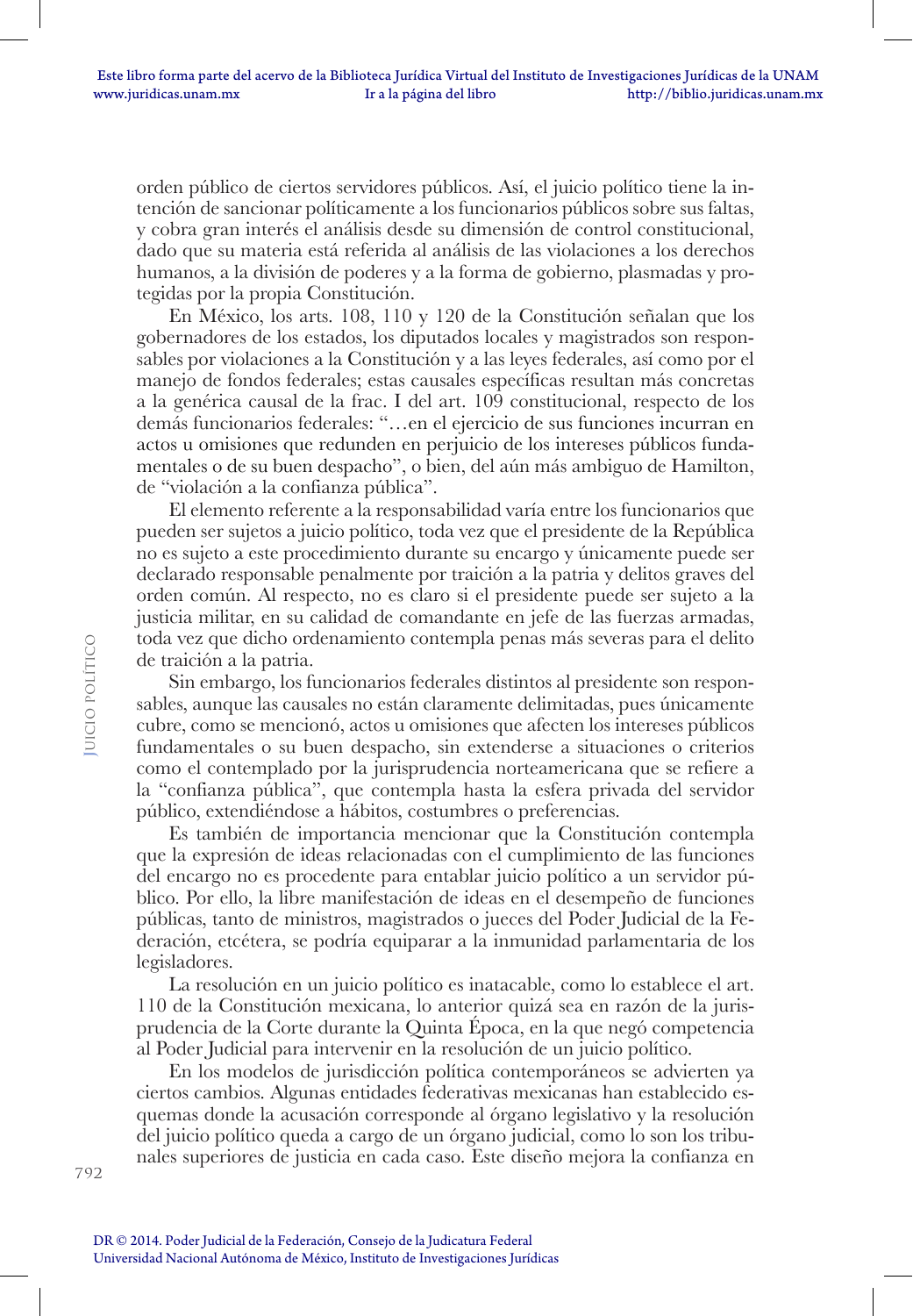orden público de ciertos servidores públicos. Así, el juicio político tiene la intención de sancionar políticamente a los funcionarios públicos sobre sus faltas, y cobra gran interés el análisis desde su dimensión de control constitucional, dado que su materia está referida al análisis de las violaciones a los derechos humanos, a la división de poderes y a la forma de gobierno, plasmadas y protegidas por la propia Constitución.

En México, los arts. 108, 110 y 120 de la Constitución señalan que los gobernadores de los estados, los diputados locales y magistrados son responsables por violaciones a la Constitución y a las leyes federales, así como por el manejo de fondos federales; estas causales específicas resultan más concretas a la genérica causal de la frac. I del art. 109 constitucional, respecto de los demás funcionarios federales: "…en el ejercicio de sus funciones incurran en actos u omisiones que redunden en perjuicio de los intereses públicos fundamentales o de su buen despacho", o bien, del aún más ambiguo de Hamilton, de "violación a la confianza pública".

El elemento referente a la responsabilidad varía entre los funcionarios que pueden ser sujetos a juicio político, toda vez que el presidente de la República no es sujeto a este procedimiento durante su encargo y únicamente puede ser declarado responsable penalmente por traición a la patria y delitos graves del orden común. Al respecto, no es claro si el presidente puede ser sujeto a la justicia militar, en su calidad de comandante en jefe de las fuerzas armadas, toda vez que dicho ordenamiento contempla penas más severas para el delito de traición a la patria.

Sin embargo, los funcionarios federales distintos al presidente son responsables, aunque las causales no están claramente delimitadas, pues únicamente cubre, como se mencionó, actos u omisiones que afecten los intereses públicos fundamentales o su buen despacho, sin extenderse a situaciones o criterios como el contemplado por la jurisprudencia norteamericana que se refiere a la "confianza pública", que contempla hasta la esfera privada del servidor público, extendiéndose a hábitos, costumbres o preferencias.

Es también de importancia mencionar que la Constitución contempla que la expresión de ideas relacionadas con el cumplimiento de las funciones del encargo no es procedente para entablar juicio político a un servidor público. Por ello, la libre manifestación de ideas en el desempeño de funciones públicas, tanto de ministros, magistrados o jueces del Poder Judicial de la Federación, etcétera, se podría equiparar a la inmunidad parlamentaria de los legisladores.

La resolución en un juicio político es inatacable, como lo establece el art. 110 de la Constitución mexicana, lo anterior quizá sea en razón de la jurisprudencia de la Corte durante la Quinta Época, en la que negó competencia al Poder Judicial para intervenir en la resolución de un juicio político.

En los modelos de jurisdicción política contemporáneos se advierten ya ciertos cambios. Algunas entidades federativas mexicanas han establecido esquemas donde la acusación corresponde al órgano legislativo y la resolución del juicio político queda a cargo de un órgano judicial, como lo son los tribunales superiores de justicia en cada caso. Este diseño mejora la confianza en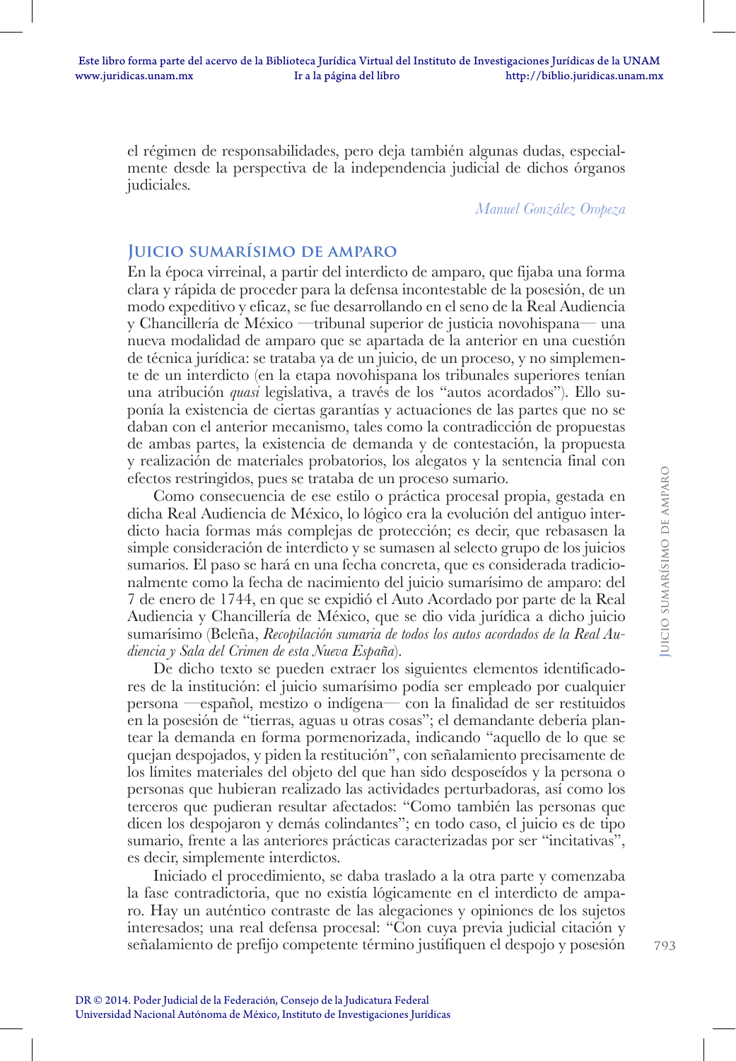el régimen de responsabilidades, pero deja también algunas dudas, especialmente desde la perspectiva de la independencia judicial de dichos órganos judiciales.

*Manuel González Oropeza*

## Juicio sumarísimo de amparo

En la época virreinal, a partir del interdicto de amparo, que fijaba una forma clara y rápida de proceder para la defensa incontestable de la posesión, de un modo expeditivo y eficaz, se fue desarrollando en el seno de la Real Audiencia y Chancillería de México —tribunal superior de justicia novohispana— una nueva modalidad de amparo que se apartada de la anterior en una cuestión de técnica jurídica: se trataba ya de un juicio, de un proceso, y no simplemente de un interdicto (en la etapa novohispana los tribunales superiores tenían una atribución *quasi* legislativa, a través de los "autos acordados"). Ello suponía la existencia de ciertas garantías y actuaciones de las partes que no se daban con el anterior mecanismo, tales como la contradicción de propuestas de ambas partes, la existencia de demanda y de contestación, la propuesta y realización de materiales probatorios, los alegatos y la sentencia final con efectos restringidos, pues se trataba de un proceso sumario.

Como consecuencia de ese estilo o práctica procesal propia, gestada en dicha Real Audiencia de México, lo lógico era la evolución del antiguo interdicto hacia formas más complejas de protección; es decir, que rebasasen la simple consideración de interdicto y se sumasen al selecto grupo de los juicios sumarios. El paso se hará en una fecha concreta, que es considerada tradicionalmente como la fecha de nacimiento del juicio sumarísimo de amparo: del 7 de enero de 1744, en que se expidió el Auto Acordado por parte de la Real Audiencia y Chancillería de México, que se dio vida jurídica a dicho juicio sumarísimo (Beleña, *Recopilación sumaria de todos los autos acordados de la Real Audiencia y Sala del Crimen de esta Nueva España*).

De dicho texto se pueden extraer los siguientes elementos identificadores de la institución: el juicio sumarísimo podía ser empleado por cualquier persona —español, mestizo o indígena— con la finalidad de ser restituidos en la posesión de "tierras, aguas u otras cosas"; el demandante debería plantear la demanda en forma pormenorizada, indicando "aquello de lo que se quejan despojados, y piden la restitución", con señalamiento precisamente de los límites materiales del objeto del que han sido desposeídos y la persona o personas que hubieran realizado las actividades perturbadoras, así como los terceros que pudieran resultar afectados: "Como también las personas que dicen los despojaron y demás colindantes"; en todo caso, el juicio es de tipo sumario, frente a las anteriores prácticas caracterizadas por ser "incitativas", es decir, simplemente interdictos.

Iniciado el procedimiento, se daba traslado a la otra parte y comenzaba la fase contradictoria, que no existía lógicamente en el interdicto de amparo. Hay un auténtico contraste de las alegaciones y opiniones de los sujetos interesados; una real defensa procesal: "Con cuya previa judicial citación y señalamiento de prefijo competente término justifiquen el despojo y posesión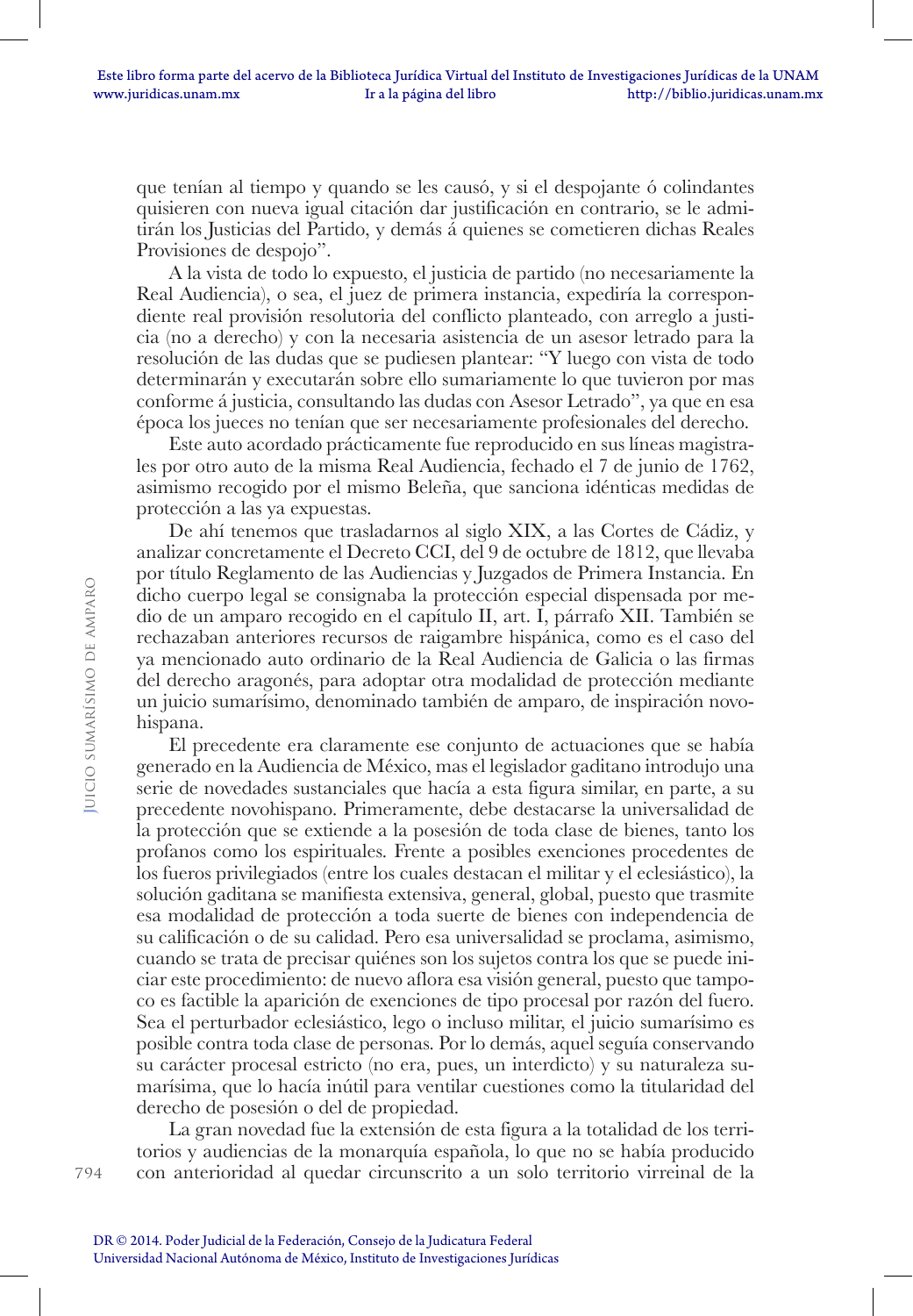que tenían al tiempo y quando se les causó, y si el despojante ó colindantes quisieren con nueva igual citación dar justificación en contrario, se le admitirán los Justicias del Partido, y demás á quienes se cometieren dichas Reales Provisiones de despojo".

A la vista de todo lo expuesto, el justicia de partido (no necesariamente la Real Audiencia), o sea, el juez de primera instancia, expediría la correspondiente real provisión resolutoria del conflicto planteado, con arreglo a justicia (no a derecho) y con la necesaria asistencia de un asesor letrado para la resolución de las dudas que se pudiesen plantear: "Y luego con vista de todo determinarán y executarán sobre ello sumariamente lo que tuvieron por mas conforme á justicia, consultando las dudas con Asesor Letrado", ya que en esa época los jueces no tenían que ser necesariamente profesionales del derecho.

Este auto acordado prácticamente fue reproducido en sus líneas magistrales por otro auto de la misma Real Audiencia, fechado el 7 de junio de 1762, asimismo recogido por el mismo Beleña, que sanciona idénticas medidas de protección a las ya expuestas.

De ahí tenemos que trasladarnos al siglo XIX, a las Cortes de Cádiz, y analizar concretamente el Decreto CCI, del 9 de octubre de 1812, que llevaba por título Reglamento de las Audiencias y Juzgados de Primera Instancia. En dicho cuerpo legal se consignaba la protección especial dispensada por medio de un amparo recogido en el capítulo II, art. I, párrafo XII. También se rechazaban anteriores recursos de raigambre hispánica, como es el caso del ya mencionado auto ordinario de la Real Audiencia de Galicia o las firmas del derecho aragonés, para adoptar otra modalidad de protección mediante un juicio sumarísimo, denominado también de amparo, de inspiración novohispana.

El precedente era claramente ese conjunto de actuaciones que se había generado en la Audiencia de México, mas el legislador gaditano introdujo una serie de novedades sustanciales que hacía a esta figura similar, en parte, a su precedente novohispano. Primeramente, debe destacarse la universalidad de la protección que se extiende a la posesión de toda clase de bienes, tanto los profanos como los espirituales. Frente a posibles exenciones procedentes de los fueros privilegiados (entre los cuales destacan el militar y el eclesiástico), la solución gaditana se manifiesta extensiva, general, global, puesto que trasmite esa modalidad de protección a toda suerte de bienes con independencia de su calificación o de su calidad. Pero esa universalidad se proclama, asimismo, cuando se trata de precisar quiénes son los sujetos contra los que se puede iniciar este procedimiento: de nuevo aflora esa visión general, puesto que tampoco es factible la aparición de exenciones de tipo procesal por razón del fuero. Sea el perturbador eclesiástico, lego o incluso militar, el juicio sumarísimo es posible contra toda clase de personas. Por lo demás, aquel seguía conservando su carácter procesal estricto (no era, pues, un interdicto) y su naturaleza sumarísima, que lo hacía inútil para ventilar cuestiones como la titularidad del derecho de posesión o del de propiedad.

La gran novedad fue la extensión de esta figura a la totalidad de los territorios y audiencias de la monarquía española, lo que no se había producido con anterioridad al quedar circunscrito a un solo territorio virreinal de la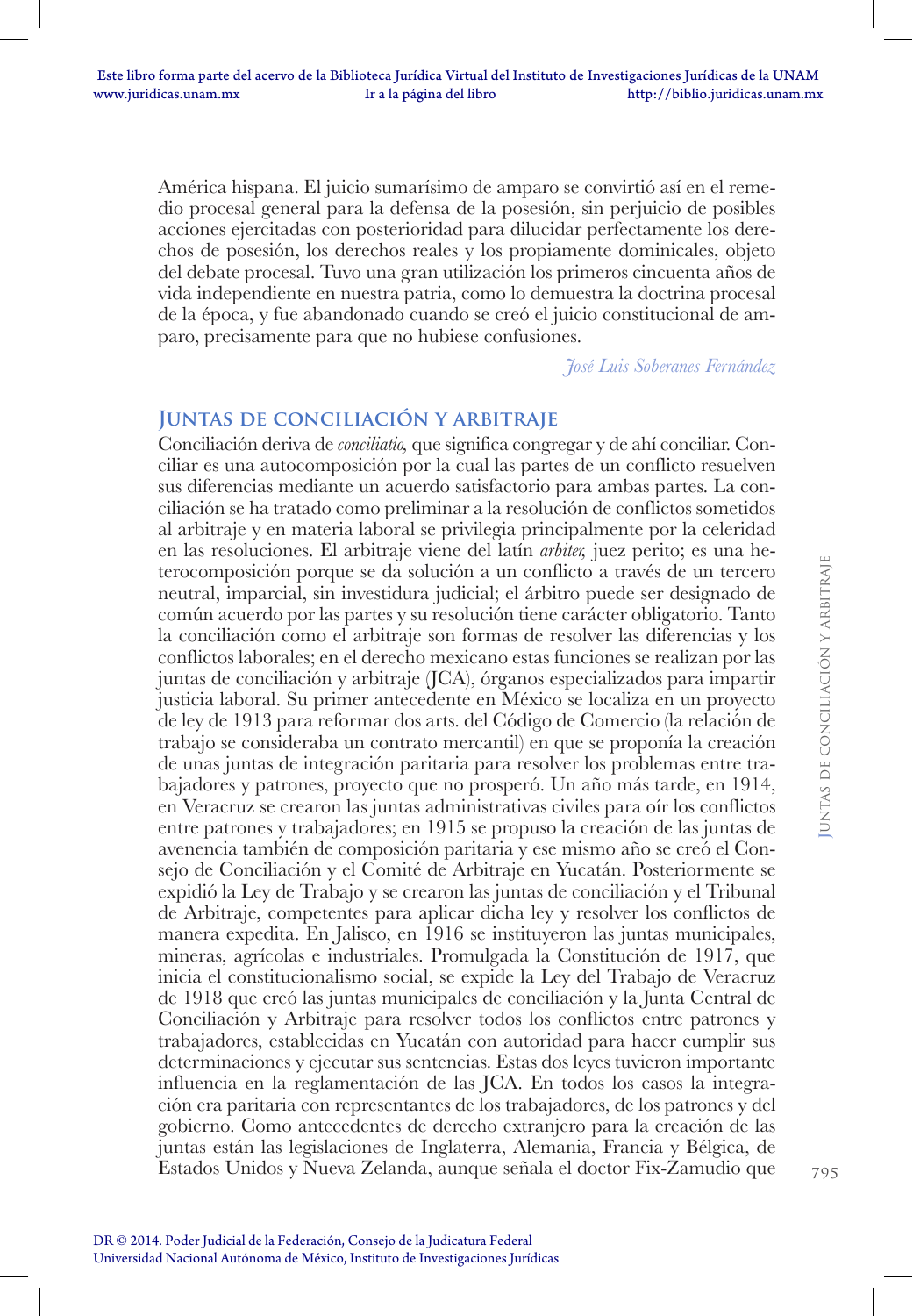América hispana. El juicio sumarísimo de amparo se convirtió así en el remedio procesal general para la defensa de la posesión, sin perjuicio de posibles acciones ejercitadas con posterioridad para dilucidar perfectamente los derechos de posesión, los derechos reales y los propiamente dominicales, objeto del debate procesal. Tuvo una gran utilización los primeros cincuenta años de vida independiente en nuestra patria, como lo demuestra la doctrina procesal de la época, y fue abandonado cuando se creó el juicio constitucional de amparo, precisamente para que no hubiese confusiones.

*José Luis Soberanes Fernández*

## Juntas de conciliación y arbitraje

Conciliación deriva de *conciliatio,* que significa congregar y de ahí conciliar. Conciliar es una autocomposición por la cual las partes de un conflicto resuelven sus diferencias mediante un acuerdo satisfactorio para ambas partes. La conciliación se ha tratado como preliminar a la resolución de conflictos sometidos al arbitraje y en materia laboral se privilegia principalmente por la celeridad en las resoluciones. El arbitraje viene del latín *arbiter,* juez perito; es una heterocomposición porque se da solución a un conflicto a través de un tercero neutral, imparcial, sin investidura judicial; el árbitro puede ser designado de común acuerdo por las partes y su resolución tiene carácter obligatorio. Tanto la conciliación como el arbitraje son formas de resolver las diferencias y los conflictos laborales; en el derecho mexicano estas funciones se realizan por las juntas de conciliación y arbitraje (JCA), órganos especializados para impartir justicia laboral. Su primer antecedente en México se localiza en un proyecto de ley de 1913 para reformar dos arts. del Código de Comercio (la relación de trabajo se consideraba un contrato mercantil) en que se proponía la creación de unas juntas de integración paritaria para resolver los problemas entre trabajadores y patrones, proyecto que no prosperó. Un año más tarde, en 1914, en Veracruz se crearon las juntas administrativas civiles para oír los conflictos entre patrones y trabajadores; en 1915 se propuso la creación de las juntas de avenencia también de composición paritaria y ese mismo año se creó el Consejo de Conciliación y el Comité de Arbitraje en Yucatán. Posteriormente se expidió la Ley de Trabajo y se crearon las juntas de conciliación y el Tribunal de Arbitraje, competentes para aplicar dicha ley y resolver los conflictos de manera expedita. En Jalisco, en 1916 se instituyeron las juntas municipales, mineras, agrícolas e industriales. Promulgada la Constitución de 1917, que inicia el constitucionalismo social, se expide la Ley del Trabajo de Veracruz de 1918 que creó las juntas municipales de conciliación y la Junta Central de Conciliación y Arbitraje para resolver todos los conflictos entre patrones y trabajadores, establecidas en Yucatán con autoridad para hacer cumplir sus determinaciones y ejecutar sus sentencias. Estas dos leyes tuvieron importante influencia en la reglamentación de las JCA. En todos los casos la integración era paritaria con representantes de los trabajadores, de los patrones y del gobierno. Como antecedentes de derecho extranjero para la creación de las juntas están las legislaciones de Inglaterra, Alemania, Francia y Bélgica, de Estados Unidos y Nueva Zelanda, aunque señala el doctor Fix-Zamudio que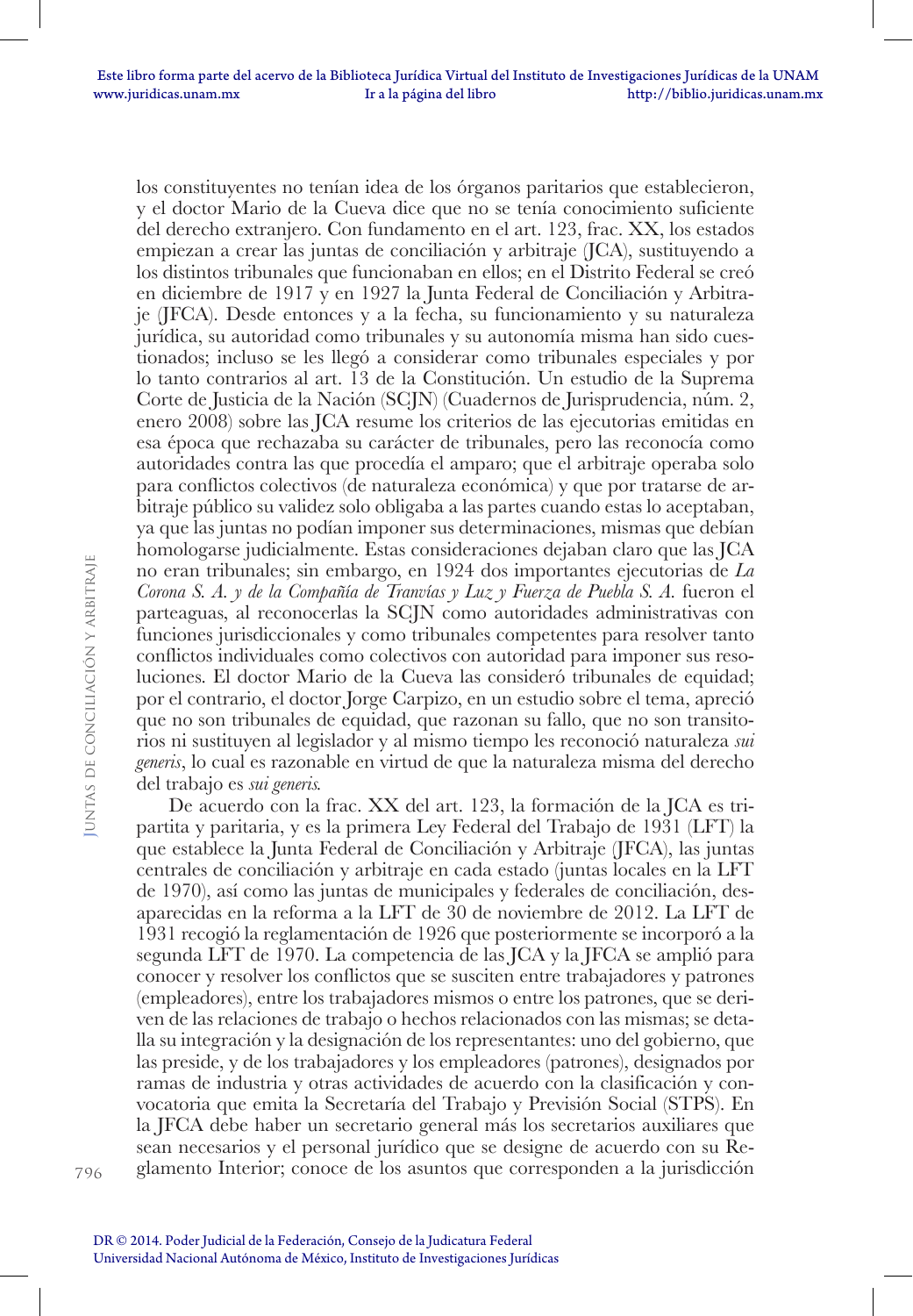los constituyentes no tenían idea de los órganos paritarios que establecieron, y el doctor Mario de la Cueva dice que no se tenía conocimiento suficiente del derecho extranjero. Con fundamento en el art. 123, frac. XX, los estados empiezan a crear las juntas de conciliación y arbitraje (JCA), sustituyendo a los distintos tribunales que funcionaban en ellos; en el Distrito Federal se creó en diciembre de 1917 y en 1927 la Junta Federal de Conciliación y Arbitraje (JFCA). Desde entonces y a la fecha, su funcionamiento y su naturaleza jurídica, su autoridad como tribunales y su autonomía misma han sido cuestionados; incluso se les llegó a considerar como tribunales especiales y por lo tanto contrarios al art. 13 de la Constitución. Un estudio de la Suprema Corte de Justicia de la Nación (SCJN) (Cuadernos de Jurisprudencia, núm. 2, enero 2008) sobre las JCA resume los criterios de las ejecutorias emitidas en esa época que rechazaba su carácter de tribunales, pero las reconocía como autoridades contra las que procedía el amparo; que el arbitraje operaba solo para conflictos colectivos (de naturaleza económica) y que por tratarse de arbitraje público su validez solo obligaba a las partes cuando estas lo aceptaban, ya que las juntas no podían imponer sus determinaciones, mismas que debían homologarse judicialmente. Estas consideraciones dejaban claro que las JCA no eran tribunales; sin embargo, en 1924 dos importantes ejecutorias de *La Corona S. A. y de la Compañía de Tranvías y Luz y Fuerza de Puebla S. A.* fueron el parteaguas, al reconocerlas la SCJN como autoridades administrativas con funciones jurisdiccionales y como tribunales competentes para resolver tanto conflictos individuales como colectivos con autoridad para imponer sus resoluciones. El doctor Mario de la Cueva las consideró tribunales de equidad; por el contrario, el doctor Jorge Carpizo, en un estudio sobre el tema, apreció que no son tribunales de equidad, que razonan su fallo, que no son transitorios ni sustituyen al legislador y al mismo tiempo les reconoció naturaleza *sui generis*, lo cual es razonable en virtud de que la naturaleza misma del derecho del trabajo es *sui generis*.

De acuerdo con la frac. XX del art. 123, la formación de la JCA es tripartita y paritaria, y es la primera Ley Federal del Trabajo de 1931 (LFT) la que establece la Junta Federal de Conciliación y Arbitraje (JFCA), las juntas centrales de conciliación y arbitraje en cada estado (juntas locales en la LFT de 1970), así como las juntas de municipales y federales de conciliación, desaparecidas en la reforma a la LFT de 30 de noviembre de 2012. La LFT de 1931 recogió la reglamentación de 1926 que posteriormente se incorporó a la segunda LFT de 1970. La competencia de las JCA y la JFCA se amplió para conocer y resolver los conflictos que se susciten entre trabajadores y patrones (empleadores), entre los trabajadores mismos o entre los patrones, que se deriven de las relaciones de trabajo o hechos relacionados con las mismas; se detalla su integración y la designación de los representantes: uno del gobierno, que las preside, y de los trabajadores y los empleadores (patrones), designados por ramas de industria y otras actividades de acuerdo con la clasificación y convocatoria que emita la Secretaría del Trabajo y Previsión Social (STPS). En la JFCA debe haber un secretario general más los secretarios auxiliares que sean necesarios y el personal jurídico que se designe de acuerdo con su Reglamento Interior; conoce de los asuntos que corresponden a la jurisdicción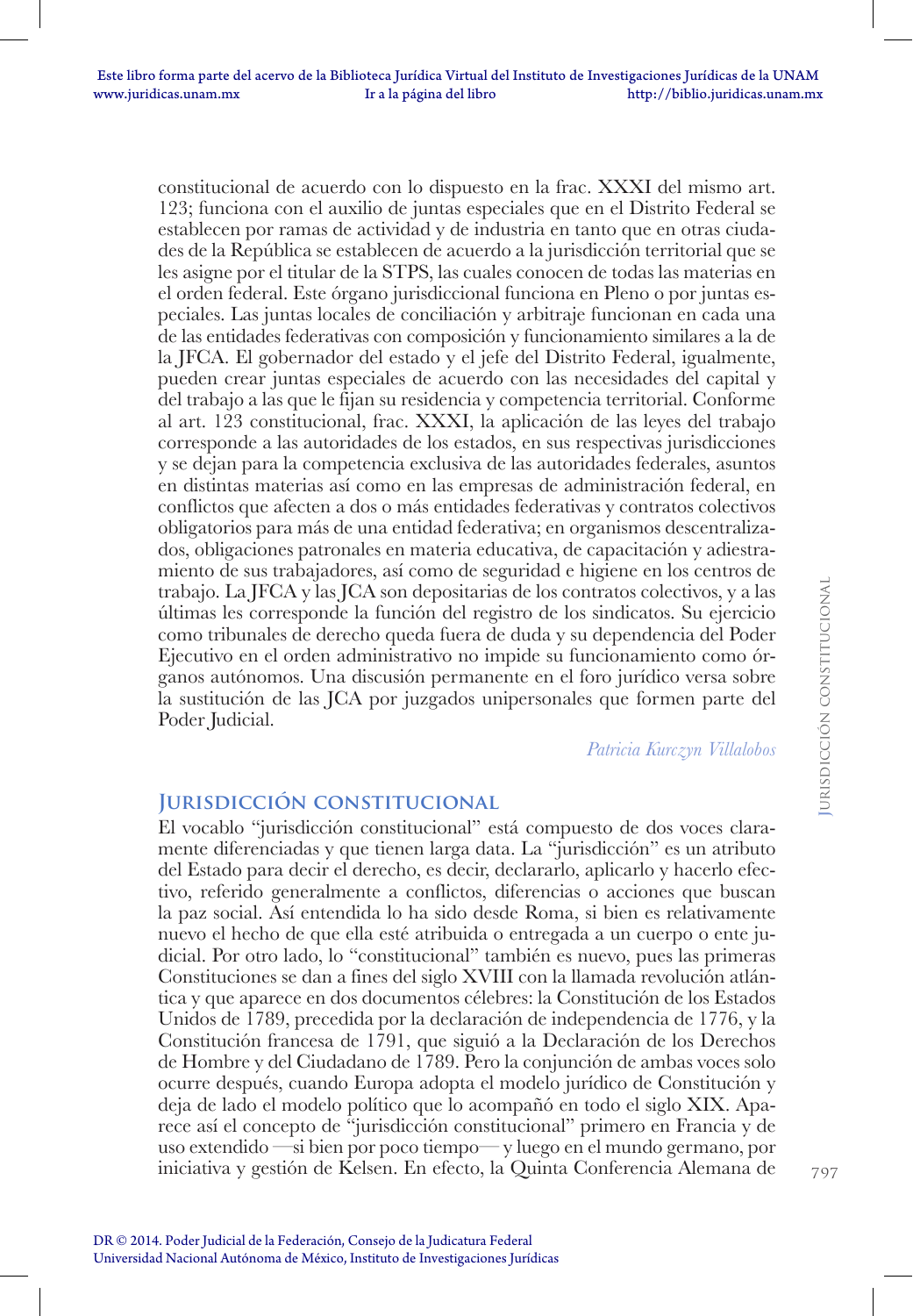constitucional de acuerdo con lo dispuesto en la frac. XXXI del mismo art. 123; funciona con el auxilio de juntas especiales que en el Distrito Federal se establecen por ramas de actividad y de industria en tanto que en otras ciudades de la República se establecen de acuerdo a la jurisdicción territorial que se les asigne por el titular de la STPS, las cuales conocen de todas las materias en el orden federal. Este órgano jurisdiccional funciona en Pleno o por juntas especiales. Las juntas locales de conciliación y arbitraje funcionan en cada una de las entidades federativas con composición y funcionamiento similares a la de la JFCA. El gobernador del estado y el jefe del Distrito Federal, igualmente, pueden crear juntas especiales de acuerdo con las necesidades del capital y del trabajo a las que le fijan su residencia y competencia territorial. Conforme al art. 123 constitucional, frac. XXXI, la aplicación de las leyes del trabajo corresponde a las autoridades de los estados, en sus respectivas jurisdicciones y se dejan para la competencia exclusiva de las autoridades federales, asuntos en distintas materias así como en las empresas de administración federal, en conflictos que afecten a dos o más entidades federativas y contratos colectivos obligatorios para más de una entidad federativa; en organismos descentralizados, obligaciones patronales en materia educativa, de capacitación y adiestramiento de sus trabajadores, así como de seguridad e higiene en los centros de trabajo. La JFCA y las JCA son depositarias de los contratos colectivos, y a las últimas les corresponde la función del registro de los sindicatos. Su ejercicio como tribunales de derecho queda fuera de duda y su dependencia del Poder Ejecutivo en el orden administrativo no impide su funcionamiento como órganos autónomos. Una discusión permanente en el foro jurídico versa sobre la sustitución de las JCA por juzgados unipersonales que formen parte del Poder Judicial.

*Patricia Kurczyn Villalobos*

## Jurisdicción constitucional

El vocablo "jurisdicción constitucional" está compuesto de dos voces claramente diferenciadas y que tienen larga data. La "jurisdicción" es un atributo del Estado para decir el derecho, es decir, declararlo, aplicarlo y hacerlo efectivo, referido generalmente a conflictos, diferencias o acciones que buscan la paz social. Así entendida lo ha sido desde Roma, si bien es relativamente nuevo el hecho de que ella esté atribuida o entregada a un cuerpo o ente judicial. Por otro lado, lo "constitucional" también es nuevo, pues las primeras Constituciones se dan a fines del siglo XVIII con la llamada revolución atlántica y que aparece en dos documentos célebres: la Constitución de los Estados Unidos de 1789, precedida por la declaración de independencia de 1776, y la Constitución francesa de 1791, que siguió a la Declaración de los Derechos de Hombre y del Ciudadano de 1789. Pero la conjunción de ambas voces solo ocurre después, cuando Europa adopta el modelo jurídico de Constitución y deja de lado el modelo político que lo acompañó en todo el siglo XIX. Aparece así el concepto de "jurisdicción constitucional" primero en Francia y de uso extendido —si bien por poco tiempo— y luego en el mundo germano, por iniciativa y gestión de Kelsen. En efecto, la Quinta Conferencia Alemana de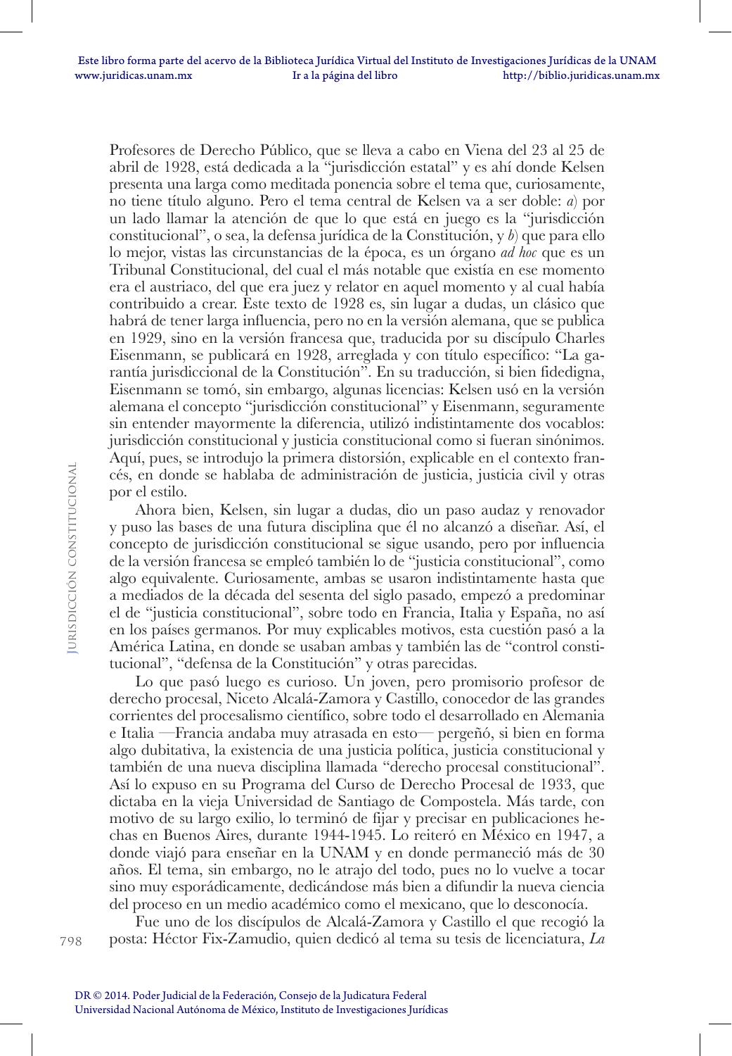Profesores de Derecho Público, que se lleva a cabo en Viena del 23 al 25 de abril de 1928, está dedicada a la "jurisdicción estatal" y es ahí donde Kelsen presenta una larga como meditada ponencia sobre el tema que, curiosamente, no tiene título alguno. Pero el tema central de Kelsen va a ser doble: *a*) por un lado llamar la atención de que lo que está en juego es la "jurisdicción constitucional", o sea, la defensa jurídica de la Constitución, y *b*) que para ello lo mejor, vistas las circunstancias de la época, es un órgano *ad hoc* que es un Tribunal Constitucional, del cual el más notable que existía en ese momento era el austriaco, del que era juez y relator en aquel momento y al cual había contribuido a crear. Este texto de 1928 es, sin lugar a dudas, un clásico que habrá de tener larga influencia, pero no en la versión alemana, que se publica en 1929, sino en la versión francesa que, traducida por su discípulo Charles Eisenmann, se publicará en 1928, arreglada y con título específico: "La garantía jurisdiccional de la Constitución". En su traducción, si bien fidedigna, Eisenmann se tomó, sin embargo, algunas licencias: Kelsen usó en la versión alemana el concepto "jurisdicción constitucional" y Eisenmann, seguramente sin entender mayormente la diferencia, utilizó indistintamente dos vocablos: jurisdicción constitucional y justicia constitucional como si fueran sinónimos. Aquí, pues, se introdujo la primera distorsión, explicable en el contexto francés, en donde se hablaba de administración de justicia, justicia civil y otras por el estilo.

Ahora bien, Kelsen, sin lugar a dudas, dio un paso audaz y renovador y puso las bases de una futura disciplina que él no alcanzó a diseñar. Así, el concepto de jurisdicción constitucional se sigue usando, pero por influencia de la versión francesa se empleó también lo de "justicia constitucional", como algo equivalente. Curiosamente, ambas se usaron indistintamente hasta que a mediados de la década del sesenta del siglo pasado, empezó a predominar el de "justicia constitucional", sobre todo en Francia, Italia y España, no así en los países germanos. Por muy explicables motivos, esta cuestión pasó a la América Latina, en donde se usaban ambas y también las de "control constitucional", "defensa de la Constitución" y otras parecidas.

Lo que pasó luego es curioso. Un joven, pero promisorio profesor de derecho procesal, Niceto Alcalá-Zamora y Castillo, conocedor de las grandes corrientes del procesalismo científico, sobre todo el desarrollado en Alemania e Italia —Francia andaba muy atrasada en esto— pergeñó, si bien en forma algo dubitativa, la existencia de una justicia política, justicia constitucional y también de una nueva disciplina llamada "derecho procesal constitucional". Así lo expuso en su Programa del Curso de Derecho Procesal de 1933, que dictaba en la vieja Universidad de Santiago de Compostela. Más tarde, con motivo de su largo exilio, lo terminó de fijar y precisar en publicaciones hechas en Buenos Aires, durante 1944-1945. Lo reiteró en México en 1947, a donde viajó para enseñar en la UNAM y en donde permaneció más de 30 años. El tema, sin embargo, no le atrajo del todo, pues no lo vuelve a tocar sino muy esporádicamente, dedicándose más bien a difundir la nueva ciencia del proceso en un medio académico como el mexicano, que lo desconocía.

Fue uno de los discípulos de Alcalá-Zamora y Castillo el que recogió la posta: Héctor Fix-Zamudio, quien dedicó al tema su tesis de licenciatura, *La*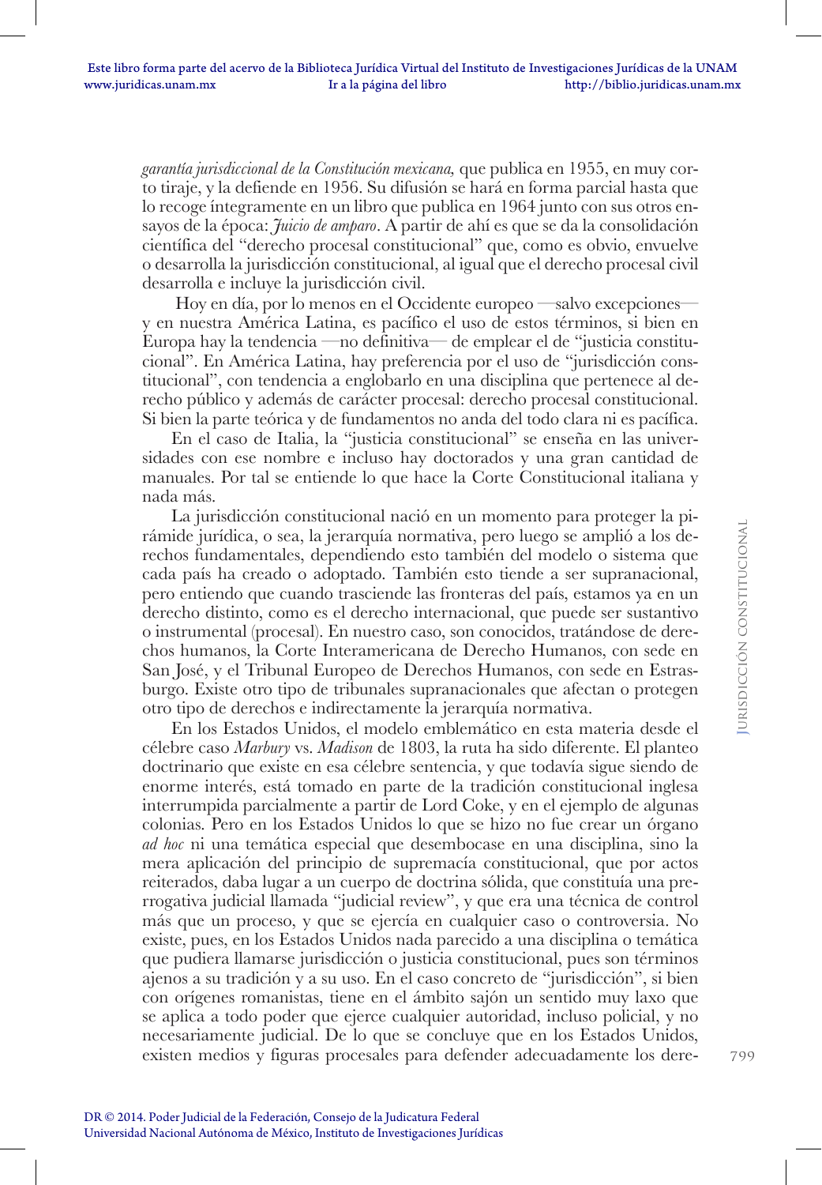*garantía jurisdiccional de la Constitución mexicana,* que publica en 1955, en muy corto tiraje, y la defiende en 1956. Su difusión se hará en forma parcial hasta que lo recoge íntegramente en un libro que publica en 1964 junto con sus otros ensayos de la época: *Juicio de amparo*. A partir de ahí es que se da la consolidación científica del "derecho procesal constitucional" que, como es obvio, envuelve o desarrolla la jurisdicción constitucional, al igual que el derecho procesal civil desarrolla e incluye la jurisdicción civil.

Hoy en día, por lo menos en el Occidente europeo —salvo excepciones— y en nuestra América Latina, es pacífico el uso de estos términos, si bien en Europa hay la tendencia —no definitiva— de emplear el de "justicia constitucional". En América Latina, hay preferencia por el uso de "jurisdicción constitucional", con tendencia a englobarlo en una disciplina que pertenece al derecho público y además de carácter procesal: derecho procesal constitucional. Si bien la parte teórica y de fundamentos no anda del todo clara ni es pacífica.

En el caso de Italia, la "justicia constitucional" se enseña en las universidades con ese nombre e incluso hay doctorados y una gran cantidad de manuales. Por tal se entiende lo que hace la Corte Constitucional italiana y nada más.

La jurisdicción constitucional nació en un momento para proteger la pirámide jurídica, o sea, la jerarquía normativa, pero luego se amplió a los derechos fundamentales, dependiendo esto también del modelo o sistema que cada país ha creado o adoptado. También esto tiende a ser supranacional, pero entiendo que cuando trasciende las fronteras del país, estamos ya en un derecho distinto, como es el derecho internacional, que puede ser sustantivo o instrumental (procesal). En nuestro caso, son conocidos, tratándose de derechos humanos, la Corte Interamericana de Derecho Humanos, con sede en San José, y el Tribunal Europeo de Derechos Humanos, con sede en Estrasburgo. Existe otro tipo de tribunales supranacionales que afectan o protegen otro tipo de derechos e indirectamente la jerarquía normativa.

En los Estados Unidos, el modelo emblemático en esta materia desde el célebre caso *Marbury* vs. *Madison* de 1803, la ruta ha sido diferente. El planteo doctrinario que existe en esa célebre sentencia, y que todavía sigue siendo de enorme interés, está tomado en parte de la tradición constitucional inglesa interrumpida parcialmente a partir de Lord Coke, y en el ejemplo de algunas colonias. Pero en los Estados Unidos lo que se hizo no fue crear un órgano *ad hoc* ni una temática especial que desembocase en una disciplina, sino la mera aplicación del principio de supremacía constitucional, que por actos reiterados, daba lugar a un cuerpo de doctrina sólida, que constituía una prerrogativa judicial llamada "judicial review", y que era una técnica de control más que un proceso, y que se ejercía en cualquier caso o controversia. No existe, pues, en los Estados Unidos nada parecido a una disciplina o temática que pudiera llamarse jurisdicción o justicia constitucional, pues son términos ajenos a su tradición y a su uso. En el caso concreto de "jurisdicción", si bien con orígenes romanistas, tiene en el ámbito sajón un sentido muy laxo que se aplica a todo poder que ejerce cualquier autoridad, incluso policial, y no necesariamente judicial. De lo que se concluye que en los Estados Unidos, existen medios y figuras procesales para defender adecuadamente los dere-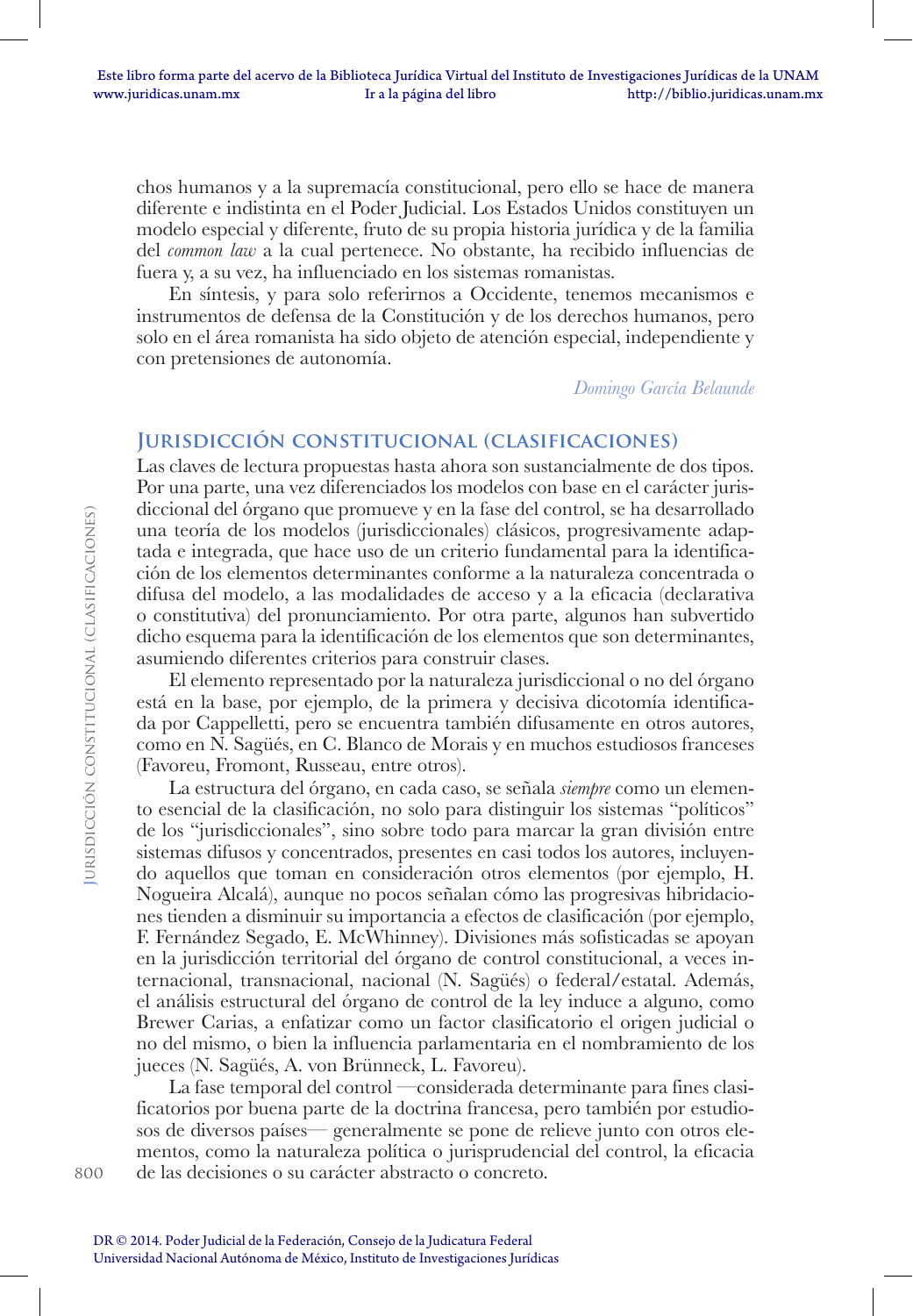chos humanos y a la supremacía constitucional, pero ello se hace de manera diferente e indistinta en el Poder Judicial. Los Estados Unidos constituyen un modelo especial y diferente, fruto de su propia historia jurídica y de la familia del *common law* a la cual pertenece. No obstante, ha recibido influencias de fuera y, a su vez, ha influenciado en los sistemas romanistas.

En síntesis, y para solo referirnos a Occidente, tenemos mecanismos e instrumentos de defensa de la Constitución y de los derechos humanos, pero solo en el área romanista ha sido objeto de atención especial, independiente y con pretensiones de autonomía.

*Domingo García Belaunde*

## Jurisdicción constitucional (clasificaciones)

Las claves de lectura propuestas hasta ahora son sustancialmente de dos tipos. Por una parte, una vez diferenciados los modelos con base en el carácter jurisdiccional del órgano que promueve y en la fase del control, se ha desarrollado una teoría de los modelos (jurisdiccionales) clásicos, progresivamente adaptada e integrada, que hace uso de un criterio fundamental para la identificación de los elementos determinantes conforme a la naturaleza concentrada o difusa del modelo, a las modalidades de acceso y a la eficacia (declarativa o constitutiva) del pronunciamiento. Por otra parte, algunos han subvertido dicho esquema para la identificación de los elementos que son determinantes, asumiendo diferentes criterios para construir clases.

El elemento representado por la naturaleza jurisdiccional o no del órgano está en la base, por ejemplo, de la primera y decisiva dicotomía identificada por Cappelletti, pero se encuentra también difusamente en otros autores, como en N. Sagüés, en C. Blanco de Morais y en muchos estudiosos franceses (Favoreu, Fromont, Russeau, entre otros).

La estructura del órgano, en cada caso, se señala *siempre* como un elemento esencial de la clasificación, no solo para distinguir los sistemas "políticos" de los "jurisdiccionales", sino sobre todo para marcar la gran división entre sistemas difusos y concentrados, presentes en casi todos los autores, incluyendo aquellos que toman en consideración otros elementos (por ejemplo, H. Nogueira Alcalá), aunque no pocos señalan cómo las progresivas hibridaciones tienden a disminuir su importancia a efectos de clasificación (por ejemplo, F. Fernández Segado, E. McWhinney). Divisiones más sofisticadas se apoyan en la jurisdicción territorial del órgano de control constitucional, a veces internacional, transnacional, nacional (N. Sagüés) o federal/estatal. Además, el análisis estructural del órgano de control de la ley induce a alguno, como Brewer Carias, a enfatizar como un factor clasificatorio el origen judicial o no del mismo, o bien la influencia parlamentaria en el nombramiento de los jueces (N. Sagüés, A. von Brünneck, L. Favoreu).

La fase temporal del control —considerada determinante para fines clasificatorios por buena parte de la doctrina francesa, pero también por estudiosos de diversos países— generalmente se pone de relieve junto con otros elementos, como la naturaleza política o jurisprudencial del control, la eficacia de las decisiones o su carácter abstracto o concreto.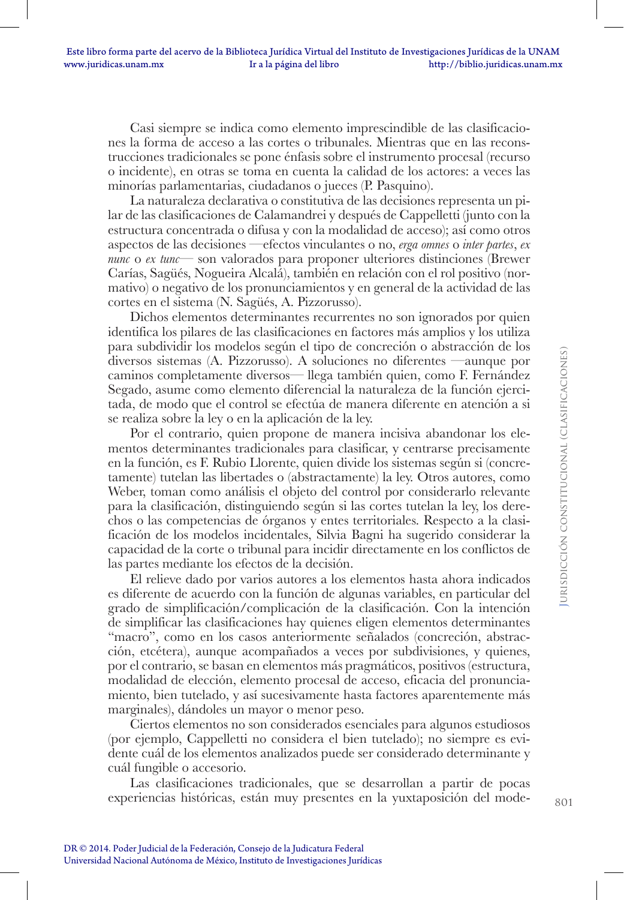Casi siempre se indica como elemento imprescindible de las clasificaciones la forma de acceso a las cortes o tribunales. Mientras que en las reconstrucciones tradicionales se pone énfasis sobre el instrumento procesal (recurso o incidente), en otras se toma en cuenta la calidad de los actores: a veces las minorías parlamentarias, ciudadanos o jueces (P. Pasquino).

La naturaleza declarativa o constitutiva de las decisiones representa un pilar de las clasificaciones de Calamandrei y después de Cappelletti (junto con la estructura concentrada o difusa y con la modalidad de acceso); así como otros aspectos de las decisiones —efectos vinculantes o no, *erga omnes* o *inter partes*, *ex nunc* o *ex tunc*— son valorados para proponer ulteriores distinciones (Brewer Carías, Sagüés, Nogueira Alcalá), también en relación con el rol positivo (normativo) o negativo de los pronunciamientos y en general de la actividad de las cortes en el sistema (N. Sagüés, A. Pizzorusso).

Dichos elementos determinantes recurrentes no son ignorados por quien identifica los pilares de las clasificaciones en factores más amplios y los utiliza para subdividir los modelos según el tipo de concreción o abstracción de los diversos sistemas (A. Pizzorusso). A soluciones no diferentes —aunque por caminos completamente diversos— llega también quien, como F. Fernández Segado, asume como elemento diferencial la naturaleza de la función ejercitada, de modo que el control se efectúa de manera diferente en atención a si se realiza sobre la ley o en la aplicación de la ley.

Por el contrario, quien propone de manera incisiva abandonar los elementos determinantes tradicionales para clasificar, y centrarse precisamente en la función, es F. Rubio Llorente, quien divide los sistemas según si (concretamente) tutelan las libertades o (abstractamente) la ley. Otros autores, como Weber, toman como análisis el objeto del control por considerarlo relevante para la clasificación, distinguiendo según si las cortes tutelan la ley, los derechos o las competencias de órganos y entes territoriales. Respecto a la clasificación de los modelos incidentales, Silvia Bagni ha sugerido considerar la capacidad de la corte o tribunal para incidir directamente en los conflictos de las partes mediante los efectos de la decisión.

El relieve dado por varios autores a los elementos hasta ahora indicados es diferente de acuerdo con la función de algunas variables, en particular del grado de simplificación/complicación de la clasificación. Con la intención de simplificar las clasificaciones hay quienes eligen elementos determinantes "macro", como en los casos anteriormente señalados (concreción, abstracción, etcétera), aunque acompañados a veces por subdivisiones, y quienes, por el contrario, se basan en elementos más pragmáticos, positivos (estructura, modalidad de elección, elemento procesal de acceso, eficacia del pronunciamiento, bien tutelado, y así sucesivamente hasta factores aparentemente más marginales), dándoles un mayor o menor peso.

Ciertos elementos no son considerados esenciales para algunos estudiosos (por ejemplo, Cappelletti no considera el bien tutelado); no siempre es evidente cuál de los elementos analizados puede ser considerado determinante y cuál fungible o accesorio.

Las clasificaciones tradicionales, que se desarrollan a partir de pocas experiencias históricas, están muy presentes en la yuxtaposición del mode-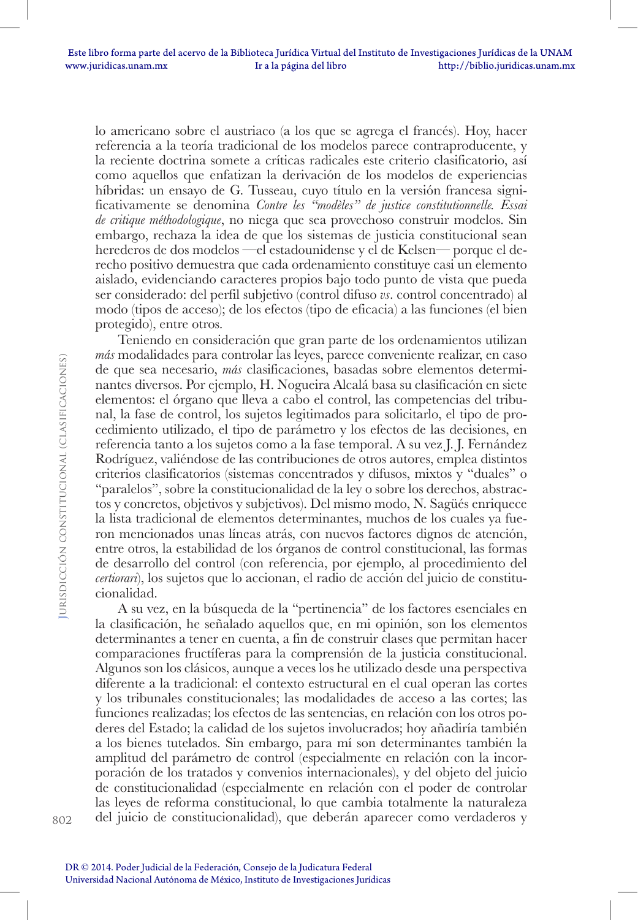lo americano sobre el austriaco (a los que se agrega el francés). Hoy, hacer referencia a la teoría tradicional de los modelos parece contraproducente, y la reciente doctrina somete a críticas radicales este criterio clasificatorio, así como aquellos que enfatizan la derivación de los modelos de experiencias híbridas: un ensayo de G. Tusseau, cuyo título en la versión francesa significativamente se denomina *Contre les "modèles" de justice constitutionnelle. Essai de critique méthodologique*, no niega que sea provechoso construir modelos. Sin embargo, rechaza la idea de que los sistemas de justicia constitucional sean herederos de dos modelos —el estadounidense y el de Kelsen— porque el derecho positivo demuestra que cada ordenamiento constituye casi un elemento aislado, evidenciando caracteres propios bajo todo punto de vista que pueda ser considerado: del perfil subjetivo (control difuso *vs*. control concentrado) al modo (tipos de acceso); de los efectos (tipo de eficacia) a las funciones (el bien protegido), entre otros.

Teniendo en consideración que gran parte de los ordenamientos utilizan *más* modalidades para controlar las leyes, parece conveniente realizar, en caso de que sea necesario, *más* clasificaciones, basadas sobre elementos determinantes diversos. Por ejemplo, H. Nogueira Alcalá basa su clasificación en siete elementos: el órgano que lleva a cabo el control, las competencias del tribunal, la fase de control, los sujetos legitimados para solicitarlo, el tipo de procedimiento utilizado, el tipo de parámetro y los efectos de las decisiones, en referencia tanto a los sujetos como a la fase temporal. A su vez J. J. Fernández Rodríguez, valiéndose de las contribuciones de otros autores, emplea distintos criterios clasificatorios (sistemas concentrados y difusos, mixtos y "duales" o "paralelos", sobre la constitucionalidad de la ley o sobre los derechos, abstractos y concretos, objetivos y subjetivos). Del mismo modo, N. Sagüés enriquece la lista tradicional de elementos determinantes, muchos de los cuales ya fueron mencionados unas líneas atrás, con nuevos factores dignos de atención, entre otros, la estabilidad de los órganos de control constitucional, las formas de desarrollo del control (con referencia, por ejemplo, al procedimiento del *certiorari*), los sujetos que lo accionan, el radio de acción del juicio de constitucionalidad.

A su vez, en la búsqueda de la "pertinencia" de los factores esenciales en la clasificación, he señalado aquellos que, en mi opinión, son los elementos determinantes a tener en cuenta, a fin de construir clases que permitan hacer comparaciones fructíferas para la comprensión de la justicia constitucional. Algunos son los clásicos, aunque a veces los he utilizado desde una perspectiva diferente a la tradicional: el contexto estructural en el cual operan las cortes y los tribunales constitucionales; las modalidades de acceso a las cortes; las funciones realizadas; los efectos de las sentencias, en relación con los otros poderes del Estado; la calidad de los sujetos involucrados; hoy añadiría también a los bienes tutelados. Sin embargo, para mí son determinantes también la amplitud del parámetro de control (especialmente en relación con la incorporación de los tratados y convenios internacionales), y del objeto del juicio de constitucionalidad (especialmente en relación con el poder de controlar las leyes de reforma constitucional, lo que cambia totalmente la naturaleza del juicio de constitucionalidad), que deberán aparecer como verdaderos y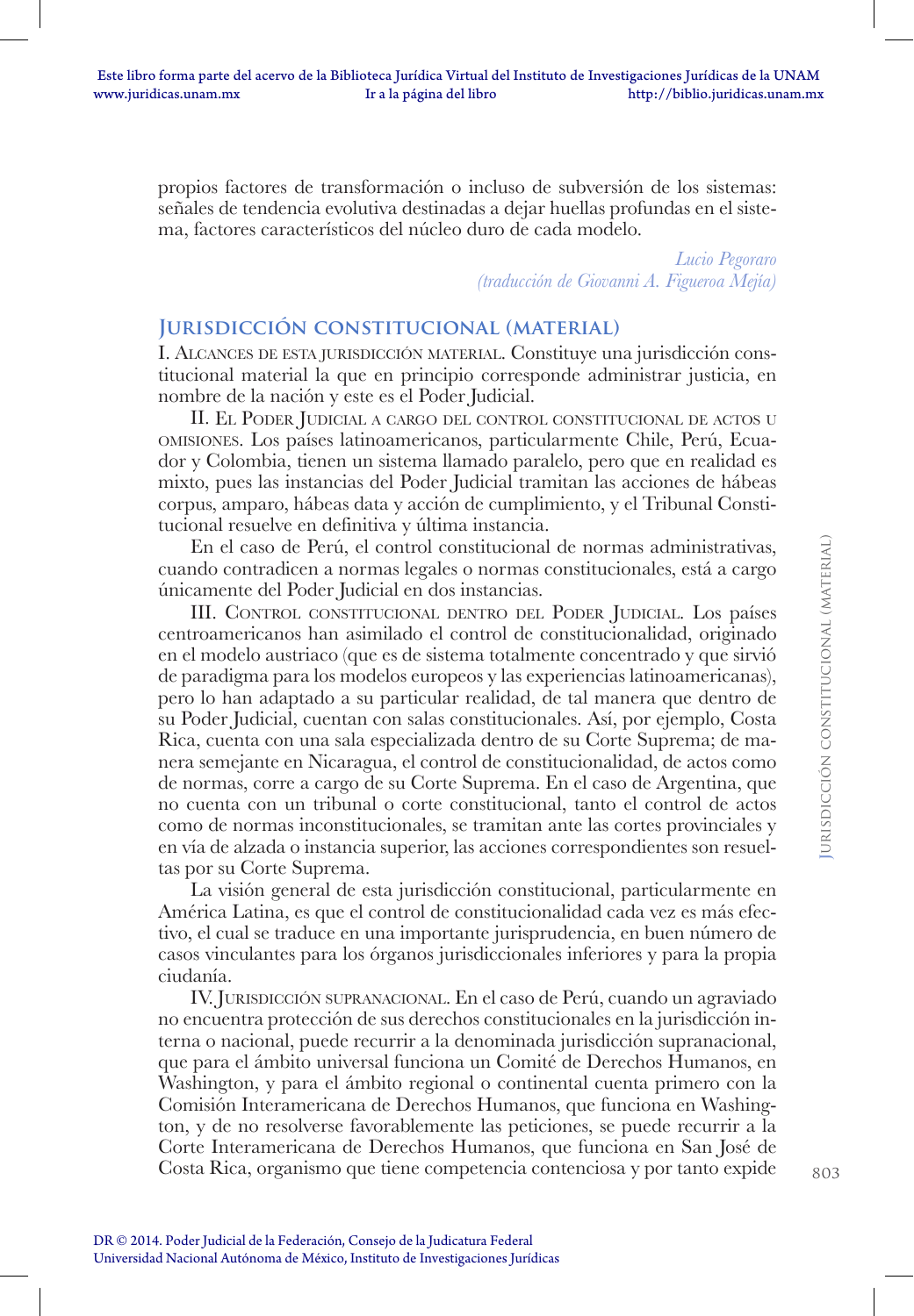propios factores de transformación o incluso de subversión de los sistemas: señales de tendencia evolutiva destinadas a dejar huellas profundas en el sistema, factores característicos del núcleo duro de cada modelo.

*Lucio Pegoraro*
*(traducción de Giovanni A. Figueroa Mejía)*

## Jurisdicción constitucional (material)

I. Alcances de esta jurisdicción material. Constituye una jurisdicción constitucional material la que en principio corresponde administrar justicia, en nombre de la nación y este es el Poder Judicial.

II. El Poder Judicial a cargo del control constitucional de actos u omisiones. Los países latinoamericanos, particularmente Chile, Perú, Ecuador y Colombia, tienen un sistema llamado paralelo, pero que en realidad es mixto, pues las instancias del Poder Judicial tramitan las acciones de hábeas corpus, amparo, hábeas data y acción de cumplimiento, y el Tribunal Constitucional resuelve en definitiva y última instancia.

En el caso de Perú, el control constitucional de normas administrativas, cuando contradicen a normas legales o normas constitucionales, está a cargo únicamente del Poder Judicial en dos instancias.

III. Control constitucional dentro del Poder Judicial. Los países centroamericanos han asimilado el control de constitucionalidad, originado en el modelo austriaco (que es de sistema totalmente concentrado y que sirvió de paradigma para los modelos europeos y las experiencias latinoamericanas), pero lo han adaptado a su particular realidad, de tal manera que dentro de su Poder Judicial, cuentan con salas constitucionales. Así, por ejemplo, Costa Rica, cuenta con una sala especializada dentro de su Corte Suprema; de manera semejante en Nicaragua, el control de constitucionalidad, de actos como de normas, corre a cargo de su Corte Suprema. En el caso de Argentina, que no cuenta con un tribunal o corte constitucional, tanto el control de actos como de normas inconstitucionales, se tramitan ante las cortes provinciales y en vía de alzada o instancia superior, las acciones correspondientes son resueltas por su Corte Suprema.

La visión general de esta jurisdicción constitucional, particularmente en América Latina, es que el control de constitucionalidad cada vez es más efectivo, el cual se traduce en una importante jurisprudencia, en buen número de casos vinculantes para los órganos jurisdiccionales inferiores y para la propia ciudanía.

IV. Jurisdicción supranacional. En el caso de Perú, cuando un agraviado no encuentra protección de sus derechos constitucionales en la jurisdicción interna o nacional, puede recurrir a la denominada jurisdicción supranacional, que para el ámbito universal funciona un Comité de Derechos Humanos, en Washington, y para el ámbito regional o continental cuenta primero con la Comisión Interamericana de Derechos Humanos, que funciona en Washington, y de no resolverse favorablemente las peticiones, se puede recurrir a la Corte Interamericana de Derechos Humanos, que funciona en San José de Costa Rica, organismo que tiene competencia contenciosa y por tanto expide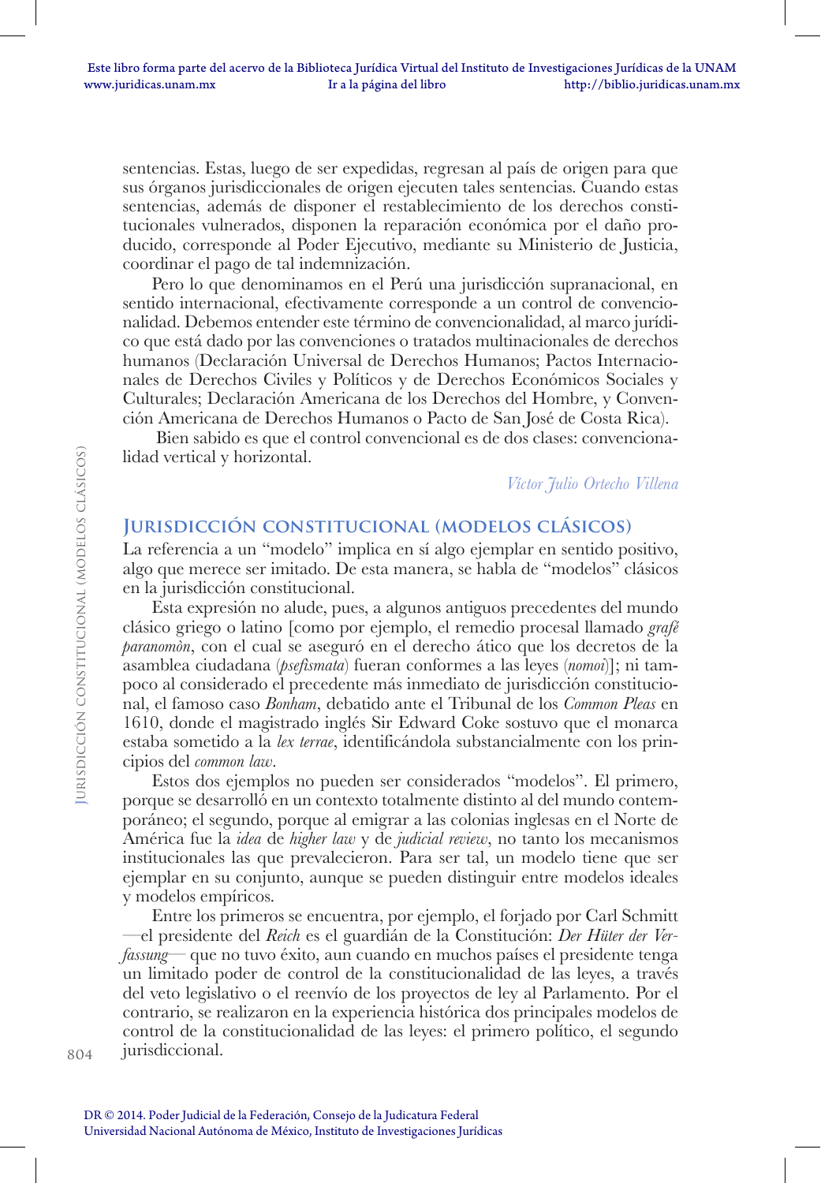sentencias. Estas, luego de ser expedidas, regresan al país de origen para que sus órganos jurisdiccionales de origen ejecuten tales sentencias. Cuando estas sentencias, además de disponer el restablecimiento de los derechos constitucionales vulnerados, disponen la reparación económica por el daño producido, corresponde al Poder Ejecutivo, mediante su Ministerio de Justicia, coordinar el pago de tal indemnización.

Pero lo que denominamos en el Perú una jurisdicción supranacional, en sentido internacional, efectivamente corresponde a un control de convencionalidad. Debemos entender este término de convencionalidad, al marco jurídico que está dado por las convenciones o tratados multinacionales de derechos humanos (Declaración Universal de Derechos Humanos; Pactos Internacionales de Derechos Civiles y Políticos y de Derechos Económicos Sociales y Culturales; Declaración Americana de los Derechos del Hombre, y Convención Americana de Derechos Humanos o Pacto de San José de Costa Rica).

Bien sabido es que el control convencional es de dos clases: convencionalidad vertical y horizontal.

*Víctor Julio Ortecho Villena*

## Jurisdicción constitucional (modelos clásicos)

La referencia a un "modelo" implica en sí algo ejemplar en sentido positivo, algo que merece ser imitado. De esta manera, se habla de "modelos" clásicos en la jurisdicción constitucional.

Esta expresión no alude, pues, a algunos antiguos precedentes del mundo clásico griego o latino [como por ejemplo, el remedio procesal llamado *grafé paranomòn*, con el cual se aseguró en el derecho ático que los decretos de la asamblea ciudadana (*psefismata*) fueran conformes a las leyes (*nomoi*)]; ni tampoco al considerado el precedente más inmediato de jurisdicción constitucional, el famoso caso *Bonham*, debatido ante el Tribunal de los *Common Pleas* en 1610, donde el magistrado inglés Sir Edward Coke sostuvo que el monarca estaba sometido a la *lex terrae*, identificándola substancialmente con los principios del *common law*.

Estos dos ejemplos no pueden ser considerados "modelos". El primero, porque se desarrolló en un contexto totalmente distinto al del mundo contemporáneo; el segundo, porque al emigrar a las colonias inglesas en el Norte de América fue la *idea* de *higher law* y de *judicial review*, no tanto los mecanismos institucionales las que prevalecieron. Para ser tal, un modelo tiene que ser ejemplar en su conjunto, aunque se pueden distinguir entre modelos ideales y modelos empíricos.

Entre los primeros se encuentra, por ejemplo, el forjado por Carl Schmitt —el presidente del *Reich* es el guardián de la Constitución: *Der Hüter der Verfassung*— que no tuvo éxito, aun cuando en muchos países el presidente tenga un limitado poder de control de la constitucionalidad de las leyes, a través del veto legislativo o el reenvío de los proyectos de ley al Parlamento. Por el contrario, se realizaron en la experiencia histórica dos principales modelos de control de la constitucionalidad de las leyes: el primero político, el segundo jurisdiccional.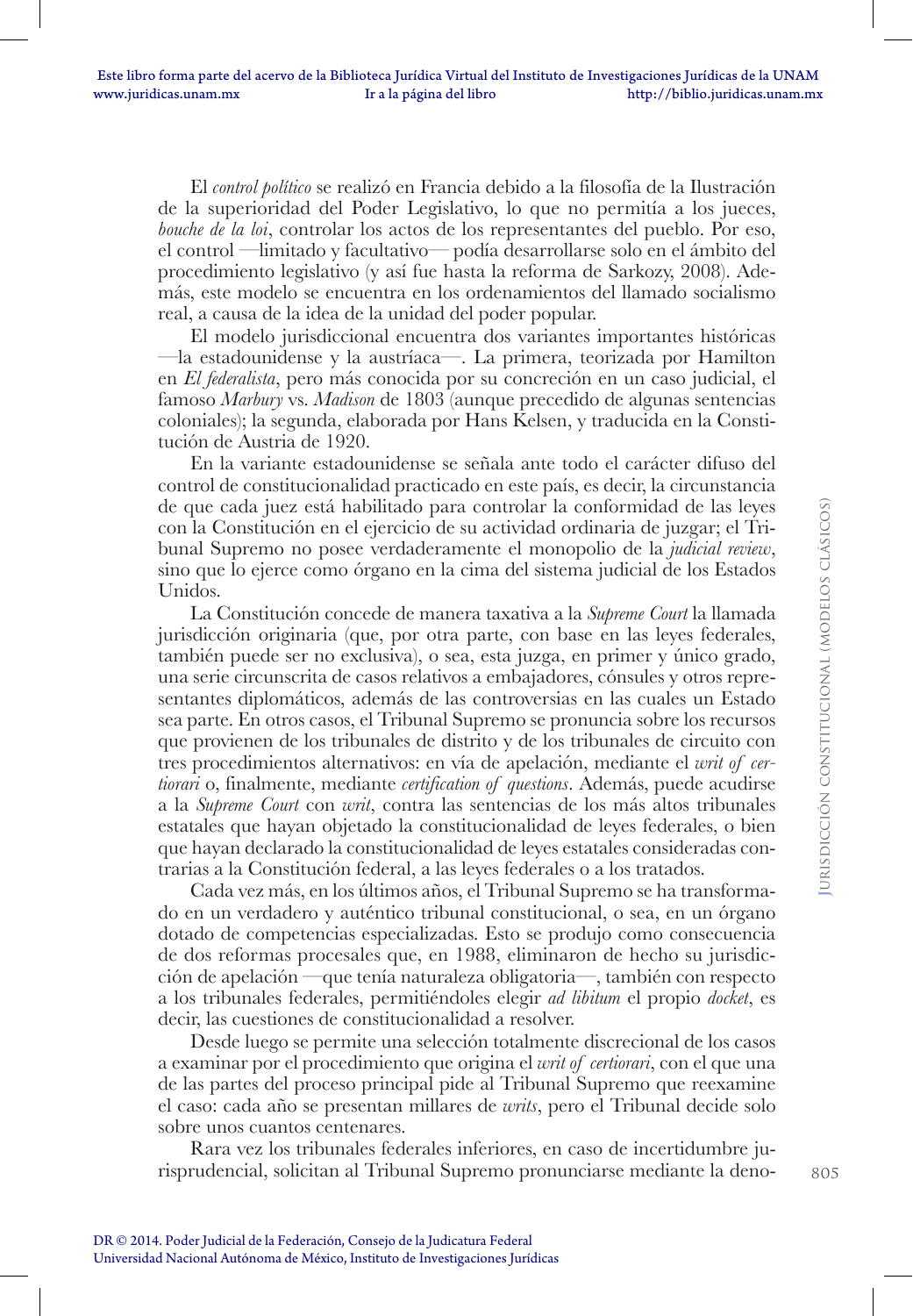El *control político* se realizó en Francia debido a la filosofía de la Ilustración de la superioridad del Poder Legislativo, lo que no permitía a los jueces, *bouche de la loi*, controlar los actos de los representantes del pueblo. Por eso, el control —limitado y facultativo— podía desarrollarse solo en el ámbito del procedimiento legislativo (y así fue hasta la reforma de Sarkozy, 2008). Además, este modelo se encuentra en los ordenamientos del llamado socialismo real, a causa de la idea de la unidad del poder popular.

El modelo jurisdiccional encuentra dos variantes importantes históricas —la estadounidense y la austríaca—. La primera, teorizada por Hamilton en *El federalista*, pero más conocida por su concreción en un caso judicial, el famoso *Marbury* vs. *Madison* de 1803 (aunque precedido de algunas sentencias coloniales); la segunda, elaborada por Hans Kelsen, y traducida en la Constitución de Austria de 1920.

En la variante estadounidense se señala ante todo el carácter difuso del control de constitucionalidad practicado en este país, es decir, la circunstancia de que cada juez está habilitado para controlar la conformidad de las leyes con la Constitución en el ejercicio de su actividad ordinaria de juzgar; el Tribunal Supremo no posee verdaderamente el monopolio de la *judicial review*, sino que lo ejerce como órgano en la cima del sistema judicial de los Estados Unidos.

La Constitución concede de manera taxativa a la *Supreme Court* la llamada jurisdicción originaria (que, por otra parte, con base en las leyes federales, también puede ser no exclusiva), o sea, esta juzga, en primer y único grado, una serie circunscrita de casos relativos a embajadores, cónsules y otros representantes diplomáticos, además de las controversias en las cuales un Estado sea parte. En otros casos, el Tribunal Supremo se pronuncia sobre los recursos que provienen de los tribunales de distrito y de los tribunales de circuito con tres procedimientos alternativos: en vía de apelación, mediante el *writ of certiorari* o, finalmente, mediante *certification of questions*. Además, puede acudirse a la *Supreme Court* con *writ*, contra las sentencias de los más altos tribunales estatales que hayan objetado la constitucionalidad de leyes federales, o bien que hayan declarado la constitucionalidad de leyes estatales consideradas contrarias a la Constitución federal, a las leyes federales o a los tratados.

Cada vez más, en los últimos años, el Tribunal Supremo se ha transformado en un verdadero y auténtico tribunal constitucional, o sea, en un órgano dotado de competencias especializadas. Esto se produjo como consecuencia de dos reformas procesales que, en 1988, eliminaron de hecho su jurisdicción de apelación —que tenía naturaleza obligatoria—, también con respecto a los tribunales federales, permitiéndoles elegir *ad libitum* el propio *docket*, es decir, las cuestiones de constitucionalidad a resolver.

Desde luego se permite una selección totalmente discrecional de los casos a examinar por el procedimiento que origina el *writ of certiorari*, con el que una de las partes del proceso principal pide al Tribunal Supremo que reexamine el caso: cada año se presentan millares de *writs*, pero el Tribunal decide solo sobre unos cuantos centenares.

Rara vez los tribunales federales inferiores, en caso de incertidumbre jurisprudencial, solicitan al Tribunal Supremo pronunciarse mediante la deno-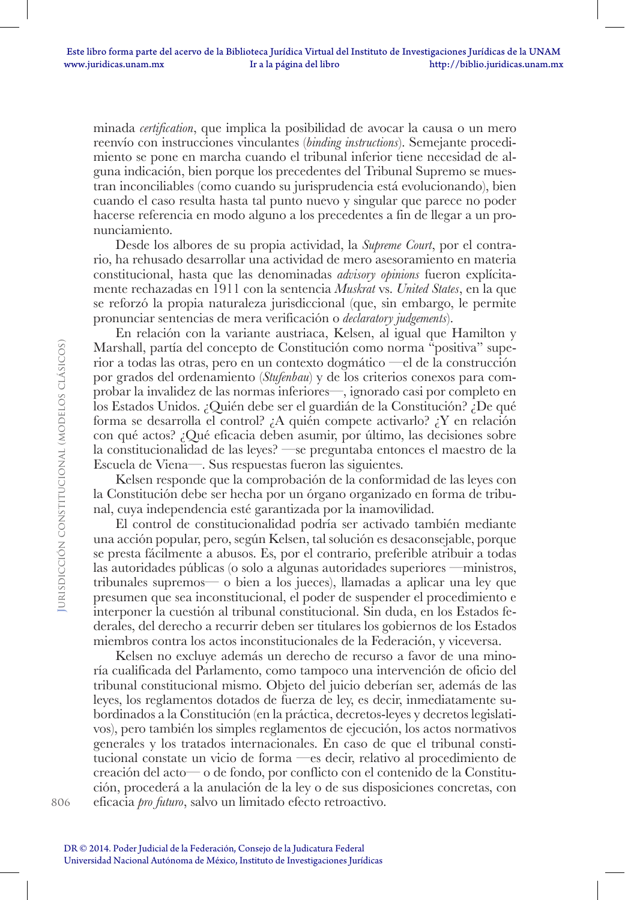minada *certification*, que implica la posibilidad de avocar la causa o un mero reenvío con instrucciones vinculantes (*binding instructions*). Semejante procedimiento se pone en marcha cuando el tribunal inferior tiene necesidad de alguna indicación, bien porque los precedentes del Tribunal Supremo se muestran inconciliables (como cuando su jurisprudencia está evolucionando), bien cuando el caso resulta hasta tal punto nuevo y singular que parece no poder hacerse referencia en modo alguno a los precedentes a fin de llegar a un pronunciamiento.

Desde los albores de su propia actividad, la *Supreme Court*, por el contrario, ha rehusado desarrollar una actividad de mero asesoramiento en materia constitucional, hasta que las denominadas *advisory opinions* fueron explícitamente rechazadas en 1911 con la sentencia *Muskrat* vs. *United States*, en la que se reforzó la propia naturaleza jurisdiccional (que, sin embargo, le permite pronunciar sentencias de mera verificación o *declaratory judgements*).

En relación con la variante austriaca, Kelsen, al igual que Hamilton y Marshall, partía del concepto de Constitución como norma "positiva" superior a todas las otras, pero en un contexto dogmático —el de la construcción por grados del ordenamiento (*Stufenbau*) y de los criterios conexos para comprobar la invalidez de las normas inferiores—, ignorado casi por completo en los Estados Unidos. ¿Quién debe ser el guardián de la Constitución? ¿De qué forma se desarrolla el control? ¿A quién compete activarlo? ¿Y en relación con qué actos? ¿Qué eficacia deben asumir, por último, las decisiones sobre la constitucionalidad de las leyes? —se preguntaba entonces el maestro de la Escuela de Viena—. Sus respuestas fueron las siguientes.

Kelsen responde que la comprobación de la conformidad de las leyes con la Constitución debe ser hecha por un órgano organizado en forma de tribunal, cuya independencia esté garantizada por la inamovilidad.

El control de constitucionalidad podría ser activado también mediante una acción popular, pero, según Kelsen, tal solución es desaconsejable, porque se presta fácilmente a abusos. Es, por el contrario, preferible atribuir a todas las autoridades públicas (o solo a algunas autoridades superiores —ministros, tribunales supremos— o bien a los jueces), llamadas a aplicar una ley que presumen que sea inconstitucional, el poder de suspender el procedimiento e interponer la cuestión al tribunal constitucional. Sin duda, en los Estados federales, del derecho a recurrir deben ser titulares los gobiernos de los Estados miembros contra los actos inconstitucionales de la Federación, y viceversa.

Kelsen no excluye además un derecho de recurso a favor de una minoría cualificada del Parlamento, como tampoco una intervención de oficio del tribunal constitucional mismo. Objeto del juicio deberían ser, además de las leyes, los reglamentos dotados de fuerza de ley, es decir, inmediatamente subordinados a la Constitución (en la práctica, decretos-leyes y decretos legislativos), pero también los simples reglamentos de ejecución, los actos normativos generales y los tratados internacionales. En caso de que el tribunal constitucional constate un vicio de forma —es decir, relativo al procedimiento de creación del acto— o de fondo, por conflicto con el contenido de la Constitución, procederá a la anulación de la ley o de sus disposiciones concretas, con eficacia *pro futuro*, salvo un limitado efecto retroactivo.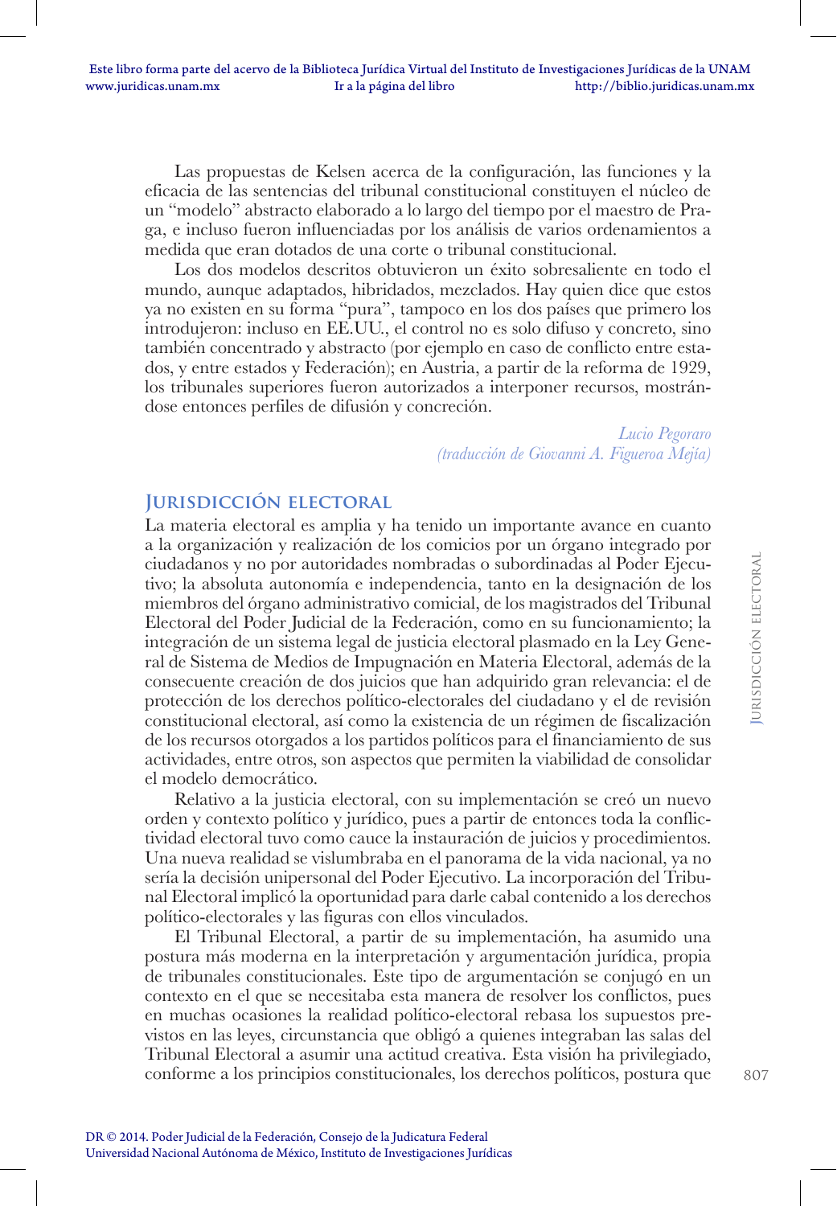Las propuestas de Kelsen acerca de la configuración, las funciones y la eficacia de las sentencias del tribunal constitucional constituyen el núcleo de un "modelo" abstracto elaborado a lo largo del tiempo por el maestro de Praga, e incluso fueron influenciadas por los análisis de varios ordenamientos a medida que eran dotados de una corte o tribunal constitucional.

Los dos modelos descritos obtuvieron un éxito sobresaliente en todo el mundo, aunque adaptados, hibridados, mezclados. Hay quien dice que estos ya no existen en su forma "pura", tampoco en los dos países que primero los introdujeron: incluso en EE.UU., el control no es solo difuso y concreto, sino también concentrado y abstracto (por ejemplo en caso de conflicto entre estados, y entre estados y Federación); en Austria, a partir de la reforma de 1929, los tribunales superiores fueron autorizados a interponer recursos, mostrándose entonces perfiles de difusión y concreción.

*Lucio Pegoraro*
*(traducción de Giovanni A. Figueroa Mejía)*

## Jurisdicción electoral

La materia electoral es amplia y ha tenido un importante avance en cuanto a la organización y realización de los comicios por un órgano integrado por ciudadanos y no por autoridades nombradas o subordinadas al Poder Ejecutivo; la absoluta autonomía e independencia, tanto en la designación de los miembros del órgano administrativo comicial, de los magistrados del Tribunal Electoral del Poder Judicial de la Federación, como en su funcionamiento; la integración de un sistema legal de justicia electoral plasmado en la Ley General de Sistema de Medios de Impugnación en Materia Electoral, además de la consecuente creación de dos juicios que han adquirido gran relevancia: el de protección de los derechos político-electorales del ciudadano y el de revisión constitucional electoral, así como la existencia de un régimen de fiscalización de los recursos otorgados a los partidos políticos para el financiamiento de sus actividades, entre otros, son aspectos que permiten la viabilidad de consolidar el modelo democrático.

Relativo a la justicia electoral, con su implementación se creó un nuevo orden y contexto político y jurídico, pues a partir de entonces toda la conflictividad electoral tuvo como cauce la instauración de juicios y procedimientos. Una nueva realidad se vislumbraba en el panorama de la vida nacional, ya no sería la decisión unipersonal del Poder Ejecutivo. La incorporación del Tribunal Electoral implicó la oportunidad para darle cabal contenido a los derechos político-electorales y las figuras con ellos vinculados.

El Tribunal Electoral, a partir de su implementación, ha asumido una postura más moderna en la interpretación y argumentación jurídica, propia de tribunales constitucionales. Este tipo de argumentación se conjugó en un contexto en el que se necesitaba esta manera de resolver los conflictos, pues en muchas ocasiones la realidad político-electoral rebasa los supuestos previstos en las leyes, circunstancia que obligó a quienes integraban las salas del Tribunal Electoral a asumir una actitud creativa. Esta visión ha privilegiado, conforme a los principios constitucionales, los derechos políticos, postura que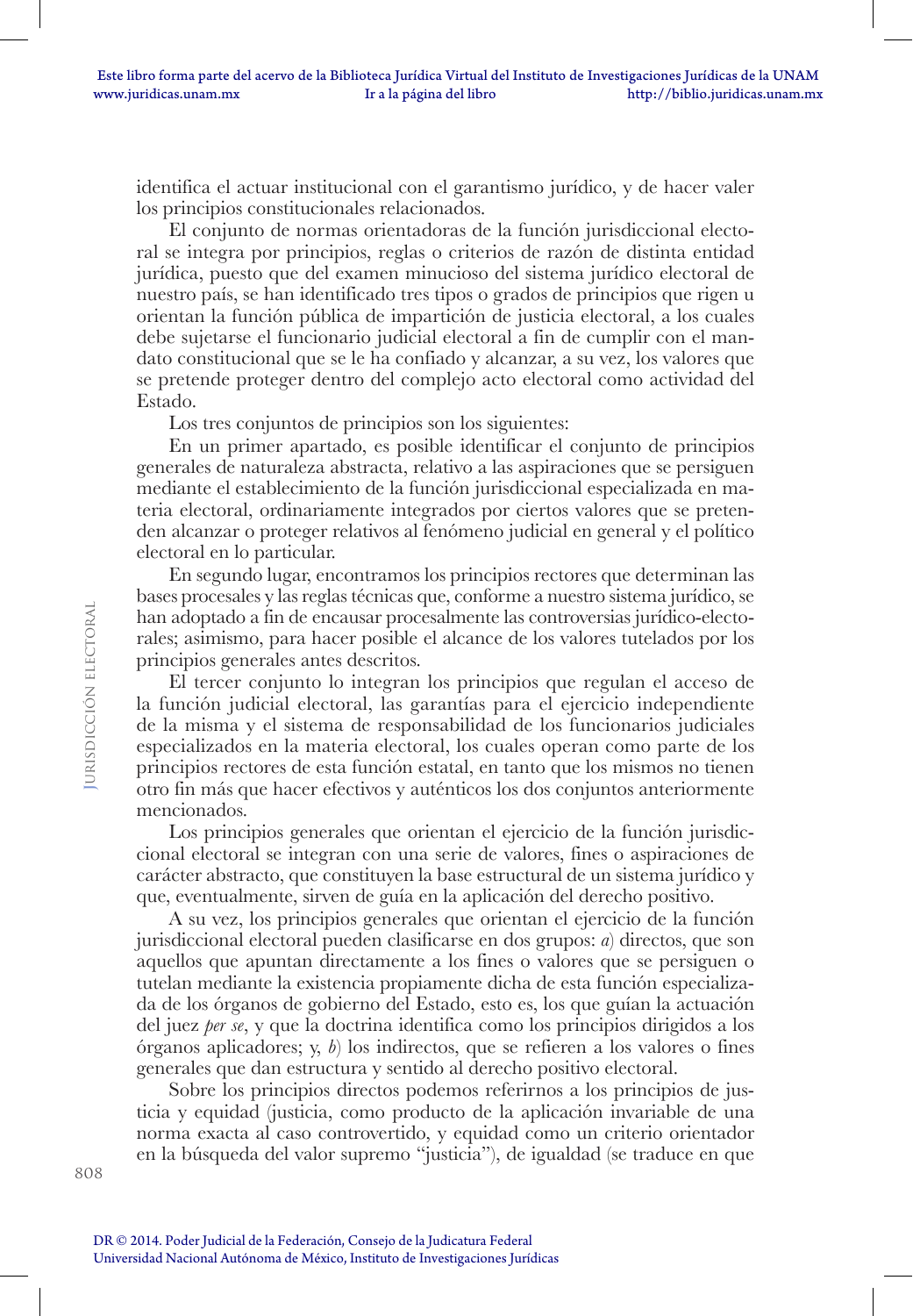identifica el actuar institucional con el garantismo jurídico, y de hacer valer los principios constitucionales relacionados.

El conjunto de normas orientadoras de la función jurisdiccional electoral se integra por principios, reglas o criterios de razón de distinta entidad jurídica, puesto que del examen minucioso del sistema jurídico electoral de nuestro país, se han identificado tres tipos o grados de principios que rigen u orientan la función pública de impartición de justicia electoral, a los cuales debe sujetarse el funcionario judicial electoral a fin de cumplir con el mandato constitucional que se le ha confiado y alcanzar, a su vez, los valores que se pretende proteger dentro del complejo acto electoral como actividad del Estado.

Los tres conjuntos de principios son los siguientes:

En un primer apartado, es posible identificar el conjunto de principios generales de naturaleza abstracta, relativo a las aspiraciones que se persiguen mediante el establecimiento de la función jurisdiccional especializada en materia electoral, ordinariamente integrados por ciertos valores que se pretenden alcanzar o proteger relativos al fenómeno judicial en general y el político electoral en lo particular.

En segundo lugar, encontramos los principios rectores que determinan las bases procesales y las reglas técnicas que, conforme a nuestro sistema jurídico, se han adoptado a fin de encausar procesalmente las controversias jurídico-electorales; asimismo, para hacer posible el alcance de los valores tutelados por los principios generales antes descritos.

El tercer conjunto lo integran los principios que regulan el acceso de la función judicial electoral, las garantías para el ejercicio independiente de la misma y el sistema de responsabilidad de los funcionarios judiciales especializados en la materia electoral, los cuales operan como parte de los principios rectores de esta función estatal, en tanto que los mismos no tienen otro fin más que hacer efectivos y auténticos los dos conjuntos anteriormente mencionados.

Los principios generales que orientan el ejercicio de la función jurisdiccional electoral se integran con una serie de valores, fines o aspiraciones de carácter abstracto, que constituyen la base estructural de un sistema jurídico y que, eventualmente, sirven de guía en la aplicación del derecho positivo.

A su vez, los principios generales que orientan el ejercicio de la función jurisdiccional electoral pueden clasificarse en dos grupos: *a*) directos, que son aquellos que apuntan directamente a los fines o valores que se persiguen o tutelan mediante la existencia propiamente dicha de esta función especializada de los órganos de gobierno del Estado, esto es, los que guían la actuación del juez *per se*, y que la doctrina identifica como los principios dirigidos a los órganos aplicadores; y, *b*) los indirectos, que se refieren a los valores o fines generales que dan estructura y sentido al derecho positivo electoral.

Sobre los principios directos podemos referirnos a los principios de justicia y equidad (justicia, como producto de la aplicación invariable de una norma exacta al caso controvertido, y equidad como un criterio orientador en la búsqueda del valor supremo "justicia"), de igualdad (se traduce en que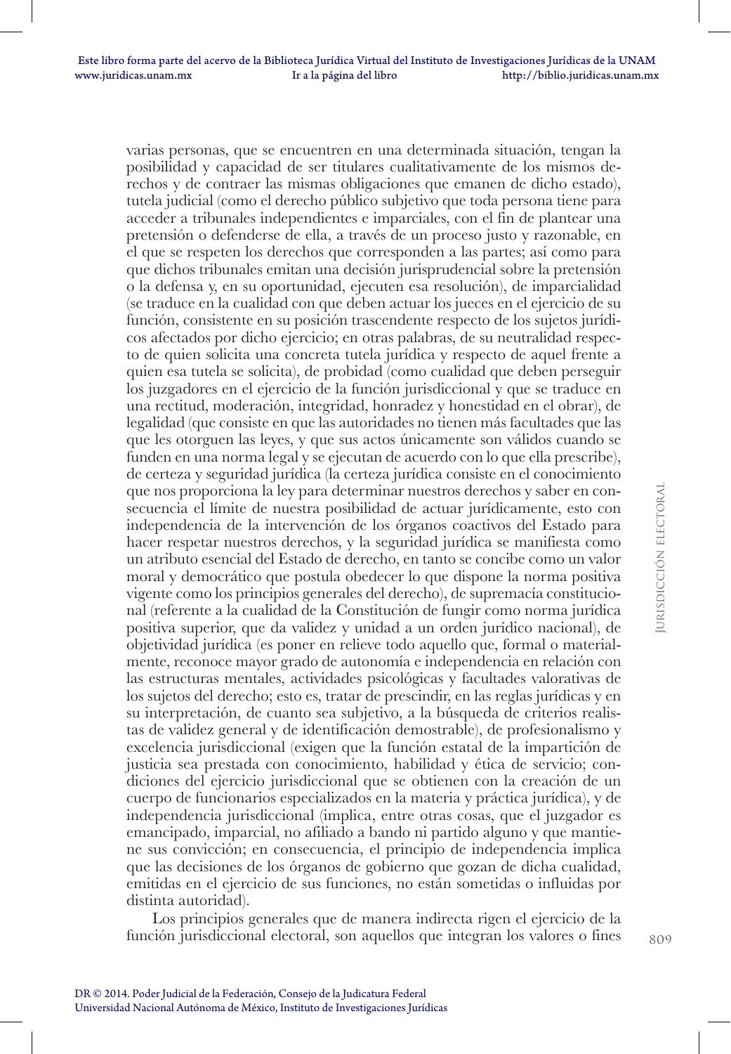varias personas, que se encuentren en una determinada situación, tengan la posibilidad y capacidad de ser titulares cualitativamente de los mismos derechos y de contraer las mismas obligaciones que emanen de dicho estado), tutela judicial (como el derecho público subjetivo que toda persona tiene para acceder a tribunales independientes e imparciales, con el fin de plantear una pretensión o defenderse de ella, a través de un proceso justo y razonable, en el que se respeten los derechos que corresponden a las partes; así como para que dichos tribunales emitan una decisión jurisprudencial sobre la pretensión o la defensa y, en su oportunidad, ejecuten esa resolución), de imparcialidad (se traduce en la cualidad con que deben actuar los jueces en el ejercicio de su función, consistente en su posición trascendente respecto de los sujetos jurídicos afectados por dicho ejercicio; en otras palabras, de su neutralidad respecto de quien solicita una concreta tutela jurídica y respecto de aquel frente a quien esa tutela se solicita), de probidad (como cualidad que deben perseguir los juzgadores en el ejercicio de la función jurisdiccional y que se traduce en una rectitud, moderación, integridad, honradez y honestidad en el obrar), de legalidad (que consiste en que las autoridades no tienen más facultades que las que les otorguen las leyes, y que sus actos únicamente son válidos cuando se funden en una norma legal y se ejecutan de acuerdo con lo que ella prescribe), de certeza y seguridad jurídica (la certeza jurídica consiste en el conocimiento que nos proporciona la ley para determinar nuestros derechos y saber en consecuencia el límite de nuestra posibilidad de actuar jurídicamente, esto con independencia de la intervención de los órganos coactivos del Estado para hacer respetar nuestros derechos, y la seguridad jurídica se manifiesta como un atributo esencial del Estado de derecho, en tanto se concibe como un valor moral y democrático que postula obedecer lo que dispone la norma positiva vigente como los principios generales del derecho), de supremacía constitucional (referente a la cualidad de la Constitución de fungir como norma jurídica positiva superior, que da validez y unidad a un orden jurídico nacional), de objetividad jurídica (es poner en relieve todo aquello que, formal o materialmente, reconoce mayor grado de autonomía e independencia en relación con las estructuras mentales, actividades psicológicas y facultades valorativas de los sujetos del derecho; esto es, tratar de prescindir, en las reglas jurídicas y en su interpretación, de cuanto sea subjetivo, a la búsqueda de criterios realistas de validez general y de identificación demostrable), de profesionalismo y excelencia jurisdiccional (exigen que la función estatal de la impartición de justicia sea prestada con conocimiento, habilidad y ética de servicio; condiciones del ejercicio jurisdiccional que se obtienen con la creación de un cuerpo de funcionarios especializados en la materia y práctica jurídica), y de independencia jurisdiccional (implica, entre otras cosas, que el juzgador es emancipado, imparcial, no afiliado a bando ni partido alguno y que mantiene sus convicción; en consecuencia, el principio de independencia implica que las decisiones de los órganos de gobierno que gozan de dicha cualidad, emitidas en el ejercicio de sus funciones, no están sometidas o influidas por distinta autoridad).

Los principios generales que de manera indirecta rigen el ejercicio de la función jurisdiccional electoral, son aquellos que integran los valores o fines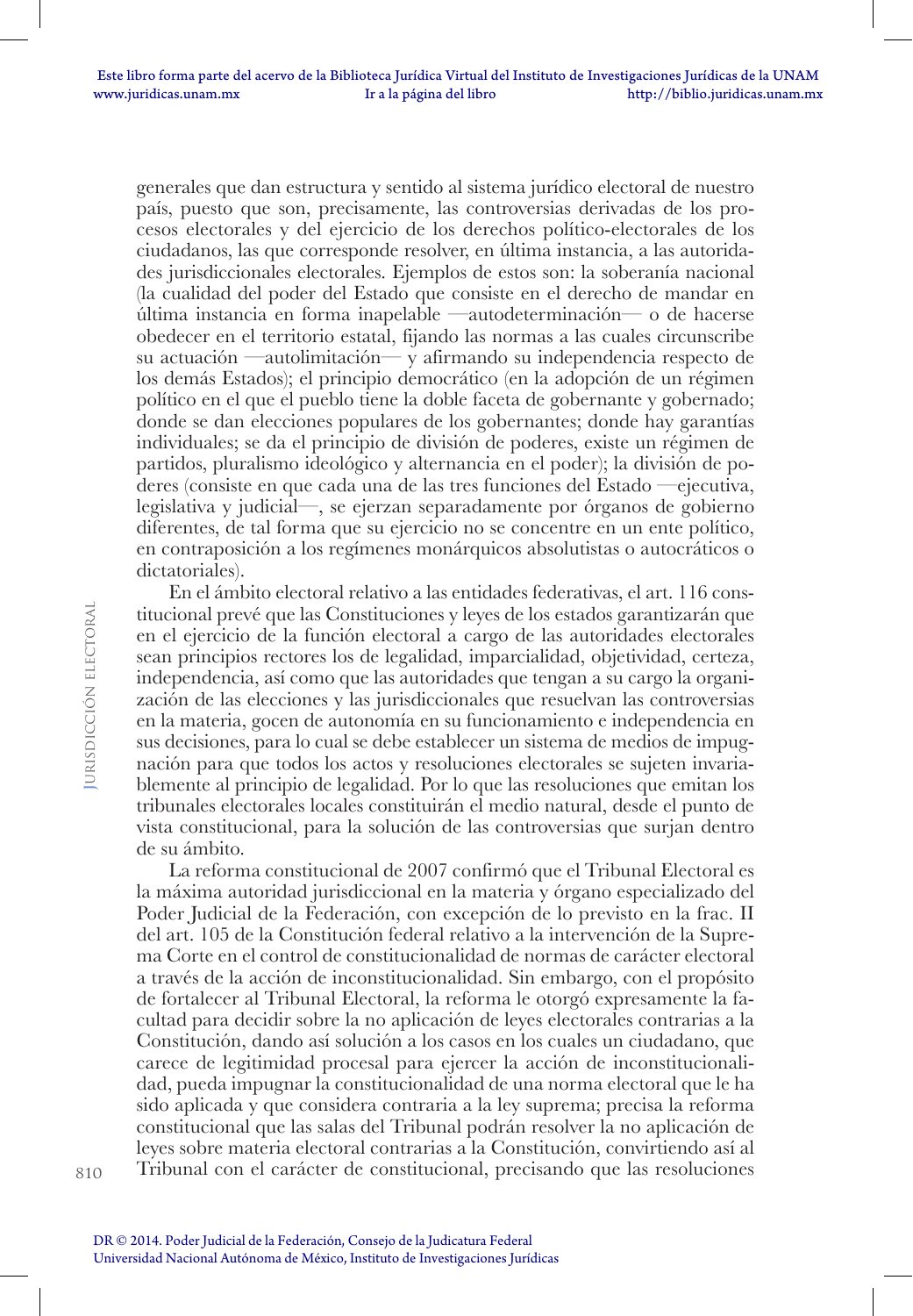generales que dan estructura y sentido al sistema jurídico electoral de nuestro país, puesto que son, precisamente, las controversias derivadas de los procesos electorales y del ejercicio de los derechos político-electorales de los ciudadanos, las que corresponde resolver, en última instancia, a las autoridades jurisdiccionales electorales. Ejemplos de estos son: la soberanía nacional (la cualidad del poder del Estado que consiste en el derecho de mandar en última instancia en forma inapelable —autodeterminación— o de hacerse obedecer en el territorio estatal, fijando las normas a las cuales circunscribe su actuación —autolimitación— y afirmando su independencia respecto de los demás Estados); el principio democrático (en la adopción de un régimen político en el que el pueblo tiene la doble faceta de gobernante y gobernado; donde se dan elecciones populares de los gobernantes; donde hay garantías individuales; se da el principio de división de poderes, existe un régimen de partidos, pluralismo ideológico y alternancia en el poder); la división de poderes (consiste en que cada una de las tres funciones del Estado —ejecutiva, legislativa y judicial—, se ejerzan separadamente por órganos de gobierno diferentes, de tal forma que su ejercicio no se concentre en un ente político, en contraposición a los regímenes monárquicos absolutistas o autocráticos o dictatoriales).

En el ámbito electoral relativo a las entidades federativas, el art. 116 constitucional prevé que las Constituciones y leyes de los estados garantizarán que en el ejercicio de la función electoral a cargo de las autoridades electorales sean principios rectores los de legalidad, imparcialidad, objetividad, certeza, independencia, así como que las autoridades que tengan a su cargo la organización de las elecciones y las jurisdiccionales que resuelvan las controversias en la materia, gocen de autonomía en su funcionamiento e independencia en sus decisiones, para lo cual se debe establecer un sistema de medios de impugnación para que todos los actos y resoluciones electorales se sujeten invariablemente al principio de legalidad. Por lo que las resoluciones que emitan los tribunales electorales locales constituirán el medio natural, desde el punto de vista constitucional, para la solución de las controversias que surjan dentro de su ámbito.

La reforma constitucional de 2007 confirmó que el Tribunal Electoral es la máxima autoridad jurisdiccional en la materia y órgano especializado del Poder Judicial de la Federación, con excepción de lo previsto en la frac. II del art. 105 de la Constitución federal relativo a la intervención de la Suprema Corte en el control de constitucionalidad de normas de carácter electoral a través de la acción de inconstitucionalidad. Sin embargo, con el propósito de fortalecer al Tribunal Electoral, la reforma le otorgó expresamente la facultad para decidir sobre la no aplicación de leyes electorales contrarias a la Constitución, dando así solución a los casos en los cuales un ciudadano, que carece de legitimidad procesal para ejercer la acción de inconstitucionalidad, pueda impugnar la constitucionalidad de una norma electoral que le ha sido aplicada y que considera contraria a la ley suprema; precisa la reforma constitucional que las salas del Tribunal podrán resolver la no aplicación de leyes sobre materia electoral contrarias a la Constitución, convirtiendo así al Tribunal con el carácter de constitucional, precisando que las resoluciones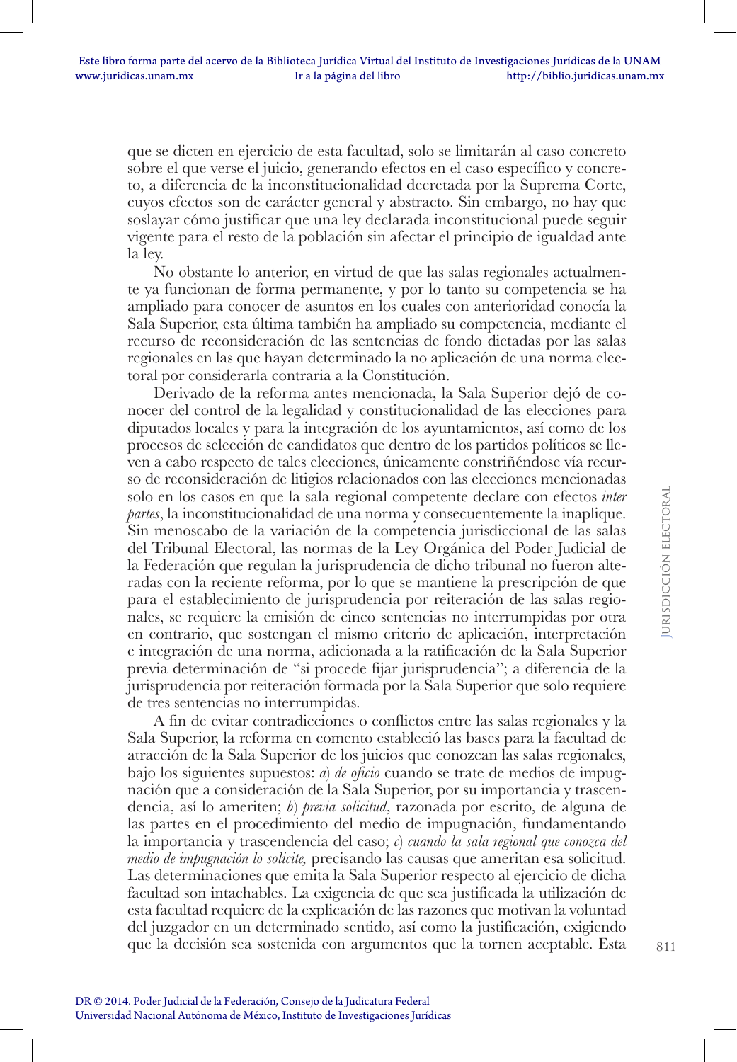que se dicten en ejercicio de esta facultad, solo se limitarán al caso concreto sobre el que verse el juicio, generando efectos en el caso específico y concreto, a diferencia de la inconstitucionalidad decretada por la Suprema Corte, cuyos efectos son de carácter general y abstracto. Sin embargo, no hay que soslayar cómo justificar que una ley declarada inconstitucional puede seguir vigente para el resto de la población sin afectar el principio de igualdad ante la ley.

No obstante lo anterior, en virtud de que las salas regionales actualmente ya funcionan de forma permanente, y por lo tanto su competencia se ha ampliado para conocer de asuntos en los cuales con anterioridad conocía la Sala Superior, esta última también ha ampliado su competencia, mediante el recurso de reconsideración de las sentencias de fondo dictadas por las salas regionales en las que hayan determinado la no aplicación de una norma electoral por considerarla contraria a la Constitución.

Derivado de la reforma antes mencionada, la Sala Superior dejó de conocer del control de la legalidad y constitucionalidad de las elecciones para diputados locales y para la integración de los ayuntamientos, así como de los procesos de selección de candidatos que dentro de los partidos políticos se lleven a cabo respecto de tales elecciones, únicamente constriñéndose vía recurso de reconsideración de litigios relacionados con las elecciones mencionadas solo en los casos en que la sala regional competente declare con efectos *inter partes*, la inconstitucionalidad de una norma y consecuentemente la inaplique. Sin menoscabo de la variación de la competencia jurisdiccional de las salas del Tribunal Electoral, las normas de la Ley Orgánica del Poder Judicial de la Federación que regulan la jurisprudencia de dicho tribunal no fueron alteradas con la reciente reforma, por lo que se mantiene la prescripción de que para el establecimiento de jurisprudencia por reiteración de las salas regionales, se requiere la emisión de cinco sentencias no interrumpidas por otra en contrario, que sostengan el mismo criterio de aplicación, interpretación e integración de una norma, adicionada a la ratificación de la Sala Superior previa determinación de "si procede fijar jurisprudencia"; a diferencia de la jurisprudencia por reiteración formada por la Sala Superior que solo requiere de tres sentencias no interrumpidas.

A fin de evitar contradicciones o conflictos entre las salas regionales y la Sala Superior, la reforma en comento estableció las bases para la facultad de atracción de la Sala Superior de los juicios que conozcan las salas regionales, bajo los siguientes supuestos: *a*) *de oficio* cuando se trate de medios de impugnación que a consideración de la Sala Superior, por su importancia y trascendencia, así lo ameriten; *b*) *previa solicitud*, razonada por escrito, de alguna de las partes en el procedimiento del medio de impugnación, fundamentando la importancia y trascendencia del caso; *c*) *cuando la sala regional que conozca del medio de impugnación lo solicite,* precisando las causas que ameritan esa solicitud. Las determinaciones que emita la Sala Superior respecto al ejercicio de dicha facultad son intachables. La exigencia de que sea justificada la utilización de esta facultad requiere de la explicación de las razones que motivan la voluntad del juzgador en un determinado sentido, así como la justificación, exigiendo que la decisión sea sostenida con argumentos que la tornen aceptable. Esta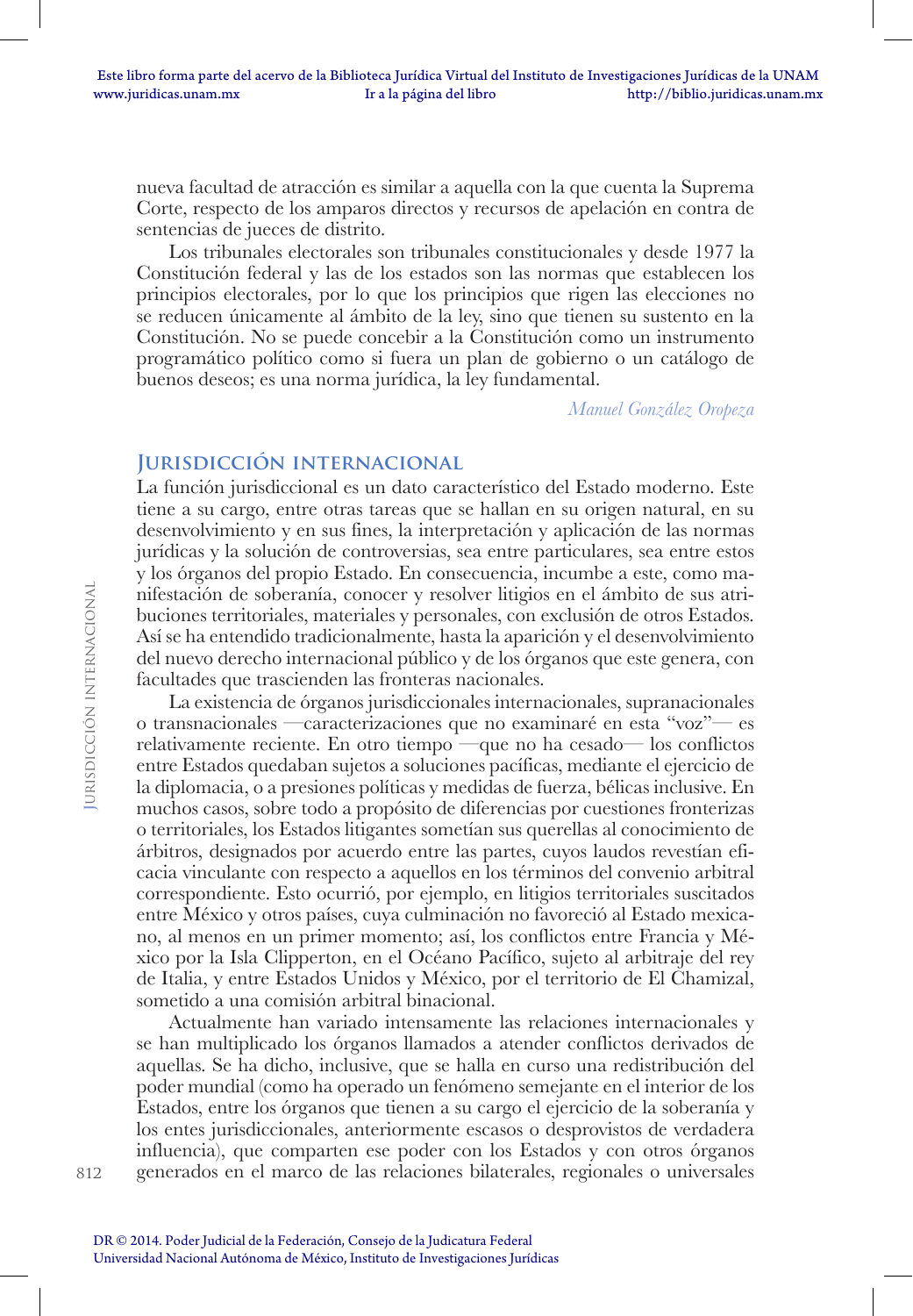nueva facultad de atracción es similar a aquella con la que cuenta la Suprema Corte, respecto de los amparos directos y recursos de apelación en contra de sentencias de jueces de distrito.

Los tribunales electorales son tribunales constitucionales y desde 1977 la Constitución federal y las de los estados son las normas que establecen los principios electorales, por lo que los principios que rigen las elecciones no se reducen únicamente al ámbito de la ley, sino que tienen su sustento en la Constitución. No se puede concebir a la Constitución como un instrumento programático político como si fuera un plan de gobierno o un catálogo de buenos deseos; es una norma jurídica, la ley fundamental.

*Manuel González Oropeza*

## Jurisdicción internacional

La función jurisdiccional es un dato característico del Estado moderno. Este tiene a su cargo, entre otras tareas que se hallan en su origen natural, en su desenvolvimiento y en sus fines, la interpretación y aplicación de las normas jurídicas y la solución de controversias, sea entre particulares, sea entre estos y los órganos del propio Estado. En consecuencia, incumbe a este, como manifestación de soberanía, conocer y resolver litigios en el ámbito de sus atribuciones territoriales, materiales y personales, con exclusión de otros Estados. Así se ha entendido tradicionalmente, hasta la aparición y el desenvolvimiento del nuevo derecho internacional público y de los órganos que este genera, con facultades que trascienden las fronteras nacionales.

La existencia de órganos jurisdiccionales internacionales, supranacionales o transnacionales —caracterizaciones que no examinaré en esta "voz"— es relativamente reciente. En otro tiempo —que no ha cesado— los conflictos entre Estados quedaban sujetos a soluciones pacíficas, mediante el ejercicio de la diplomacia, o a presiones políticas y medidas de fuerza, bélicas inclusive. En muchos casos, sobre todo a propósito de diferencias por cuestiones fronterizas o territoriales, los Estados litigantes sometían sus querellas al conocimiento de árbitros, designados por acuerdo entre las partes, cuyos laudos revestían eficacia vinculante con respecto a aquellos en los términos del convenio arbitral correspondiente. Esto ocurrió, por ejemplo, en litigios territoriales suscitados entre México y otros países, cuya culminación no favoreció al Estado mexicano, al menos en un primer momento; así, los conflictos entre Francia y México por la Isla Clipperton, en el Océano Pacífico, sujeto al arbitraje del rey de Italia, y entre Estados Unidos y México, por el territorio de El Chamizal, sometido a una comisión arbitral binacional.

Actualmente han variado intensamente las relaciones internacionales y se han multiplicado los órganos llamados a atender conflictos derivados de aquellas. Se ha dicho, inclusive, que se halla en curso una redistribución del poder mundial (como ha operado un fenómeno semejante en el interior de los Estados, entre los órganos que tienen a su cargo el ejercicio de la soberanía y los entes jurisdiccionales, anteriormente escasos o desprovistos de verdadera influencia), que comparten ese poder con los Estados y con otros órganos generados en el marco de las relaciones bilaterales, regionales o universales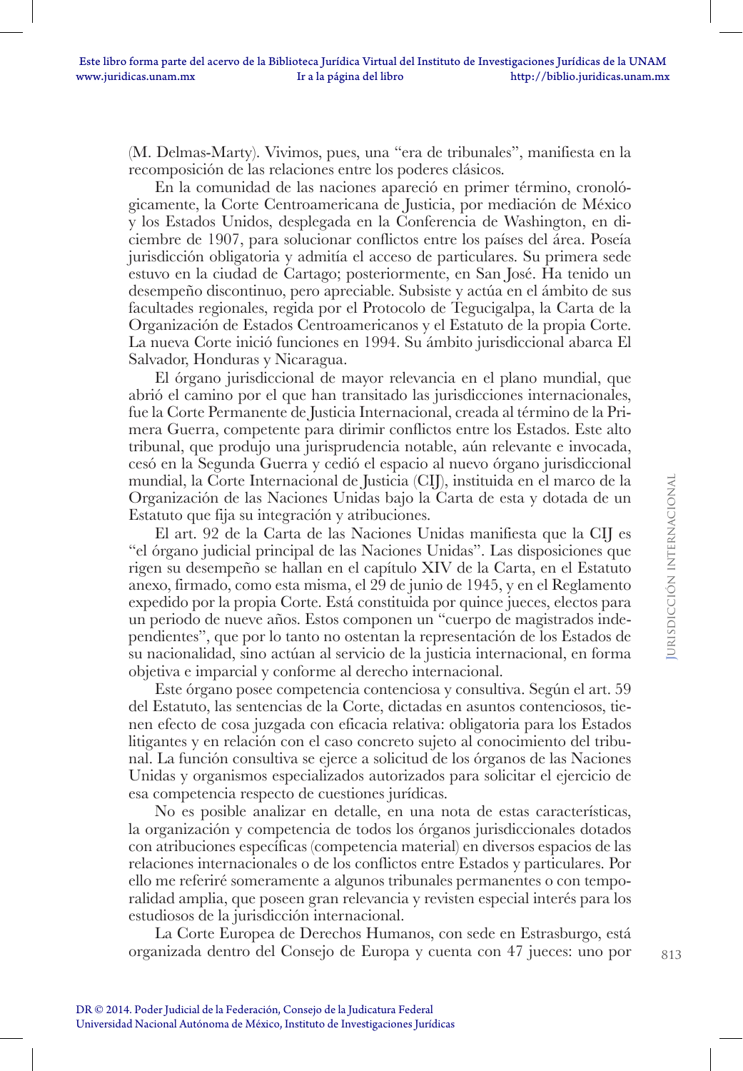(M. Delmas-Marty). Vivimos, pues, una "era de tribunales", manifiesta en la recomposición de las relaciones entre los poderes clásicos.

En la comunidad de las naciones apareció en primer término, cronológicamente, la Corte Centroamericana de Justicia, por mediación de México y los Estados Unidos, desplegada en la Conferencia de Washington, en diciembre de 1907, para solucionar conflictos entre los países del área. Poseía jurisdicción obligatoria y admitía el acceso de particulares. Su primera sede estuvo en la ciudad de Cartago; posteriormente, en San José. Ha tenido un desempeño discontinuo, pero apreciable. Subsiste y actúa en el ámbito de sus facultades regionales, regida por el Protocolo de Tegucigalpa, la Carta de la Organización de Estados Centroamericanos y el Estatuto de la propia Corte. La nueva Corte inició funciones en 1994. Su ámbito jurisdiccional abarca El Salvador, Honduras y Nicaragua.

El órgano jurisdiccional de mayor relevancia en el plano mundial, que abrió el camino por el que han transitado las jurisdicciones internacionales, fue la Corte Permanente de Justicia Internacional, creada al término de la Primera Guerra, competente para dirimir conflictos entre los Estados. Este alto tribunal, que produjo una jurisprudencia notable, aún relevante e invocada, cesó en la Segunda Guerra y cedió el espacio al nuevo órgano jurisdiccional mundial, la Corte Internacional de Justicia (CIJ), instituida en el marco de la Organización de las Naciones Unidas bajo la Carta de esta y dotada de un Estatuto que fija su integración y atribuciones.

El art. 92 de la Carta de las Naciones Unidas manifiesta que la CIJ es "el órgano judicial principal de las Naciones Unidas". Las disposiciones que rigen su desempeño se hallan en el capítulo XIV de la Carta, en el Estatuto anexo, firmado, como esta misma, el 29 de junio de 1945, y en el Reglamento expedido por la propia Corte. Está constituida por quince jueces, electos para un periodo de nueve años. Estos componen un "cuerpo de magistrados independientes", que por lo tanto no ostentan la representación de los Estados de su nacionalidad, sino actúan al servicio de la justicia internacional, en forma objetiva e imparcial y conforme al derecho internacional.

Este órgano posee competencia contenciosa y consultiva. Según el art. 59 del Estatuto, las sentencias de la Corte, dictadas en asuntos contenciosos, tienen efecto de cosa juzgada con eficacia relativa: obligatoria para los Estados litigantes y en relación con el caso concreto sujeto al conocimiento del tribunal. La función consultiva se ejerce a solicitud de los órganos de las Naciones Unidas y organismos especializados autorizados para solicitar el ejercicio de esa competencia respecto de cuestiones jurídicas.

No es posible analizar en detalle, en una nota de estas características, la organización y competencia de todos los órganos jurisdiccionales dotados con atribuciones específicas (competencia material) en diversos espacios de las relaciones internacionales o de los conflictos entre Estados y particulares. Por ello me referiré someramente a algunos tribunales permanentes o con temporalidad amplia, que poseen gran relevancia y revisten especial interés para los estudiosos de la jurisdicción internacional.

La Corte Europea de Derechos Humanos, con sede en Estrasburgo, está organizada dentro del Consejo de Europa y cuenta con 47 jueces: uno por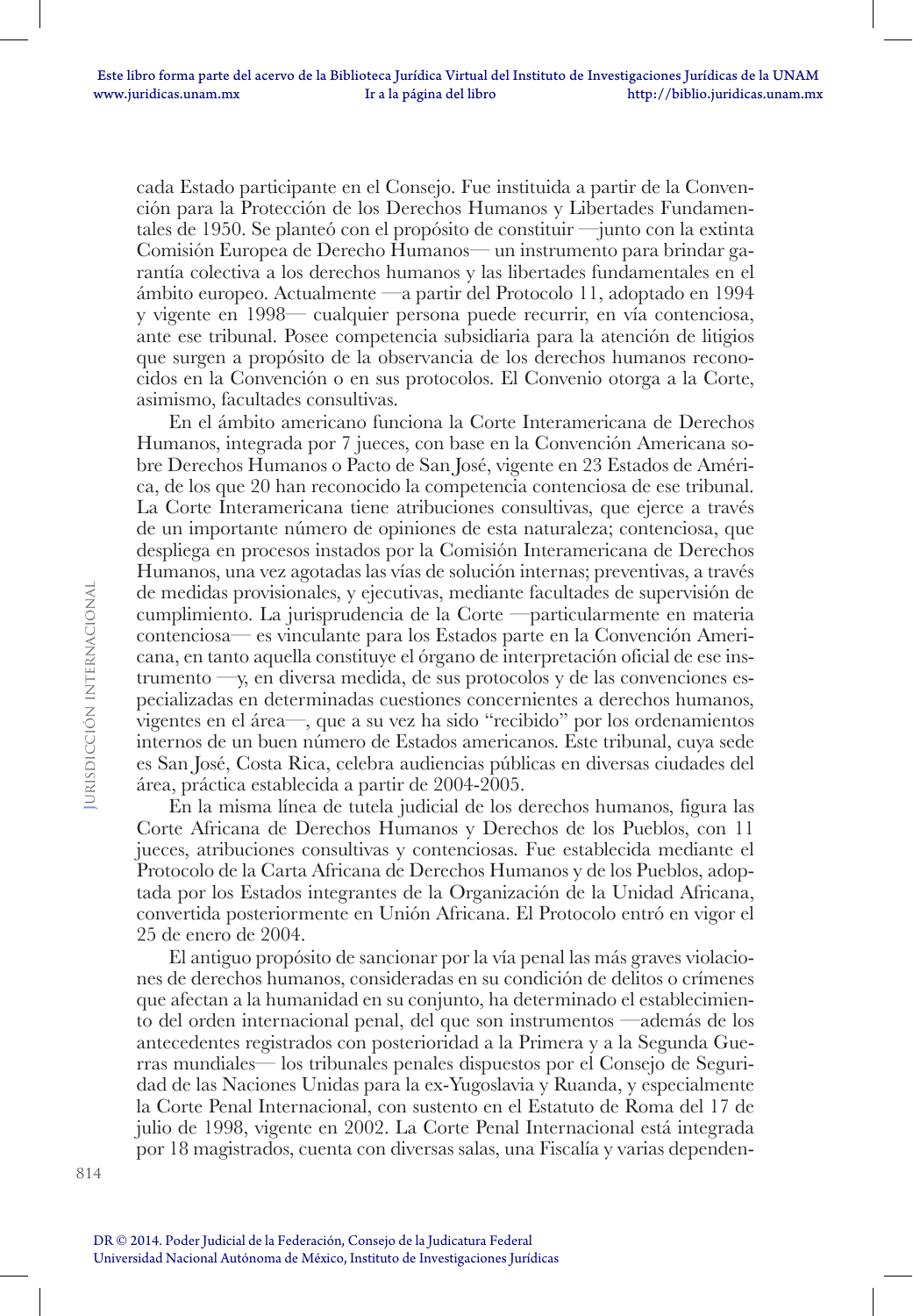cada Estado participante en el Consejo. Fue instituida a partir de la Convención para la Protección de los Derechos Humanos y Libertades Fundamentales de 1950. Se planteó con el propósito de constituir —junto con la extinta Comisión Europea de Derecho Humanos— un instrumento para brindar garantía colectiva a los derechos humanos y las libertades fundamentales en el ámbito europeo. Actualmente —a partir del Protocolo 11, adoptado en 1994 y vigente en 1998— cualquier persona puede recurrir, en vía contenciosa, ante ese tribunal. Posee competencia subsidiaria para la atención de litigios que surgen a propósito de la observancia de los derechos humanos reconocidos en la Convención o en sus protocolos. El Convenio otorga a la Corte, asimismo, facultades consultivas.

En el ámbito americano funciona la Corte Interamericana de Derechos Humanos, integrada por 7 jueces, con base en la Convención Americana sobre Derechos Humanos o Pacto de San José, vigente en 23 Estados de América, de los que 20 han reconocido la competencia contenciosa de ese tribunal. La Corte Interamericana tiene atribuciones consultivas, que ejerce a través de un importante número de opiniones de esta naturaleza; contenciosa, que despliega en procesos instados por la Comisión Interamericana de Derechos Humanos, una vez agotadas las vías de solución internas; preventivas, a través de medidas provisionales, y ejecutivas, mediante facultades de supervisión de cumplimiento. La jurisprudencia de la Corte —particularmente en materia contenciosa— es vinculante para los Estados parte en la Convención Americana, en tanto aquella constituye el órgano de interpretación oficial de ese instrumento —y, en diversa medida, de sus protocolos y de las convenciones especializadas en determinadas cuestiones concernientes a derechos humanos, vigentes en el área—, que a su vez ha sido "recibido" por los ordenamientos internos de un buen número de Estados americanos. Este tribunal, cuya sede es San José, Costa Rica, celebra audiencias públicas en diversas ciudades del área, práctica establecida a partir de 2004-2005.

En la misma línea de tutela judicial de los derechos humanos, figura las Corte Africana de Derechos Humanos y Derechos de los Pueblos, con 11 jueces, atribuciones consultivas y contenciosas. Fue establecida mediante el Protocolo de la Carta Africana de Derechos Humanos y de los Pueblos, adoptada por los Estados integrantes de la Organización de la Unidad Africana, convertida posteriormente en Unión Africana. El Protocolo entró en vigor el 25 de enero de 2004.

El antiguo propósito de sancionar por la vía penal las más graves violaciones de derechos humanos, consideradas en su condición de delitos o crímenes que afectan a la humanidad en su conjunto, ha determinado el establecimiento del orden internacional penal, del que son instrumentos —además de los antecedentes registrados con posterioridad a la Primera y a la Segunda Guerras mundiales— los tribunales penales dispuestos por el Consejo de Seguridad de las Naciones Unidas para la ex-Yugoslavia y Ruanda, y especialmente la Corte Penal Internacional, con sustento en el Estatuto de Roma del 17 de julio de 1998, vigente en 2002. La Corte Penal Internacional está integrada por 18 magistrados, cuenta con diversas salas, una Fiscalía y varias dependen-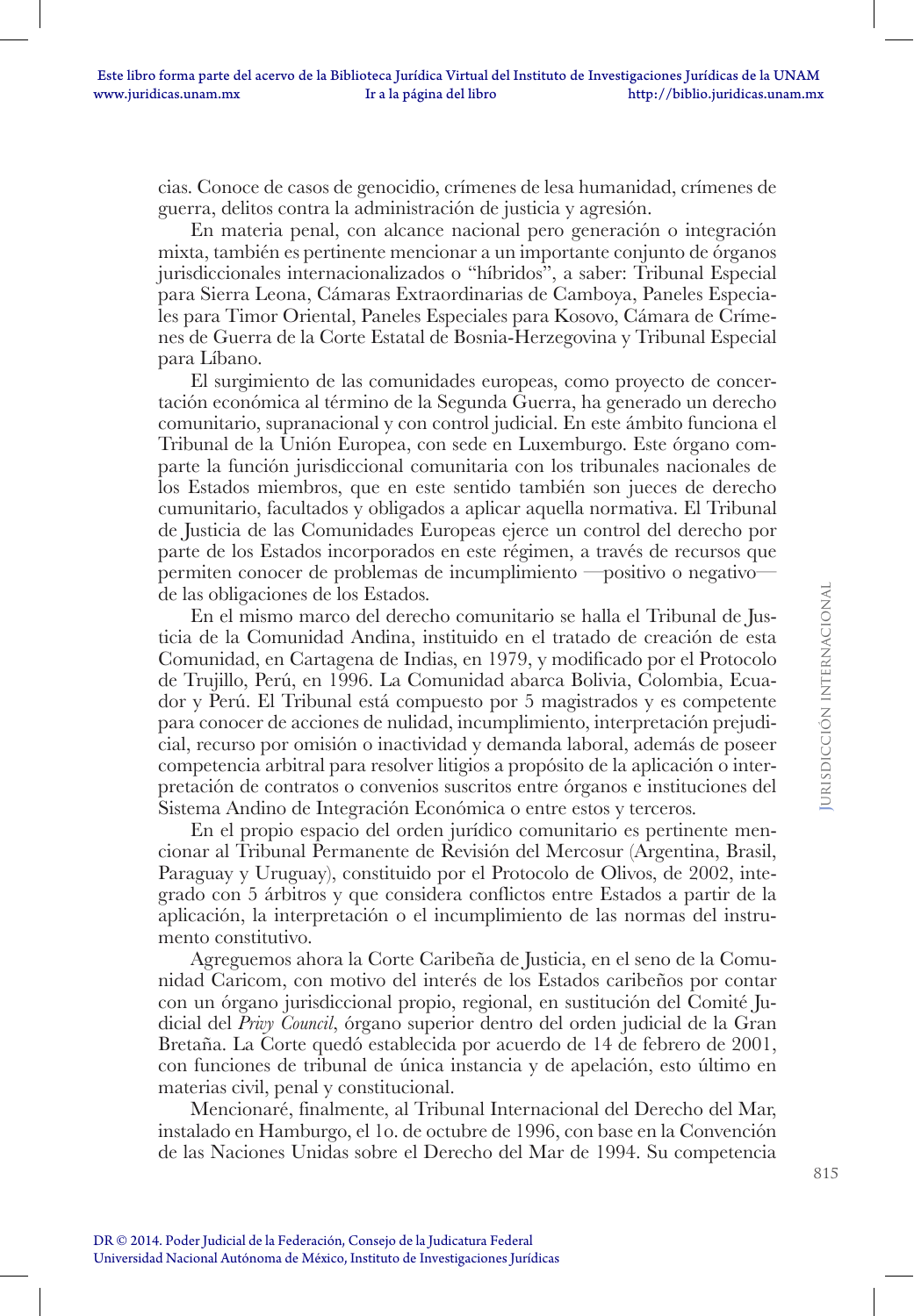cias. Conoce de casos de genocidio, crímenes de lesa humanidad, crímenes de guerra, delitos contra la administración de justicia y agresión.

En materia penal, con alcance nacional pero generación o integración mixta, también es pertinente mencionar a un importante conjunto de órganos jurisdiccionales internacionalizados o "híbridos", a saber: Tribunal Especial para Sierra Leona, Cámaras Extraordinarias de Camboya, Paneles Especiales para Timor Oriental, Paneles Especiales para Kosovo, Cámara de Crímenes de Guerra de la Corte Estatal de Bosnia-Herzegovina y Tribunal Especial para Líbano.

El surgimiento de las comunidades europeas, como proyecto de concertación económica al término de la Segunda Guerra, ha generado un derecho comunitario, supranacional y con control judicial. En este ámbito funciona el Tribunal de la Unión Europea, con sede en Luxemburgo. Este órgano comparte la función jurisdiccional comunitaria con los tribunales nacionales de los Estados miembros, que en este sentido también son jueces de derecho cumunitario, facultados y obligados a aplicar aquella normativa. El Tribunal de Justicia de las Comunidades Europeas ejerce un control del derecho por parte de los Estados incorporados en este régimen, a través de recursos que permiten conocer de problemas de incumplimiento —positivo o negativo— de las obligaciones de los Estados.

En el mismo marco del derecho comunitario se halla el Tribunal de Justicia de la Comunidad Andina, instituido en el tratado de creación de esta Comunidad, en Cartagena de Indias, en 1979, y modificado por el Protocolo de Trujillo, Perú, en 1996. La Comunidad abarca Bolivia, Colombia, Ecuador y Perú. El Tribunal está compuesto por 5 magistrados y es competente para conocer de acciones de nulidad, incumplimiento, interpretación prejudicial, recurso por omisión o inactividad y demanda laboral, además de poseer competencia arbitral para resolver litigios a propósito de la aplicación o interpretación de contratos o convenios suscritos entre órganos e instituciones del Sistema Andino de Integración Económica o entre estos y terceros.

En el propio espacio del orden jurídico comunitario es pertinente mencionar al Tribunal Permanente de Revisión del Mercosur (Argentina, Brasil, Paraguay y Uruguay), constituido por el Protocolo de Olivos, de 2002, integrado con 5 árbitros y que considera conflictos entre Estados a partir de la aplicación, la interpretación o el incumplimiento de las normas del instrumento constitutivo.

Agreguemos ahora la Corte Caribeña de Justicia, en el seno de la Comunidad Caricom, con motivo del interés de los Estados caribeños por contar con un órgano jurisdiccional propio, regional, en sustitución del Comité Judicial del *Privy Council*, órgano superior dentro del orden judicial de la Gran Bretaña. La Corte quedó establecida por acuerdo de 14 de febrero de 2001, con funciones de tribunal de única instancia y de apelación, esto último en materias civil, penal y constitucional.

Mencionaré, finalmente, al Tribunal Internacional del Derecho del Mar, instalado en Hamburgo, el 1o. de octubre de 1996, con base en la Convención de las Naciones Unidas sobre el Derecho del Mar de 1994. Su competencia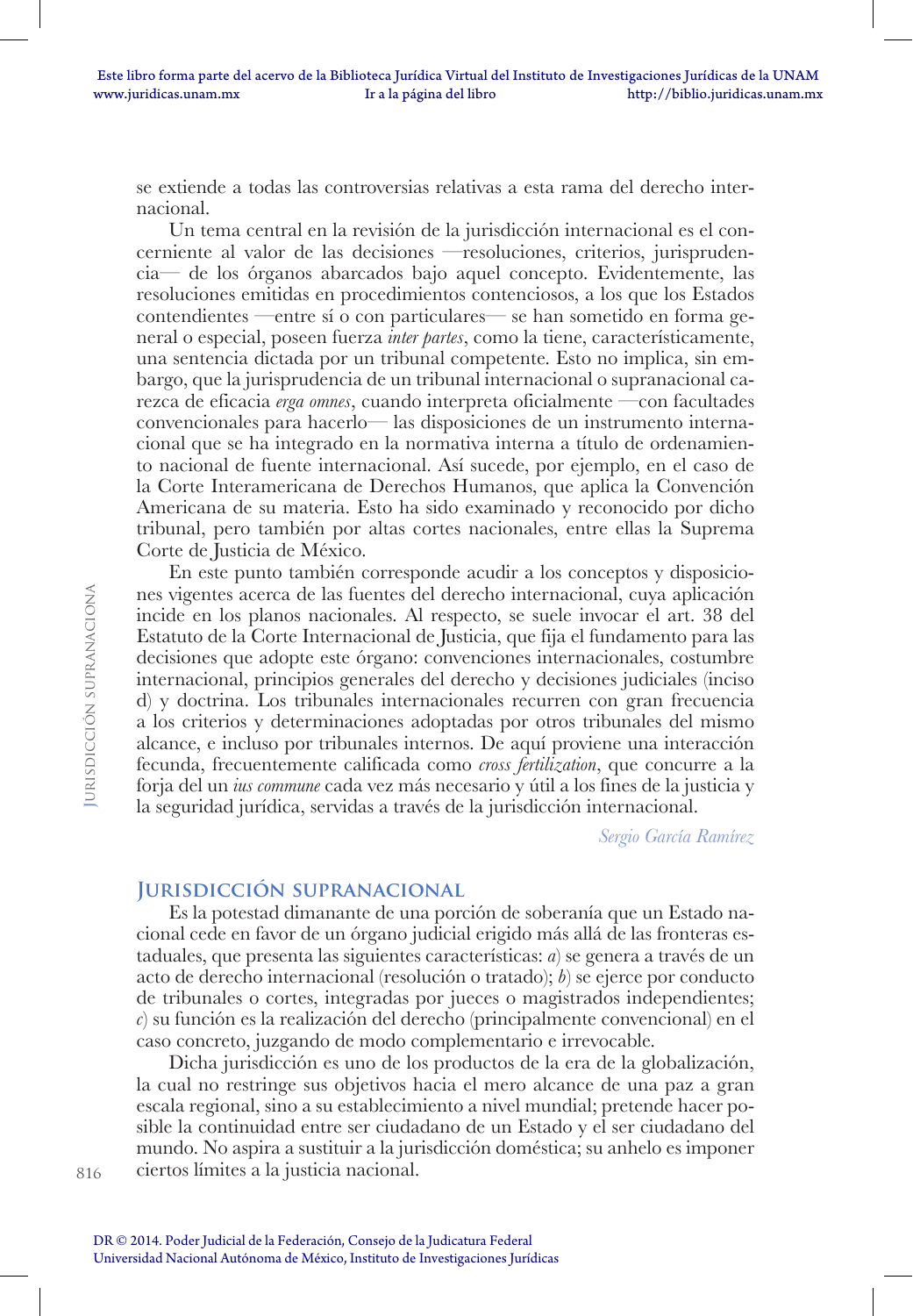se extiende a todas las controversias relativas a esta rama del derecho internacional.

Un tema central en la revisión de la jurisdicción internacional es el concerniente al valor de las decisiones —resoluciones, criterios, jurisprudencia— de los órganos abarcados bajo aquel concepto. Evidentemente, las resoluciones emitidas en procedimientos contenciosos, a los que los Estados contendientes —entre sí o con particulares— se han sometido en forma general o especial, poseen fuerza *inter partes*, como la tiene, característicamente, una sentencia dictada por un tribunal competente. Esto no implica, sin embargo, que la jurisprudencia de un tribunal internacional o supranacional carezca de eficacia *erga omnes*, cuando interpreta oficialmente —con facultades convencionales para hacerlo— las disposiciones de un instrumento internacional que se ha integrado en la normativa interna a título de ordenamiento nacional de fuente internacional. Así sucede, por ejemplo, en el caso de la Corte Interamericana de Derechos Humanos, que aplica la Convención Americana de su materia. Esto ha sido examinado y reconocido por dicho tribunal, pero también por altas cortes nacionales, entre ellas la Suprema Corte de Justicia de México.

En este punto también corresponde acudir a los conceptos y disposiciones vigentes acerca de las fuentes del derecho internacional, cuya aplicación incide en los planos nacionales. Al respecto, se suele invocar el art. 38 del Estatuto de la Corte Internacional de Justicia, que fija el fundamento para las decisiones que adopte este órgano: convenciones internacionales, costumbre internacional, principios generales del derecho y decisiones judiciales (inciso d) y doctrina. Los tribunales internacionales recurren con gran frecuencia a los criterios y determinaciones adoptadas por otros tribunales del mismo alcance, e incluso por tribunales internos. De aquí proviene una interacción fecunda, frecuentemente calificada como *cross fertilization*, que concurre a la forja del un *ius commune* cada vez más necesario y útil a los fines de la justicia y la seguridad jurídica, servidas a través de la jurisdicción internacional.

*Sergio García Ramírez*

## Jurisdicción supranacional

Es la potestad dimanante de una porción de soberanía que un Estado nacional cede en favor de un órgano judicial erigido más allá de las fronteras estaduales, que presenta las siguientes características: *a*) se genera a través de un acto de derecho internacional (resolución o tratado); *b*) se ejerce por conducto de tribunales o cortes, integradas por jueces o magistrados independientes; *c*) su función es la realización del derecho (principalmente convencional) en el caso concreto, juzgando de modo complementario e irrevocable.

Dicha jurisdicción es uno de los productos de la era de la globalización, la cual no restringe sus objetivos hacia el mero alcance de una paz a gran escala regional, sino a su establecimiento a nivel mundial; pretende hacer posible la continuidad entre ser ciudadano de un Estado y el ser ciudadano del mundo. No aspira a sustituir a la jurisdicción doméstica; su anhelo es imponer ciertos límites a la justicia nacional.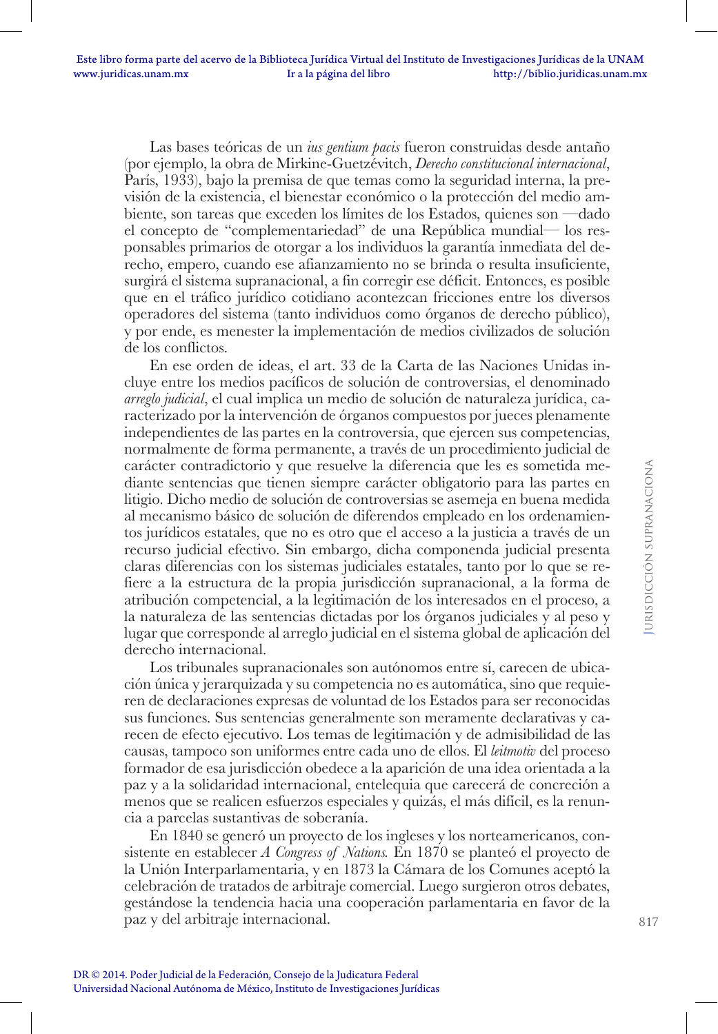Las bases teóricas de un *ius gentium pacis* fueron construidas desde antaño (por ejemplo, la obra de Mirkine-Guetzévitch, *Derecho constitucional internacional*, París, 1933), bajo la premisa de que temas como la seguridad interna, la previsión de la existencia, el bienestar económico o la protección del medio ambiente, son tareas que exceden los límites de los Estados, quienes son —dado el concepto de "complementariedad" de una República mundial— los responsables primarios de otorgar a los individuos la garantía inmediata del derecho, empero, cuando ese afianzamiento no se brinda o resulta insuficiente, surgirá el sistema supranacional, a fin corregir ese déficit. Entonces, es posible que en el tráfico jurídico cotidiano acontezcan fricciones entre los diversos operadores del sistema (tanto individuos como órganos de derecho público), y por ende, es menester la implementación de medios civilizados de solución de los conflictos.

En ese orden de ideas, el art. 33 de la Carta de las Naciones Unidas incluye entre los medios pacíficos de solución de controversias, el denominado *arreglo judicial*, el cual implica un medio de solución de naturaleza jurídica, caracterizado por la intervención de órganos compuestos por jueces plenamente independientes de las partes en la controversia, que ejercen sus competencias, normalmente de forma permanente, a través de un procedimiento judicial de carácter contradictorio y que resuelve la diferencia que les es sometida mediante sentencias que tienen siempre carácter obligatorio para las partes en litigio. Dicho medio de solución de controversias se asemeja en buena medida al mecanismo básico de solución de diferendos empleado en los ordenamientos jurídicos estatales, que no es otro que el acceso a la justicia a través de un recurso judicial efectivo. Sin embargo, dicha componenda judicial presenta claras diferencias con los sistemas judiciales estatales, tanto por lo que se refiere a la estructura de la propia jurisdicción supranacional, a la forma de atribución competencial, a la legitimación de los interesados en el proceso, a la naturaleza de las sentencias dictadas por los órganos judiciales y al peso y lugar que corresponde al arreglo judicial en el sistema global de aplicación del derecho internacional.

Los tribunales supranacionales son autónomos entre sí, carecen de ubicación única y jerarquizada y su competencia no es automática, sino que requieren de declaraciones expresas de voluntad de los Estados para ser reconocidas sus funciones. Sus sentencias generalmente son meramente declarativas y carecen de efecto ejecutivo. Los temas de legitimación y de admisibilidad de las causas, tampoco son uniformes entre cada uno de ellos. El *leitmotiv* del proceso formador de esa jurisdicción obedece a la aparición de una idea orientada a la paz y a la solidaridad internacional, entelequia que carecerá de concreción a menos que se realicen esfuerzos especiales y quizás, el más difícil, es la renuncia a parcelas sustantivas de soberanía.

En 1840 se generó un proyecto de los ingleses y los norteamericanos, consistente en establecer *A Congress of Nations.* En 1870 se planteó el proyecto de la Unión Interparlamentaria, y en 1873 la Cámara de los Comunes aceptó la celebración de tratados de arbitraje comercial. Luego surgieron otros debates, gestándose la tendencia hacia una cooperación parlamentaria en favor de la paz y del arbitraje internacional.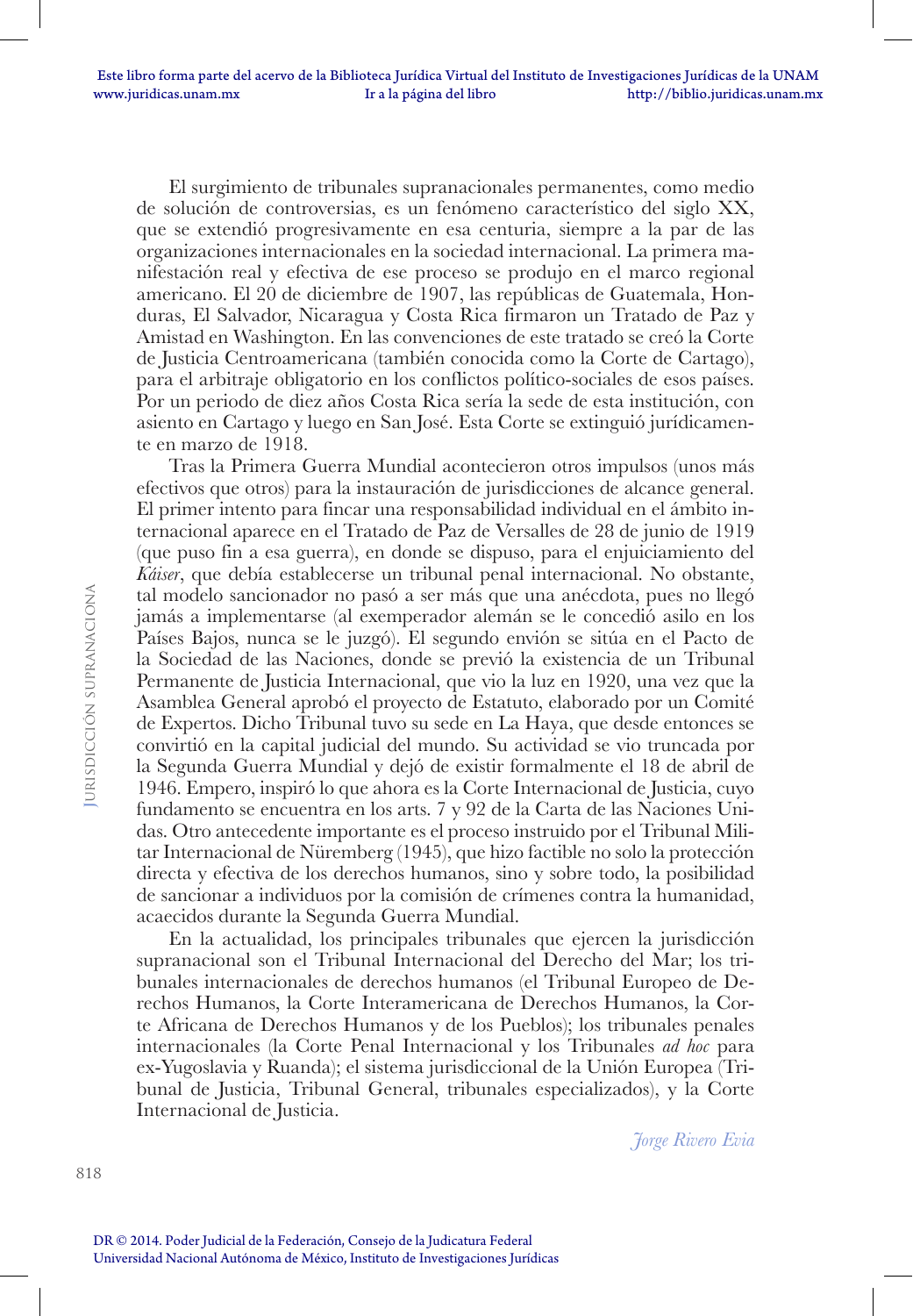El surgimiento de tribunales supranacionales permanentes, como medio de solución de controversias, es un fenómeno característico del siglo XX, que se extendió progresivamente en esa centuria, siempre a la par de las organizaciones internacionales en la sociedad internacional. La primera manifestación real y efectiva de ese proceso se produjo en el marco regional americano. El 20 de diciembre de 1907, las repúblicas de Guatemala, Honduras, El Salvador, Nicaragua y Costa Rica firmaron un Tratado de Paz y Amistad en Washington. En las convenciones de este tratado se creó la Corte de Justicia Centroamericana (también conocida como la Corte de Cartago), para el arbitraje obligatorio en los conflictos político-sociales de esos países. Por un periodo de diez años Costa Rica sería la sede de esta institución, con asiento en Cartago y luego en San José. Esta Corte se extinguió jurídicamente en marzo de 1918.

Tras la Primera Guerra Mundial acontecieron otros impulsos (unos más efectivos que otros) para la instauración de jurisdicciones de alcance general. El primer intento para fincar una responsabilidad individual en el ámbito internacional aparece en el Tratado de Paz de Versalles de 28 de junio de 1919 (que puso fin a esa guerra), en donde se dispuso, para el enjuiciamiento del *Káiser*, que debía establecerse un tribunal penal internacional. No obstante, tal modelo sancionador no pasó a ser más que una anécdota, pues no llegó jamás a implementarse (al exemperador alemán se le concedió asilo en los Países Bajos, nunca se le juzgó). El segundo envión se sitúa en el Pacto de la Sociedad de las Naciones, donde se previó la existencia de un Tribunal Permanente de Justicia Internacional, que vio la luz en 1920, una vez que la Asamblea General aprobó el proyecto de Estatuto, elaborado por un Comité de Expertos. Dicho Tribunal tuvo su sede en La Haya, que desde entonces se convirtió en la capital judicial del mundo. Su actividad se vio truncada por la Segunda Guerra Mundial y dejó de existir formalmente el 18 de abril de 1946. Empero, inspiró lo que ahora es la Corte Internacional de Justicia, cuyo fundamento se encuentra en los arts. 7 y 92 de la Carta de las Naciones Unidas. Otro antecedente importante es el proceso instruido por el Tribunal Militar Internacional de Nüremberg (1945), que hizo factible no solo la protección directa y efectiva de los derechos humanos, sino y sobre todo, la posibilidad de sancionar a individuos por la comisión de crímenes contra la humanidad, acaecidos durante la Segunda Guerra Mundial.

En la actualidad, los principales tribunales que ejercen la jurisdicción supranacional son el Tribunal Internacional del Derecho del Mar; los tribunales internacionales de derechos humanos (el Tribunal Europeo de Derechos Humanos, la Corte Interamericana de Derechos Humanos, la Corte Africana de Derechos Humanos y de los Pueblos); los tribunales penales internacionales (la Corte Penal Internacional y los Tribunales *ad hoc* para ex-Yugoslavia y Ruanda); el sistema jurisdiccional de la Unión Europea (Tribunal de Justicia, Tribunal General, tribunales especializados), y la Corte Internacional de Justicia.

*Jorge Rivero Evia*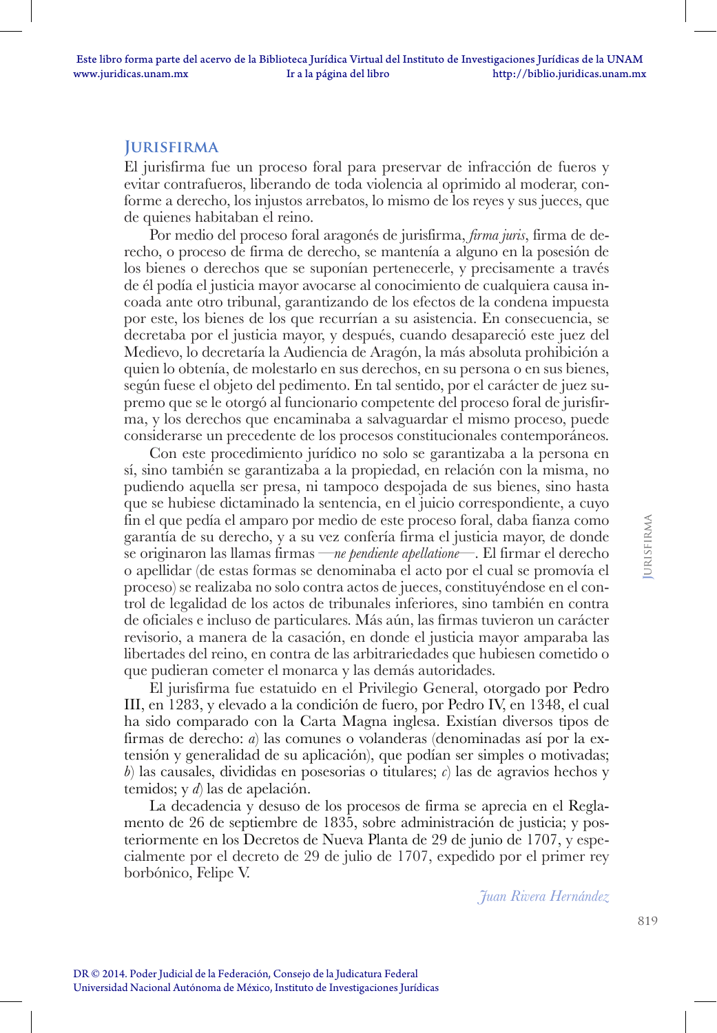## Jurisfirma

El jurisfirma fue un proceso foral para preservar de infracción de fueros y evitar contrafueros, liberando de toda violencia al oprimido al moderar, conforme a derecho, los injustos arrebatos, lo mismo de los reyes y sus jueces, que de quienes habitaban el reino.

Por medio del proceso foral aragonés de jurisfirma, *firma juris*, firma de derecho, o proceso de firma de derecho, se mantenía a alguno en la posesión de los bienes o derechos que se suponían pertenecerle, y precisamente a través de él podía el justicia mayor avocarse al conocimiento de cualquiera causa incoada ante otro tribunal, garantizando de los efectos de la condena impuesta por este, los bienes de los que recurrían a su asistencia. En consecuencia, se decretaba por el justicia mayor, y después, cuando desapareció este juez del Medievo, lo decretaría la Audiencia de Aragón, la más absoluta prohibición a quien lo obtenía, de molestarlo en sus derechos, en su persona o en sus bienes, según fuese el objeto del pedimento. En tal sentido, por el carácter de juez supremo que se le otorgó al funcionario competente del proceso foral de jurisfirma, y los derechos que encaminaba a salvaguardar el mismo proceso, puede considerarse un precedente de los procesos constitucionales contemporáneos.

Con este procedimiento jurídico no solo se garantizaba a la persona en sí, sino también se garantizaba a la propiedad, en relación con la misma, no pudiendo aquella ser presa, ni tampoco despojada de sus bienes, sino hasta que se hubiese dictaminado la sentencia, en el juicio correspondiente, a cuyo fin el que pedía el amparo por medio de este proceso foral, daba fianza como garantía de su derecho, y a su vez confería firma el justicia mayor, de donde se originaron las llamas firmas —*ne pendiente apellatione*—. El firmar el derecho o apellidar (de estas formas se denominaba el acto por el cual se promovía el proceso) se realizaba no solo contra actos de jueces, constituyéndose en el control de legalidad de los actos de tribunales inferiores, sino también en contra de oficiales e incluso de particulares. Más aún, las firmas tuvieron un carácter revisorio, a manera de la casación, en donde el justicia mayor amparaba las libertades del reino, en contra de las arbitrariedades que hubiesen cometido o que pudieran cometer el monarca y las demás autoridades.

El jurisfirma fue estatuido en el Privilegio General, otorgado por Pedro III, en 1283, y elevado a la condición de fuero, por Pedro IV, en 1348, el cual ha sido comparado con la Carta Magna inglesa. Existían diversos tipos de firmas de derecho: *a*) las comunes o volanderas (denominadas así por la extensión y generalidad de su aplicación), que podían ser simples o motivadas; *b*) las causales, divididas en posesorias o titulares; *c*) las de agravios hechos y temidos; y *d*) las de apelación.

La decadencia y desuso de los procesos de firma se aprecia en el Reglamento de 26 de septiembre de 1835, sobre administración de justicia; y posteriormente en los Decretos de Nueva Planta de 29 de junio de 1707, y especialmente por el decreto de 29 de julio de 1707, expedido por el primer rey borbónico, Felipe V.

*Juan Rivera Hernández*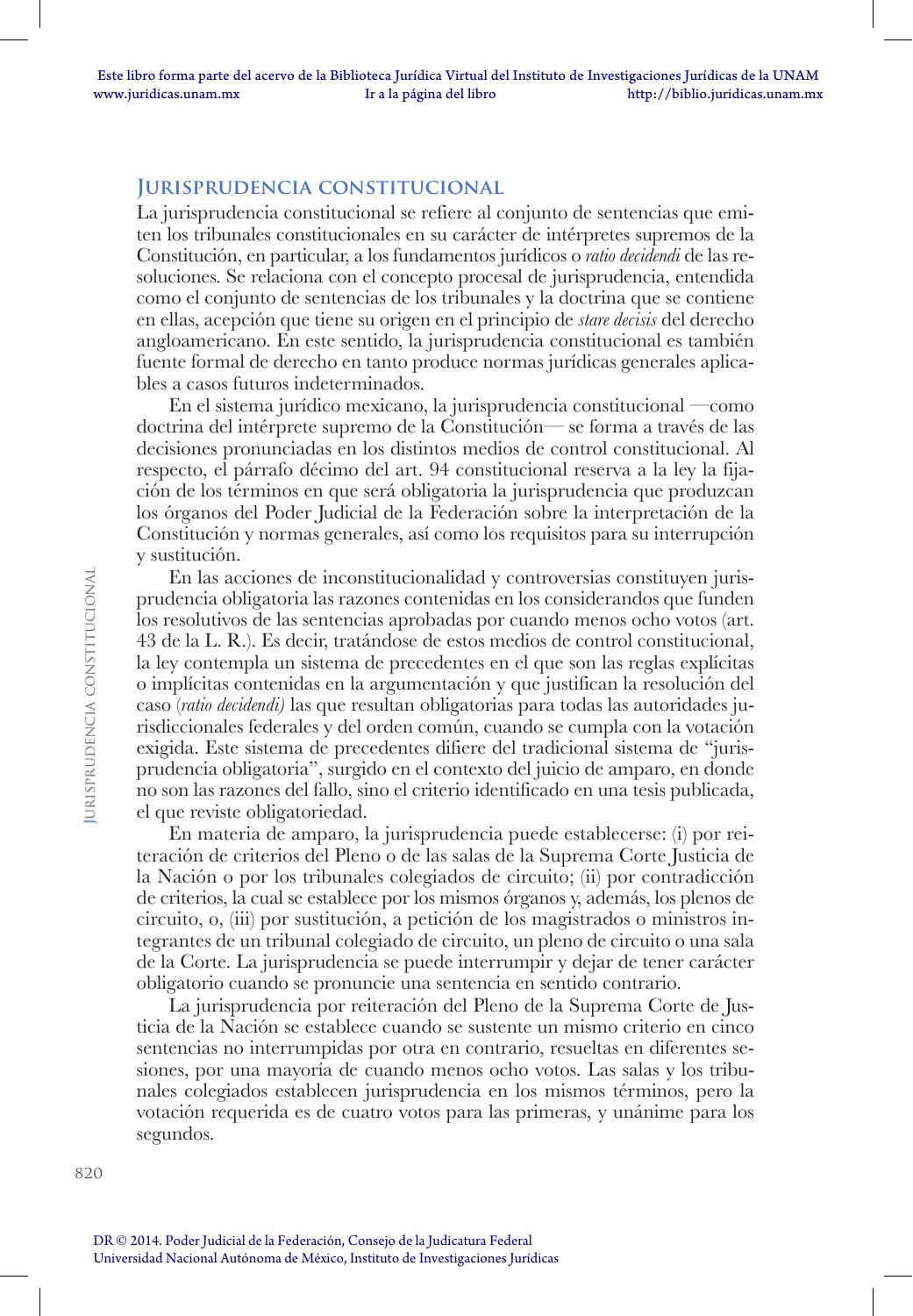## Jurisprudencia constitucional

La jurisprudencia constitucional se refiere al conjunto de sentencias que emiten los tribunales constitucionales en su carácter de intérpretes supremos de la Constitución, en particular, a los fundamentos jurídicos o *ratio decidendi* de las resoluciones. Se relaciona con el concepto procesal de jurisprudencia, entendida como el conjunto de sentencias de los tribunales y la doctrina que se contiene en ellas, acepción que tiene su origen en el principio de *stare decisis* del derecho angloamericano. En este sentido, la jurisprudencia constitucional es también fuente formal de derecho en tanto produce normas jurídicas generales aplicables a casos futuros indeterminados.

En el sistema jurídico mexicano, la jurisprudencia constitucional —como doctrina del intérprete supremo de la Constitución— se forma a través de las decisiones pronunciadas en los distintos medios de control constitucional. Al respecto, el párrafo décimo del art. 94 constitucional reserva a la ley la fijación de los términos en que será obligatoria la jurisprudencia que produzcan los órganos del Poder Judicial de la Federación sobre la interpretación de la Constitución y normas generales, así como los requisitos para su interrupción y sustitución.

En las acciones de inconstitucionalidad y controversias constituyen jurisprudencia obligatoria las razones contenidas en los considerandos que funden los resolutivos de las sentencias aprobadas por cuando menos ocho votos (art. 43 de la L. R.). Es decir, tratándose de estos medios de control constitucional, la ley contempla un sistema de precedentes en el que son las reglas explícitas o implícitas contenidas en la argumentación y que justifican la resolución del caso (*ratio decidendi)* las que resultan obligatorias para todas las autoridades jurisdiccionales federales y del orden común, cuando se cumpla con la votación exigida. Este sistema de precedentes difiere del tradicional sistema de "jurisprudencia obligatoria", surgido en el contexto del juicio de amparo, en donde no son las razones del fallo, sino el criterio identificado en una tesis publicada, el que reviste obligatoriedad.

En materia de amparo, la jurisprudencia puede establecerse: (i) por reiteración de criterios del Pleno o de las salas de la Suprema Corte Justicia de la Nación o por los tribunales colegiados de circuito; (ii) por contradicción de criterios, la cual se establece por los mismos órganos y, además, los plenos de circuito, o, (iii) por sustitución, a petición de los magistrados o ministros integrantes de un tribunal colegiado de circuito, un pleno de circuito o una sala de la Corte. La jurisprudencia se puede interrumpir y dejar de tener carácter obligatorio cuando se pronuncie una sentencia en sentido contrario.

La jurisprudencia por reiteración del Pleno de la Suprema Corte de Justicia de la Nación se establece cuando se sustente un mismo criterio en cinco sentencias no interrumpidas por otra en contrario, resueltas en diferentes sesiones, por una mayoría de cuando menos ocho votos. Las salas y los tribunales colegiados establecen jurisprudencia en los mismos términos, pero la votación requerida es de cuatro votos para las primeras, y unánime para los segundos.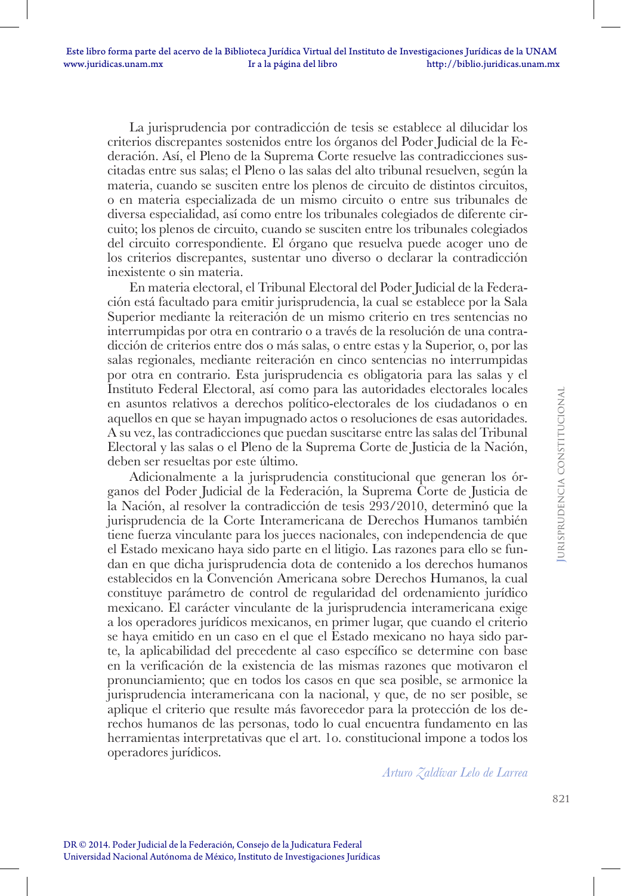La jurisprudencia por contradicción de tesis se establece al dilucidar los criterios discrepantes sostenidos entre los órganos del Poder Judicial de la Federación. Así, el Pleno de la Suprema Corte resuelve las contradicciones suscitadas entre sus salas; el Pleno o las salas del alto tribunal resuelven, según la materia, cuando se susciten entre los plenos de circuito de distintos circuitos, o en materia especializada de un mismo circuito o entre sus tribunales de diversa especialidad, así como entre los tribunales colegiados de diferente circuito; los plenos de circuito, cuando se susciten entre los tribunales colegiados del circuito correspondiente. El órgano que resuelva puede acoger uno de los criterios discrepantes, sustentar uno diverso o declarar la contradicción inexistente o sin materia.

En materia electoral, el Tribunal Electoral del Poder Judicial de la Federación está facultado para emitir jurisprudencia, la cual se establece por la Sala Superior mediante la reiteración de un mismo criterio en tres sentencias no interrumpidas por otra en contrario o a través de la resolución de una contradicción de criterios entre dos o más salas, o entre estas y la Superior, o, por las salas regionales, mediante reiteración en cinco sentencias no interrumpidas por otra en contrario. Esta jurisprudencia es obligatoria para las salas y el Instituto Federal Electoral, así como para las autoridades electorales locales en asuntos relativos a derechos político-electorales de los ciudadanos o en aquellos en que se hayan impugnado actos o resoluciones de esas autoridades. A su vez, las contradicciones que puedan suscitarse entre las salas del Tribunal Electoral y las salas o el Pleno de la Suprema Corte de Justicia de la Nación, deben ser resueltas por este último.

Adicionalmente a la jurisprudencia constitucional que generan los órganos del Poder Judicial de la Federación, la Suprema Corte de Justicia de la Nación, al resolver la contradicción de tesis 293/2010, determinó que la jurisprudencia de la Corte Interamericana de Derechos Humanos también tiene fuerza vinculante para los jueces nacionales, con independencia de que el Estado mexicano haya sido parte en el litigio. Las razones para ello se fundan en que dicha jurisprudencia dota de contenido a los derechos humanos establecidos en la Convención Americana sobre Derechos Humanos, la cual constituye parámetro de control de regularidad del ordenamiento jurídico mexicano. El carácter vinculante de la jurisprudencia interamericana exige a los operadores jurídicos mexicanos, en primer lugar, que cuando el criterio se haya emitido en un caso en el que el Estado mexicano no haya sido parte, la aplicabilidad del precedente al caso específico se determine con base en la verificación de la existencia de las mismas razones que motivaron el pronunciamiento; que en todos los casos en que sea posible, se armonice la jurisprudencia interamericana con la nacional, y que, de no ser posible, se aplique el criterio que resulte más favorecedor para la protección de los derechos humanos de las personas, todo lo cual encuentra fundamento en las herramientas interpretativas que el art. 1o. constitucional impone a todos los operadores jurídicos.

*Arturo Zaldívar Lelo de Larrea*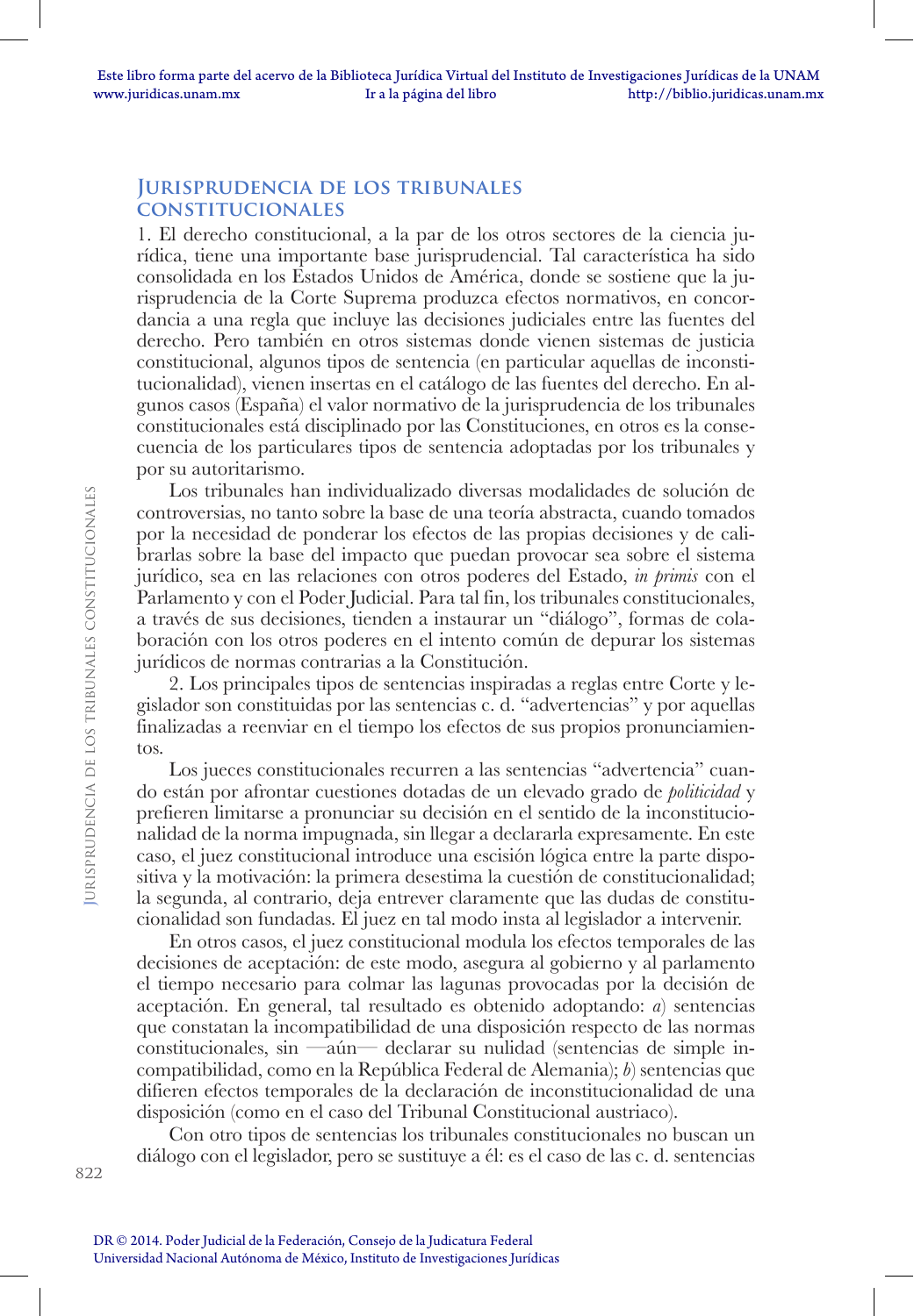## Jurisprudencia de los tribunales constitucionales

1. El derecho constitucional, a la par de los otros sectores de la ciencia jurídica, tiene una importante base jurisprudencial. Tal característica ha sido consolidada en los Estados Unidos de América, donde se sostiene que la jurisprudencia de la Corte Suprema produzca efectos normativos, en concordancia a una regla que incluye las decisiones judiciales entre las fuentes del derecho. Pero también en otros sistemas donde vienen sistemas de justicia constitucional, algunos tipos de sentencia (en particular aquellas de inconstitucionalidad), vienen insertas en el catálogo de las fuentes del derecho. En algunos casos (España) el valor normativo de la jurisprudencia de los tribunales constitucionales está disciplinado por las Constituciones, en otros es la consecuencia de los particulares tipos de sentencia adoptadas por los tribunales y por su autoritarismo.

Los tribunales han individualizado diversas modalidades de solución de controversias, no tanto sobre la base de una teoría abstracta, cuando tomados por la necesidad de ponderar los efectos de las propias decisiones y de calibrarlas sobre la base del impacto que puedan provocar sea sobre el sistema jurídico, sea en las relaciones con otros poderes del Estado, *in primis* con el Parlamento y con el Poder Judicial. Para tal fin, los tribunales constitucionales, a través de sus decisiones, tienden a instaurar un "diálogo", formas de colaboración con los otros poderes en el intento común de depurar los sistemas jurídicos de normas contrarias a la Constitución.

2. Los principales tipos de sentencias inspiradas a reglas entre Corte y legislador son constituidas por las sentencias c. d. "advertencias" y por aquellas finalizadas a reenviar en el tiempo los efectos de sus propios pronunciamientos.

Los jueces constitucionales recurren a las sentencias "advertencia" cuando están por afrontar cuestiones dotadas de un elevado grado de *politicidad* y prefieren limitarse a pronunciar su decisión en el sentido de la inconstitucionalidad de la norma impugnada, sin llegar a declararla expresamente. En este caso, el juez constitucional introduce una escisión lógica entre la parte dispositiva y la motivación: la primera desestima la cuestión de constitucionalidad; la segunda, al contrario, deja entrever claramente que las dudas de constitucionalidad son fundadas. El juez en tal modo insta al legislador a intervenir.

En otros casos, el juez constitucional modula los efectos temporales de las decisiones de aceptación: de este modo, asegura al gobierno y al parlamento el tiempo necesario para colmar las lagunas provocadas por la decisión de aceptación. En general, tal resultado es obtenido adoptando: *a*) sentencias que constatan la incompatibilidad de una disposición respecto de las normas constitucionales, sin —aún— declarar su nulidad (sentencias de simple incompatibilidad, como en la República Federal de Alemania); *b*) sentencias que difieren efectos temporales de la declaración de inconstitucionalidad de una disposición (como en el caso del Tribunal Constitucional austriaco).

Con otro tipos de sentencias los tribunales constitucionales no buscan un diálogo con el legislador, pero se sustituye a él: es el caso de las c. d. sentencias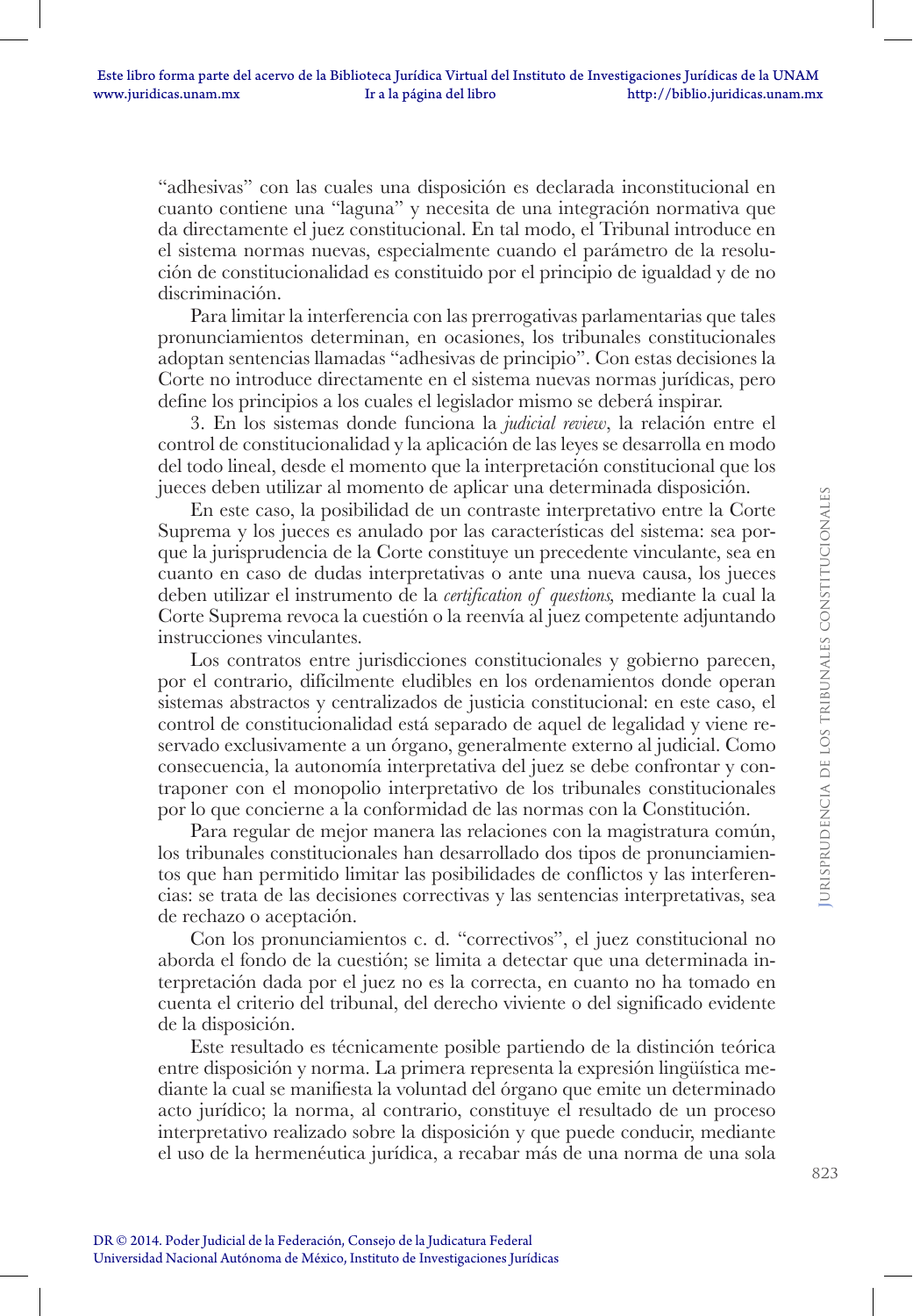"adhesivas" con las cuales una disposición es declarada inconstitucional en cuanto contiene una "laguna" y necesita de una integración normativa que da directamente el juez constitucional. En tal modo, el Tribunal introduce en el sistema normas nuevas, especialmente cuando el parámetro de la resolución de constitucionalidad es constituido por el principio de igualdad y de no discriminación.

Para limitar la interferencia con las prerrogativas parlamentarias que tales pronunciamientos determinan, en ocasiones, los tribunales constitucionales adoptan sentencias llamadas "adhesivas de principio". Con estas decisiones la Corte no introduce directamente en el sistema nuevas normas jurídicas, pero define los principios a los cuales el legislador mismo se deberá inspirar.

3. En los sistemas donde funciona la *judicial review*, la relación entre el control de constitucionalidad y la aplicación de las leyes se desarrolla en modo del todo lineal, desde el momento que la interpretación constitucional que los jueces deben utilizar al momento de aplicar una determinada disposición.

En este caso, la posibilidad de un contraste interpretativo entre la Corte Suprema y los jueces es anulado por las características del sistema: sea porque la jurisprudencia de la Corte constituye un precedente vinculante, sea en cuanto en caso de dudas interpretativas o ante una nueva causa, los jueces deben utilizar el instrumento de la *certification of questions*, mediante la cual la Corte Suprema revoca la cuestión o la reenvía al juez competente adjuntando instrucciones vinculantes.

Los contratos entre jurisdicciones constitucionales y gobierno parecen, por el contrario, difícilmente eludibles en los ordenamientos donde operan sistemas abstractos y centralizados de justicia constitucional: en este caso, el control de constitucionalidad está separado de aquel de legalidad y viene reservado exclusivamente a un órgano, generalmente externo al judicial. Como consecuencia, la autonomía interpretativa del juez se debe confrontar y contraponer con el monopolio interpretativo de los tribunales constitucionales por lo que concierne a la conformidad de las normas con la Constitución.

Para regular de mejor manera las relaciones con la magistratura común, los tribunales constitucionales han desarrollado dos tipos de pronunciamientos que han permitido limitar las posibilidades de conflictos y las interferencias: se trata de las decisiones correctivas y las sentencias interpretativas, sea de rechazo o aceptación.

Con los pronunciamientos c. d. "correctivos", el juez constitucional no aborda el fondo de la cuestión; se limita a detectar que una determinada interpretación dada por el juez no es la correcta, en cuanto no ha tomado en cuenta el criterio del tribunal, del derecho viviente o del significado evidente de la disposición.

Este resultado es técnicamente posible partiendo de la distinción teórica entre disposición y norma. La primera representa la expresión lingüística mediante la cual se manifiesta la voluntad del órgano que emite un determinado acto jurídico; la norma, al contrario, constituye el resultado de un proceso interpretativo realizado sobre la disposición y que puede conducir, mediante el uso de la hermenéutica jurídica, a recabar más de una norma de una sola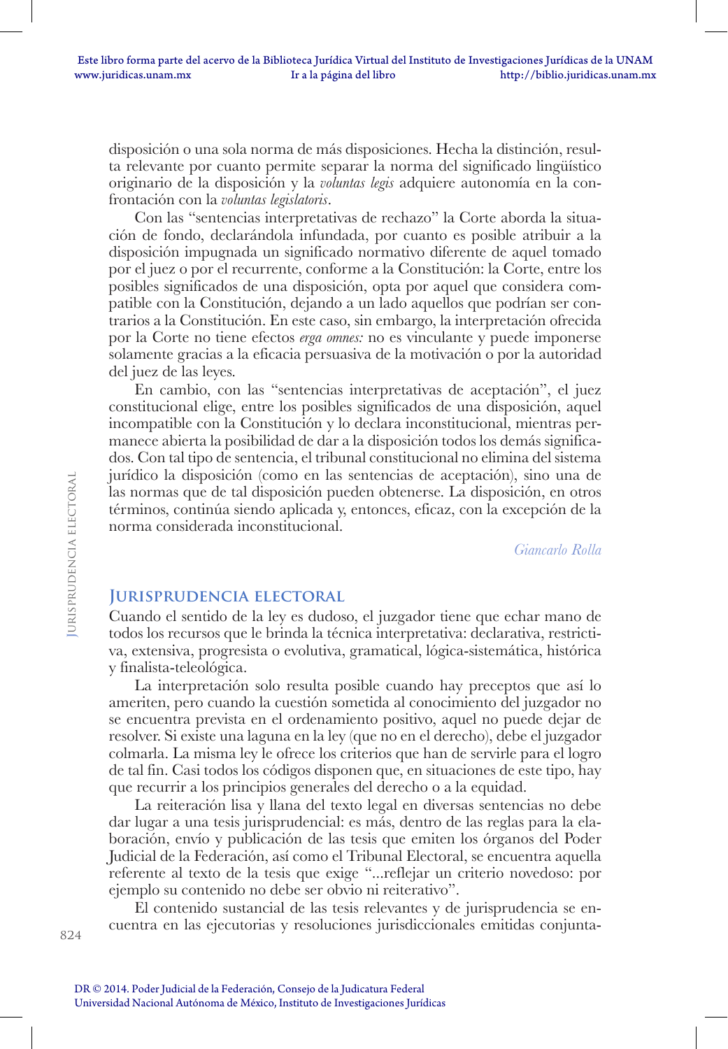disposición o una sola norma de más disposiciones. Hecha la distinción, resulta relevante por cuanto permite separar la norma del significado lingüístico originario de la disposición y la *voluntas legis* adquiere autonomía en la confrontación con la *voluntas legislatoris*.

Con las "sentencias interpretativas de rechazo" la Corte aborda la situación de fondo, declarándola infundada, por cuanto es posible atribuir a la disposición impugnada un significado normativo diferente de aquel tomado por el juez o por el recurrente, conforme a la Constitución: la Corte, entre los posibles significados de una disposición, opta por aquel que considera compatible con la Constitución, dejando a un lado aquellos que podrían ser contrarios a la Constitución. En este caso, sin embargo, la interpretación ofrecida por la Corte no tiene efectos *erga omnes:* no es vinculante y puede imponerse solamente gracias a la eficacia persuasiva de la motivación o por la autoridad del juez de las leyes.

En cambio, con las "sentencias interpretativas de aceptación", el juez constitucional elige, entre los posibles significados de una disposición, aquel incompatible con la Constitución y lo declara inconstitucional, mientras permanece abierta la posibilidad de dar a la disposición todos los demás significados. Con tal tipo de sentencia, el tribunal constitucional no elimina del sistema jurídico la disposición (como en las sentencias de aceptación), sino una de las normas que de tal disposición pueden obtenerse. La disposición, en otros términos, continúa siendo aplicada y, entonces, eficaz, con la excepción de la norma considerada inconstitucional.

*Giancarlo Rolla*

## Jurisprudencia electoral

Cuando el sentido de la ley es dudoso, el juzgador tiene que echar mano de todos los recursos que le brinda la técnica interpretativa: declarativa, restrictiva, extensiva, progresista o evolutiva, gramatical, lógica-sistemática, histórica y finalista-teleológica.

La interpretación solo resulta posible cuando hay preceptos que así lo ameriten, pero cuando la cuestión sometida al conocimiento del juzgador no se encuentra prevista en el ordenamiento positivo, aquel no puede dejar de resolver. Si existe una laguna en la ley (que no en el derecho), debe el juzgador colmarla. La misma ley le ofrece los criterios que han de servirle para el logro de tal fin. Casi todos los códigos disponen que, en situaciones de este tipo, hay que recurrir a los principios generales del derecho o a la equidad.

La reiteración lisa y llana del texto legal en diversas sentencias no debe dar lugar a una tesis jurisprudencial: es más, dentro de las reglas para la elaboración, envío y publicación de las tesis que emiten los órganos del Poder Judicial de la Federación, así como el Tribunal Electoral, se encuentra aquella referente al texto de la tesis que exige "...reflejar un criterio novedoso: por ejemplo su contenido no debe ser obvio ni reiterativo".

El contenido sustancial de las tesis relevantes y de jurisprudencia se encuentra en las ejecutorias y resoluciones jurisdiccionales emitidas conjunta-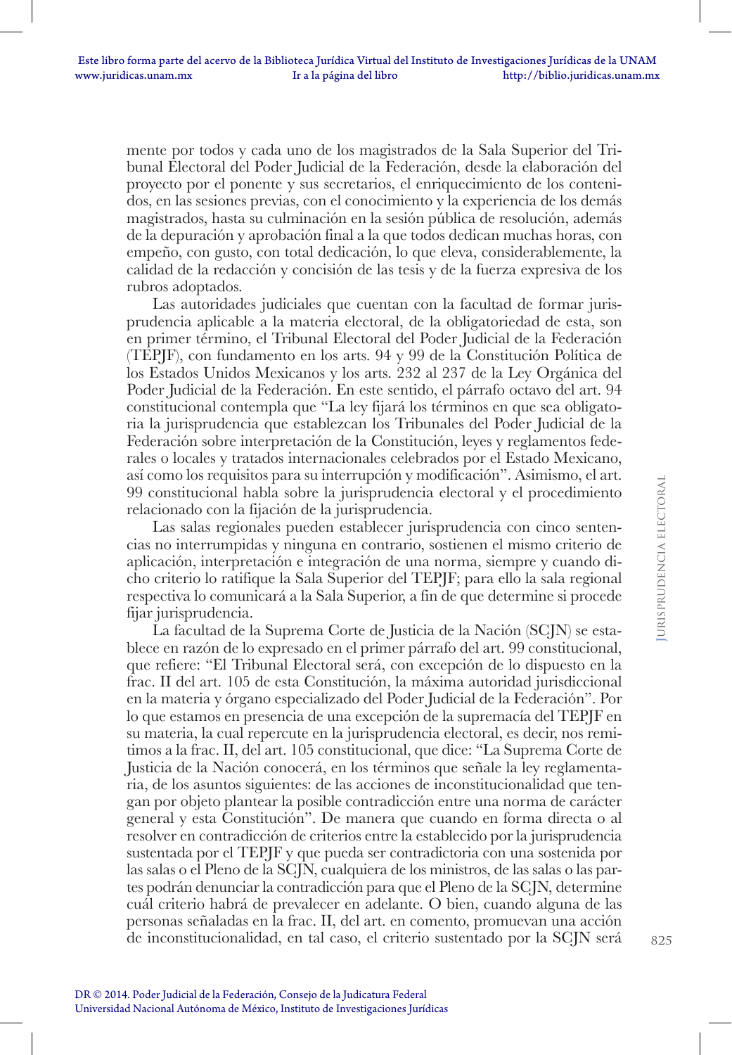mente por todos y cada uno de los magistrados de la Sala Superior del Tribunal Electoral del Poder Judicial de la Federación, desde la elaboración del proyecto por el ponente y sus secretarios, el enriquecimiento de los contenidos, en las sesiones previas, con el conocimiento y la experiencia de los demás magistrados, hasta su culminación en la sesión pública de resolución, además de la depuración y aprobación final a la que todos dedican muchas horas, con empeño, con gusto, con total dedicación, lo que eleva, considerablemente, la calidad de la redacción y concisión de las tesis y de la fuerza expresiva de los rubros adoptados.

Las autoridades judiciales que cuentan con la facultad de formar jurisprudencia aplicable a la materia electoral, de la obligatoriedad de esta, son en primer término, el Tribunal Electoral del Poder Judicial de la Federación (TEPJF), con fundamento en los arts. 94 y 99 de la Constitución Política de los Estados Unidos Mexicanos y los arts. 232 al 237 de la Ley Orgánica del Poder Judicial de la Federación. En este sentido, el párrafo octavo del art. 94 constitucional contempla que "La ley fijará los términos en que sea obligatoria la jurisprudencia que establezcan los Tribunales del Poder Judicial de la Federación sobre interpretación de la Constitución, leyes y reglamentos federales o locales y tratados internacionales celebrados por el Estado Mexicano, así como los requisitos para su interrupción y modificación". Asimismo, el art. 99 constitucional habla sobre la jurisprudencia electoral y el procedimiento relacionado con la fijación de la jurisprudencia.

Las salas regionales pueden establecer jurisprudencia con cinco sentencias no interrumpidas y ninguna en contrario, sostienen el mismo criterio de aplicación, interpretación e integración de una norma, siempre y cuando dicho criterio lo ratifique la Sala Superior del TEPJF; para ello la sala regional respectiva lo comunicará a la Sala Superior, a fin de que determine si procede fijar jurisprudencia.

La facultad de la Suprema Corte de Justicia de la Nación (SCJN) se establece en razón de lo expresado en el primer párrafo del art. 99 constitucional, que refiere: "El Tribunal Electoral será, con excepción de lo dispuesto en la frac. II del art. 105 de esta Constitución, la máxima autoridad jurisdiccional en la materia y órgano especializado del Poder Judicial de la Federación". Por lo que estamos en presencia de una excepción de la supremacía del TEPJF en su materia, la cual repercute en la jurisprudencia electoral, es decir, nos remitimos a la frac. II, del art. 105 constitucional, que dice: "La Suprema Corte de Justicia de la Nación conocerá, en los términos que señale la ley reglamentaria, de los asuntos siguientes: de las acciones de inconstitucionalidad que tengan por objeto plantear la posible contradicción entre una norma de carácter general y esta Constitución". De manera que cuando en forma directa o al resolver en contradicción de criterios entre la establecido por la jurisprudencia sustentada por el TEPJF y que pueda ser contradictoria con una sostenida por las salas o el Pleno de la SCJN, cualquiera de los ministros, de las salas o las partes podrán denunciar la contradicción para que el Pleno de la SCJN, determine cuál criterio habrá de prevalecer en adelante. O bien, cuando alguna de las personas señaladas en la frac. II, del art. en comento, promuevan una acción de inconstitucionalidad, en tal caso, el criterio sustentado por la SCJN será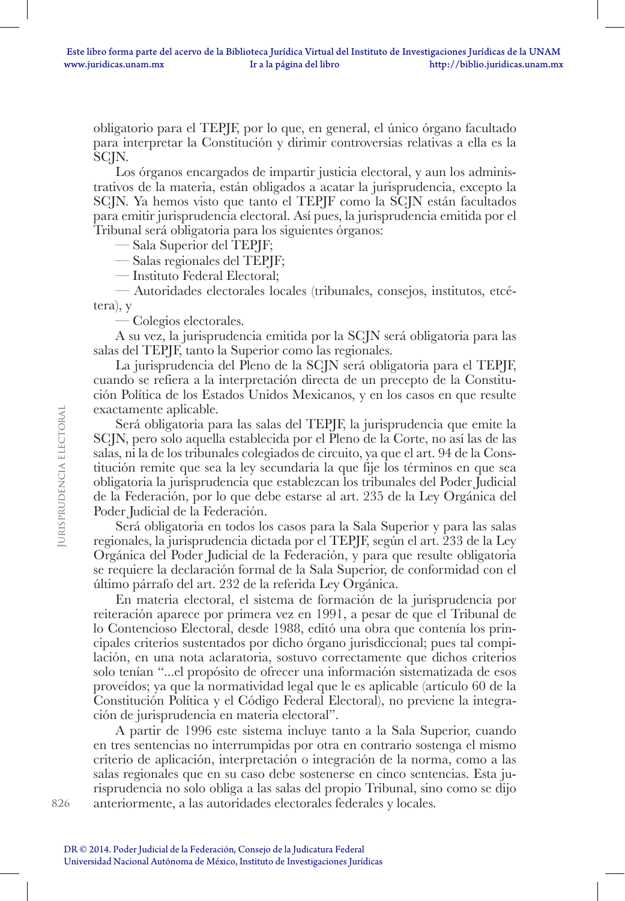obligatorio para el TEPJF, por lo que, en general, el único órgano facultado para interpretar la Constitución y dirimir controversias relativas a ella es la SCJN.

Los órganos encargados de impartir justicia electoral, y aun los administrativos de la materia, están obligados a acatar la jurisprudencia, excepto la SCJN. Ya hemos visto que tanto el TEPJF como la SCJN están facultados para emitir jurisprudencia electoral. Así pues, la jurisprudencia emitida por el Tribunal será obligatoria para los siguientes órganos:

— Sala Superior del TEPJF;

— Salas regionales del TEPJF;

— Instituto Federal Electoral;

— Autoridades electorales locales (tribunales, consejos, institutos, etcétera), y

— Colegios electorales.

A su vez, la jurisprudencia emitida por la SCJN será obligatoria para las salas del TEPJF, tanto la Superior como las regionales.

La jurisprudencia del Pleno de la SCJN será obligatoria para el TEPJF, cuando se refiera a la interpretación directa de un precepto de la Constitución Política de los Estados Unidos Mexicanos, y en los casos en que resulte exactamente aplicable.

Será obligatoria para las salas del TEPJF, la jurisprudencia que emite la SCJN, pero solo aquella establecida por el Pleno de la Corte, no así las de las salas, ni la de los tribunales colegiados de circuito, ya que el art. 94 de la Constitución remite que sea la ley secundaria la que fije los términos en que sea obligatoria la jurisprudencia que establezcan los tribunales del Poder Judicial de la Federación, por lo que debe estarse al art. 235 de la Ley Orgánica del Poder Judicial de la Federación.

Será obligatoria en todos los casos para la Sala Superior y para las salas regionales, la jurisprudencia dictada por el TEPJF, según el art. 233 de la Ley Orgánica del Poder Judicial de la Federación, y para que resulte obligatoria se requiere la declaración formal de la Sala Superior, de conformidad con el último párrafo del art. 232 de la referida Ley Orgánica.

En materia electoral, el sistema de formación de la jurisprudencia por reiteración aparece por primera vez en 1991, a pesar de que el Tribunal de lo Contencioso Electoral, desde 1988, editó una obra que contenía los principales criterios sustentados por dicho órgano jurisdiccional; pues tal compilación, en una nota aclaratoria, sostuvo correctamente que dichos criterios solo tenían "...el propósito de ofrecer una información sistematizada de esos proveídos; ya que la normatividad legal que le es aplicable (artículo 60 de la Constitución Política y el Código Federal Electoral), no previene la integración de jurisprudencia en materia electoral".

A partir de 1996 este sistema incluye tanto a la Sala Superior, cuando en tres sentencias no interrumpidas por otra en contrario sostenga el mismo criterio de aplicación, interpretación o integración de la norma, como a las salas regionales que en su caso debe sostenerse en cinco sentencias. Esta jurisprudencia no solo obliga a las salas del propio Tribunal, sino como se dijo anteriormente, a las autoridades electorales federales y locales.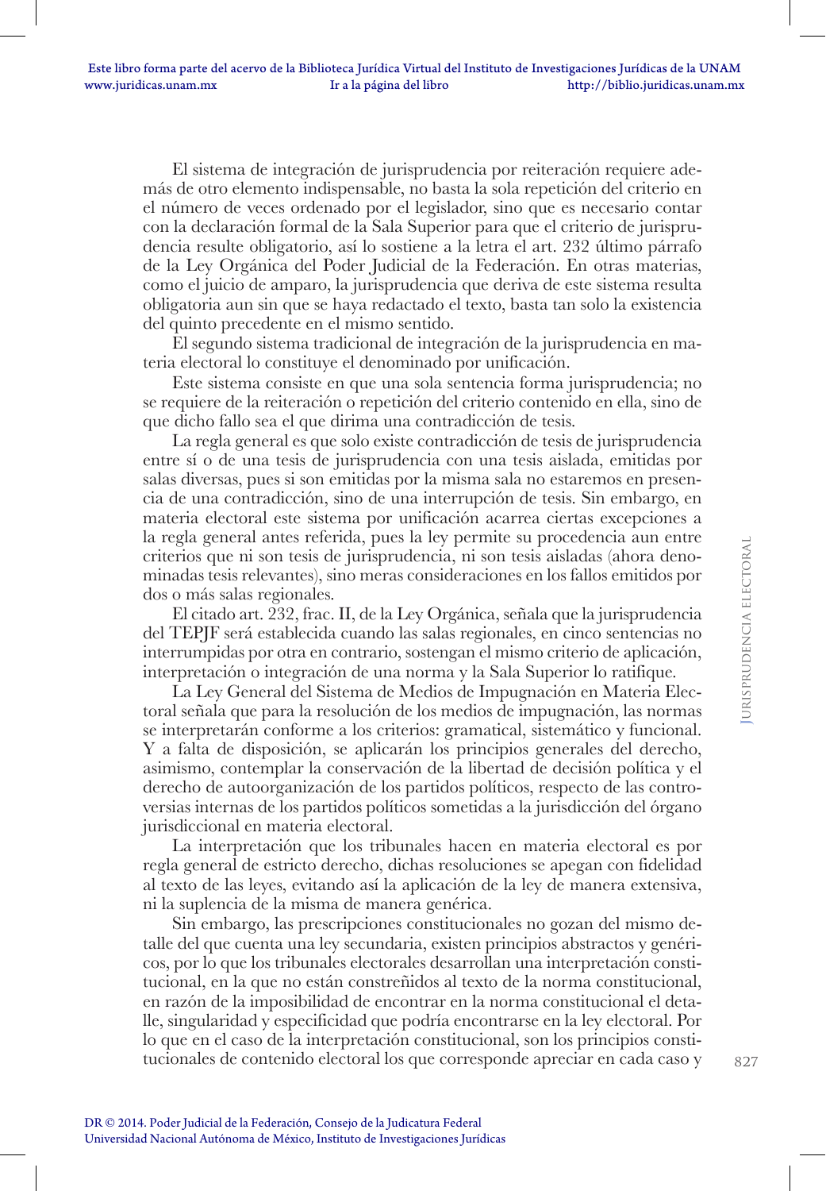El sistema de integración de jurisprudencia por reiteración requiere además de otro elemento indispensable, no basta la sola repetición del criterio en el número de veces ordenado por el legislador, sino que es necesario contar con la declaración formal de la Sala Superior para que el criterio de jurisprudencia resulte obligatorio, así lo sostiene a la letra el art. 232 último párrafo de la Ley Orgánica del Poder Judicial de la Federación. En otras materias, como el juicio de amparo, la jurisprudencia que deriva de este sistema resulta obligatoria aun sin que se haya redactado el texto, basta tan solo la existencia del quinto precedente en el mismo sentido.

El segundo sistema tradicional de integración de la jurisprudencia en materia electoral lo constituye el denominado por unificación.

Este sistema consiste en que una sola sentencia forma jurisprudencia; no se requiere de la reiteración o repetición del criterio contenido en ella, sino de que dicho fallo sea el que dirima una contradicción de tesis.

La regla general es que solo existe contradicción de tesis de jurisprudencia entre sí o de una tesis de jurisprudencia con una tesis aislada, emitidas por salas diversas, pues si son emitidas por la misma sala no estaremos en presencia de una contradicción, sino de una interrupción de tesis. Sin embargo, en materia electoral este sistema por unificación acarrea ciertas excepciones a la regla general antes referida, pues la ley permite su procedencia aun entre criterios que ni son tesis de jurisprudencia, ni son tesis aisladas (ahora denominadas tesis relevantes), sino meras consideraciones en los fallos emitidos por dos o más salas regionales.

El citado art. 232, frac. II, de la Ley Orgánica, señala que la jurisprudencia del TEPJF será establecida cuando las salas regionales, en cinco sentencias no interrumpidas por otra en contrario, sostengan el mismo criterio de aplicación, interpretación o integración de una norma y la Sala Superior lo ratifique.

La Ley General del Sistema de Medios de Impugnación en Materia Electoral señala que para la resolución de los medios de impugnación, las normas se interpretarán conforme a los criterios: gramatical, sistemático y funcional. Y a falta de disposición, se aplicarán los principios generales del derecho, asimismo, contemplar la conservación de la libertad de decisión política y el derecho de autoorganización de los partidos políticos, respecto de las controversias internas de los partidos políticos sometidas a la jurisdicción del órgano jurisdiccional en materia electoral.

La interpretación que los tribunales hacen en materia electoral es por regla general de estricto derecho, dichas resoluciones se apegan con fidelidad al texto de las leyes, evitando así la aplicación de la ley de manera extensiva, ni la suplencia de la misma de manera genérica.

Sin embargo, las prescripciones constitucionales no gozan del mismo detalle del que cuenta una ley secundaria, existen principios abstractos y genéricos, por lo que los tribunales electorales desarrollan una interpretación constitucional, en la que no están constreñidos al texto de la norma constitucional, en razón de la imposibilidad de encontrar en la norma constitucional el detalle, singularidad y especificidad que podría encontrarse en la ley electoral. Por lo que en el caso de la interpretación constitucional, son los principios constitucionales de contenido electoral los que corresponde apreciar en cada caso y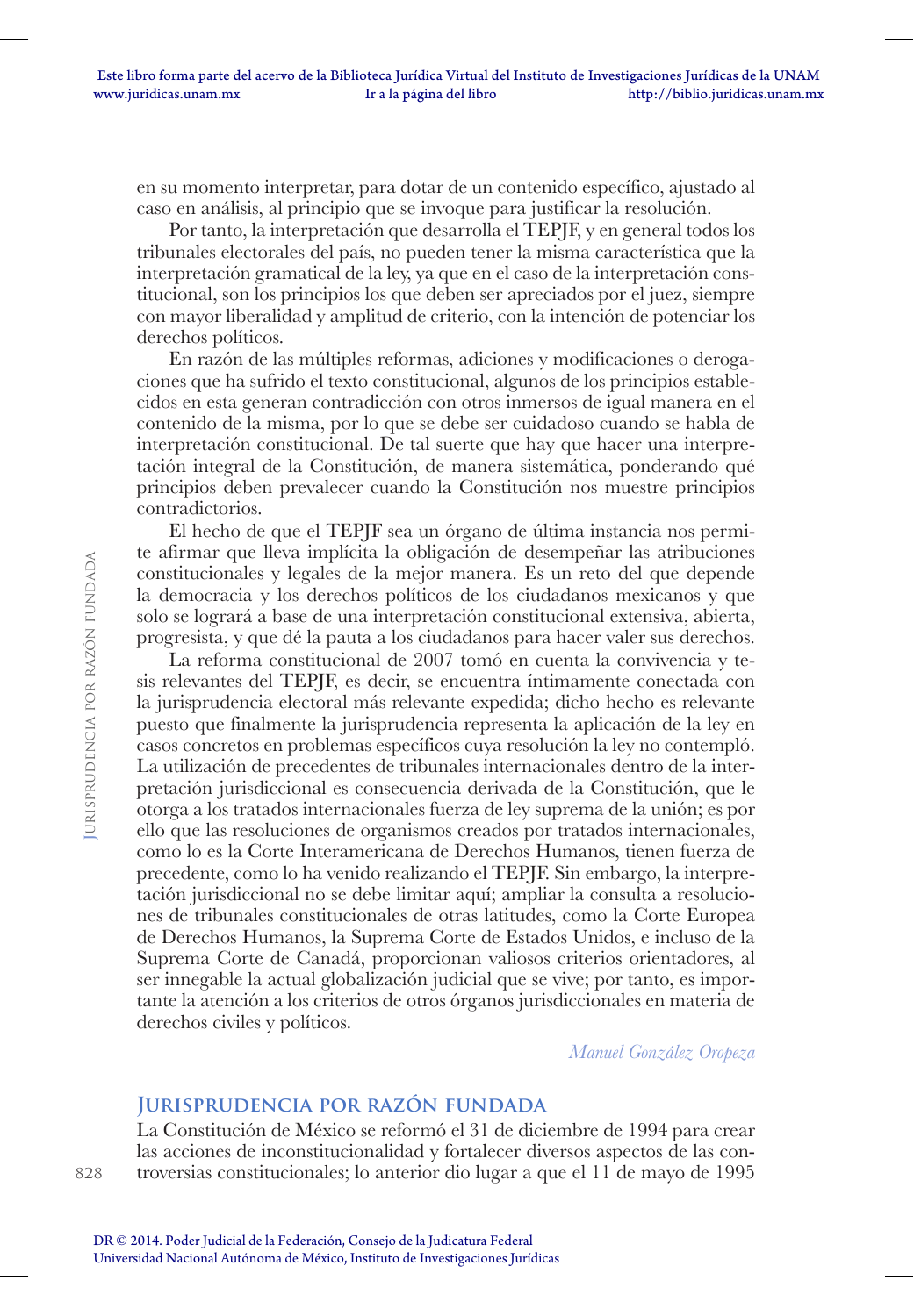en su momento interpretar, para dotar de un contenido específico, ajustado al caso en análisis, al principio que se invoque para justificar la resolución.

Por tanto, la interpretación que desarrolla el TEPJF, y en general todos los tribunales electorales del país, no pueden tener la misma característica que la interpretación gramatical de la ley, ya que en el caso de la interpretación constitucional, son los principios los que deben ser apreciados por el juez, siempre con mayor liberalidad y amplitud de criterio, con la intención de potenciar los derechos políticos.

En razón de las múltiples reformas, adiciones y modificaciones o derogaciones que ha sufrido el texto constitucional, algunos de los principios establecidos en esta generan contradicción con otros inmersos de igual manera en el contenido de la misma, por lo que se debe ser cuidadoso cuando se habla de interpretación constitucional. De tal suerte que hay que hacer una interpretación integral de la Constitución, de manera sistemática, ponderando qué principios deben prevalecer cuando la Constitución nos muestre principios contradictorios.

El hecho de que el TEPJF sea un órgano de última instancia nos permite afirmar que lleva implícita la obligación de desempeñar las atribuciones constitucionales y legales de la mejor manera. Es un reto del que depende la democracia y los derechos políticos de los ciudadanos mexicanos y que solo se logrará a base de una interpretación constitucional extensiva, abierta, progresista, y que dé la pauta a los ciudadanos para hacer valer sus derechos.

La reforma constitucional de 2007 tomó en cuenta la convivencia y tesis relevantes del TEPJF, es decir, se encuentra íntimamente conectada con la jurisprudencia electoral más relevante expedida; dicho hecho es relevante puesto que finalmente la jurisprudencia representa la aplicación de la ley en casos concretos en problemas específicos cuya resolución la ley no contempló. La utilización de precedentes de tribunales internacionales dentro de la interpretación jurisdiccional es consecuencia derivada de la Constitución, que le otorga a los tratados internacionales fuerza de ley suprema de la unión; es por ello que las resoluciones de organismos creados por tratados internacionales, como lo es la Corte Interamericana de Derechos Humanos, tienen fuerza de precedente, como lo ha venido realizando el TEPJF. Sin embargo, la interpretación jurisdiccional no se debe limitar aquí; ampliar la consulta a resoluciones de tribunales constitucionales de otras latitudes, como la Corte Europea de Derechos Humanos, la Suprema Corte de Estados Unidos, e incluso de la Suprema Corte de Canadá, proporcionan valiosos criterios orientadores, al ser innegable la actual globalización judicial que se vive; por tanto, es importante la atención a los criterios de otros órganos jurisdiccionales en materia de derechos civiles y políticos.

*Manuel González Oropeza*

## Jurisprudencia por razón fundada

La Constitución de México se reformó el 31 de diciembre de 1994 para crear las acciones de inconstitucionalidad y fortalecer diversos aspectos de las controversias constitucionales; lo anterior dio lugar a que el 11 de mayo de 1995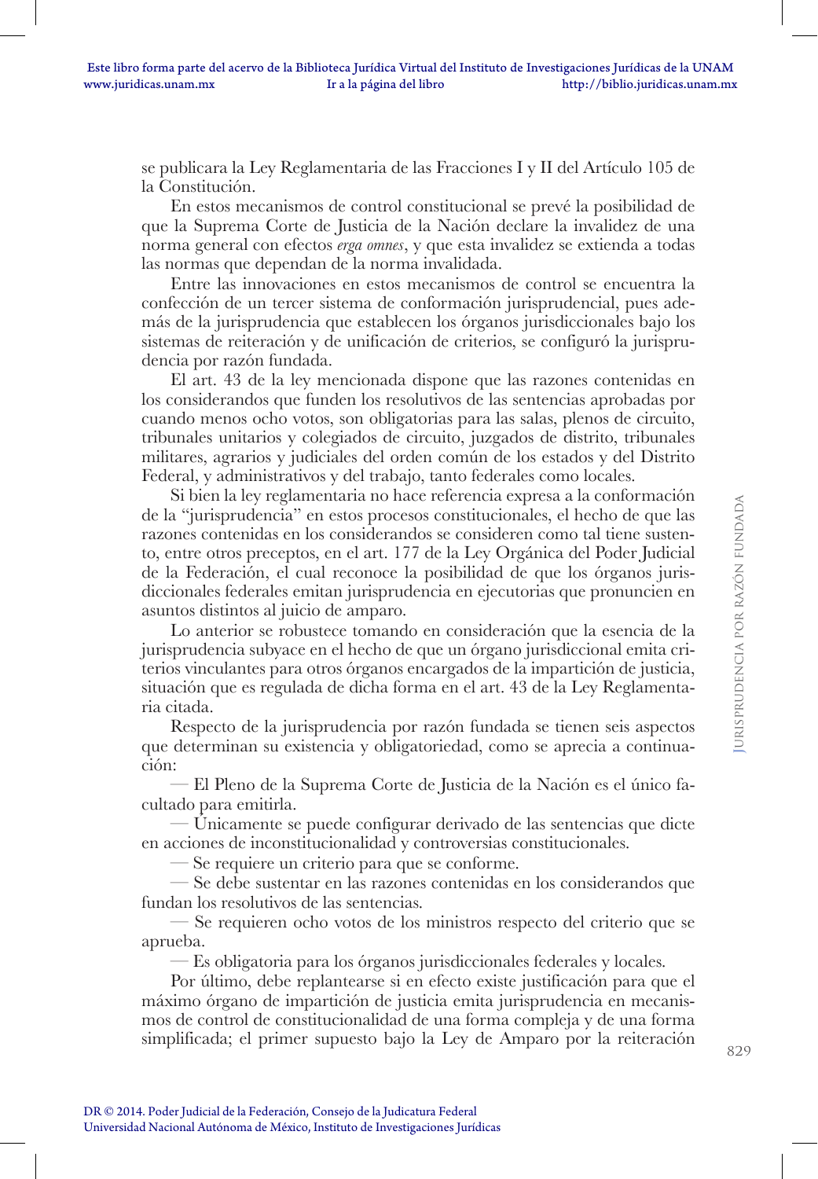se publicara la Ley Reglamentaria de las Fracciones I y II del Artículo 105 de la Constitución.

En estos mecanismos de control constitucional se prevé la posibilidad de que la Suprema Corte de Justicia de la Nación declare la invalidez de una norma general con efectos *erga omnes*, y que esta invalidez se extienda a todas las normas que dependan de la norma invalidada.

Entre las innovaciones en estos mecanismos de control se encuentra la confección de un tercer sistema de conformación jurisprudencial, pues además de la jurisprudencia que establecen los órganos jurisdiccionales bajo los sistemas de reiteración y de unificación de criterios, se configuró la jurisprudencia por razón fundada.

El art. 43 de la ley mencionada dispone que las razones contenidas en los considerandos que funden los resolutivos de las sentencias aprobadas por cuando menos ocho votos, son obligatorias para las salas, plenos de circuito, tribunales unitarios y colegiados de circuito, juzgados de distrito, tribunales militares, agrarios y judiciales del orden común de los estados y del Distrito Federal, y administrativos y del trabajo, tanto federales como locales.

Si bien la ley reglamentaria no hace referencia expresa a la conformación de la "jurisprudencia" en estos procesos constitucionales, el hecho de que las razones contenidas en los considerandos se consideren como tal tiene sustento, entre otros preceptos, en el art. 177 de la Ley Orgánica del Poder Judicial de la Federación, el cual reconoce la posibilidad de que los órganos jurisdiccionales federales emitan jurisprudencia en ejecutorias que pronuncien en asuntos distintos al juicio de amparo.

Lo anterior se robustece tomando en consideración que la esencia de la jurisprudencia subyace en el hecho de que un órgano jurisdiccional emita criterios vinculantes para otros órganos encargados de la impartición de justicia, situación que es regulada de dicha forma en el art. 43 de la Ley Reglamentaria citada.

Respecto de la jurisprudencia por razón fundada se tienen seis aspectos que determinan su existencia y obligatoriedad, como se aprecia a continuación:

— El Pleno de la Suprema Corte de Justicia de la Nación es el único facultado para emitirla.

— Únicamente se puede configurar derivado de las sentencias que dicte en acciones de inconstitucionalidad y controversias constitucionales.

— Se requiere un criterio para que se conforme.

— Se debe sustentar en las razones contenidas en los considerandos que fundan los resolutivos de las sentencias.

— Se requieren ocho votos de los ministros respecto del criterio que se aprueba.

— Es obligatoria para los órganos jurisdiccionales federales y locales.

Por último, debe replantearse si en efecto existe justificación para que el máximo órgano de impartición de justicia emita jurisprudencia en mecanismos de control de constitucionalidad de una forma compleja y de una forma simplificada; el primer supuesto bajo la Ley de Amparo por la reiteración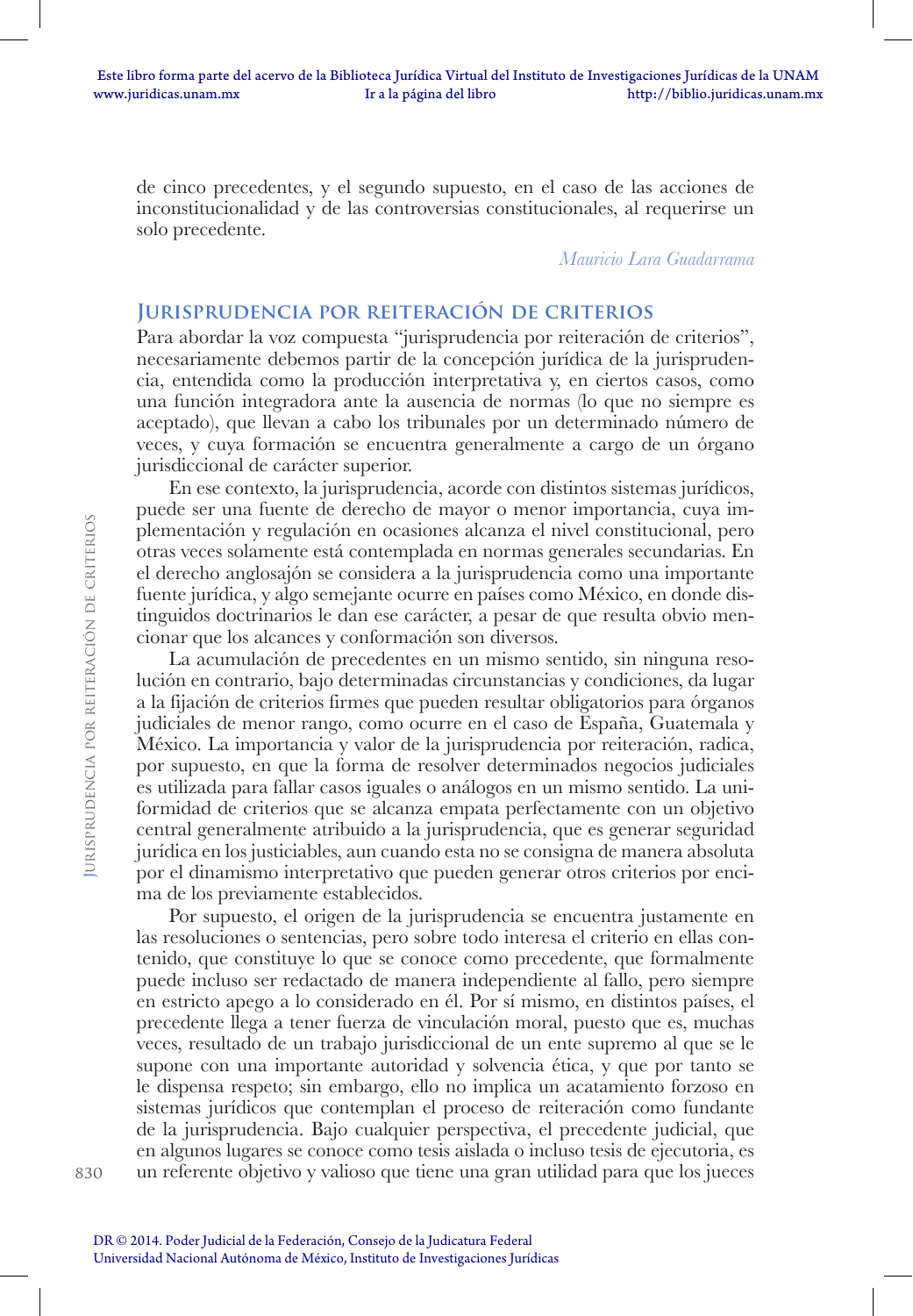de cinco precedentes, y el segundo supuesto, en el caso de las acciones de inconstitucionalidad y de las controversias constitucionales, al requerirse un solo precedente.

*Mauricio Lara Guadarrama*

## Jurisprudencia por reiteración de criterios

Para abordar la voz compuesta "jurisprudencia por reiteración de criterios", necesariamente debemos partir de la concepción jurídica de la jurisprudencia, entendida como la producción interpretativa y, en ciertos casos, como una función integradora ante la ausencia de normas (lo que no siempre es aceptado), que llevan a cabo los tribunales por un determinado número de veces, y cuya formación se encuentra generalmente a cargo de un órgano jurisdiccional de carácter superior.

En ese contexto, la jurisprudencia, acorde con distintos sistemas jurídicos, puede ser una fuente de derecho de mayor o menor importancia, cuya implementación y regulación en ocasiones alcanza el nivel constitucional, pero otras veces solamente está contemplada en normas generales secundarias. En el derecho anglosajón se considera a la jurisprudencia como una importante fuente jurídica, y algo semejante ocurre en países como México, en donde distinguidos doctrinarios le dan ese carácter, a pesar de que resulta obvio mencionar que los alcances y conformación son diversos.

La acumulación de precedentes en un mismo sentido, sin ninguna resolución en contrario, bajo determinadas circunstancias y condiciones, da lugar a la fijación de criterios firmes que pueden resultar obligatorios para órganos judiciales de menor rango, como ocurre en el caso de España, Guatemala y México. La importancia y valor de la jurisprudencia por reiteración, radica, por supuesto, en que la forma de resolver determinados negocios judiciales es utilizada para fallar casos iguales o análogos en un mismo sentido. La uniformidad de criterios que se alcanza empata perfectamente con un objetivo central generalmente atribuido a la jurisprudencia, que es generar seguridad jurídica en los justiciables, aun cuando esta no se consigna de manera absoluta por el dinamismo interpretativo que pueden generar otros criterios por encima de los previamente establecidos.

Por supuesto, el origen de la jurisprudencia se encuentra justamente en las resoluciones o sentencias, pero sobre todo interesa el criterio en ellas contenido, que constituye lo que se conoce como precedente, que formalmente puede incluso ser redactado de manera independiente al fallo, pero siempre en estricto apego a lo considerado en él. Por sí mismo, en distintos países, el precedente llega a tener fuerza de vinculación moral, puesto que es, muchas veces, resultado de un trabajo jurisdiccional de un ente supremo al que se le supone con una importante autoridad y solvencia ética, y que por tanto se le dispensa respeto; sin embargo, ello no implica un acatamiento forzoso en sistemas jurídicos que contemplan el proceso de reiteración como fundante de la jurisprudencia. Bajo cualquier perspectiva, el precedente judicial, que en algunos lugares se conoce como tesis aislada o incluso tesis de ejecutoria, es un referente objetivo y valioso que tiene una gran utilidad para que los jueces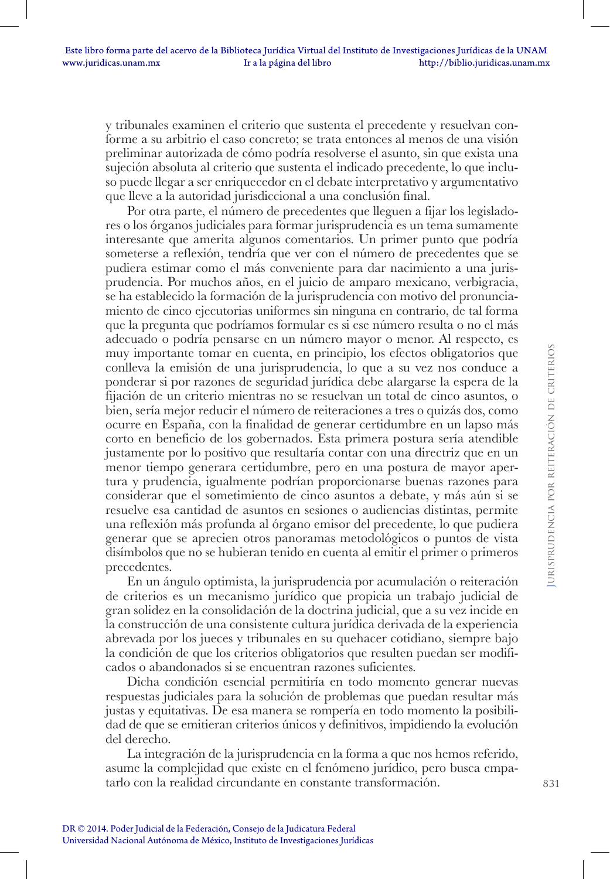y tribunales examinen el criterio que sustenta el precedente y resuelvan conforme a su arbitrio el caso concreto; se trata entonces al menos de una visión preliminar autorizada de cómo podría resolverse el asunto, sin que exista una sujeción absoluta al criterio que sustenta el indicado precedente, lo que incluso puede llegar a ser enriquecedor en el debate interpretativo y argumentativo que lleve a la autoridad jurisdiccional a una conclusión final.

Por otra parte, el número de precedentes que lleguen a fijar los legisladores o los órganos judiciales para formar jurisprudencia es un tema sumamente interesante que amerita algunos comentarios. Un primer punto que podría someterse a reflexión, tendría que ver con el número de precedentes que se pudiera estimar como el más conveniente para dar nacimiento a una jurisprudencia. Por muchos años, en el juicio de amparo mexicano, verbigracia, se ha establecido la formación de la jurisprudencia con motivo del pronunciamiento de cinco ejecutorias uniformes sin ninguna en contrario, de tal forma que la pregunta que podríamos formular es si ese número resulta o no el más adecuado o podría pensarse en un número mayor o menor. Al respecto, es muy importante tomar en cuenta, en principio, los efectos obligatorios que conlleva la emisión de una jurisprudencia, lo que a su vez nos conduce a ponderar si por razones de seguridad jurídica debe alargarse la espera de la fijación de un criterio mientras no se resuelvan un total de cinco asuntos, o bien, sería mejor reducir el número de reiteraciones a tres o quizás dos, como ocurre en España, con la finalidad de generar certidumbre en un lapso más corto en beneficio de los gobernados. Esta primera postura sería atendible justamente por lo positivo que resultaría contar con una directriz que en un menor tiempo generara certidumbre, pero en una postura de mayor apertura y prudencia, igualmente podrían proporcionarse buenas razones para considerar que el sometimiento de cinco asuntos a debate, y más aún si se resuelve esa cantidad de asuntos en sesiones o audiencias distintas, permite una reflexión más profunda al órgano emisor del precedente, lo que pudiera generar que se aprecien otros panoramas metodológicos o puntos de vista disímbolos que no se hubieran tenido en cuenta al emitir el primer o primeros precedentes.

En un ángulo optimista, la jurisprudencia por acumulación o reiteración de criterios es un mecanismo jurídico que propicia un trabajo judicial de gran solidez en la consolidación de la doctrina judicial, que a su vez incide en la construcción de una consistente cultura jurídica derivada de la experiencia abrevada por los jueces y tribunales en su quehacer cotidiano, siempre bajo la condición de que los criterios obligatorios que resulten puedan ser modificados o abandonados si se encuentran razones suficientes.

Dicha condición esencial permitiría en todo momento generar nuevas respuestas judiciales para la solución de problemas que puedan resultar más justas y equitativas. De esa manera se rompería en todo momento la posibilidad de que se emitieran criterios únicos y definitivos, impidiendo la evolución del derecho.

La integración de la jurisprudencia en la forma a que nos hemos referido, asume la complejidad que existe en el fenómeno jurídico, pero busca empatarlo con la realidad circundante en constante transformación.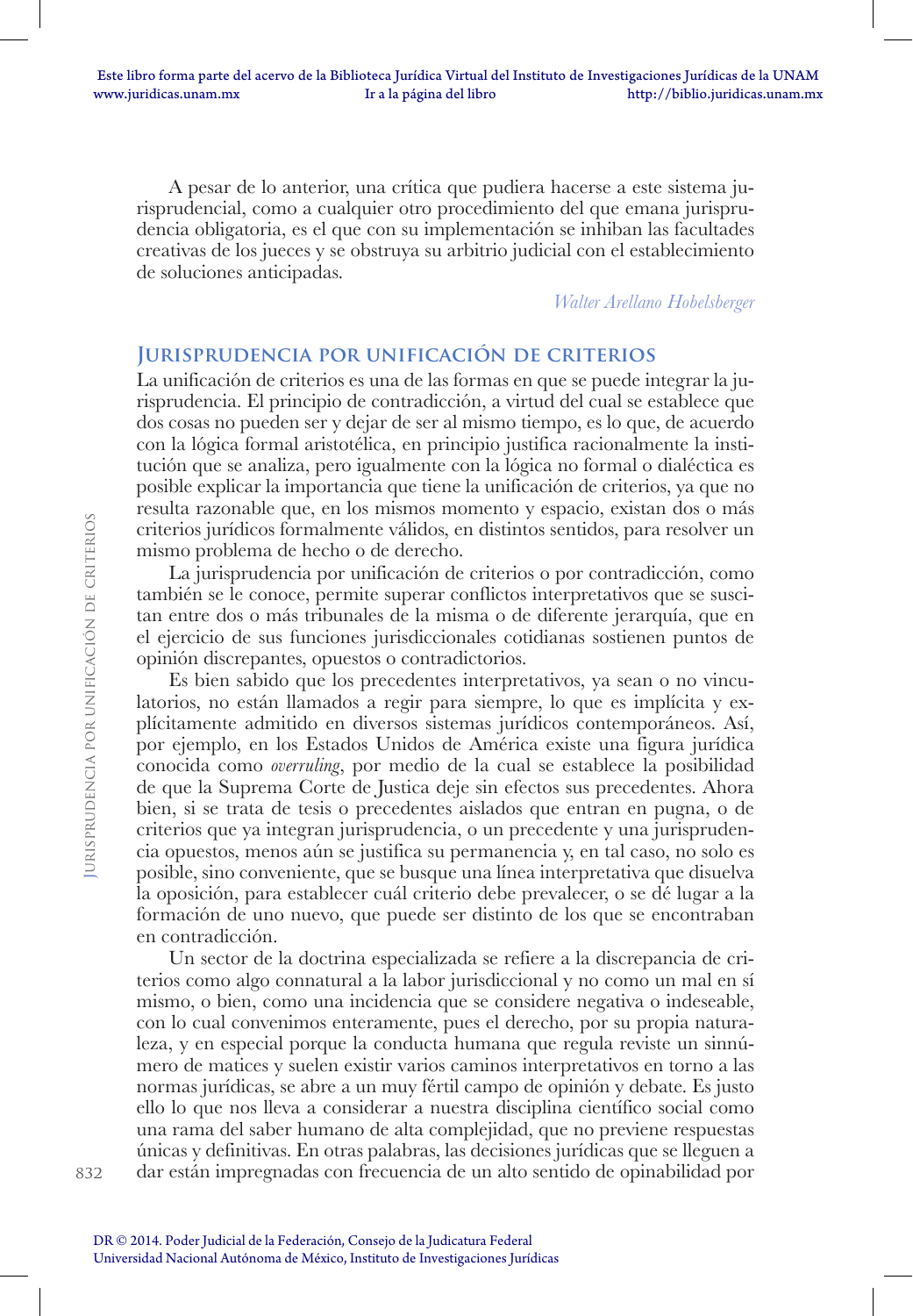A pesar de lo anterior, una crítica que pudiera hacerse a este sistema jurisprudencial, como a cualquier otro procedimiento del que emana jurisprudencia obligatoria, es el que con su implementación se inhiban las facultades creativas de los jueces y se obstruya su arbitrio judicial con el establecimiento de soluciones anticipadas.

*Walter Arellano Hobelsberger*

## Jurisprudencia por unificación de criterios

La unificación de criterios es una de las formas en que se puede integrar la jurisprudencia. El principio de contradicción, a virtud del cual se establece que dos cosas no pueden ser y dejar de ser al mismo tiempo, es lo que, de acuerdo con la lógica formal aristotélica, en principio justifica racionalmente la institución que se analiza, pero igualmente con la lógica no formal o dialéctica es posible explicar la importancia que tiene la unificación de criterios, ya que no resulta razonable que, en los mismos momento y espacio, existan dos o más criterios jurídicos formalmente válidos, en distintos sentidos, para resolver un mismo problema de hecho o de derecho.

La jurisprudencia por unificación de criterios o por contradicción, como también se le conoce, permite superar conflictos interpretativos que se suscitan entre dos o más tribunales de la misma o de diferente jerarquía, que en el ejercicio de sus funciones jurisdiccionales cotidianas sostienen puntos de opinión discrepantes, opuestos o contradictorios.

Es bien sabido que los precedentes interpretativos, ya sean o no vinculatorios, no están llamados a regir para siempre, lo que es implícita y explícitamente admitido en diversos sistemas jurídicos contemporáneos. Así, por ejemplo, en los Estados Unidos de América existe una figura jurídica conocida como *overruling*, por medio de la cual se establece la posibilidad de que la Suprema Corte de Justica deje sin efectos sus precedentes. Ahora bien, si se trata de tesis o precedentes aislados que entran en pugna, o de criterios que ya integran jurisprudencia, o un precedente y una jurisprudencia opuestos, menos aún se justifica su permanencia y, en tal caso, no solo es posible, sino conveniente, que se busque una línea interpretativa que disuelva la oposición, para establecer cuál criterio debe prevalecer, o se dé lugar a la formación de uno nuevo, que puede ser distinto de los que se encontraban en contradicción.

Un sector de la doctrina especializada se refiere a la discrepancia de criterios como algo connatural a la labor jurisdiccional y no como un mal en sí mismo, o bien, como una incidencia que se considere negativa o indeseable, con lo cual convenimos enteramente, pues el derecho, por su propia naturaleza, y en especial porque la conducta humana que regula reviste un sinnúmero de matices y suelen existir varios caminos interpretativos en torno a las normas jurídicas, se abre a un muy fértil campo de opinión y debate. Es justo ello lo que nos lleva a considerar a nuestra disciplina científico social como una rama del saber humano de alta complejidad, que no previene respuestas únicas y definitivas. En otras palabras, las decisiones jurídicas que se lleguen a dar están impregnadas con frecuencia de un alto sentido de opinabilidad por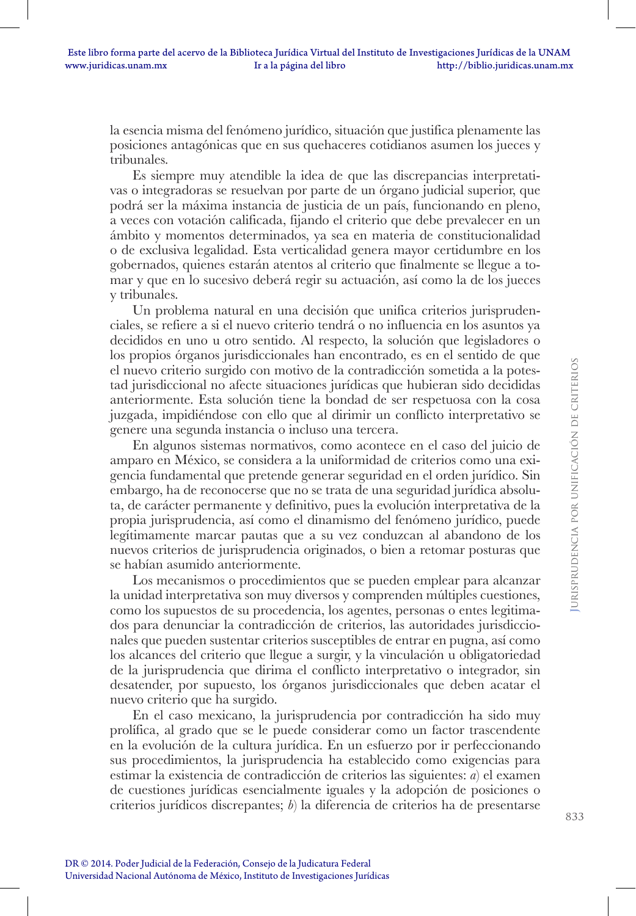la esencia misma del fenómeno jurídico, situación que justifica plenamente las posiciones antagónicas que en sus quehaceres cotidianos asumen los jueces y tribunales.

Es siempre muy atendible la idea de que las discrepancias interpretativas o integradoras se resuelvan por parte de un órgano judicial superior, que podrá ser la máxima instancia de justicia de un país, funcionando en pleno, a veces con votación calificada, fijando el criterio que debe prevalecer en un ámbito y momentos determinados, ya sea en materia de constitucionalidad o de exclusiva legalidad. Esta verticalidad genera mayor certidumbre en los gobernados, quienes estarán atentos al criterio que finalmente se llegue a tomar y que en lo sucesivo deberá regir su actuación, así como la de los jueces y tribunales.

Un problema natural en una decisión que unifica criterios jurisprudenciales, se refiere a si el nuevo criterio tendrá o no influencia en los asuntos ya decididos en uno u otro sentido. Al respecto, la solución que legisladores o los propios órganos jurisdiccionales han encontrado, es en el sentido de que el nuevo criterio surgido con motivo de la contradicción sometida a la potestad jurisdiccional no afecte situaciones jurídicas que hubieran sido decididas anteriormente. Esta solución tiene la bondad de ser respetuosa con la cosa juzgada, impidiéndose con ello que al dirimir un conflicto interpretativo se genere una segunda instancia o incluso una tercera.

En algunos sistemas normativos, como acontece en el caso del juicio de amparo en México, se considera a la uniformidad de criterios como una exigencia fundamental que pretende generar seguridad en el orden jurídico. Sin embargo, ha de reconocerse que no se trata de una seguridad jurídica absoluta, de carácter permanente y definitivo, pues la evolución interpretativa de la propia jurisprudencia, así como el dinamismo del fenómeno jurídico, puede legítimamente marcar pautas que a su vez conduzcan al abandono de los nuevos criterios de jurisprudencia originados, o bien a retomar posturas que se habían asumido anteriormente.

Los mecanismos o procedimientos que se pueden emplear para alcanzar la unidad interpretativa son muy diversos y comprenden múltiples cuestiones, como los supuestos de su procedencia, los agentes, personas o entes legitimados para denunciar la contradicción de criterios, las autoridades jurisdiccionales que pueden sustentar criterios susceptibles de entrar en pugna, así como los alcances del criterio que llegue a surgir, y la vinculación u obligatoriedad de la jurisprudencia que dirima el conflicto interpretativo o integrador, sin desatender, por supuesto, los órganos jurisdiccionales que deben acatar el nuevo criterio que ha surgido.

En el caso mexicano, la jurisprudencia por contradicción ha sido muy prolífica, al grado que se le puede considerar como un factor trascendente en la evolución de la cultura jurídica. En un esfuerzo por ir perfeccionando sus procedimientos, la jurisprudencia ha establecido como exigencias para estimar la existencia de contradicción de criterios las siguientes: *a*) el examen de cuestiones jurídicas esencialmente iguales y la adopción de posiciones o criterios jurídicos discrepantes; *b*) la diferencia de criterios ha de presentarse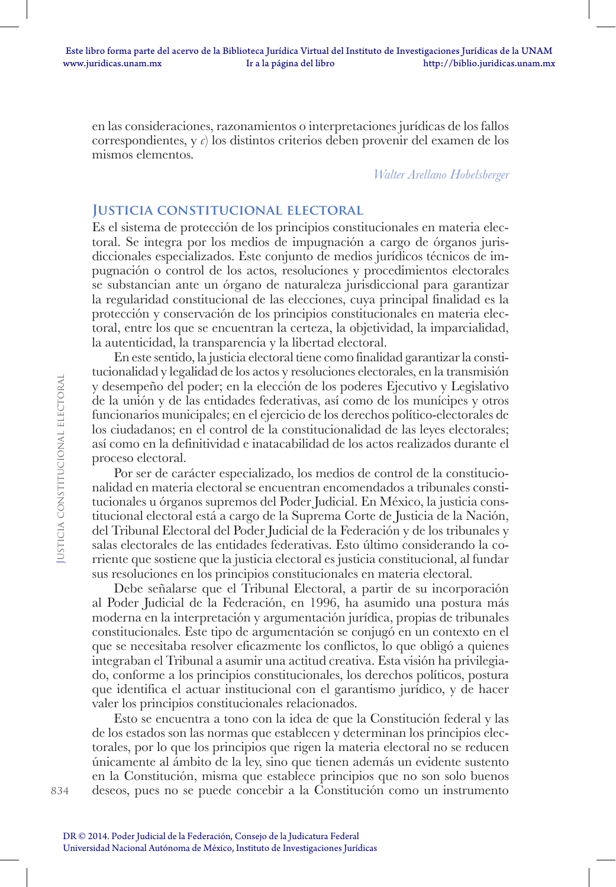en las consideraciones, razonamientos o interpretaciones jurídicas de los fallos correspondientes, y *c*) los distintos criterios deben provenir del examen de los mismos elementos.

*Walter Arellano Hobelsberger*

## Justicia constitucional electoral

Es el sistema de protección de los principios constitucionales en materia electoral. Se integra por los medios de impugnación a cargo de órganos jurisdiccionales especializados. Este conjunto de medios jurídicos técnicos de impugnación o control de los actos, resoluciones y procedimientos electorales se substancian ante un órgano de naturaleza jurisdiccional para garantizar la regularidad constitucional de las elecciones, cuya principal finalidad es la protección y conservación de los principios constitucionales en materia electoral, entre los que se encuentran la certeza, la objetividad, la imparcialidad, la autenticidad, la transparencia y la libertad electoral.

En este sentido, la justicia electoral tiene como finalidad garantizar la constitucionalidad y legalidad de los actos y resoluciones electorales, en la transmisión y desempeño del poder; en la elección de los poderes Ejecutivo y Legislativo de la unión y de las entidades federativas, así como de los munícipes y otros funcionarios municipales; en el ejercicio de los derechos político-electorales de los ciudadanos; en el control de la constitucionalidad de las leyes electorales; así como en la definitividad e inatacabilidad de los actos realizados durante el proceso electoral.

Por ser de carácter especializado, los medios de control de la constitucionalidad en materia electoral se encuentran encomendados a tribunales constitucionales u órganos supremos del Poder Judicial. En México, la justicia constitucional electoral está a cargo de la Suprema Corte de Justicia de la Nación, del Tribunal Electoral del Poder Judicial de la Federación y de los tribunales y salas electorales de las entidades federativas. Esto último considerando la corriente que sostiene que la justicia electoral es justicia constitucional, al fundar sus resoluciones en los principios constitucionales en materia electoral.

Debe señalarse que el Tribunal Electoral, a partir de su incorporación al Poder Judicial de la Federación, en 1996, ha asumido una postura más moderna en la interpretación y argumentación jurídica, propias de tribunales constitucionales. Este tipo de argumentación se conjugó en un contexto en el que se necesitaba resolver eficazmente los conflictos, lo que obligó a quienes integraban el Tribunal a asumir una actitud creativa. Esta visión ha privilegiado, conforme a los principios constitucionales, los derechos políticos, postura que identifica el actuar institucional con el garantismo jurídico, y de hacer valer los principios constitucionales relacionados.

Esto se encuentra a tono con la idea de que la Constitución federal y las de los estados son las normas que establecen y determinan los principios electorales, por lo que los principios que rigen la materia electoral no se reducen únicamente al ámbito de la ley, sino que tienen además un evidente sustento en la Constitución, misma que establece principios que no son solo buenos deseos, pues no se puede concebir a la Constitución como un instrumento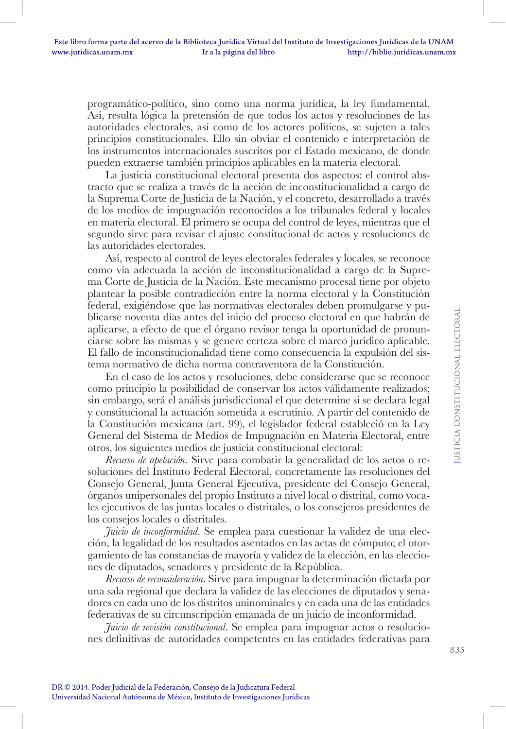programático-político, sino como una norma jurídica, la ley fundamental. Así, resulta lógica la pretensión de que todos los actos y resoluciones de las autoridades electorales, así como de los actores políticos, se sujeten a tales principios constitucionales. Ello sin obviar el contenido e interpretación de los instrumentos internacionales suscritos por el Estado mexicano, de donde pueden extraerse también principios aplicables en la materia electoral.

La justicia constitucional electoral presenta dos aspectos: el control abstracto que se realiza a través de la acción de inconstitucionalidad a cargo de la Suprema Corte de Justicia de la Nación, y el concreto, desarrollado a través de los medios de impugnación reconocidos a los tribunales federal y locales en materia electoral. El primero se ocupa del control de leyes, mientras que el segundo sirve para revisar el ajuste constitucional de actos y resoluciones de las autoridades electorales.

Así, respecto al control de leyes electorales federales y locales, se reconoce como vía adecuada la acción de inconstitucionalidad a cargo de la Suprema Corte de Justicia de la Nación. Este mecanismo procesal tiene por objeto plantear la posible contradicción entre la norma electoral y la Constitución federal, exigiéndose que las normativas electorales deben promulgarse y publicarse noventa días antes del inicio del proceso electoral en que habrán de aplicarse, a efecto de que el órgano revisor tenga la oportunidad de pronunciarse sobre las mismas y se genere certeza sobre el marco jurídico aplicable. El fallo de inconstitucionalidad tiene como consecuencia la expulsión del sistema normativo de dicha norma contraventora de la Constitución.

En el caso de los actos y resoluciones, debe considerarse que se reconoce como principio la posibilidad de conservar los actos válidamente realizados; sin embargo, será el análisis jurisdiccional el que determine si se declara legal y constitucional la actuación sometida a escrutinio. A partir del contenido de la Constitución mexicana (art. 99), el legislador federal estableció en la Ley General del Sistema de Medios de Impugnación en Materia Electoral, entre otros, los siguientes medios de justicia constitucional electoral:

*Recurso de apelación*. Sirve para combatir la generalidad de los actos o resoluciones del Instituto Federal Electoral, concretamente las resoluciones del Consejo General, Junta General Ejecutiva, presidente del Consejo General, órganos unipersonales del propio Instituto a nivel local o distrital, como vocales ejecutivos de las juntas locales o distritales, o los consejeros presidentes de los consejos locales o distritales.

*Juicio de inconformidad*. Se emplea para cuestionar la validez de una elección, la legalidad de los resultados asentados en las actas de cómputo; el otorgamiento de las constancias de mayoría y validez de la elección, en las elecciones de diputados, senadores y presidente de la República.

*Recurso de reconsideración*. Sirve para impugnar la determinación dictada por una sala regional que declara la validez de las elecciones de diputados y senadores en cada uno de los distritos uninominales y en cada una de las entidades federativas de su circunscripción emanada de un juicio de inconformidad.

*Juicio de revisión constitucional*. Se emplea para impugnar actos o resoluciones definitivas de autoridades competentes en las entidades federativas para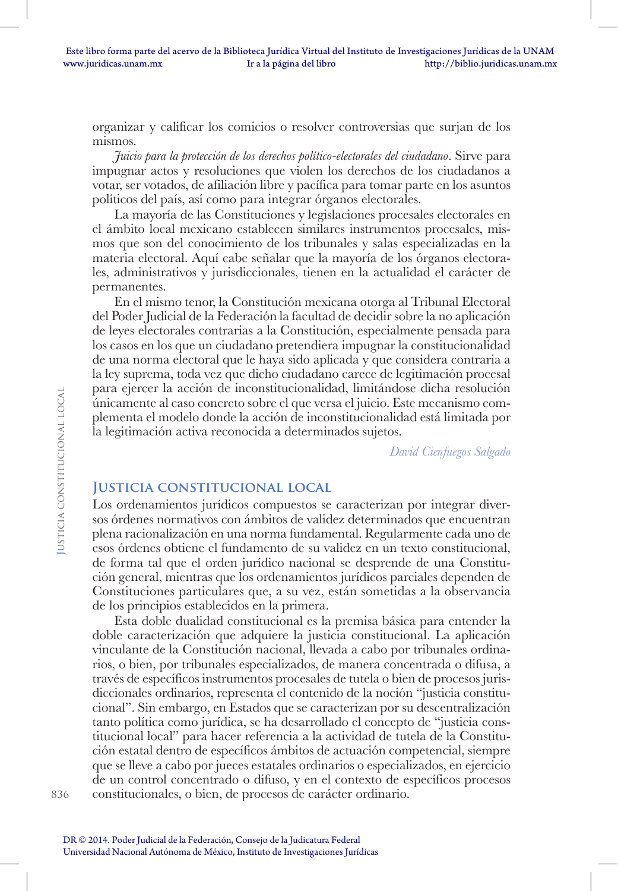organizar y calificar los comicios o resolver controversias que surjan de los mismos.

*Juicio para la protección de los derechos político-electorales del ciudadano*. Sirve para impugnar actos y resoluciones que violen los derechos de los ciudadanos a votar, ser votados, de afiliación libre y pacífica para tomar parte en los asuntos políticos del país, así como para integrar órganos electorales.

La mayoría de las Constituciones y legislaciones procesales electorales en el ámbito local mexicano establecen similares instrumentos procesales, mismos que son del conocimiento de los tribunales y salas especializadas en la materia electoral. Aquí cabe señalar que la mayoría de los órganos electorales, administrativos y jurisdiccionales, tienen en la actualidad el carácter de permanentes.

En el mismo tenor, la Constitución mexicana otorga al Tribunal Electoral del Poder Judicial de la Federación la facultad de decidir sobre la no aplicación de leyes electorales contrarias a la Constitución, especialmente pensada para los casos en los que un ciudadano pretendiera impugnar la constitucionalidad de una norma electoral que le haya sido aplicada y que considera contraria a la ley suprema, toda vez que dicho ciudadano carece de legitimación procesal para ejercer la acción de inconstitucionalidad, limitándose dicha resolución únicamente al caso concreto sobre el que versa el juicio. Este mecanismo complementa el modelo donde la acción de inconstitucionalidad está limitada por la legitimación activa reconocida a determinados sujetos.

*David Cienfuegos Salgado*

## Justicia constitucional local

Los ordenamientos jurídicos compuestos se caracterizan por integrar diversos órdenes normativos con ámbitos de validez determinados que encuentran plena racionalización en una norma fundamental. Regularmente cada uno de esos órdenes obtiene el fundamento de su validez en un texto constitucional, de forma tal que el orden jurídico nacional se desprende de una Constitución general, mientras que los ordenamientos jurídicos parciales dependen de Constituciones particulares que, a su vez, están sometidas a la observancia de los principios establecidos en la primera.

Esta doble dualidad constitucional es la premisa básica para entender la doble caracterización que adquiere la justicia constitucional. La aplicación vinculante de la Constitución nacional, llevada a cabo por tribunales ordinarios, o bien, por tribunales especializados, de manera concentrada o difusa, a través de específicos instrumentos procesales de tutela o bien de procesos jurisdiccionales ordinarios, representa el contenido de la noción "justicia constitucional". Sin embargo, en Estados que se caracterizan por su descentralización tanto política como jurídica, se ha desarrollado el concepto de "justicia constitucional local" para hacer referencia a la actividad de tutela de la Constitución estatal dentro de específicos ámbitos de actuación competencial, siempre que se lleve a cabo por jueces estatales ordinarios o especializados, en ejercicio de un control concentrado o difuso, y en el contexto de específicos procesos constitucionales, o bien, de procesos de carácter ordinario.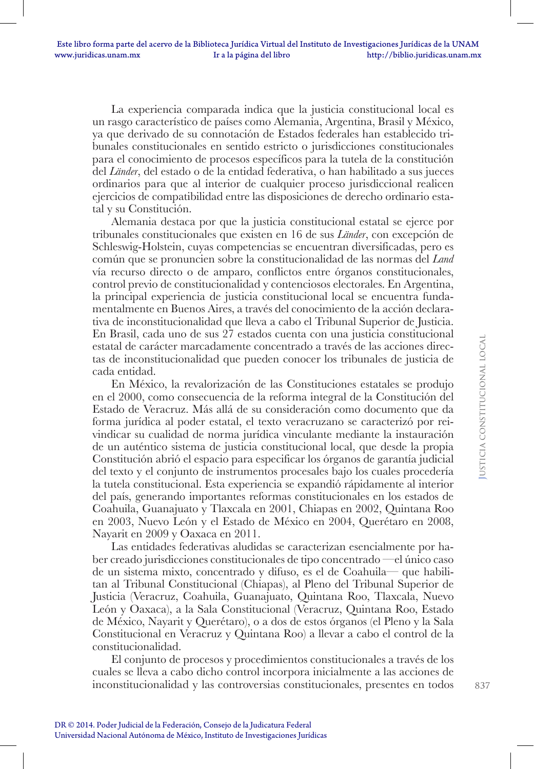La experiencia comparada indica que la justicia constitucional local es un rasgo característico de países como Alemania, Argentina, Brasil y México, ya que derivado de su connotación de Estados federales han establecido tribunales constitucionales en sentido estricto o jurisdicciones constitucionales para el conocimiento de procesos específicos para la tutela de la constitución del *Länder*, del estado o de la entidad federativa, o han habilitado a sus jueces ordinarios para que al interior de cualquier proceso jurisdiccional realicen ejercicios de compatibilidad entre las disposiciones de derecho ordinario estatal y su Constitución.

Alemania destaca por que la justicia constitucional estatal se ejerce por tribunales constitucionales que existen en 16 de sus *Länder*, con excepción de Schleswig-Holstein, cuyas competencias se encuentran diversificadas, pero es común que se pronuncien sobre la constitucionalidad de las normas del *Land* vía recurso directo o de amparo, conflictos entre órganos constitucionales, control previo de constitucionalidad y contenciosos electorales. En Argentina, la principal experiencia de justicia constitucional local se encuentra fundamentalmente en Buenos Aires, a través del conocimiento de la acción declarativa de inconstitucionalidad que lleva a cabo el Tribunal Superior de Justicia. En Brasil, cada uno de sus 27 estados cuenta con una justicia constitucional estatal de carácter marcadamente concentrado a través de las acciones directas de inconstitucionalidad que pueden conocer los tribunales de justicia de cada entidad.

En México, la revalorización de las Constituciones estatales se produjo en el 2000, como consecuencia de la reforma integral de la Constitución del Estado de Veracruz. Más allá de su consideración como documento que da forma jurídica al poder estatal, el texto veracruzano se caracterizó por reivindicar su cualidad de norma jurídica vinculante mediante la instauración de un auténtico sistema de justicia constitucional local, que desde la propia Constitución abrió el espacio para especificar los órganos de garantía judicial del texto y el conjunto de instrumentos procesales bajo los cuales procedería la tutela constitucional. Esta experiencia se expandió rápidamente al interior del país, generando importantes reformas constitucionales en los estados de Coahuila, Guanajuato y Tlaxcala en 2001, Chiapas en 2002, Quintana Roo en 2003, Nuevo León y el Estado de México en 2004, Querétaro en 2008, Nayarit en 2009 y Oaxaca en 2011.

Las entidades federativas aludidas se caracterizan esencialmente por haber creado jurisdicciones constitucionales de tipo concentrado —el único caso de un sistema mixto, concentrado y difuso, es el de Coahuila— que habilitan al Tribunal Constitucional (Chiapas), al Pleno del Tribunal Superior de Justicia (Veracruz, Coahuila, Guanajuato, Quintana Roo, Tlaxcala, Nuevo León y Oaxaca), a la Sala Constitucional (Veracruz, Quintana Roo, Estado de México, Nayarit y Querétaro), o a dos de estos órganos (el Pleno y la Sala Constitucional en Veracruz y Quintana Roo) a llevar a cabo el control de la constitucionalidad.

El conjunto de procesos y procedimientos constitucionales a través de los cuales se lleva a cabo dicho control incorpora inicialmente a las acciones de inconstitucionalidad y las controversias constitucionales, presentes en todos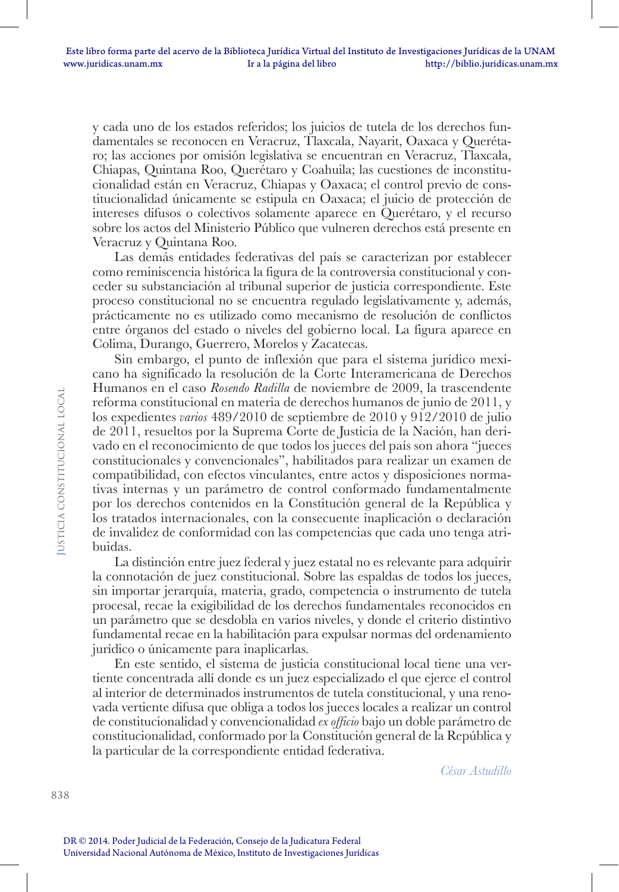y cada uno de los estados referidos; los juicios de tutela de los derechos fundamentales se reconocen en Veracruz, Tlaxcala, Nayarit, Oaxaca y Querétaro; las acciones por omisión legislativa se encuentran en Veracruz, Tlaxcala, Chiapas, Quintana Roo, Querétaro y Coahuila; las cuestiones de inconstitucionalidad están en Veracruz, Chiapas y Oaxaca; el control previo de constitucionalidad únicamente se estipula en Oaxaca; el juicio de protección de intereses difusos o colectivos solamente aparece en Querétaro, y el recurso sobre los actos del Ministerio Público que vulneren derechos está presente en Veracruz y Quintana Roo.

Las demás entidades federativas del país se caracterizan por establecer como reminiscencia histórica la figura de la controversia constitucional y conceder su substanciación al tribunal superior de justicia correspondiente. Este proceso constitucional no se encuentra regulado legislativamente y, además, prácticamente no es utilizado como mecanismo de resolución de conflictos entre órganos del estado o niveles del gobierno local. La figura aparece en Colima, Durango, Guerrero, Morelos y Zacatecas.

Sin embargo, el punto de inflexión que para el sistema jurídico mexicano ha significado la resolución de la Corte Interamericana de Derechos Humanos en el caso *Rosendo Radilla* de noviembre de 2009, la trascendente reforma constitucional en materia de derechos humanos de junio de 2011, y los expedientes *varios* 489/2010 de septiembre de 2010 y 912/2010 de julio de 2011, resueltos por la Suprema Corte de Justicia de la Nación, han derivado en el reconocimiento de que todos los jueces del país son ahora "jueces constitucionales y convencionales", habilitados para realizar un examen de compatibilidad, con efectos vinculantes, entre actos y disposiciones normativas internas y un parámetro de control conformado fundamentalmente por los derechos contenidos en la Constitución general de la República y los tratados internacionales, con la consecuente inaplicación o declaración de invalidez de conformidad con las competencias que cada uno tenga atribuidas.

La distinción entre juez federal y juez estatal no es relevante para adquirir la connotación de juez constitucional. Sobre las espaldas de todos los jueces, sin importar jerarquía, materia, grado, competencia o instrumento de tutela procesal, recae la exigibilidad de los derechos fundamentales reconocidos en un parámetro que se desdobla en varios niveles, y donde el criterio distintivo fundamental recae en la habilitación para expulsar normas del ordenamiento jurídico o únicamente para inaplicarlas.

En este sentido, el sistema de justicia constitucional local tiene una vertiente concentrada allí donde es un juez especializado el que ejerce el control al interior de determinados instrumentos de tutela constitucional, y una renovada vertiente difusa que obliga a todos los jueces locales a realizar un control de constitucionalidad y convencionalidad *ex officio* bajo un doble parámetro de constitucionalidad, conformado por la Constitución general de la República y la particular de la correspondiente entidad federativa.

*César Astudillo*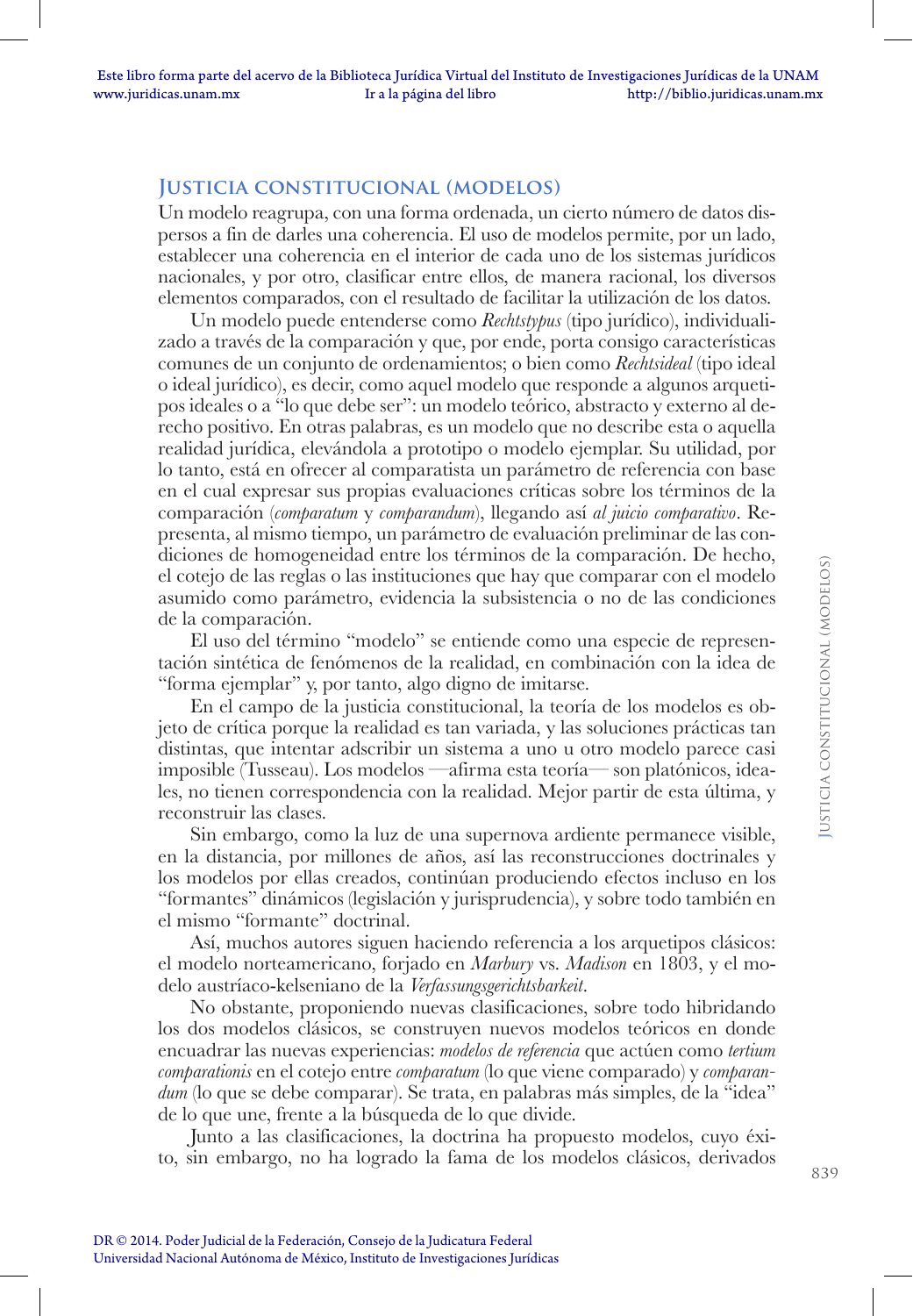## Justicia constitucional (modelos)

Un modelo reagrupa, con una forma ordenada, un cierto número de datos dispersos a fin de darles una coherencia. El uso de modelos permite, por un lado, establecer una coherencia en el interior de cada uno de los sistemas jurídicos nacionales, y por otro, clasificar entre ellos, de manera racional, los diversos elementos comparados, con el resultado de facilitar la utilización de los datos.

Un modelo puede entenderse como *Rechtstypus* (tipo jurídico), individualizado a través de la comparación y que, por ende, porta consigo características comunes de un conjunto de ordenamientos; o bien como *Rechtsideal* (tipo ideal o ideal jurídico), es decir, como aquel modelo que responde a algunos arquetipos ideales o a "lo que debe ser": un modelo teórico, abstracto y externo al derecho positivo. En otras palabras, es un modelo que no describe esta o aquella realidad jurídica, elevándola a prototipo o modelo ejemplar. Su utilidad, por lo tanto, está en ofrecer al comparatista un parámetro de referencia con base en el cual expresar sus propias evaluaciones críticas sobre los términos de la comparación (*comparatum* y *comparandum*), llegando así *al juicio comparativo*. Representa, al mismo tiempo, un parámetro de evaluación preliminar de las condiciones de homogeneidad entre los términos de la comparación. De hecho, el cotejo de las reglas o las instituciones que hay que comparar con el modelo asumido como parámetro, evidencia la subsistencia o no de las condiciones de la comparación.

El uso del término "modelo" se entiende como una especie de representación sintética de fenómenos de la realidad, en combinación con la idea de "forma ejemplar" y, por tanto, algo digno de imitarse.

En el campo de la justicia constitucional, la teoría de los modelos es objeto de crítica porque la realidad es tan variada, y las soluciones prácticas tan distintas, que intentar adscribir un sistema a uno u otro modelo parece casi imposible (Tusseau). Los modelos —afirma esta teoría— son platónicos, ideales, no tienen correspondencia con la realidad. Mejor partir de esta última, y reconstruir las clases.

Sin embargo, como la luz de una supernova ardiente permanece visible, en la distancia, por millones de años, así las reconstrucciones doctrinales y los modelos por ellas creados, continúan produciendo efectos incluso en los "formantes" dinámicos (legislación y jurisprudencia), y sobre todo también en el mismo "formante" doctrinal.

Así, muchos autores siguen haciendo referencia a los arquetipos clásicos: el modelo norteamericano, forjado en *Marbury* vs. *Madison* en 1803, y el modelo austríaco-kelseniano de la *Verfassungsgerichtsbarkeit*.

No obstante, proponiendo nuevas clasificaciones, sobre todo hibridando los dos modelos clásicos, se construyen nuevos modelos teóricos en donde encuadrar las nuevas experiencias: *modelos de referencia* que actúen como *tertium comparationis* en el cotejo entre *comparatum* (lo que viene comparado) y *comparandum* (lo que se debe comparar). Se trata, en palabras más simples, de la "idea" de lo que une, frente a la búsqueda de lo que divide.

Junto a las clasificaciones, la doctrina ha propuesto modelos, cuyo éxito, sin embargo, no ha logrado la fama de los modelos clásicos, derivados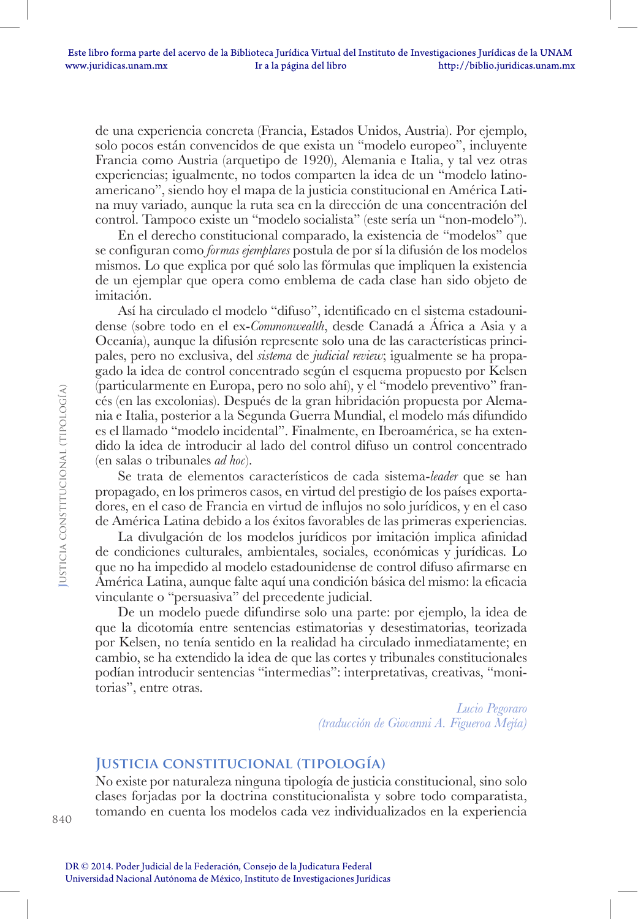de una experiencia concreta (Francia, Estados Unidos, Austria). Por ejemplo, solo pocos están convencidos de que exista un "modelo europeo", incluyente Francia como Austria (arquetipo de 1920), Alemania e Italia, y tal vez otras experiencias; igualmente, no todos comparten la idea de un "modelo latinoamericano", siendo hoy el mapa de la justicia constitucional en América Latina muy variado, aunque la ruta sea en la dirección de una concentración del control. Tampoco existe un "modelo socialista" (este sería un "non-modelo").

En el derecho constitucional comparado, la existencia de "modelos" que se configuran como *formas ejemplares* postula de por sí la difusión de los modelos mismos. Lo que explica por qué solo las fórmulas que impliquen la existencia de un ejemplar que opera como emblema de cada clase han sido objeto de imitación.

Así ha circulado el modelo "difuso", identificado en el sistema estadounidense (sobre todo en el ex-*Commonwealth*, desde Canadá a África a Asia y a Oceanía), aunque la difusión represente solo una de las características principales, pero no exclusiva, del *sistema* de *judicial review*; igualmente se ha propagado la idea de control concentrado según el esquema propuesto por Kelsen (particularmente en Europa, pero no solo ahí), y el "modelo preventivo" francés (en las excolonias). Después de la gran hibridación propuesta por Alemania e Italia, posterior a la Segunda Guerra Mundial, el modelo más difundido es el llamado "modelo incidental". Finalmente, en Iberoamérica, se ha extendido la idea de introducir al lado del control difuso un control concentrado (en salas o tribunales *ad hoc*).

Se trata de elementos característicos de cada sistema-*leader* que se han propagado, en los primeros casos, en virtud del prestigio de los países exportadores, en el caso de Francia en virtud de influjos no solo jurídicos, y en el caso de América Latina debido a los éxitos favorables de las primeras experiencias.

La divulgación de los modelos jurídicos por imitación implica afinidad de condiciones culturales, ambientales, sociales, económicas y jurídicas. Lo que no ha impedido al modelo estadounidense de control difuso afirmarse en América Latina, aunque falte aquí una condición básica del mismo: la eficacia vinculante o "persuasiva" del precedente judicial.

De un modelo puede difundirse solo una parte: por ejemplo, la idea de que la dicotomía entre sentencias estimatorias y desestimatorias, teorizada por Kelsen, no tenía sentido en la realidad ha circulado inmediatamente; en cambio, se ha extendido la idea de que las cortes y tribunales constitucionales podían introducir sentencias "intermedias": interpretativas, creativas, "monitorias", entre otras.

*Lucio Pegoraro*
*(traducción de Giovanni A. Figueroa Mejía)*

## Justicia constitucional (tipología)

No existe por naturaleza ninguna tipología de justicia constitucional, sino solo clases forjadas por la doctrina constitucionalista y sobre todo comparatista, tomando en cuenta los modelos cada vez individualizados en la experiencia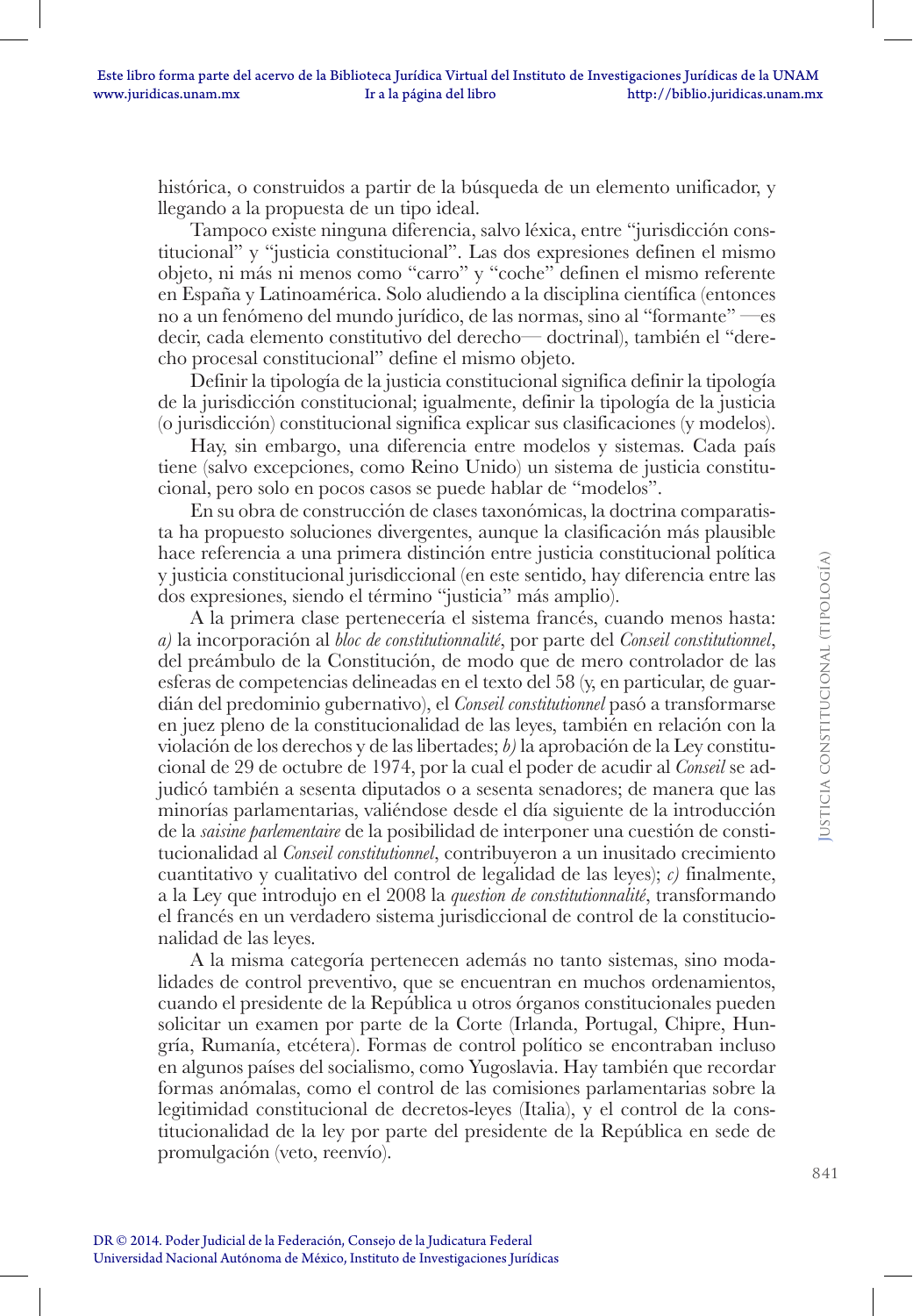histórica, o construidos a partir de la búsqueda de un elemento unificador, y llegando a la propuesta de un tipo ideal.

Tampoco existe ninguna diferencia, salvo léxica, entre "jurisdicción constitucional" y "justicia constitucional". Las dos expresiones definen el mismo objeto, ni más ni menos como "carro" y "coche" definen el mismo referente en España y Latinoamérica. Solo aludiendo a la disciplina científica (entonces no a un fenómeno del mundo jurídico, de las normas, sino al "formante" —es decir, cada elemento constitutivo del derecho— doctrinal), también el "derecho procesal constitucional" define el mismo objeto.

Definir la tipología de la justicia constitucional significa definir la tipología de la jurisdicción constitucional; igualmente, definir la tipología de la justicia (o jurisdicción) constitucional significa explicar sus clasificaciones (y modelos).

Hay, sin embargo, una diferencia entre modelos y sistemas. Cada país tiene (salvo excepciones, como Reino Unido) un sistema de justicia constitucional, pero solo en pocos casos se puede hablar de "modelos".

En su obra de construcción de clases taxonómicas, la doctrina comparatista ha propuesto soluciones divergentes, aunque la clasificación más plausible hace referencia a una primera distinción entre justicia constitucional política y justicia constitucional jurisdiccional (en este sentido, hay diferencia entre las dos expresiones, siendo el término "justicia" más amplio).

A la primera clase pertenecería el sistema francés, cuando menos hasta: *a)* la incorporación al *bloc de constitutionnalité*, por parte del *Conseil constitutionnel*, del preámbulo de la Constitución, de modo que de mero controlador de las esferas de competencias delineadas en el texto del 58 (y, en particular, de guardián del predominio gubernativo), el *Conseil constitutionnel* pasó a transformarse en juez pleno de la constitucionalidad de las leyes, también en relación con la violación de los derechos y de las libertades; *b)* la aprobación de la Ley constitucional de 29 de octubre de 1974, por la cual el poder de acudir al *Conseil* se adjudicó también a sesenta diputados o a sesenta senadores; de manera que las minorías parlamentarias, valiéndose desde el día siguiente de la introducción de la *saisine parlementaire* de la posibilidad de interponer una cuestión de constitucionalidad al *Conseil constitutionnel*, contribuyeron a un inusitado crecimiento cuantitativo y cualitativo del control de legalidad de las leyes); *c)* finalmente, a la Ley que introdujo en el 2008 la *question de constitutionnalité*, transformando el francés en un verdadero sistema jurisdiccional de control de la constitucionalidad de las leyes.

A la misma categoría pertenecen además no tanto sistemas, sino modalidades de control preventivo, que se encuentran en muchos ordenamientos, cuando el presidente de la República u otros órganos constitucionales pueden solicitar un examen por parte de la Corte (Irlanda, Portugal, Chipre, Hungría, Rumanía, etcétera). Formas de control político se encontraban incluso en algunos países del socialismo, como Yugoslavia. Hay también que recordar formas anómalas, como el control de las comisiones parlamentarias sobre la legitimidad constitucional de decretos-leyes (Italia), y el control de la constitucionalidad de la ley por parte del presidente de la República en sede de promulgación (veto, reenvío).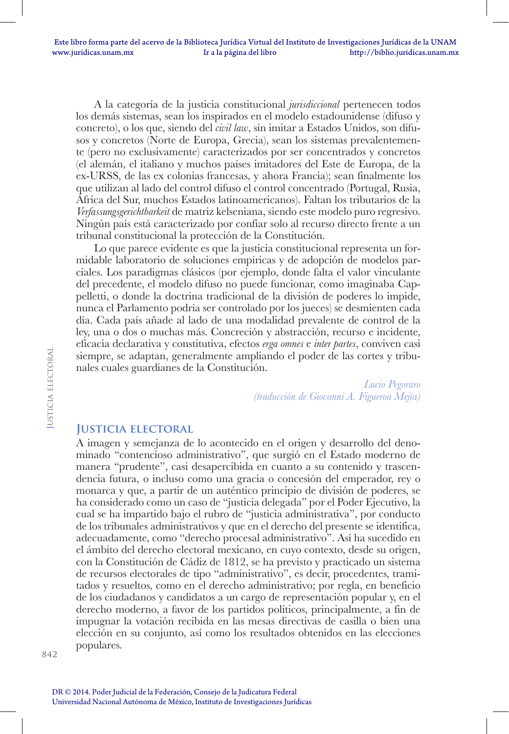A la categoría de la justicia constitucional *jurisdiccional* pertenecen todos los demás sistemas, sean los inspirados en el modelo estadounidense (difuso y concreto), o los que, siendo del *civil law*, sin imitar a Estados Unidos, son difusos y concretos (Norte de Europa, Grecia), sean los sistemas prevalentemente (pero no exclusivamente) caracterizados por ser concentrados y concretos (el alemán, el italiano y muchos países imitadores del Este de Europa, de la ex-URSS, de las ex colonias francesas, y ahora Francia); sean finalmente los que utilizan al lado del control difuso el control concentrado (Portugal, Rusia, África del Sur, muchos Estados latinoamericanos). Faltan los tributarios de la *Verfassungsgerichtbarkeit* de matriz kelseniana, siendo este modelo puro regresivo. Ningún país está caracterizado por confiar solo al recurso directo frente a un tribunal constitucional la protección de la Constitución.

Lo que parece evidente es que la justicia constitucional representa un formidable laboratorio de soluciones empíricas y de adopción de modelos parciales. Los paradigmas clásicos (por ejemplo, donde falta el valor vinculante del precedente, el modelo difuso no puede funcionar, como imaginaba Cappelletti, o donde la doctrina tradicional de la división de poderes lo impide, nunca el Parlamento podría ser controlado por los jueces) se desmienten cada día. Cada país añade al lado de una modalidad prevalente de control de la ley, una o dos o muchas más. Concreción y abstracción, recurso e incidente, eficacia declarativa y constitutiva, efectos *erga omnes* e *inter partes*, conviven casi siempre, se adaptan, generalmente ampliando el poder de las cortes y tribunales cuales guardianes de la Constitución.

*Lucio Pegoraro*
*(traducción de Giovanni A. Figueroa Mejía)*

## Justicia electoral

A imagen y semejanza de lo acontecido en el origen y desarrollo del denominado "contencioso administrativo", que surgió en el Estado moderno de manera "prudente", casi desapercibida en cuanto a su contenido y trascendencia futura, o incluso como una gracia o concesión del emperador, rey o monarca y que, a partir de un auténtico principio de división de poderes, se ha considerado como un caso de "justicia delegada" por el Poder Ejecutivo, la cual se ha impartido bajo el rubro de "justicia administrativa", por conducto de los tribunales administrativos y que en el derecho del presente se identifica, adecuadamente, como "derecho procesal administrativo". Así ha sucedido en el ámbito del derecho electoral mexicano, en cuyo contexto, desde su origen, con la Constitución de Cádiz de 1812, se ha previsto y practicado un sistema de recursos electorales de tipo "administrativo", es decir, procedentes, tramitados y resueltos, como en el derecho administrativo; por regla, en beneficio de los ciudadanos y candidatos a un cargo de representación popular y, en el derecho moderno, a favor de los partidos políticos, principalmente, a fin de impugnar la votación recibida en las mesas directivas de casilla o bien una elección en su conjunto, así como los resultados obtenidos en las elecciones populares.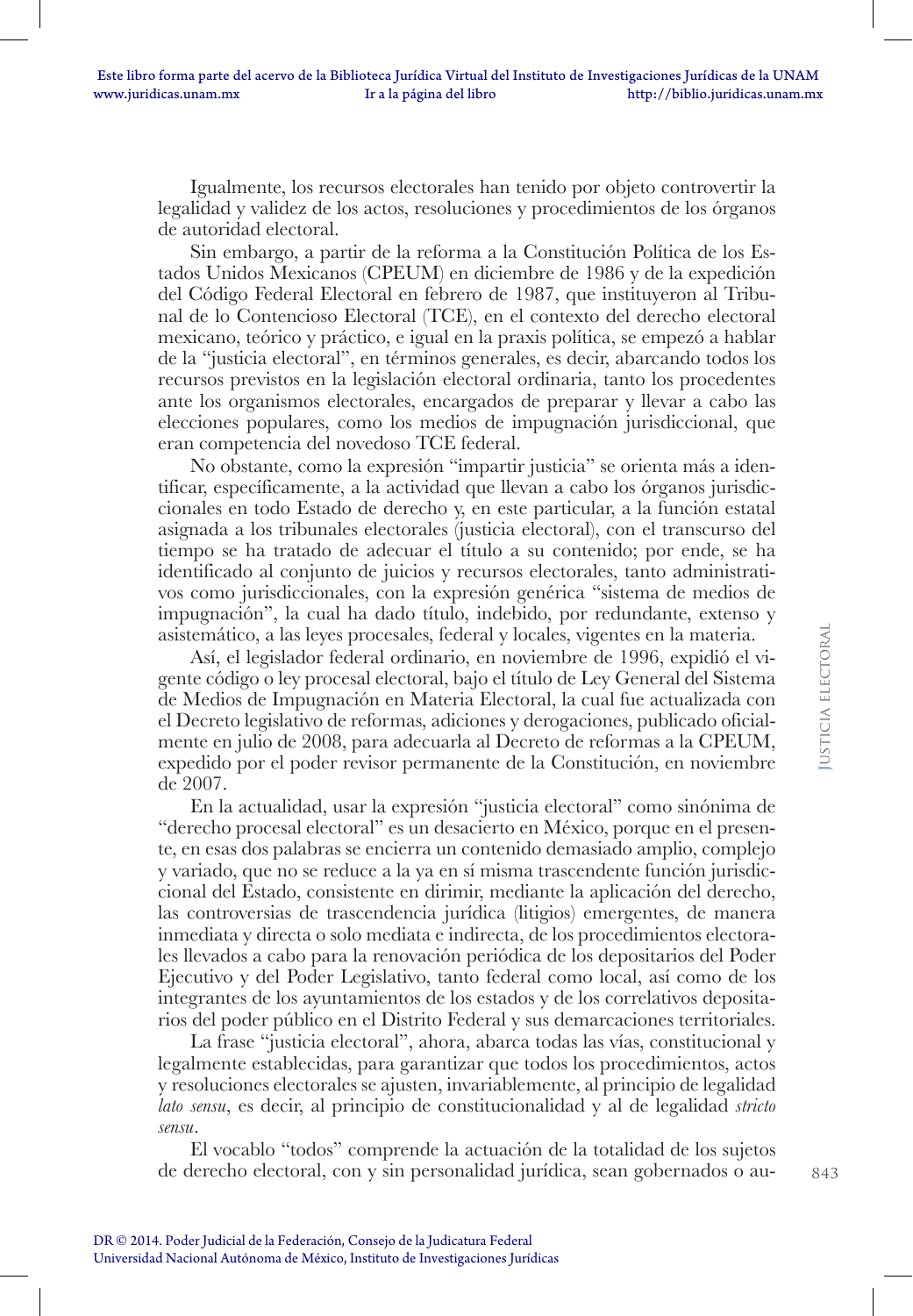Igualmente, los recursos electorales han tenido por objeto controvertir la legalidad y validez de los actos, resoluciones y procedimientos de los órganos de autoridad electoral.

Sin embargo, a partir de la reforma a la Constitución Política de los Estados Unidos Mexicanos (CPEUM) en diciembre de 1986 y de la expedición del Código Federal Electoral en febrero de 1987, que instituyeron al Tribunal de lo Contencioso Electoral (TCE), en el contexto del derecho electoral mexicano, teórico y práctico, e igual en la praxis política, se empezó a hablar de la "justicia electoral", en términos generales, es decir, abarcando todos los recursos previstos en la legislación electoral ordinaria, tanto los procedentes ante los organismos electorales, encargados de preparar y llevar a cabo las elecciones populares, como los medios de impugnación jurisdiccional, que eran competencia del novedoso TCE federal.

No obstante, como la expresión "impartir justicia" se orienta más a identificar, específicamente, a la actividad que llevan a cabo los órganos jurisdiccionales en todo Estado de derecho y, en este particular, a la función estatal asignada a los tribunales electorales (justicia electoral), con el transcurso del tiempo se ha tratado de adecuar el título a su contenido; por ende, se ha identificado al conjunto de juicios y recursos electorales, tanto administrativos como jurisdiccionales, con la expresión genérica "sistema de medios de impugnación", la cual ha dado título, indebido, por redundante, extenso y asistemático, a las leyes procesales, federal y locales, vigentes en la materia.

Así, el legislador federal ordinario, en noviembre de 1996, expidió el vigente código o ley procesal electoral, bajo el título de Ley General del Sistema de Medios de Impugnación en Materia Electoral, la cual fue actualizada con el Decreto legislativo de reformas, adiciones y derogaciones, publicado oficialmente en julio de 2008, para adecuarla al Decreto de reformas a la CPEUM, expedido por el poder revisor permanente de la Constitución, en noviembre de 2007.

En la actualidad, usar la expresión "justicia electoral" como sinónima de "derecho procesal electoral" es un desacierto en México, porque en el presente, en esas dos palabras se encierra un contenido demasiado amplio, complejo y variado, que no se reduce a la ya en sí misma trascendente función jurisdiccional del Estado, consistente en dirimir, mediante la aplicación del derecho, las controversias de trascendencia jurídica (litigios) emergentes, de manera inmediata y directa o solo mediata e indirecta, de los procedimientos electorales llevados a cabo para la renovación periódica de los depositarios del Poder Ejecutivo y del Poder Legislativo, tanto federal como local, así como de los integrantes de los ayuntamientos de los estados y de los correlativos depositarios del poder público en el Distrito Federal y sus demarcaciones territoriales.

La frase "justicia electoral", ahora, abarca todas las vías, constitucional y legalmente establecidas, para garantizar que todos los procedimientos, actos y resoluciones electorales se ajusten, invariablemente, al principio de legalidad *lato sensu*, es decir, al principio de constitucionalidad y al de legalidad *stricto sensu*.

El vocablo "todos" comprende la actuación de la totalidad de los sujetos de derecho electoral, con y sin personalidad jurídica, sean gobernados o au-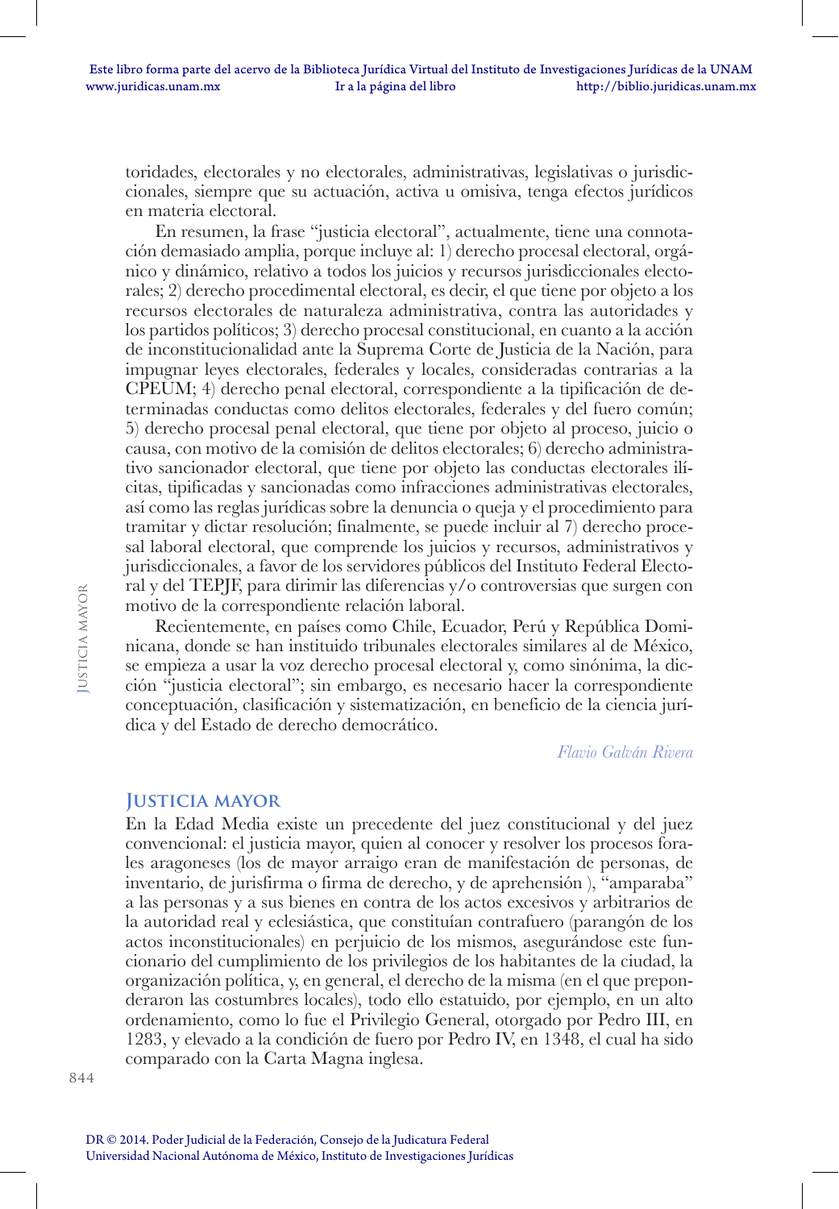toridades, electorales y no electorales, administrativas, legislativas o jurisdiccionales, siempre que su actuación, activa u omisiva, tenga efectos jurídicos en materia electoral.

En resumen, la frase "justicia electoral", actualmente, tiene una connotación demasiado amplia, porque incluye al: 1) derecho procesal electoral, orgánico y dinámico, relativo a todos los juicios y recursos jurisdiccionales electorales; 2) derecho procedimental electoral, es decir, el que tiene por objeto a los recursos electorales de naturaleza administrativa, contra las autoridades y los partidos políticos; 3) derecho procesal constitucional, en cuanto a la acción de inconstitucionalidad ante la Suprema Corte de Justicia de la Nación, para impugnar leyes electorales, federales y locales, consideradas contrarias a la CPEUM; 4) derecho penal electoral, correspondiente a la tipificación de determinadas conductas como delitos electorales, federales y del fuero común; 5) derecho procesal penal electoral, que tiene por objeto al proceso, juicio o causa, con motivo de la comisión de delitos electorales; 6) derecho administrativo sancionador electoral, que tiene por objeto las conductas electorales ilícitas, tipificadas y sancionadas como infracciones administrativas electorales, así como las reglas jurídicas sobre la denuncia o queja y el procedimiento para tramitar y dictar resolución; finalmente, se puede incluir al 7) derecho procesal laboral electoral, que comprende los juicios y recursos, administrativos y jurisdiccionales, a favor de los servidores públicos del Instituto Federal Electoral y del TEPJF, para dirimir las diferencias y/o controversias que surgen con motivo de la correspondiente relación laboral.

Recientemente, en países como Chile, Ecuador, Perú y República Dominicana, donde se han instituido tribunales electorales similares al de México, se empieza a usar la voz derecho procesal electoral y, como sinónima, la dicción "justicia electoral"; sin embargo, es necesario hacer la correspondiente conceptuación, clasificación y sistematización, en beneficio de la ciencia jurídica y del Estado de derecho democrático.

*Flavio Galván Rivera*

## Justicia mayor

En la Edad Media existe un precedente del juez constitucional y del juez convencional: el justicia mayor, quien al conocer y resolver los procesos forales aragoneses (los de mayor arraigo eran de manifestación de personas, de inventario, de jurisfirma o firma de derecho, y de aprehensión ), "amparaba" a las personas y a sus bienes en contra de los actos excesivos y arbitrarios de la autoridad real y eclesiástica, que constituían contrafuero (parangón de los actos inconstitucionales) en perjuicio de los mismos, asegurándose este funcionario del cumplimiento de los privilegios de los habitantes de la ciudad, la organización política, y, en general, el derecho de la misma (en el que preponderaron las costumbres locales), todo ello estatuido, por ejemplo, en un alto ordenamiento, como lo fue el Privilegio General, otorgado por Pedro III, en 1283, y elevado a la condición de fuero por Pedro IV, en 1348, el cual ha sido comparado con la Carta Magna inglesa.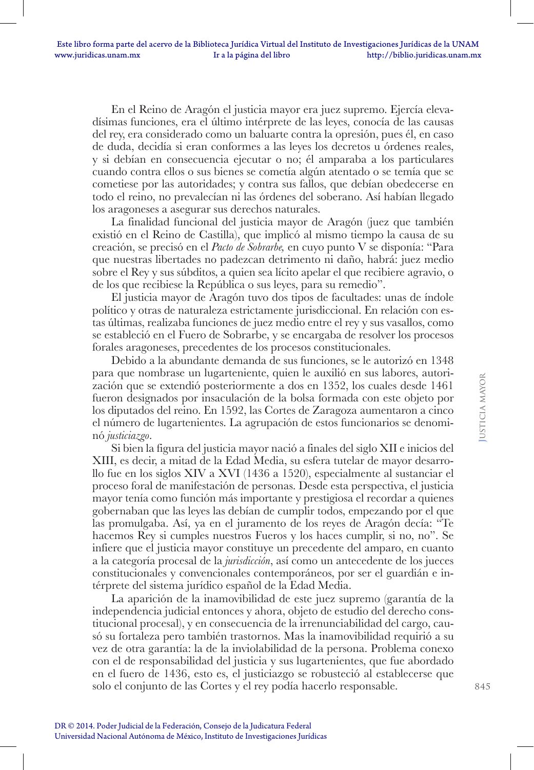En el Reino de Aragón el justicia mayor era juez supremo. Ejercía elevadísimas funciones, era el último intérprete de las leyes, conocía de las causas del rey, era considerado como un baluarte contra la opresión, pues él, en caso de duda, decidía si eran conformes a las leyes los decretos u órdenes reales, y si debían en consecuencia ejecutar o no; él amparaba a los particulares cuando contra ellos o sus bienes se cometía algún atentado o se temía que se cometiese por las autoridades; y contra sus fallos, que debían obedecerse en todo el reino, no prevalecían ni las órdenes del soberano. Así habían llegado los aragoneses a asegurar sus derechos naturales.

La finalidad funcional del justicia mayor de Aragón (juez que también existió en el Reino de Castilla), que implicó al mismo tiempo la causa de su creación, se precisó en el *Pacto de Sobrarbe,* en cuyo punto V se disponía: "Para que nuestras libertades no padezcan detrimento ni daño, habrá: juez medio sobre el Rey y sus súbditos, a quien sea lícito apelar el que recibiere agravio, o de los que recibiese la República o sus leyes, para su remedio".

El justicia mayor de Aragón tuvo dos tipos de facultades: unas de índole político y otras de naturaleza estrictamente jurisdiccional. En relación con estas últimas, realizaba funciones de juez medio entre el rey y sus vasallos, como se estableció en el Fuero de Sobrarbe, y se encargaba de resolver los procesos forales aragoneses, precedentes de los procesos constitucionales.

Debido a la abundante demanda de sus funciones, se le autorizó en 1348 para que nombrase un lugarteniente, quien le auxilió en sus labores, autorización que se extendió posteriormente a dos en 1352, los cuales desde 1461 fueron designados por insaculación de la bolsa formada con este objeto por los diputados del reino. En 1592, las Cortes de Zaragoza aumentaron a cinco el número de lugartenientes. La agrupación de estos funcionarios se denominó *justiciazgo*.

Si bien la figura del justicia mayor nació a finales del siglo XII e inicios del XIII, es decir, a mitad de la Edad Media, su esfera tutelar de mayor desarrollo fue en los siglos XIV a XVI (1436 a 1520), especialmente al sustanciar el proceso foral de manifestación de personas. Desde esta perspectiva, el justicia mayor tenía como función más importante y prestigiosa el recordar a quienes gobernaban que las leyes las debían de cumplir todos, empezando por el que las promulgaba. Así, ya en el juramento de los reyes de Aragón decía: "Te hacemos Rey si cumples nuestros Fueros y los haces cumplir, si no, no". Se infiere que el justicia mayor constituye un precedente del amparo, en cuanto a la categoría procesal de la *jurisdicción*, así como un antecedente de los jueces constitucionales y convencionales contemporáneos, por ser el guardián e intérprete del sistema jurídico español de la Edad Media.

La aparición de la inamovibilidad de este juez supremo (garantía de la independencia judicial entonces y ahora, objeto de estudio del derecho constitucional procesal), y en consecuencia de la irrenunciabilidad del cargo, causó su fortaleza pero también trastornos. Mas la inamovibilidad requirió a su vez de otra garantía: la de la inviolabilidad de la persona. Problema conexo con el de responsabilidad del justicia y sus lugartenientes, que fue abordado en el fuero de 1436, esto es, el justiciazgo se robusteció al establecerse que solo el conjunto de las Cortes y el rey podía hacerlo responsable.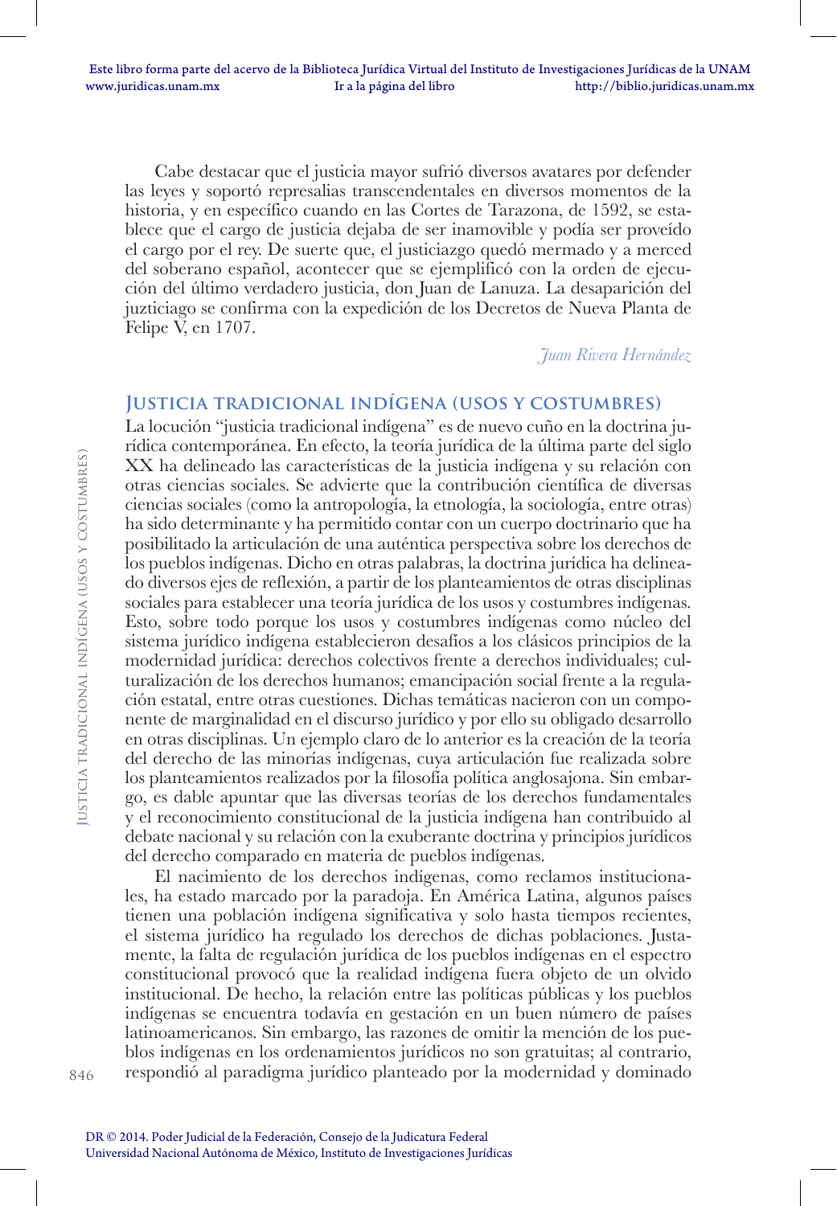Cabe destacar que el justicia mayor sufrió diversos avatares por defender las leyes y soportó represalias transcendentales en diversos momentos de la historia, y en específico cuando en las Cortes de Tarazona, de 1592, se establece que el cargo de justicia dejaba de ser inamovible y podía ser proveído el cargo por el rey. De suerte que, el justiciazgo quedó mermado y a merced del soberano español, acontecer que se ejemplificó con la orden de ejecución del último verdadero justicia, don Juan de Lanuza. La desaparición del juzticiago se confirma con la expedición de los Decretos de Nueva Planta de Felipe V, en 1707.

*Juan Rivera Hernández*

## Justicia tradicional indígena (usos y costumbres)

La locución "justicia tradicional indígena" es de nuevo cuño en la doctrina jurídica contemporánea. En efecto, la teoría jurídica de la última parte del siglo XX ha delineado las características de la justicia indígena y su relación con otras ciencias sociales. Se advierte que la contribución científica de diversas ciencias sociales (como la antropología, la etnología, la sociología, entre otras) ha sido determinante y ha permitido contar con un cuerpo doctrinario que ha posibilitado la articulación de una auténtica perspectiva sobre los derechos de los pueblos indígenas. Dicho en otras palabras, la doctrina jurídica ha delineado diversos ejes de reflexión, a partir de los planteamientos de otras disciplinas sociales para establecer una teoría jurídica de los usos y costumbres indígenas. Esto, sobre todo porque los usos y costumbres indígenas como núcleo del sistema jurídico indígena establecieron desafíos a los clásicos principios de la modernidad jurídica: derechos colectivos frente a derechos individuales; culturalización de los derechos humanos; emancipación social frente a la regulación estatal, entre otras cuestiones. Dichas temáticas nacieron con un componente de marginalidad en el discurso jurídico y por ello su obligado desarrollo en otras disciplinas. Un ejemplo claro de lo anterior es la creación de la teoría del derecho de las minorías indígenas, cuya articulación fue realizada sobre los planteamientos realizados por la filosofía política anglosajona. Sin embargo, es dable apuntar que las diversas teorías de los derechos fundamentales y el reconocimiento constitucional de la justicia indígena han contribuido al debate nacional y su relación con la exuberante doctrina y principios jurídicos del derecho comparado en materia de pueblos indígenas.

El nacimiento de los derechos indígenas, como reclamos institucionales, ha estado marcado por la paradoja. En América Latina, algunos países tienen una población indígena significativa y solo hasta tiempos recientes, el sistema jurídico ha regulado los derechos de dichas poblaciones. Justamente, la falta de regulación jurídica de los pueblos indígenas en el espectro constitucional provocó que la realidad indígena fuera objeto de un olvido institucional. De hecho, la relación entre las políticas públicas y los pueblos indígenas se encuentra todavía en gestación en un buen número de países latinoamericanos. Sin embargo, las razones de omitir la mención de los pueblos indígenas en los ordenamientos jurídicos no son gratuitas; al contrario, respondió al paradigma jurídico planteado por la modernidad y dominado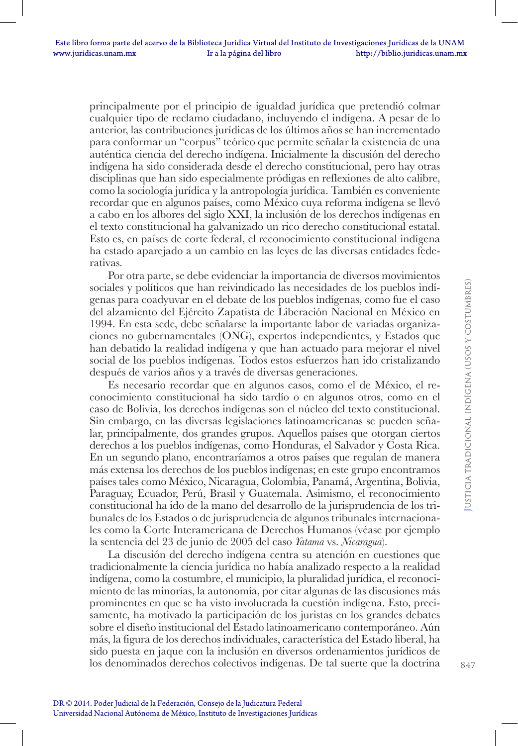principalmente por el principio de igualdad jurídica que pretendió colmar cualquier tipo de reclamo ciudadano, incluyendo el indígena. A pesar de lo anterior, las contribuciones jurídicas de los últimos años se han incrementado para conformar un "corpus" teórico que permite señalar la existencia de una auténtica ciencia del derecho indígena. Inicialmente la discusión del derecho indígena ha sido considerada desde el derecho constitucional, pero hay otras disciplinas que han sido especialmente pródigas en reflexiones de alto calibre, como la sociología jurídica y la antropología jurídica. También es conveniente recordar que en algunos países, como México cuya reforma indígena se llevó a cabo en los albores del siglo XXI, la inclusión de los derechos indígenas en el texto constitucional ha galvanizado un rico derecho constitucional estatal. Esto es, en países de corte federal, el reconocimiento constitucional indígena ha estado aparejado a un cambio en las leyes de las diversas entidades federativas.

Por otra parte, se debe evidenciar la importancia de diversos movimientos sociales y políticos que han reivindicado las necesidades de los pueblos indígenas para coadyuvar en el debate de los pueblos indígenas, como fue el caso del alzamiento del Ejército Zapatista de Liberación Nacional en México en 1994. En esta sede, debe señalarse la importante labor de variadas organizaciones no gubernamentales (ONG), expertos independientes, y Estados que han debatido la realidad indígena y que han actuado para mejorar el nivel social de los pueblos indígenas. Todos estos esfuerzos han ido cristalizando después de varios años y a través de diversas generaciones.

Es necesario recordar que en algunos casos, como el de México, el reconocimiento constitucional ha sido tardío o en algunos otros, como en el caso de Bolivia, los derechos indígenas son el núcleo del texto constitucional. Sin embargo, en las diversas legislaciones latinoamericanas se pueden señalar, principalmente, dos grandes grupos. Aquellos países que otorgan ciertos derechos a los pueblos indígenas, como Honduras, el Salvador y Costa Rica. En un segundo plano, encontraríamos a otros países que regulan de manera más extensa los derechos de los pueblos indígenas; en este grupo encontramos países tales como México, Nicaragua, Colombia, Panamá, Argentina, Bolivia, Paraguay, Ecuador, Perú, Brasil y Guatemala. Asimismo, el reconocimiento constitucional ha ido de la mano del desarrollo de la jurisprudencia de los tribunales de los Estados o de jurisprudencia de algunos tribunales internacionales como la Corte Interamericana de Derechos Humanos (véase por ejemplo la sentencia del 23 de junio de 2005 del caso *Yatama* vs. *Nicaragua*).

La discusión del derecho indígena centra su atención en cuestiones que tradicionalmente la ciencia jurídica no había analizado respecto a la realidad indígena, como la costumbre, el municipio, la pluralidad jurídica, el reconocimiento de las minorías, la autonomía, por citar algunas de las discusiones más prominentes en que se ha visto involucrada la cuestión indígena. Esto, precisamente, ha motivado la participación de los juristas en los grandes debates sobre el diseño institucional del Estado latinoamericano contemporáneo. Aún más, la figura de los derechos individuales, característica del Estado liberal, ha sido puesta en jaque con la inclusión en diversos ordenamientos jurídicos de los denominados derechos colectivos indígenas. De tal suerte que la doctrina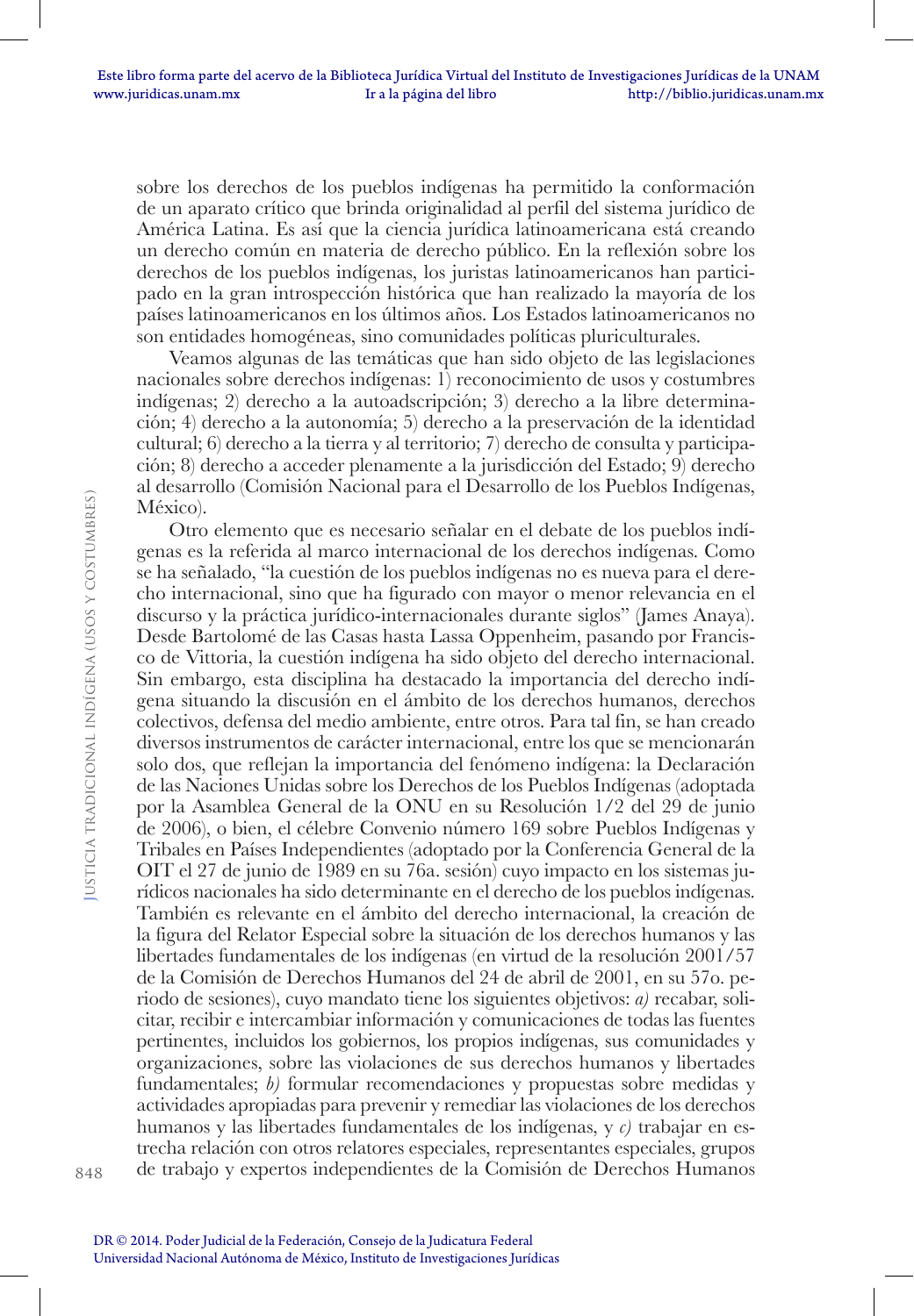sobre los derechos de los pueblos indígenas ha permitido la conformación de un aparato crítico que brinda originalidad al perfil del sistema jurídico de América Latina. Es así que la ciencia jurídica latinoamericana está creando un derecho común en materia de derecho público. En la reflexión sobre los derechos de los pueblos indígenas, los juristas latinoamericanos han participado en la gran introspección histórica que han realizado la mayoría de los países latinoamericanos en los últimos años. Los Estados latinoamericanos no son entidades homogéneas, sino comunidades políticas pluriculturales.

Veamos algunas de las temáticas que han sido objeto de las legislaciones nacionales sobre derechos indígenas: 1) reconocimiento de usos y costumbres indígenas; 2) derecho a la autoadscripción; 3) derecho a la libre determinación; 4) derecho a la autonomía; 5) derecho a la preservación de la identidad cultural; 6) derecho a la tierra y al territorio; 7) derecho de consulta y participación; 8) derecho a acceder plenamente a la jurisdicción del Estado; 9) derecho al desarrollo (Comisión Nacional para el Desarrollo de los Pueblos Indígenas, México).

Otro elemento que es necesario señalar en el debate de los pueblos indígenas es la referida al marco internacional de los derechos indígenas. Como se ha señalado, "la cuestión de los pueblos indígenas no es nueva para el derecho internacional, sino que ha figurado con mayor o menor relevancia en el discurso y la práctica jurídico-internacionales durante siglos" (James Anaya). Desde Bartolomé de las Casas hasta Lassa Oppenheim, pasando por Francisco de Vittoria, la cuestión indígena ha sido objeto del derecho internacional. Sin embargo, esta disciplina ha destacado la importancia del derecho indígena situando la discusión en el ámbito de los derechos humanos, derechos colectivos, defensa del medio ambiente, entre otros. Para tal fin, se han creado diversos instrumentos de carácter internacional, entre los que se mencionarán solo dos, que reflejan la importancia del fenómeno indígena: la Declaración de las Naciones Unidas sobre los Derechos de los Pueblos Indígenas (adoptada por la Asamblea General de la ONU en su Resolución 1/2 del 29 de junio de 2006), o bien, el célebre Convenio número 169 sobre Pueblos Indígenas y Tribales en Países Independientes (adoptado por la Conferencia General de la OIT el 27 de junio de 1989 en su 76a. sesión) cuyo impacto en los sistemas jurídicos nacionales ha sido determinante en el derecho de los pueblos indígenas. También es relevante en el ámbito del derecho internacional, la creación de la figura del Relator Especial sobre la situación de los derechos humanos y las libertades fundamentales de los indígenas (en virtud de la resolución 2001/57 de la Comisión de Derechos Humanos del 24 de abril de 2001, en su 57o. periodo de sesiones), cuyo mandato tiene los siguientes objetivos: *a)* recabar, solicitar, recibir e intercambiar información y comunicaciones de todas las fuentes pertinentes, incluidos los gobiernos, los propios indígenas, sus comunidades y organizaciones, sobre las violaciones de sus derechos humanos y libertades fundamentales; *b)* formular recomendaciones y propuestas sobre medidas y actividades apropiadas para prevenir y remediar las violaciones de los derechos humanos y las libertades fundamentales de los indígenas, y *c)* trabajar en estrecha relación con otros relatores especiales, representantes especiales, grupos de trabajo y expertos independientes de la Comisión de Derechos Humanos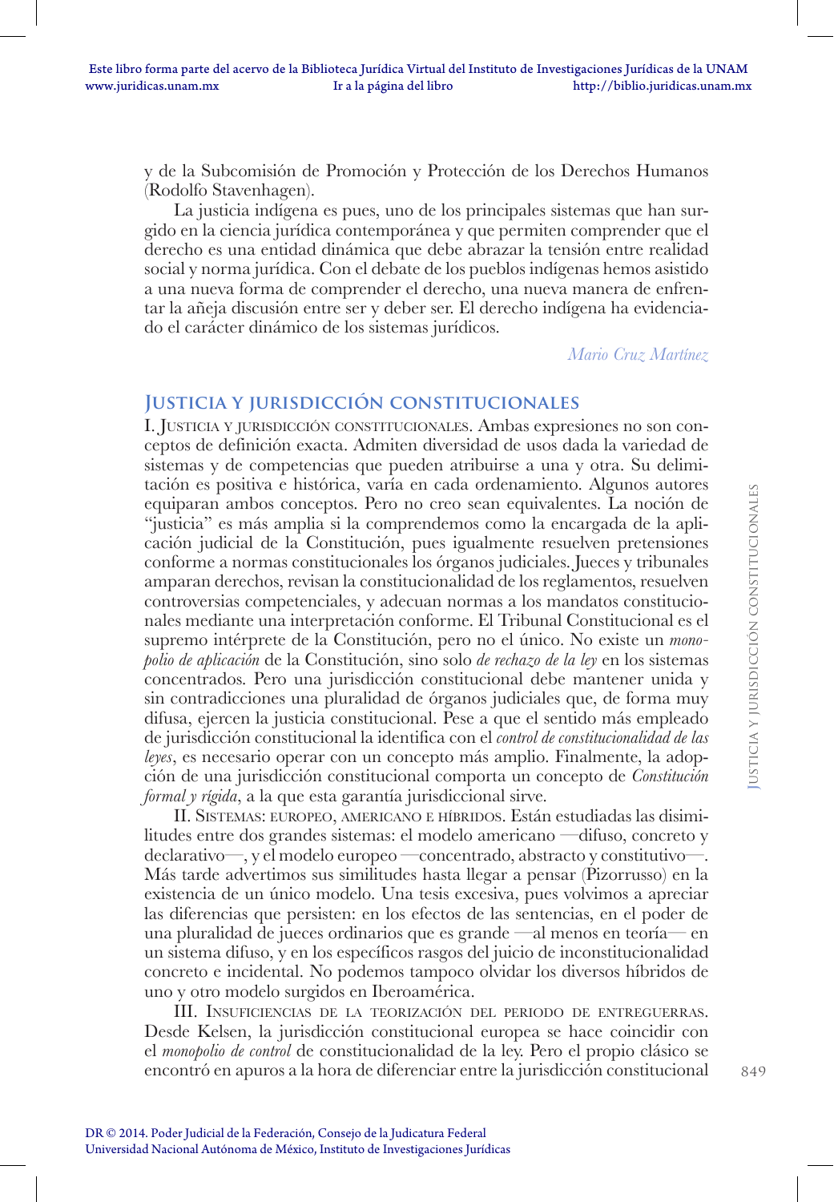y de la Subcomisión de Promoción y Protección de los Derechos Humanos (Rodolfo Stavenhagen).

La justicia indígena es pues, uno de los principales sistemas que han surgido en la ciencia jurídica contemporánea y que permiten comprender que el derecho es una entidad dinámica que debe abrazar la tensión entre realidad social y norma jurídica. Con el debate de los pueblos indígenas hemos asistido a una nueva forma de comprender el derecho, una nueva manera de enfrentar la añeja discusión entre ser y deber ser. El derecho indígena ha evidenciado el carácter dinámico de los sistemas jurídicos.

*Mario Cruz Martínez*

## Justicia y jurisdicción constitucionales

I. Justicia y jurisdicción constitucionales. Ambas expresiones no son conceptos de definición exacta. Admiten diversidad de usos dada la variedad de sistemas y de competencias que pueden atribuirse a una y otra. Su delimitación es positiva e histórica, varía en cada ordenamiento. Algunos autores equiparan ambos conceptos. Pero no creo sean equivalentes. La noción de "justicia" es más amplia si la comprendemos como la encargada de la aplicación judicial de la Constitución, pues igualmente resuelven pretensiones conforme a normas constitucionales los órganos judiciales. Jueces y tribunales amparan derechos, revisan la constitucionalidad de los reglamentos, resuelven controversias competenciales, y adecuan normas a los mandatos constitucionales mediante una interpretación conforme. El Tribunal Constitucional es el supremo intérprete de la Constitución, pero no el único. No existe un *monopolio de aplicación* de la Constitución, sino solo *de rechazo de la ley* en los sistemas concentrados. Pero una jurisdicción constitucional debe mantener unida y sin contradicciones una pluralidad de órganos judiciales que, de forma muy difusa, ejercen la justicia constitucional. Pese a que el sentido más empleado de jurisdicción constitucional la identifica con el *control de constitucionalidad de las leyes*, es necesario operar con un concepto más amplio. Finalmente, la adopción de una jurisdicción constitucional comporta un concepto de *Constitución formal y rígida*, a la que esta garantía jurisdiccional sirve.

II. Sistemas: europeo, americano e híbridos. Están estudiadas las disimilitudes entre dos grandes sistemas: el modelo americano —difuso, concreto y declarativo—, y el modelo europeo —concentrado, abstracto y constitutivo—. Más tarde advertimos sus similitudes hasta llegar a pensar (Pizorrusso) en la existencia de un único modelo. Una tesis excesiva, pues volvimos a apreciar las diferencias que persisten: en los efectos de las sentencias, en el poder de una pluralidad de jueces ordinarios que es grande —al menos en teoría— en un sistema difuso, y en los específicos rasgos del juicio de inconstitucionalidad concreto e incidental. No podemos tampoco olvidar los diversos híbridos de uno y otro modelo surgidos en Iberoamérica.

III. Insuficiencias de la teorización del periodo de entreguerras. Desde Kelsen, la jurisdicción constitucional europea se hace coincidir con el *monopolio de control* de constitucionalidad de la ley. Pero el propio clásico se encontró en apuros a la hora de diferenciar entre la jurisdicción constitucional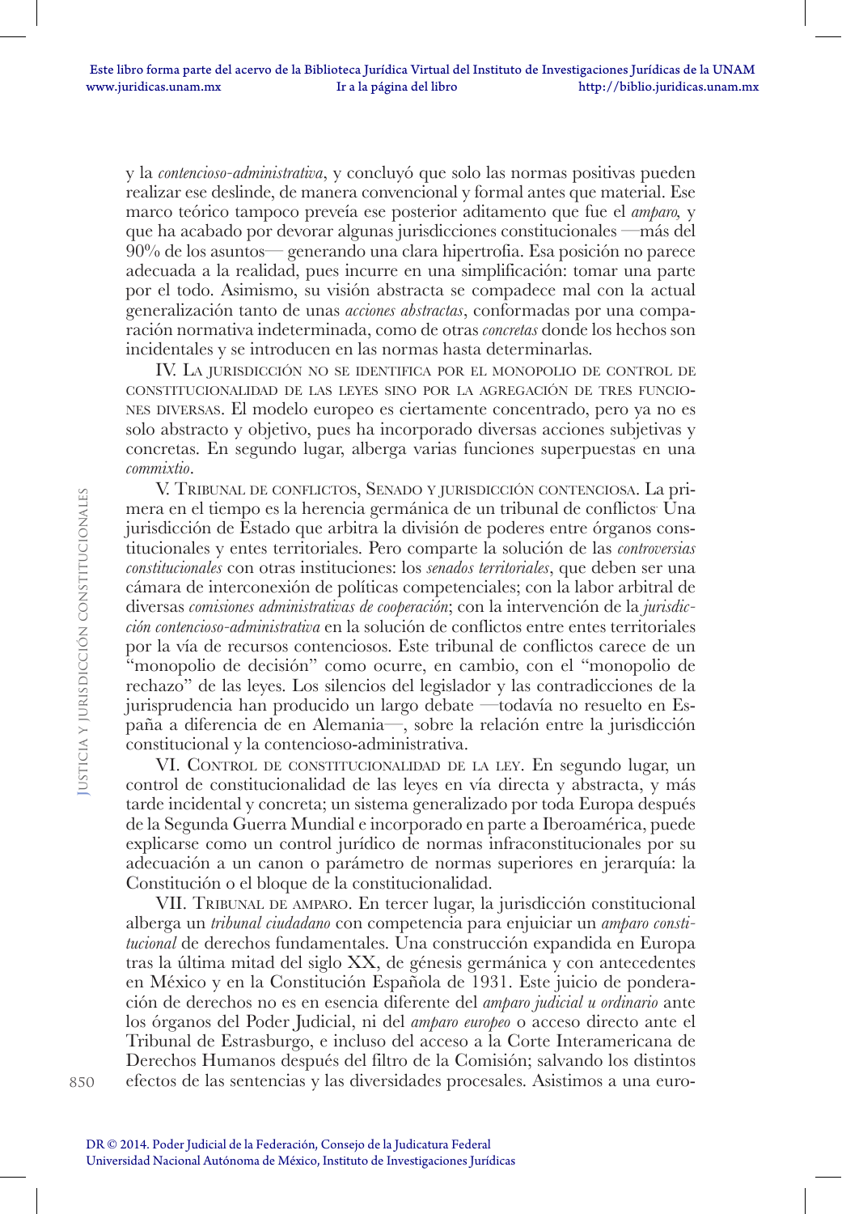y la *contencioso-administrativa*, y concluyó que solo las normas positivas pueden realizar ese deslinde, de manera convencional y formal antes que material. Ese marco teórico tampoco preveía ese posterior aditamento que fue el *amparo,* y que ha acabado por devorar algunas jurisdicciones constitucionales —más del 90% de los asuntos— generando una clara hipertrofia. Esa posición no parece adecuada a la realidad, pues incurre en una simplificación: tomar una parte por el todo. Asimismo, su visión abstracta se compadece mal con la actual generalización tanto de unas *acciones abstractas*, conformadas por una comparación normativa indeterminada, como de otras *concretas* donde los hechos son incidentales y se introducen en las normas hasta determinarlas.

IV. La jurisdicción no se identifica por el monopolio de control de constitucionalidad de las leyes sino por la agregación de tres funciones diversas. El modelo europeo es ciertamente concentrado, pero ya no es solo abstracto y objetivo, pues ha incorporado diversas acciones subjetivas y concretas. En segundo lugar, alberga varias funciones superpuestas en una *commixtio*.

V. Tribunal de conflictos, Senado y jurisdicción contenciosa. La primera en el tiempo es la herencia germánica de un tribunal de conflictos· Una jurisdicción de Estado que arbitra la división de poderes entre órganos constitucionales y entes territoriales. Pero comparte la solución de las *controversias constitucionales* con otras instituciones: los *senados territoriales*, que deben ser una cámara de interconexión de políticas competenciales; con la labor arbitral de diversas *comisiones administrativas de cooperación*; con la intervención de la *jurisdicción contencioso-administrativa* en la solución de conflictos entre entes territoriales por la vía de recursos contenciosos. Este tribunal de conflictos carece de un "monopolio de decisión" como ocurre, en cambio, con el "monopolio de rechazo" de las leyes. Los silencios del legislador y las contradicciones de la jurisprudencia han producido un largo debate —todavía no resuelto en España a diferencia de en Alemania—, sobre la relación entre la jurisdicción constitucional y la contencioso-administrativa.

VI. Control de constitucionalidad de la ley. En segundo lugar, un control de constitucionalidad de las leyes en vía directa y abstracta, y más tarde incidental y concreta; un sistema generalizado por toda Europa después de la Segunda Guerra Mundial e incorporado en parte a Iberoamérica, puede explicarse como un control jurídico de normas infraconstitucionales por su adecuación a un canon o parámetro de normas superiores en jerarquía: la Constitución o el bloque de la constitucionalidad.

VII. Tribunal de amparo. En tercer lugar, la jurisdicción constitucional alberga un *tribunal ciudadano* con competencia para enjuiciar un *amparo constitucional* de derechos fundamentales. Una construcción expandida en Europa tras la última mitad del siglo XX, de génesis germánica y con antecedentes en México y en la Constitución Española de 1931. Este juicio de ponderación de derechos no es en esencia diferente del *amparo judicial u ordinario* ante los órganos del Poder Judicial, ni del *amparo europeo* o acceso directo ante el Tribunal de Estrasburgo, e incluso del acceso a la Corte Interamericana de Derechos Humanos después del filtro de la Comisión; salvando los distintos efectos de las sentencias y las diversidades procesales. Asistimos a una euro-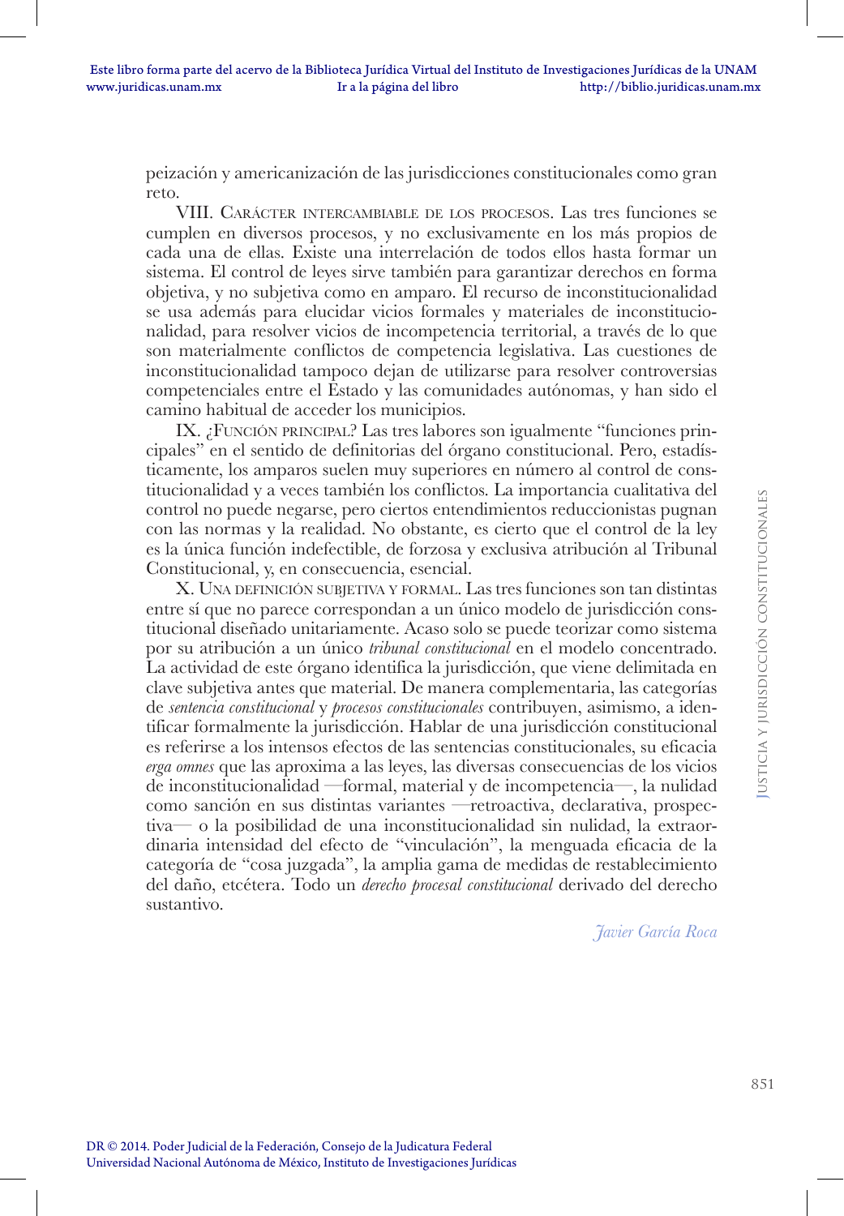peización y americanización de las jurisdicciones constitucionales como gran reto.

VIII. Carácter intercambiable de los procesos. Las tres funciones se cumplen en diversos procesos, y no exclusivamente en los más propios de cada una de ellas. Existe una interrelación de todos ellos hasta formar un sistema. El control de leyes sirve también para garantizar derechos en forma objetiva, y no subjetiva como en amparo. El recurso de inconstitucionalidad se usa además para elucidar vicios formales y materiales de inconstitucionalidad, para resolver vicios de incompetencia territorial, a través de lo que son materialmente conflictos de competencia legislativa. Las cuestiones de inconstitucionalidad tampoco dejan de utilizarse para resolver controversias competenciales entre el Estado y las comunidades autónomas, y han sido el camino habitual de acceder los municipios.

IX. ¿Función principal? Las tres labores son igualmente "funciones principales" en el sentido de definitorias del órgano constitucional. Pero, estadísticamente, los amparos suelen muy superiores en número al control de constitucionalidad y a veces también los conflictos. La importancia cualitativa del control no puede negarse, pero ciertos entendimientos reduccionistas pugnan con las normas y la realidad. No obstante, es cierto que el control de la ley es la única función indefectible, de forzosa y exclusiva atribución al Tribunal Constitucional, y, en consecuencia, esencial.

X. Una definición subjetiva y formal. Las tres funciones son tan distintas entre sí que no parece correspondan a un único modelo de jurisdicción constitucional diseñado unitariamente. Acaso solo se puede teorizar como sistema por su atribución a un único *tribunal constitucional* en el modelo concentrado. La actividad de este órgano identifica la jurisdicción, que viene delimitada en clave subjetiva antes que material. De manera complementaria, las categorías de *sentencia constitucional* y *procesos constitucionales* contribuyen, asimismo, a identificar formalmente la jurisdicción. Hablar de una jurisdicción constitucional es referirse a los intensos efectos de las sentencias constitucionales, su eficacia *erga omnes* que las aproxima a las leyes, las diversas consecuencias de los vicios de inconstitucionalidad —formal, material y de incompetencia—, la nulidad como sanción en sus distintas variantes —retroactiva, declarativa, prospectiva— o la posibilidad de una inconstitucionalidad sin nulidad, la extraordinaria intensidad del efecto de "vinculación", la menguada eficacia de la categoría de "cosa juzgada", la amplia gama de medidas de restablecimiento del daño, etcétera. Todo un *derecho procesal constitucional* derivado del derecho sustantivo.

*Javier García Roca*